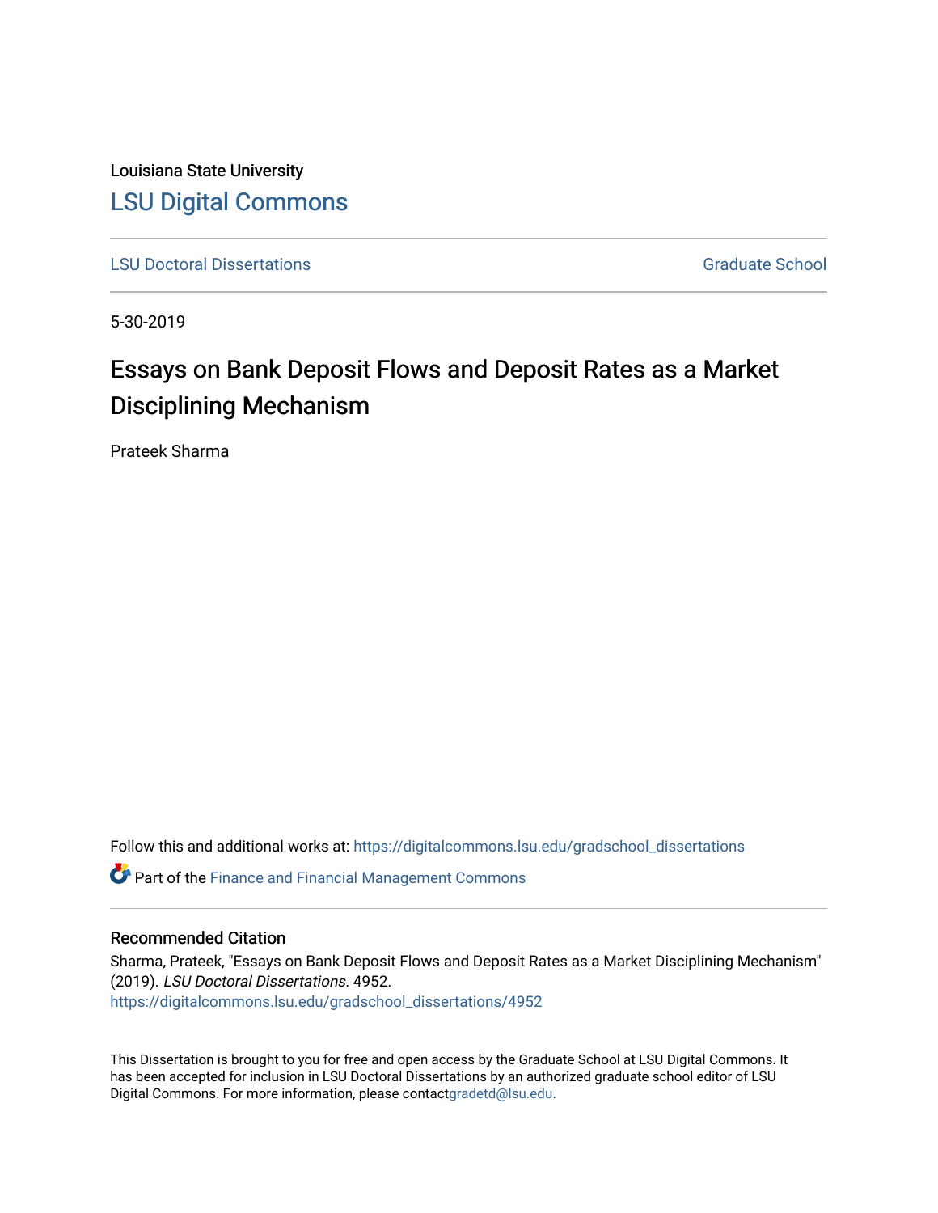Louisiana State University

[LSU Digital Commons](https://digitalcommons.lsu.edu/)

[LSU Doctoral Dissertations](https://digitalcommons.lsu.edu/gradschool_dissertations) | [Graduate School](https://digitalcommons.lsu.edu/gradschool)

5-30-2019

# Essays on Bank Deposit Flows and Deposit Rates as a Market Disciplining Mechanism

Prateek Sharma

Follow this and additional works at: https://digitalcommons.lsu.edu/gradschool_dissertations

Part of the Finance and Financial Management Commons

## Recommended Citation

Sharma, Prateek, "Essays on Bank Deposit Flows and Deposit Rates as a Market Disciplining Mechanism" (2019). *LSU Doctoral Dissertations*. 4952.
https://digitalcommons.lsu.edu/gradschool_dissertations/4952

This Dissertation is brought to you for free and open access by the Graduate School at LSU Digital Commons. It has been accepted for inclusion in LSU Doctoral Dissertations by an authorized graduate school editor of LSU Digital Commons. For more information, please contactgradetd@lsu.edu.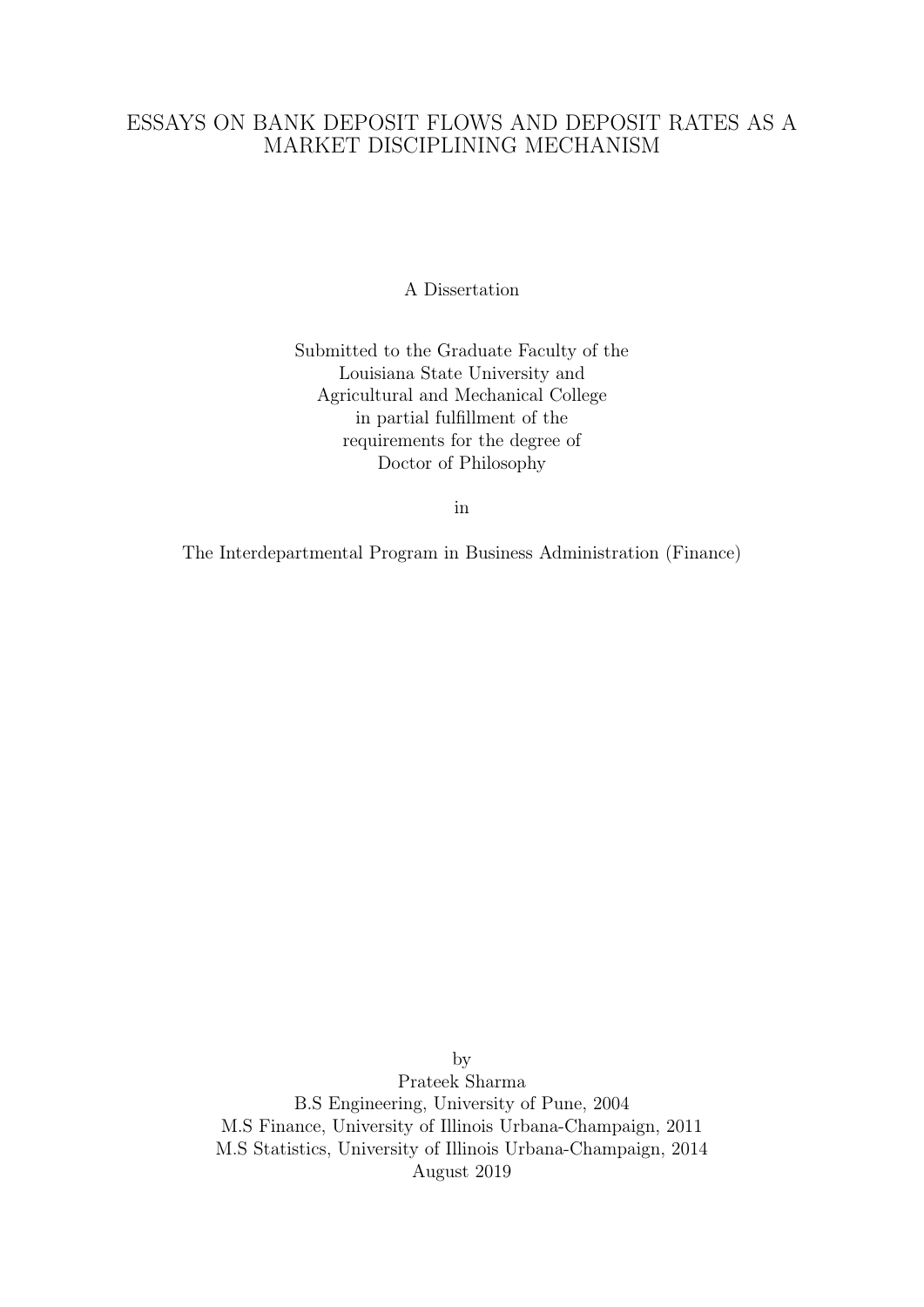# ESSAYS ON BANK DEPOSIT FLOWS AND DEPOSIT RATES AS A MARKET DISCIPLINING MECHANISM

A Dissertation

Submitted to the Graduate Faculty of the
Louisiana State University and
Agricultural and Mechanical College
in partial fulfillment of the
requirements for the degree of
Doctor of Philosophy

in

The Interdepartmental Program in Business Administration (Finance)

by
Prateek Sharma
B.S Engineering, University of Pune, 2004
M.S Finance, University of Illinois Urbana-Champaign, 2011
M.S Statistics, University of Illinois Urbana-Champaign, 2014
August 2019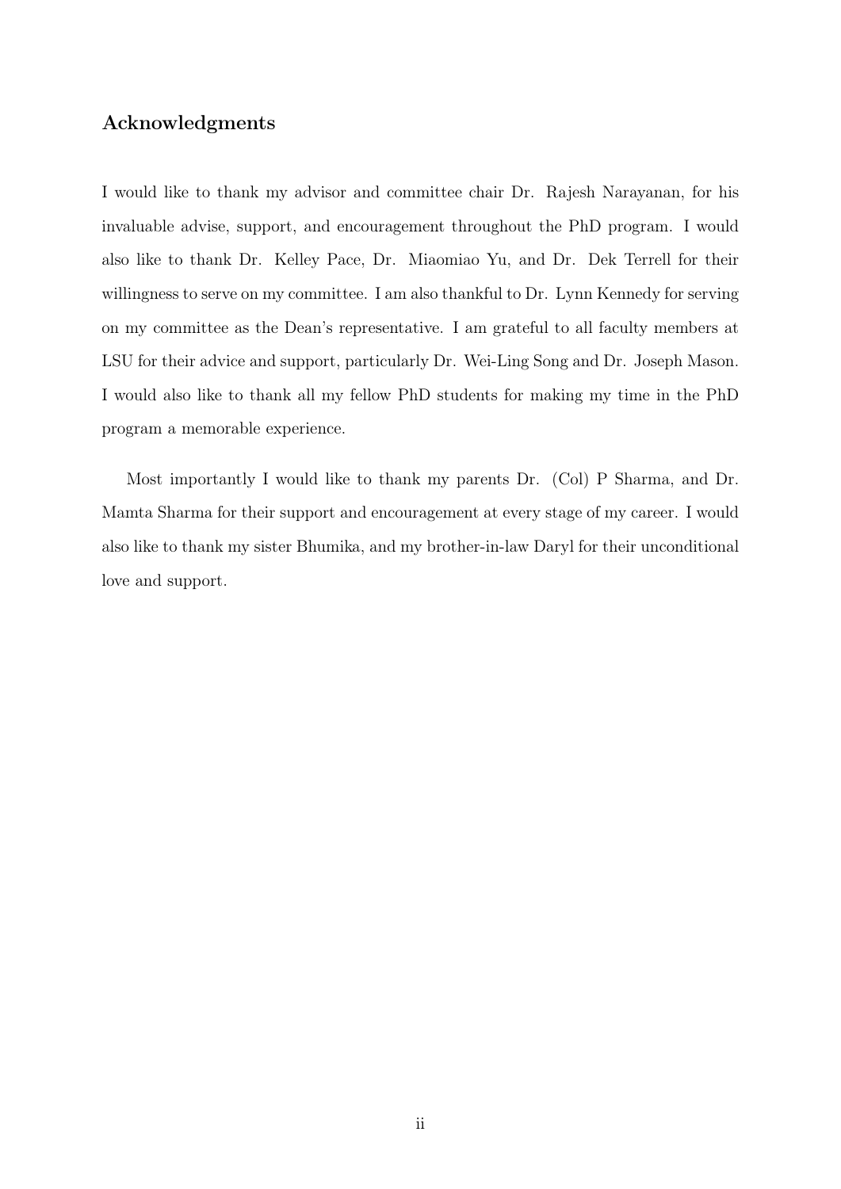## Acknowledgments

I would like to thank my advisor and committee chair Dr. Rajesh Narayanan, for his invaluable advise, support, and encouragement throughout the PhD program. I would also like to thank Dr. Kelley Pace, Dr. Miaomiao Yu, and Dr. Dek Terrell for their willingness to serve on my committee. I am also thankful to Dr. Lynn Kennedy for serving on my committee as the Dean's representative. I am grateful to all faculty members at LSU for their advice and support, particularly Dr. Wei-Ling Song and Dr. Joseph Mason. I would also like to thank all my fellow PhD students for making my time in the PhD program a memorable experience.

Most importantly I would like to thank my parents Dr. (Col) P Sharma, and Dr. Mamta Sharma for their support and encouragement at every stage of my career. I would also like to thank my sister Bhumika, and my brother-in-law Daryl for their unconditional love and support.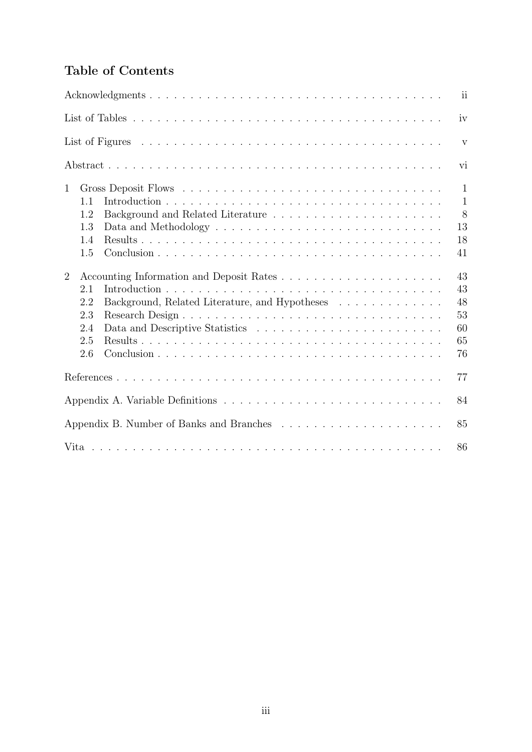## Table of Contents

Acknowledgments . . . . . . . . . . . . . . . . . . . . . . . . . . . . . . . . . . . . ii

List of Tables . . . . . . . . . . . . . . . . . . . . . . . . . . . . . . . . . . . . iv

List of Figures . . . . . . . . . . . . . . . . . . . . . . . . . . . . . . . . . . . . v

Abstract . . . . . . . . . . . . . . . . . . . . . . . . . . . . . . . . . . . . vi

1 Gross Deposit Flows . . . . . . . . . . . . . . . . . . . . . . . . . . . . . . . . 1
- 1.1 Introduction . . . . . . . . . . . . . . . . . . . . . . . . . . . . . . . . 1
- 1.2 Background and Related Literature . . . . . . . . . . . . . . . . . . . . . 8
- 1.3 Data and Methodology . . . . . . . . . . . . . . . . . . . . . . . . . . . 13
- 1.4 Results . . . . . . . . . . . . . . . . . . . . . . . . . . . . . . . . . . 18
- 1.5 Conclusion . . . . . . . . . . . . . . . . . . . . . . . . . . . . . . . . 41

2 Accounting Information and Deposit Rates . . . . . . . . . . . . . . . . . . . . 43
- 2.1 Introduction . . . . . . . . . . . . . . . . . . . . . . . . . . . . . . . . 43
- 2.2 Background, Related Literature, and Hypotheses . . . . . . . . . . . . . 48
- 2.3 Research Design . . . . . . . . . . . . . . . . . . . . . . . . . . . . . . 53
- 2.4 Data and Descriptive Statistics . . . . . . . . . . . . . . . . . . . . . . 60
- 2.5 Results . . . . . . . . . . . . . . . . . . . . . . . . . . . . . . . . . . 65
- 2.6 Conclusion . . . . . . . . . . . . . . . . . . . . . . . . . . . . . . . . 76

References . . . . . . . . . . . . . . . . . . . . . . . . . . . . . . . . . . . . 77

Appendix A. Variable Definitions . . . . . . . . . . . . . . . . . . . . . . . . . . 84

Appendix B. Number of Banks and Branches . . . . . . . . . . . . . . . . . . . . 85

Vita . . . . . . . . . . . . . . . . . . . . . . . . . . . . . . . . . . . . . . . 86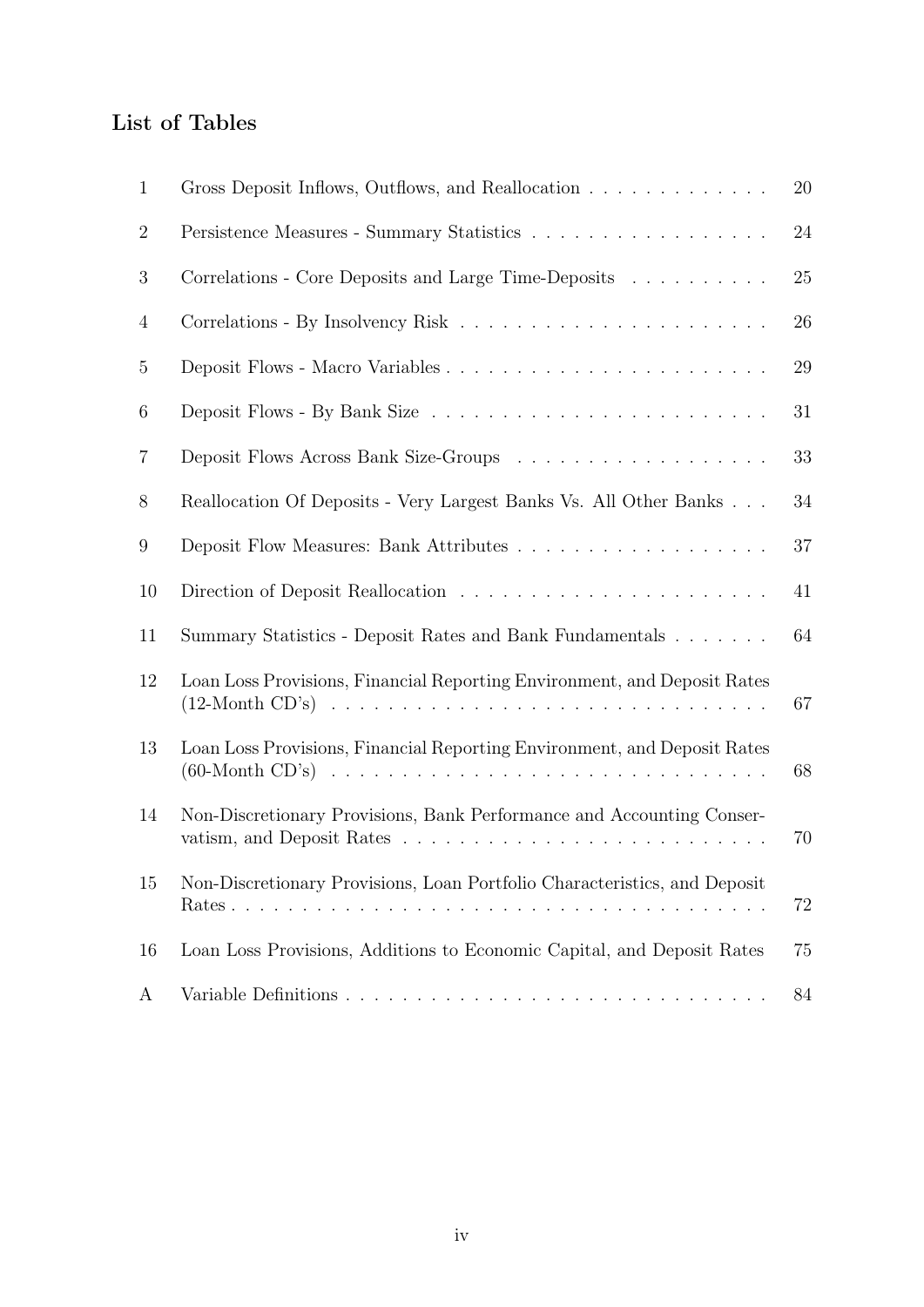## List of Tables

| | | |
|---|---|---|
| 1 | Gross Deposit Inflows, Outflows, and Reallocation | 20 |
| 2 | Persistence Measures - Summary Statistics | 24 |
| 3 | Correlations - Core Deposits and Large Time-Deposits | 25 |
| 4 | Correlations - By Insolvency Risk | 26 |
| 5 | Deposit Flows - Macro Variables | 29 |
| 6 | Deposit Flows - By Bank Size | 31 |
| 7 | Deposit Flows Across Bank Size-Groups | 33 |
| 8 | Reallocation Of Deposits - Very Largest Banks Vs. All Other Banks | 34 |
| 9 | Deposit Flow Measures: Bank Attributes | 37 |
| 10 | Direction of Deposit Reallocation | 41 |
| 11 | Summary Statistics - Deposit Rates and Bank Fundamentals | 64 |
| 12 | Loan Loss Provisions, Financial Reporting Environment, and Deposit Rates (12-Month CD's) | 67 |
| 13 | Loan Loss Provisions, Financial Reporting Environment, and Deposit Rates (60-Month CD's) | 68 |
| 14 | Non-Discretionary Provisions, Bank Performance and Accounting Conservatism, and Deposit Rates | 70 |
| 15 | Non-Discretionary Provisions, Loan Portfolio Characteristics, and Deposit Rates | 72 |
| 16 | Loan Loss Provisions, Additions to Economic Capital, and Deposit Rates | 75 |
| A | Variable Definitions | 84 |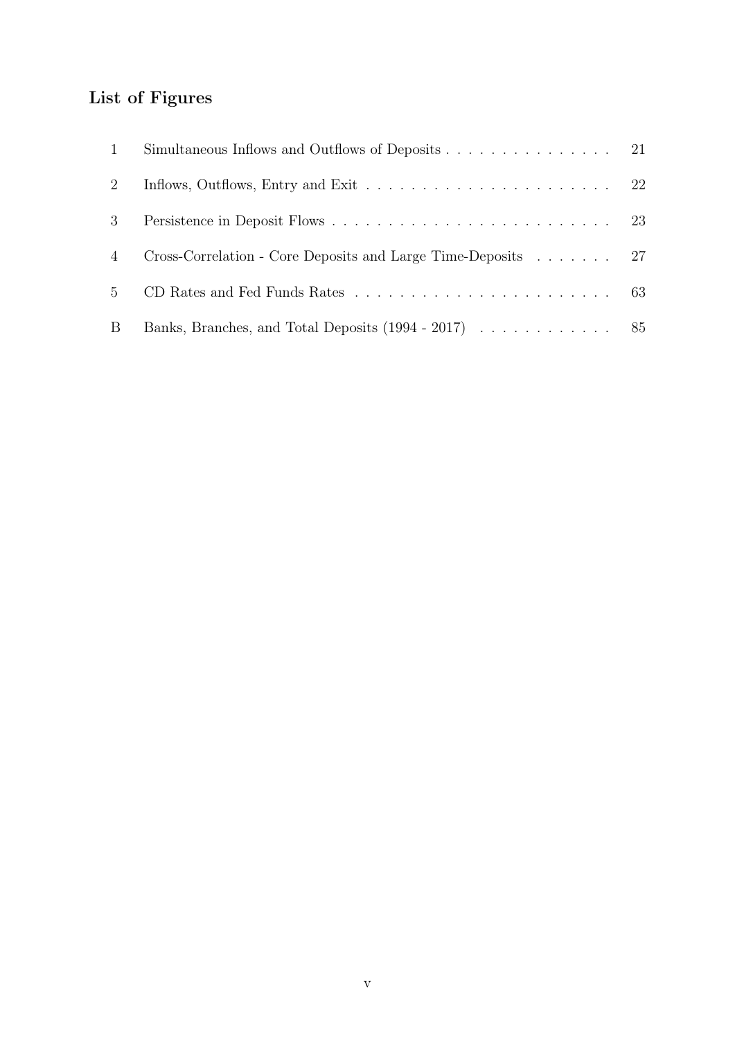## List of Figures

| | | |
|---|---|---|
| 1 | Simultaneous Inflows and Outflows of Deposits | 21 |
| 2 | Inflows, Outflows, Entry and Exit | 22 |
| 3 | Persistence in Deposit Flows | 23 |
| 4 | Cross-Correlation - Core Deposits and Large Time-Deposits | 27 |
| 5 | CD Rates and Fed Funds Rates | 63 |
| B | Banks, Branches, and Total Deposits (1994 - 2017) | 85 |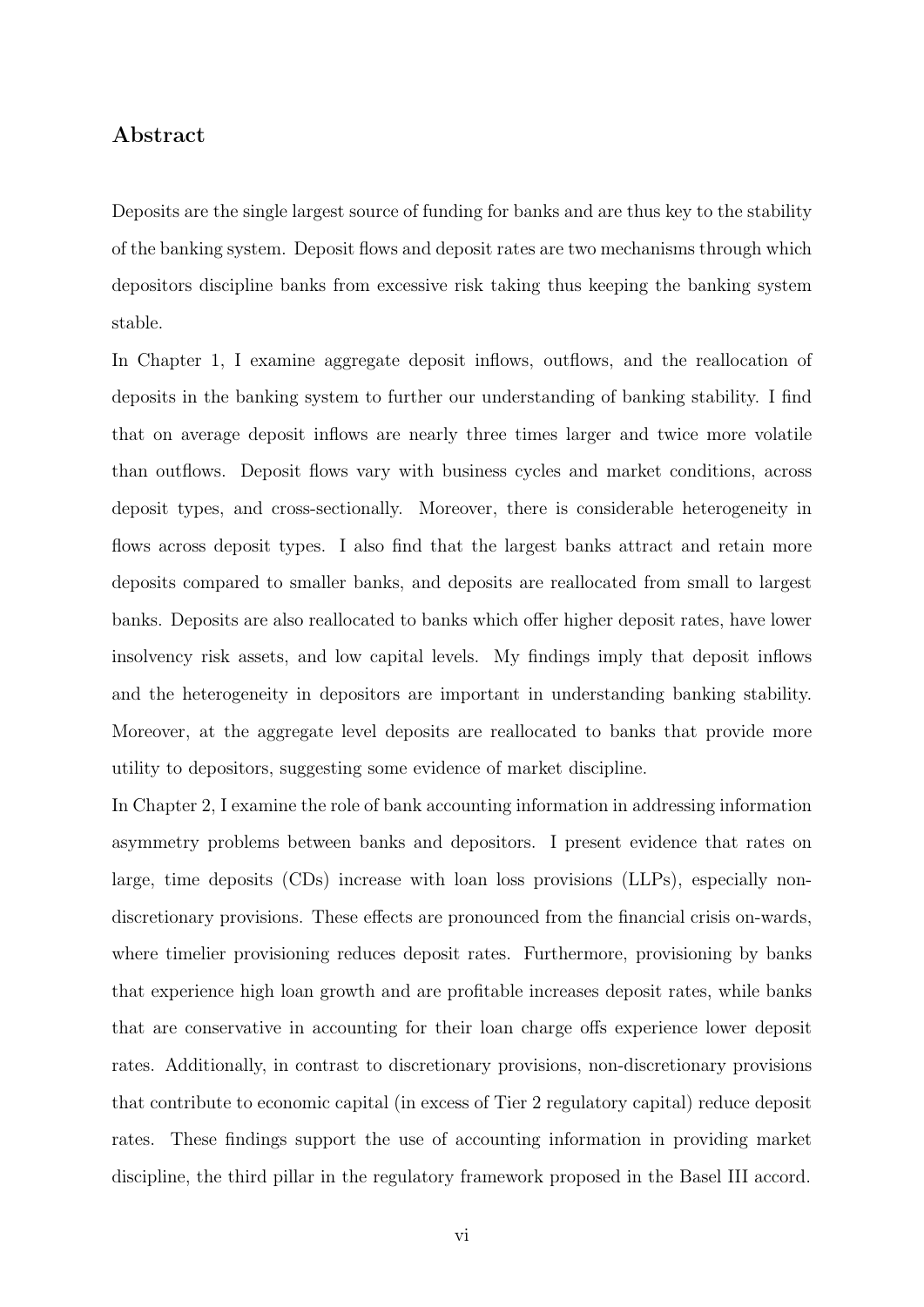## Abstract

Deposits are the single largest source of funding for banks and are thus key to the stability of the banking system. Deposit flows and deposit rates are two mechanisms through which depositors discipline banks from excessive risk taking thus keeping the banking system stable.

In Chapter 1, I examine aggregate deposit inflows, outflows, and the reallocation of deposits in the banking system to further our understanding of banking stability. I find that on average deposit inflows are nearly three times larger and twice more volatile than outflows. Deposit flows vary with business cycles and market conditions, across deposit types, and cross-sectionally. Moreover, there is considerable heterogeneity in flows across deposit types. I also find that the largest banks attract and retain more deposits compared to smaller banks, and deposits are reallocated from small to largest banks. Deposits are also reallocated to banks which offer higher deposit rates, have lower insolvency risk assets, and low capital levels. My findings imply that deposit inflows and the heterogeneity in depositors are important in understanding banking stability. Moreover, at the aggregate level deposits are reallocated to banks that provide more utility to depositors, suggesting some evidence of market discipline.

In Chapter 2, I examine the role of bank accounting information in addressing information asymmetry problems between banks and depositors. I present evidence that rates on large, time deposits (CDs) increase with loan loss provisions (LLPs), especially non-discretionary provisions. These effects are pronounced from the financial crisis on-wards, where timelier provisioning reduces deposit rates. Furthermore, provisioning by banks that experience high loan growth and are profitable increases deposit rates, while banks that are conservative in accounting for their loan charge offs experience lower deposit rates. Additionally, in contrast to discretionary provisions, non-discretionary provisions that contribute to economic capital (in excess of Tier 2 regulatory capital) reduce deposit rates. These findings support the use of accounting information in providing market discipline, the third pillar in the regulatory framework proposed in the Basel III accord.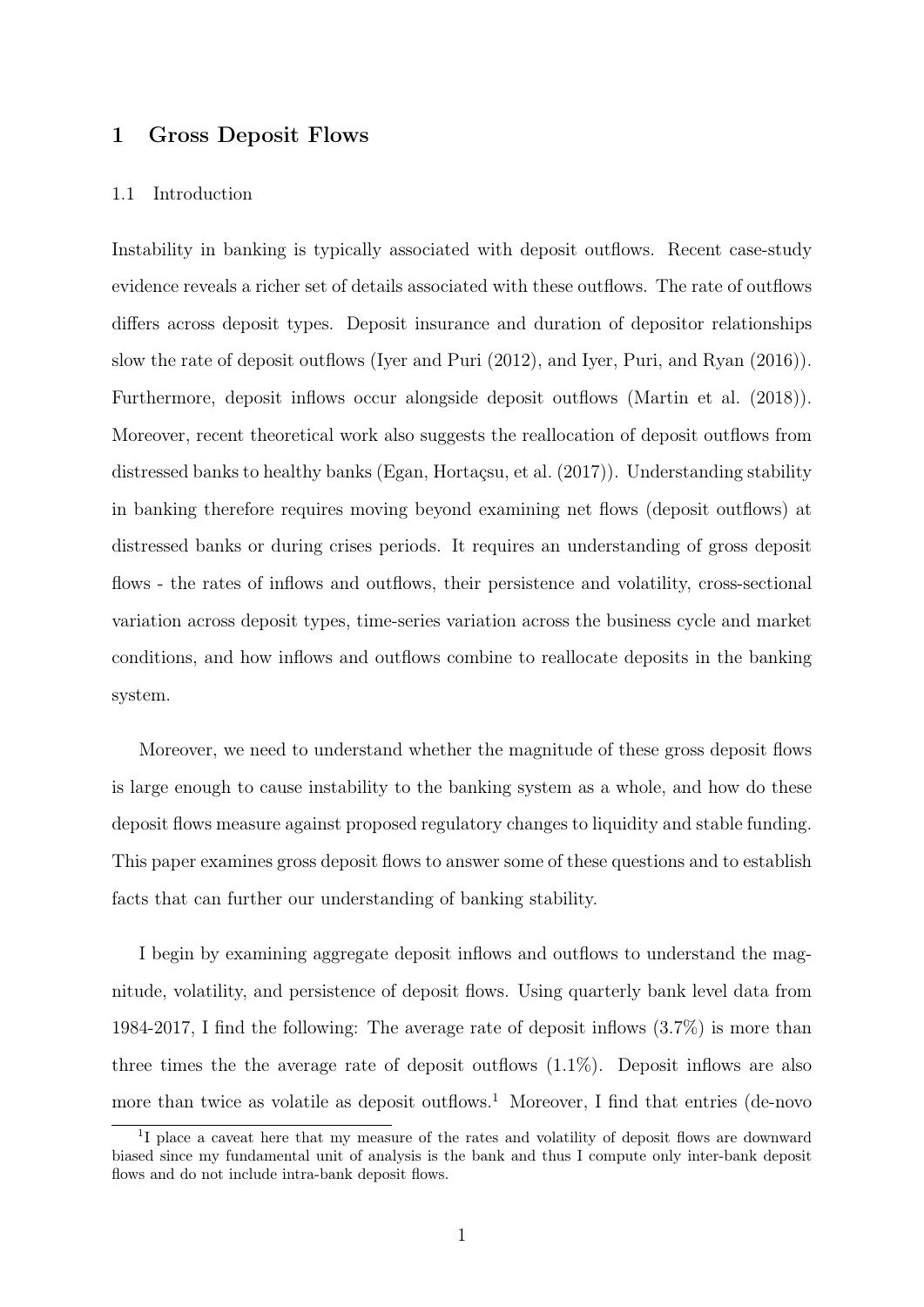# 1 Gross Deposit Flows

## 1.1 Introduction

Instability in banking is typically associated with deposit outflows. Recent case-study evidence reveals a richer set of details associated with these outflows. The rate of outflows differs across deposit types. Deposit insurance and duration of depositor relationships slow the rate of deposit outflows (Iyer and Puri (2012), and Iyer, Puri, and Ryan (2016)). Furthermore, deposit inflows occur alongside deposit outflows (Martin et al. (2018)). Moreover, recent theoretical work also suggests the reallocation of deposit outflows from distressed banks to healthy banks (Egan, Hortaçsu, et al. (2017)). Understanding stability in banking therefore requires moving beyond examining net flows (deposit outflows) at distressed banks or during crises periods. It requires an understanding of gross deposit flows - the rates of inflows and outflows, their persistence and volatility, cross-sectional variation across deposit types, time-series variation across the business cycle and market conditions, and how inflows and outflows combine to reallocate deposits in the banking system.

Moreover, we need to understand whether the magnitude of these gross deposit flows is large enough to cause instability to the banking system as a whole, and how do these deposit flows measure against proposed regulatory changes to liquidity and stable funding. This paper examines gross deposit flows to answer some of these questions and to establish facts that can further our understanding of banking stability.

I begin by examining aggregate deposit inflows and outflows to understand the magnitude, volatility, and persistence of deposit flows. Using quarterly bank level data from 1984-2017, I find the following: The average rate of deposit inflows (3.7%) is more than three times the the average rate of deposit outflows (1.1%). Deposit inflows are also more than twice as volatile as deposit outflows.[1] Moreover, I find that entries (de-novo

[1] I place a caveat here that my measure of the rates and volatility of deposit flows are downward biased since my fundamental unit of analysis is the bank and thus I compute only inter-bank deposit flows and do not include intra-bank deposit flows.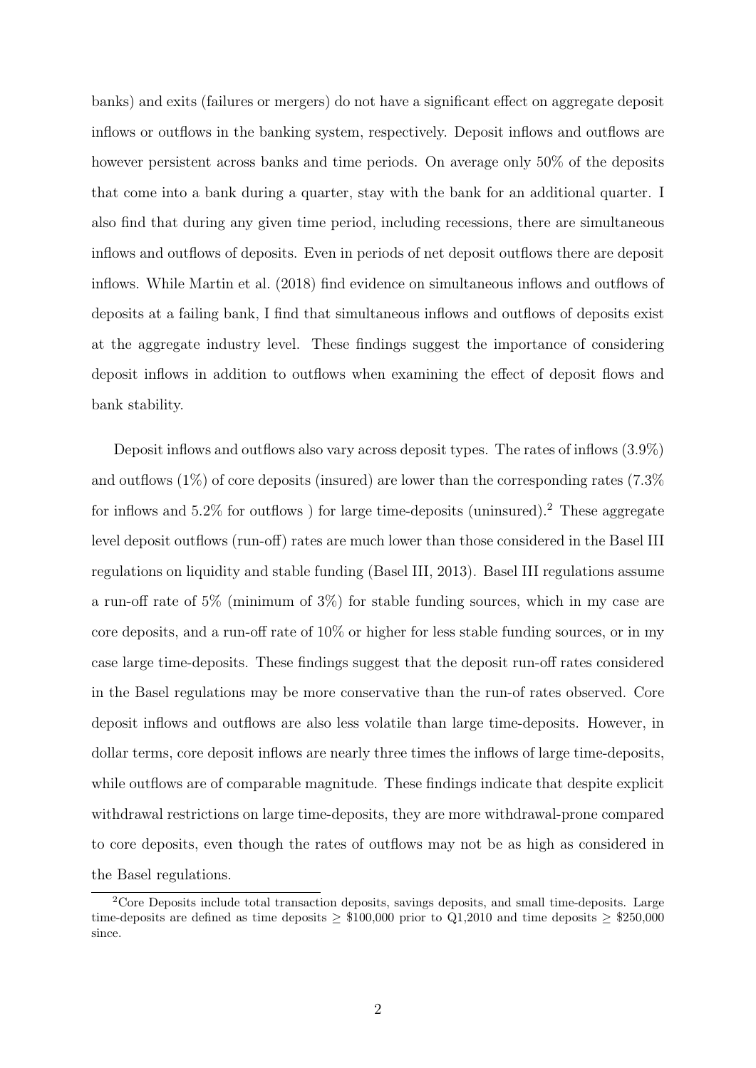banks) and exits (failures or mergers) do not have a significant effect on aggregate deposit inflows or outflows in the banking system, respectively. Deposit inflows and outflows are however persistent across banks and time periods. On average only 50% of the deposits that come into a bank during a quarter, stay with the bank for an additional quarter. I also find that during any given time period, including recessions, there are simultaneous inflows and outflows of deposits. Even in periods of net deposit outflows there are deposit inflows. While Martin et al. (2018) find evidence on simultaneous inflows and outflows of deposits at a failing bank, I find that simultaneous inflows and outflows of deposits exist at the aggregate industry level. These findings suggest the importance of considering deposit inflows in addition to outflows when examining the effect of deposit flows and bank stability.

Deposit inflows and outflows also vary across deposit types. The rates of inflows (3.9%) and outflows (1%) of core deposits (insured) are lower than the corresponding rates (7.3% for inflows and 5.2% for outflows ) for large time-deposits (uninsured).[2] These aggregate level deposit outflows (run-off) rates are much lower than those considered in the Basel III regulations on liquidity and stable funding (Basel III, 2013). Basel III regulations assume a run-off rate of 5% (minimum of 3%) for stable funding sources, which in my case are core deposits, and a run-off rate of 10% or higher for less stable funding sources, or in my case large time-deposits. These findings suggest that the deposit run-off rates considered in the Basel regulations may be more conservative than the run-of rates observed. Core deposit inflows and outflows are also less volatile than large time-deposits. However, in dollar terms, core deposit inflows are nearly three times the inflows of large time-deposits, while outflows are of comparable magnitude. These findings indicate that despite explicit withdrawal restrictions on large time-deposits, they are more withdrawal-prone compared to core deposits, even though the rates of outflows may not be as high as considered in the Basel regulations.

[2] Core Deposits include total transaction deposits, savings deposits, and small time-deposits. Large time-deposits are defined as time deposits $\geq$ \$100,000 prior to Q1,2010 and time deposits $\geq$ \$250,000 since.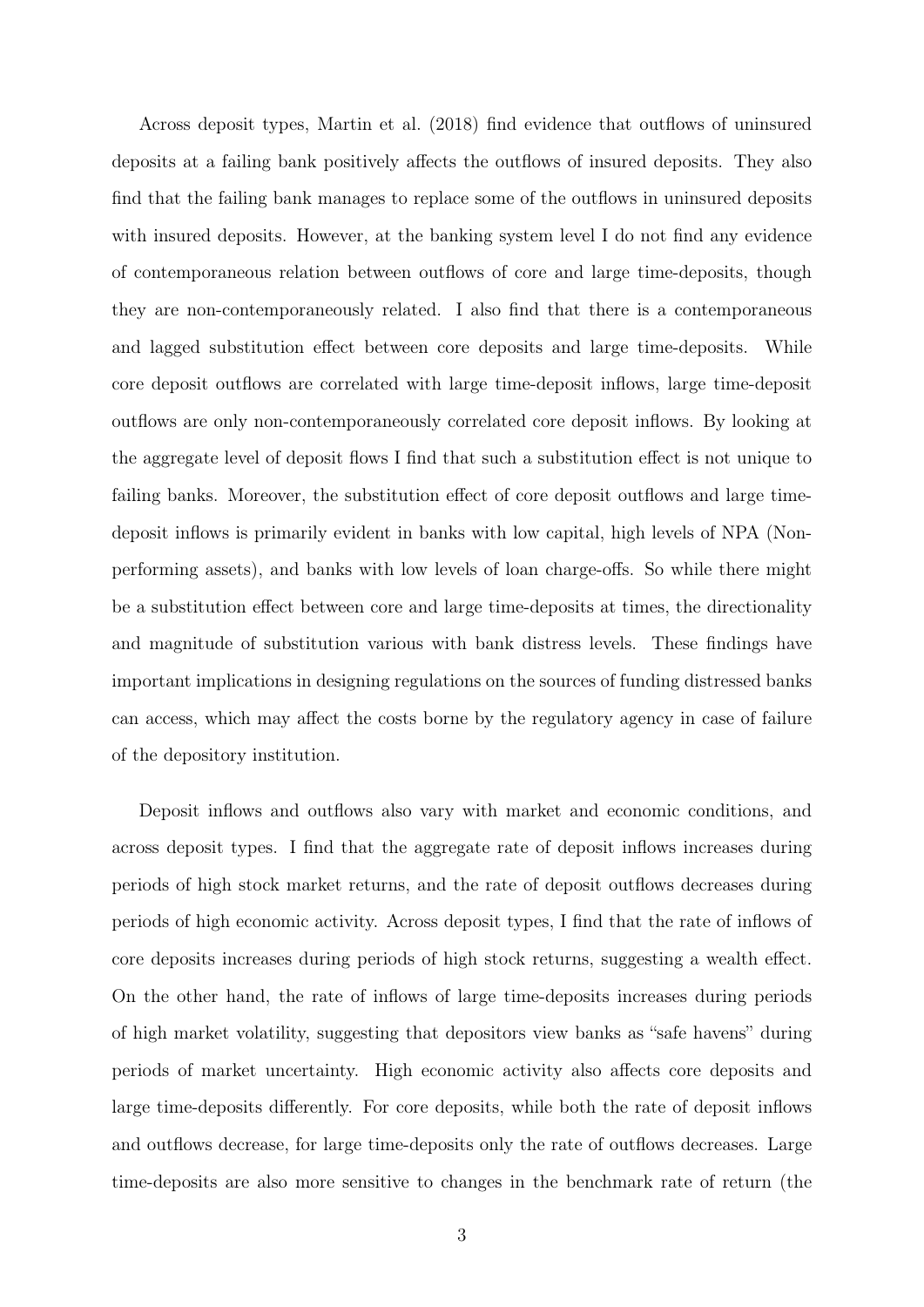Across deposit types, Martin et al. (2018) find evidence that outflows of uninsured deposits at a failing bank positively affects the outflows of insured deposits. They also find that the failing bank manages to replace some of the outflows in uninsured deposits with insured deposits. However, at the banking system level I do not find any evidence of contemporaneous relation between outflows of core and large time-deposits, though they are non-contemporaneously related. I also find that there is a contemporaneous and lagged substitution effect between core deposits and large time-deposits. While core deposit outflows are correlated with large time-deposit inflows, large time-deposit outflows are only non-contemporaneously correlated core deposit inflows. By looking at the aggregate level of deposit flows I find that such a substitution effect is not unique to failing banks. Moreover, the substitution effect of core deposit outflows and large time-deposit inflows is primarily evident in banks with low capital, high levels of NPA (Non-performing assets), and banks with low levels of loan charge-offs. So while there might be a substitution effect between core and large time-deposits at times, the directionality and magnitude of substitution various with bank distress levels. These findings have important implications in designing regulations on the sources of funding distressed banks can access, which may affect the costs borne by the regulatory agency in case of failure of the depository institution.

Deposit inflows and outflows also vary with market and economic conditions, and across deposit types. I find that the aggregate rate of deposit inflows increases during periods of high stock market returns, and the rate of deposit outflows decreases during periods of high economic activity. Across deposit types, I find that the rate of inflows of core deposits increases during periods of high stock returns, suggesting a wealth effect. On the other hand, the rate of inflows of large time-deposits increases during periods of high market volatility, suggesting that depositors view banks as "safe havens" during periods of market uncertainty. High economic activity also affects core deposits and large time-deposits differently. For core deposits, while both the rate of deposit inflows and outflows decrease, for large time-deposits only the rate of outflows decreases. Large time-deposits are also more sensitive to changes in the benchmark rate of return (the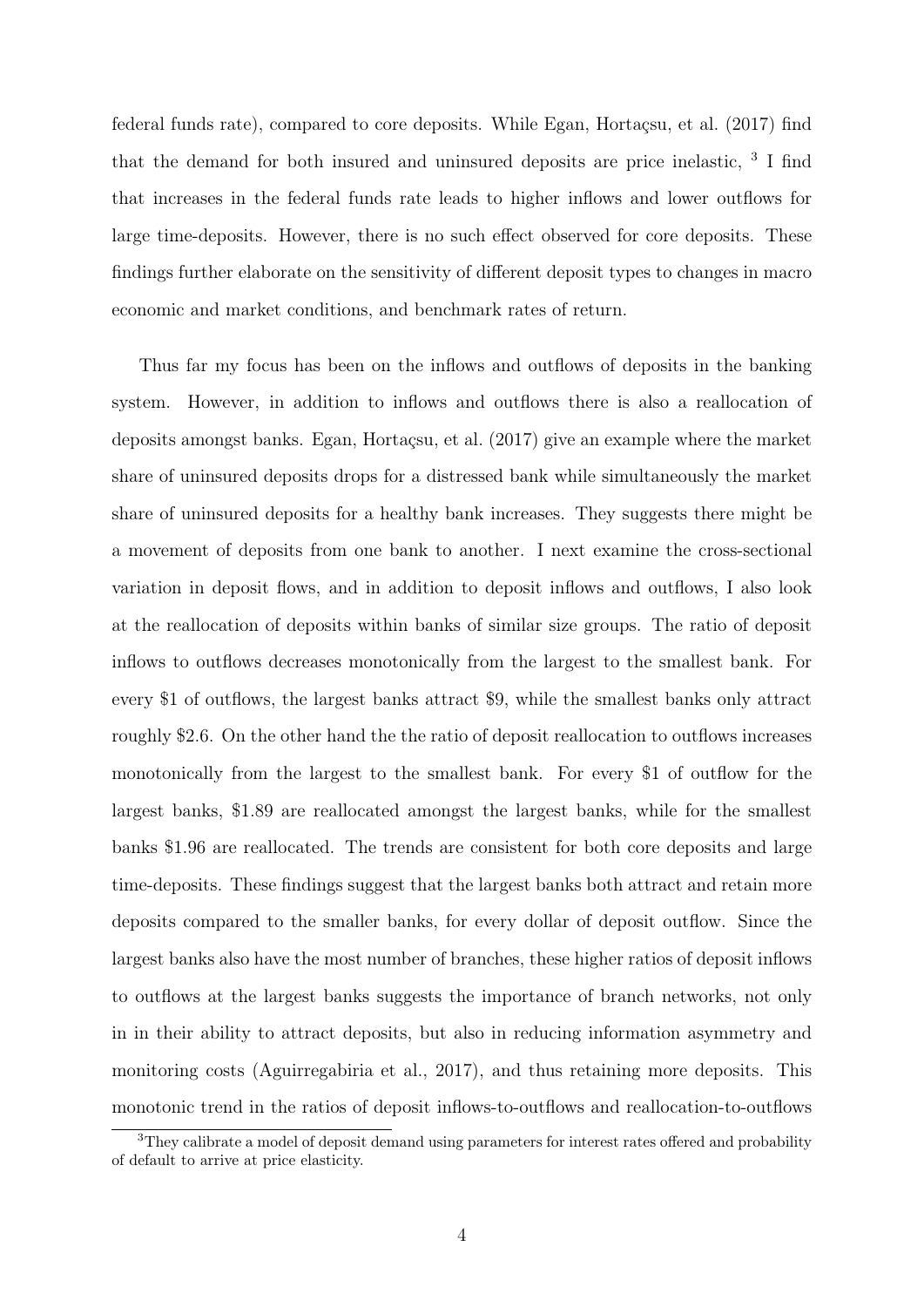federal funds rate), compared to core deposits. While Egan, Hortaçsu, et al. (2017) find that the demand for both insured and uninsured deposits are price inelastic, [3] I find that increases in the federal funds rate leads to higher inflows and lower outflows for large time-deposits. However, there is no such effect observed for core deposits. These findings further elaborate on the sensitivity of different deposit types to changes in macro economic and market conditions, and benchmark rates of return.

Thus far my focus has been on the inflows and outflows of deposits in the banking system. However, in addition to inflows and outflows there is also a reallocation of deposits amongst banks. Egan, Hortaçsu, et al. (2017) give an example where the market share of uninsured deposits drops for a distressed bank while simultaneously the market share of uninsured deposits for a healthy bank increases. They suggests there might be a movement of deposits from one bank to another. I next examine the cross-sectional variation in deposit flows, and in addition to deposit inflows and outflows, I also look at the reallocation of deposits within banks of similar size groups. The ratio of deposit inflows to outflows decreases monotonically from the largest to the smallest bank. For every \$1 of outflows, the largest banks attract \$9, while the smallest banks only attract roughly \$2.6. On the other hand the the ratio of deposit reallocation to outflows increases monotonically from the largest to the smallest bank. For every \$1 of outflow for the largest banks, \$1.89 are reallocated amongst the largest banks, while for the smallest banks \$1.96 are reallocated. The trends are consistent for both core deposits and large time-deposits. These findings suggest that the largest banks both attract and retain more deposits compared to the smaller banks, for every dollar of deposit outflow. Since the largest banks also have the most number of branches, these higher ratios of deposit inflows to outflows at the largest banks suggests the importance of branch networks, not only in in their ability to attract deposits, but also in reducing information asymmetry and monitoring costs (Aguirregabiria et al., 2017), and thus retaining more deposits. This monotonic trend in the ratios of deposit inflows-to-outflows and reallocation-to-outflows

[3] They calibrate a model of deposit demand using parameters for interest rates offered and probability of default to arrive at price elasticity.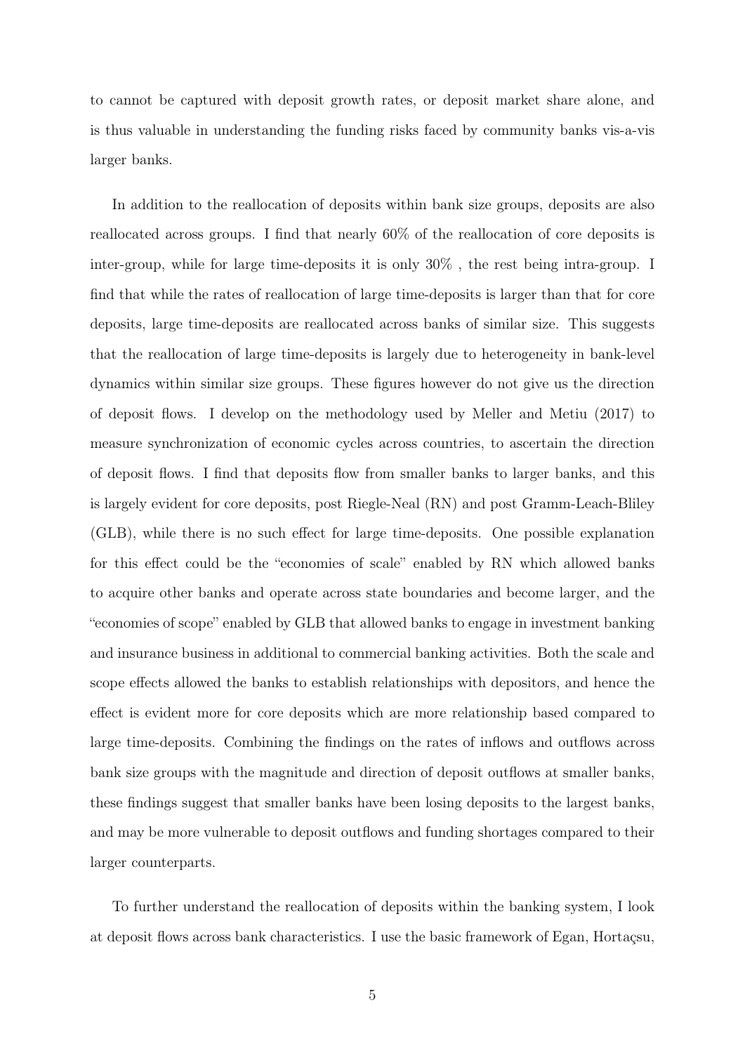to cannot be captured with deposit growth rates, or deposit market share alone, and is thus valuable in understanding the funding risks faced by community banks vis-a-vis larger banks.

In addition to the reallocation of deposits within bank size groups, deposits are also reallocated across groups. I find that nearly 60% of the reallocation of core deposits is inter-group, while for large time-deposits it is only 30% , the rest being intra-group. I find that while the rates of reallocation of large time-deposits is larger than that for core deposits, large time-deposits are reallocated across banks of similar size. This suggests that the reallocation of large time-deposits is largely due to heterogeneity in bank-level dynamics within similar size groups. These figures however do not give us the direction of deposit flows. I develop on the methodology used by Meller and Metiu (2017) to measure synchronization of economic cycles across countries, to ascertain the direction of deposit flows. I find that deposits flow from smaller banks to larger banks, and this is largely evident for core deposits, post Riegle-Neal (RN) and post Gramm-Leach-Bliley (GLB), while there is no such effect for large time-deposits. One possible explanation for this effect could be the "economies of scale" enabled by RN which allowed banks to acquire other banks and operate across state boundaries and become larger, and the "economies of scope" enabled by GLB that allowed banks to engage in investment banking and insurance business in additional to commercial banking activities. Both the scale and scope effects allowed the banks to establish relationships with depositors, and hence the effect is evident more for core deposits which are more relationship based compared to large time-deposits. Combining the findings on the rates of inflows and outflows across bank size groups with the magnitude and direction of deposit outflows at smaller banks, these findings suggest that smaller banks have been losing deposits to the largest banks, and may be more vulnerable to deposit outflows and funding shortages compared to their larger counterparts.

To further understand the reallocation of deposits within the banking system, I look at deposit flows across bank characteristics. I use the basic framework of Egan, Hortaçsu,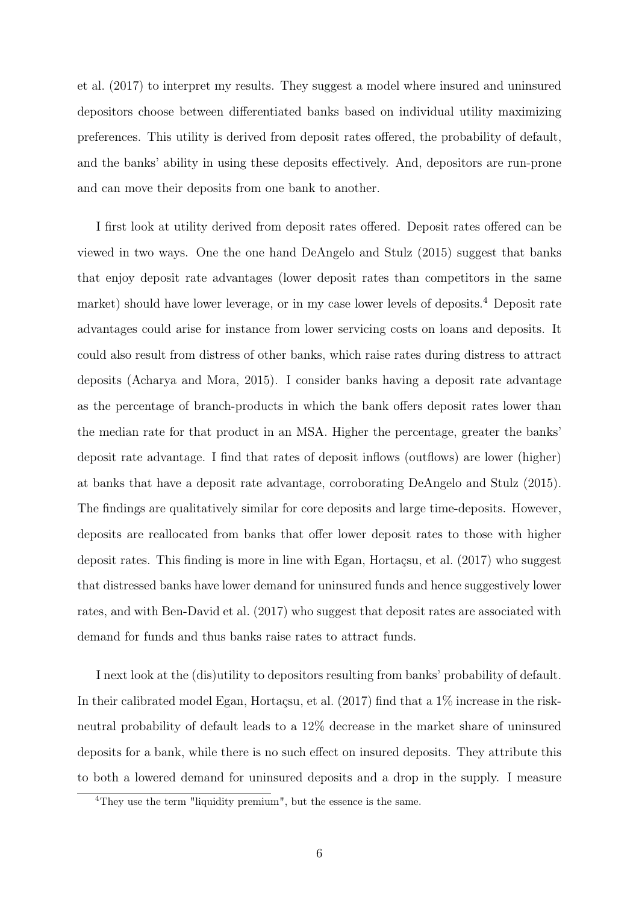et al. (2017) to interpret my results. They suggest a model where insured and uninsured depositors choose between differentiated banks based on individual utility maximizing preferences. This utility is derived from deposit rates offered, the probability of default, and the banks' ability in using these deposits effectively. And, depositors are run-prone and can move their deposits from one bank to another.

I first look at utility derived from deposit rates offered. Deposit rates offered can be viewed in two ways. One the one hand DeAngelo and Stulz (2015) suggest that banks that enjoy deposit rate advantages (lower deposit rates than competitors in the same market) should have lower leverage, or in my case lower levels of deposits.[4] Deposit rate advantages could arise for instance from lower servicing costs on loans and deposits. It could also result from distress of other banks, which raise rates during distress to attract deposits (Acharya and Mora, 2015). I consider banks having a deposit rate advantage as the percentage of branch-products in which the bank offers deposit rates lower than the median rate for that product in an MSA. Higher the percentage, greater the banks' deposit rate advantage. I find that rates of deposit inflows (outflows) are lower (higher) at banks that have a deposit rate advantage, corroborating DeAngelo and Stulz (2015). The findings are qualitatively similar for core deposits and large time-deposits. However, deposits are reallocated from banks that offer lower deposit rates to those with higher deposit rates. This finding is more in line with Egan, Hortaçsu, et al. (2017) who suggest that distressed banks have lower demand for uninsured funds and hence suggestively lower rates, and with Ben-David et al. (2017) who suggest that deposit rates are associated with demand for funds and thus banks raise rates to attract funds.

I next look at the (dis)utility to depositors resulting from banks' probability of default. In their calibrated model Egan, Hortaçsu, et al. (2017) find that a 1% increase in the risk-neutral probability of default leads to a 12% decrease in the market share of uninsured deposits for a bank, while there is no such effect on insured deposits. They attribute this to both a lowered demand for uninsured deposits and a drop in the supply. I measure

[4] They use the term "liquidity premium", but the essence is the same.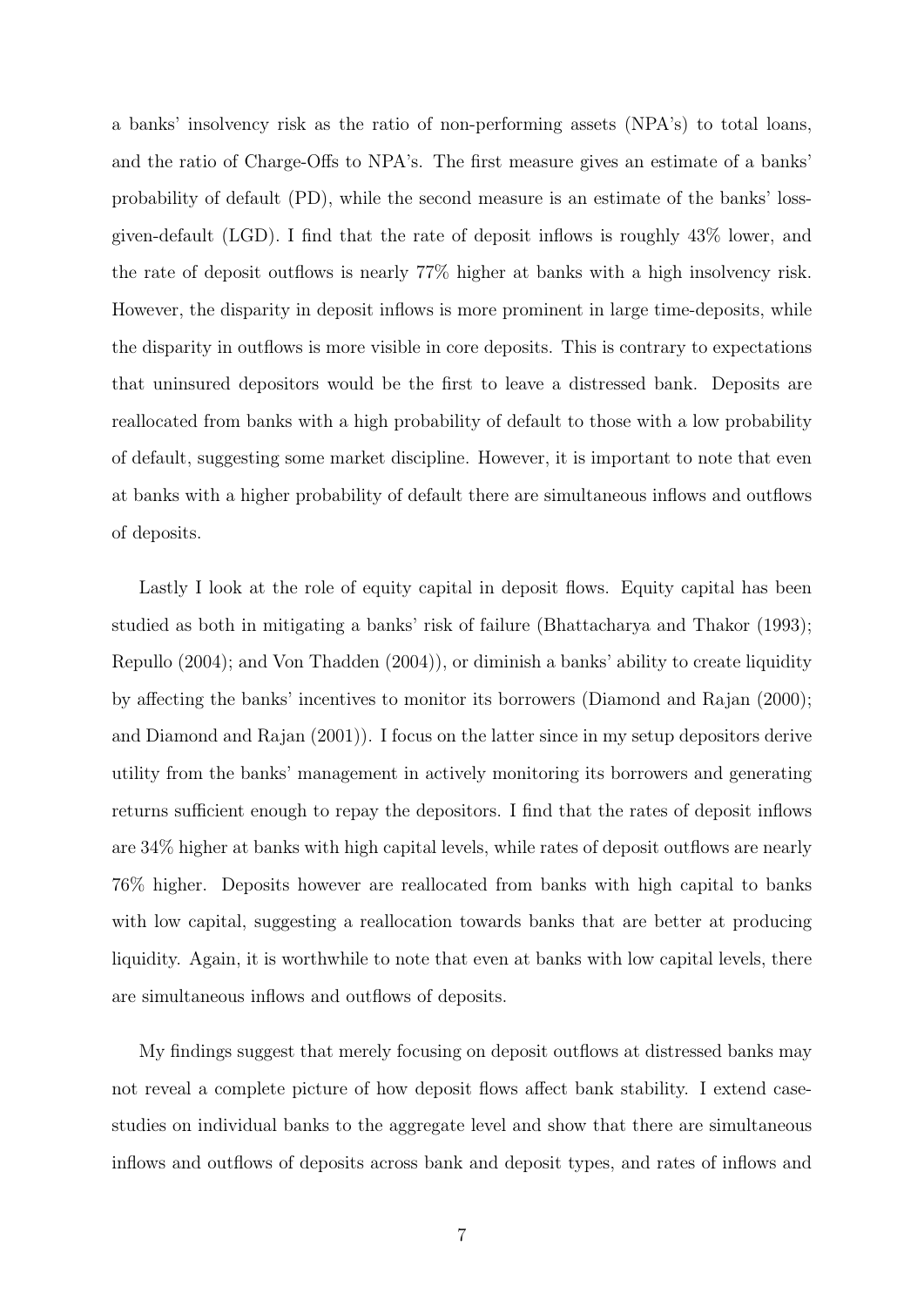a banks' insolvency risk as the ratio of non-performing assets (NPA's) to total loans, and the ratio of Charge-Offs to NPA's. The first measure gives an estimate of a banks' probability of default (PD), while the second measure is an estimate of the banks' loss-given-default (LGD). I find that the rate of deposit inflows is roughly 43% lower, and the rate of deposit outflows is nearly 77% higher at banks with a high insolvency risk. However, the disparity in deposit inflows is more prominent in large time-deposits, while the disparity in outflows is more visible in core deposits. This is contrary to expectations that uninsured depositors would be the first to leave a distressed bank. Deposits are reallocated from banks with a high probability of default to those with a low probability of default, suggesting some market discipline. However, it is important to note that even at banks with a higher probability of default there are simultaneous inflows and outflows of deposits.

Lastly I look at the role of equity capital in deposit flows. Equity capital has been studied as both in mitigating a banks' risk of failure (Bhattacharya and Thakor (1993); Repullo (2004); and Von Thadden (2004)), or diminish a banks' ability to create liquidity by affecting the banks' incentives to monitor its borrowers (Diamond and Rajan (2000); and Diamond and Rajan (2001)). I focus on the latter since in my setup depositors derive utility from the banks' management in actively monitoring its borrowers and generating returns sufficient enough to repay the depositors. I find that the rates of deposit inflows are 34% higher at banks with high capital levels, while rates of deposit outflows are nearly 76% higher. Deposits however are reallocated from banks with high capital to banks with low capital, suggesting a reallocation towards banks that are better at producing liquidity. Again, it is worthwhile to note that even at banks with low capital levels, there are simultaneous inflows and outflows of deposits.

My findings suggest that merely focusing on deposit outflows at distressed banks may not reveal a complete picture of how deposit flows affect bank stability. I extend case-studies on individual banks to the aggregate level and show that there are simultaneous inflows and outflows of deposits across bank and deposit types, and rates of inflows and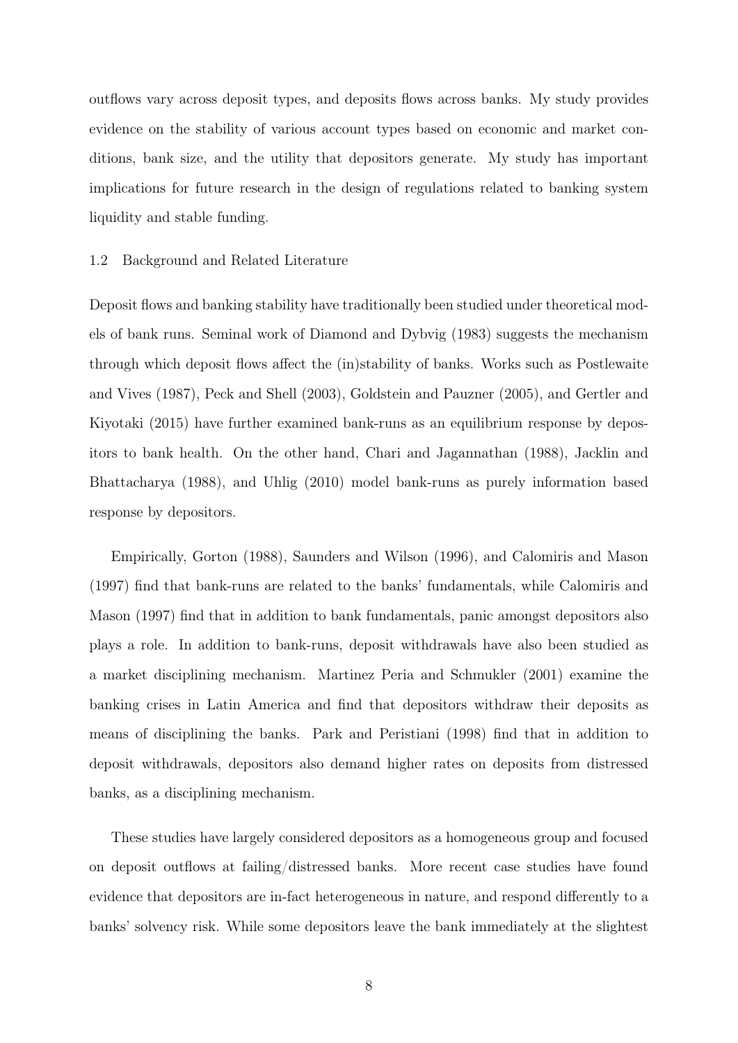outflows vary across deposit types, and deposits flows across banks. My study provides evidence on the stability of various account types based on economic and market conditions, bank size, and the utility that depositors generate. My study has important implications for future research in the design of regulations related to banking system liquidity and stable funding.

## 1.2 Background and Related Literature

Deposit flows and banking stability have traditionally been studied under theoretical models of bank runs. Seminal work of Diamond and Dybvig (1983) suggests the mechanism through which deposit flows affect the (in)stability of banks. Works such as Postlewaite and Vives (1987), Peck and Shell (2003), Goldstein and Pauzner (2005), and Gertler and Kiyotaki (2015) have further examined bank-runs as an equilibrium response by depositors to bank health. On the other hand, Chari and Jagannathan (1988), Jacklin and Bhattacharya (1988), and Uhlig (2010) model bank-runs as purely information based response by depositors.

Empirically, Gorton (1988), Saunders and Wilson (1996), and Calomiris and Mason (1997) find that bank-runs are related to the banks' fundamentals, while Calomiris and Mason (1997) find that in addition to bank fundamentals, panic amongst depositors also plays a role. In addition to bank-runs, deposit withdrawals have also been studied as a market disciplining mechanism. Martinez Peria and Schmukler (2001) examine the banking crises in Latin America and find that depositors withdraw their deposits as means of disciplining the banks. Park and Peristiani (1998) find that in addition to deposit withdrawals, depositors also demand higher rates on deposits from distressed banks, as a disciplining mechanism.

These studies have largely considered depositors as a homogeneous group and focused on deposit outflows at failing/distressed banks. More recent case studies have found evidence that depositors are in-fact heterogeneous in nature, and respond differently to a banks' solvency risk. While some depositors leave the bank immediately at the slightest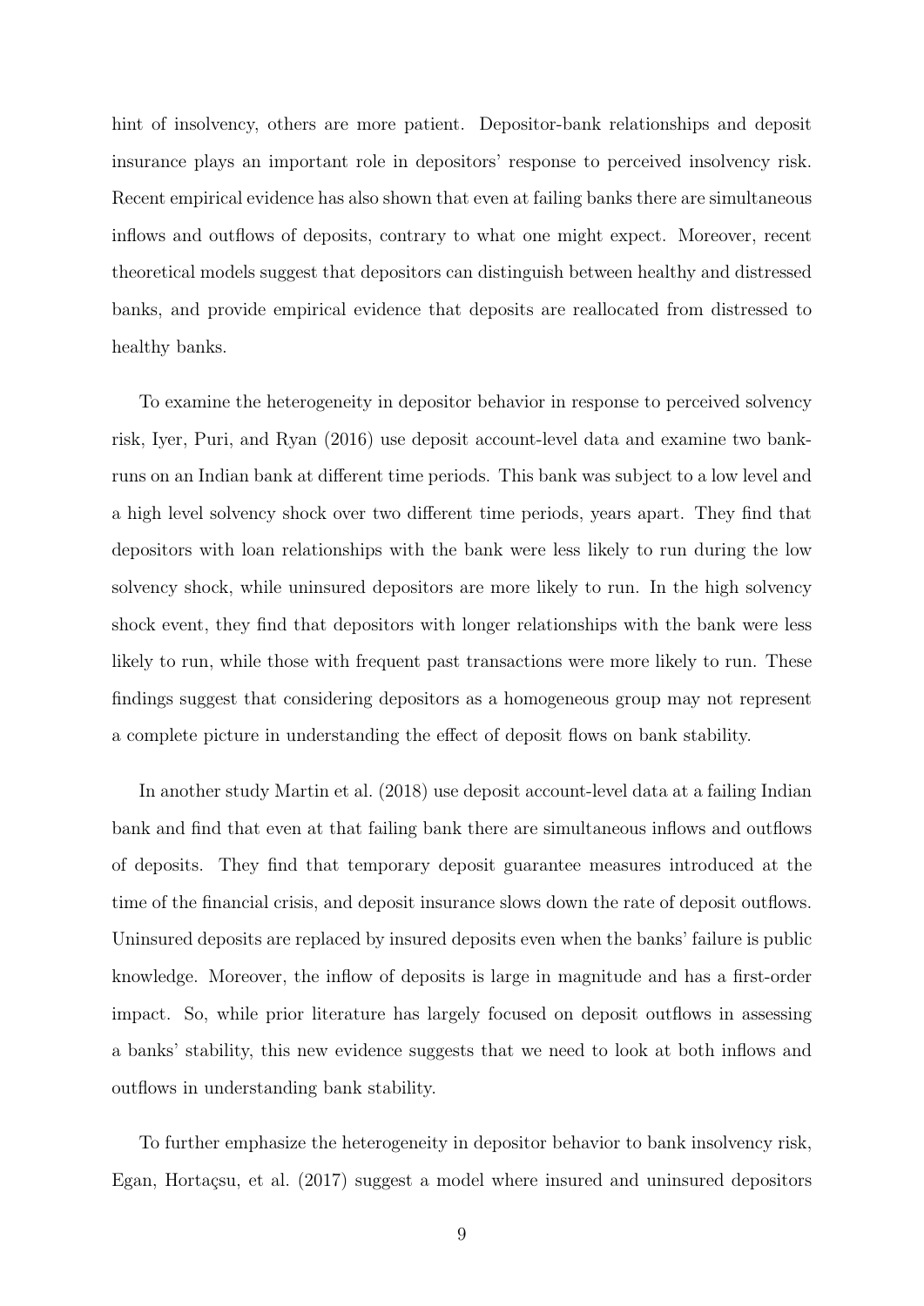hint of insolvency, others are more patient. Depositor-bank relationships and deposit insurance plays an important role in depositors' response to perceived insolvency risk. Recent empirical evidence has also shown that even at failing banks there are simultaneous inflows and outflows of deposits, contrary to what one might expect. Moreover, recent theoretical models suggest that depositors can distinguish between healthy and distressed banks, and provide empirical evidence that deposits are reallocated from distressed to healthy banks.

To examine the heterogeneity in depositor behavior in response to perceived solvency risk, Iyer, Puri, and Ryan (2016) use deposit account-level data and examine two bank-runs on an Indian bank at different time periods. This bank was subject to a low level and a high level solvency shock over two different time periods, years apart. They find that depositors with loan relationships with the bank were less likely to run during the low solvency shock, while uninsured depositors are more likely to run. In the high solvency shock event, they find that depositors with longer relationships with the bank were less likely to run, while those with frequent past transactions were more likely to run. These findings suggest that considering depositors as a homogeneous group may not represent a complete picture in understanding the effect of deposit flows on bank stability.

In another study Martin et al. (2018) use deposit account-level data at a failing Indian bank and find that even at that failing bank there are simultaneous inflows and outflows of deposits. They find that temporary deposit guarantee measures introduced at the time of the financial crisis, and deposit insurance slows down the rate of deposit outflows. Uninsured deposits are replaced by insured deposits even when the banks' failure is public knowledge. Moreover, the inflow of deposits is large in magnitude and has a first-order impact. So, while prior literature has largely focused on deposit outflows in assessing a banks' stability, this new evidence suggests that we need to look at both inflows and outflows in understanding bank stability.

To further emphasize the heterogeneity in depositor behavior to bank insolvency risk, Egan, Hortaçsu, et al. (2017) suggest a model where insured and uninsured depositors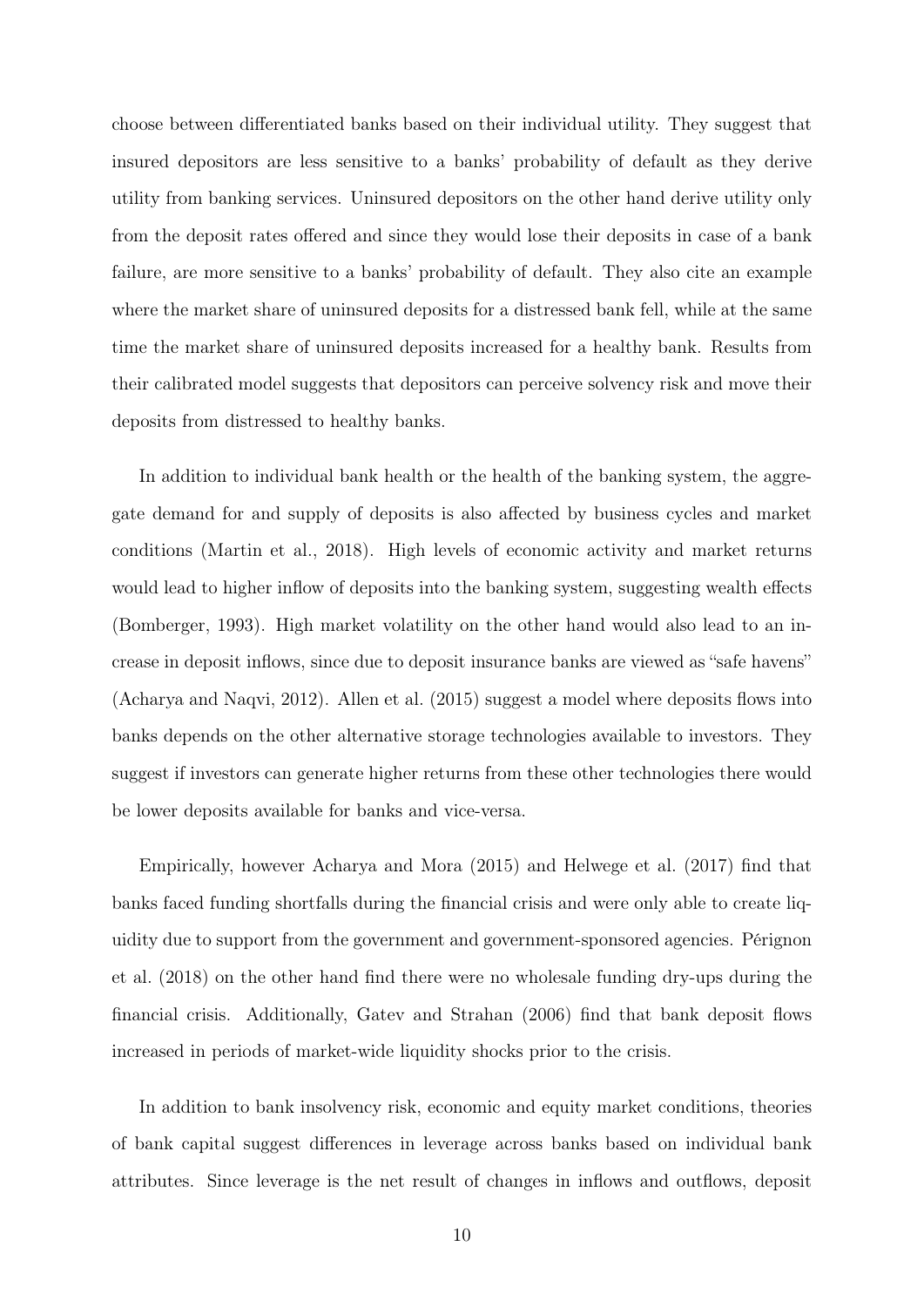choose between differentiated banks based on their individual utility. They suggest that insured depositors are less sensitive to a banks' probability of default as they derive utility from banking services. Uninsured depositors on the other hand derive utility only from the deposit rates offered and since they would lose their deposits in case of a bank failure, are more sensitive to a banks' probability of default. They also cite an example where the market share of uninsured deposits for a distressed bank fell, while at the same time the market share of uninsured deposits increased for a healthy bank. Results from their calibrated model suggests that depositors can perceive solvency risk and move their deposits from distressed to healthy banks.

In addition to individual bank health or the health of the banking system, the aggregate demand for and supply of deposits is also affected by business cycles and market conditions (Martin et al., 2018). High levels of economic activity and market returns would lead to higher inflow of deposits into the banking system, suggesting wealth effects (Bomberger, 1993). High market volatility on the other hand would also lead to an increase in deposit inflows, since due to deposit insurance banks are viewed as "safe havens" (Acharya and Naqvi, 2012). Allen et al. (2015) suggest a model where deposits flows into banks depends on the other alternative storage technologies available to investors. They suggest if investors can generate higher returns from these other technologies there would be lower deposits available for banks and vice-versa.

Empirically, however Acharya and Mora (2015) and Helwege et al. (2017) find that banks faced funding shortfalls during the financial crisis and were only able to create liquidity due to support from the government and government-sponsored agencies. Pérignon et al. (2018) on the other hand find there were no wholesale funding dry-ups during the financial crisis. Additionally, Gatev and Strahan (2006) find that bank deposit flows increased in periods of market-wide liquidity shocks prior to the crisis.

In addition to bank insolvency risk, economic and equity market conditions, theories of bank capital suggest differences in leverage across banks based on individual bank attributes. Since leverage is the net result of changes in inflows and outflows, deposit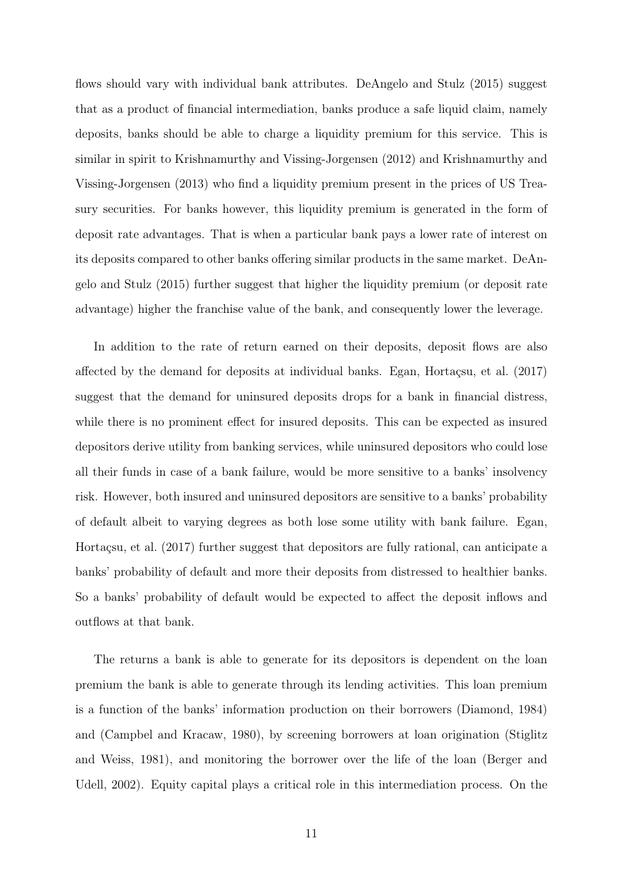flows should vary with individual bank attributes. DeAngelo and Stulz (2015) suggest that as a product of financial intermediation, banks produce a safe liquid claim, namely deposits, banks should be able to charge a liquidity premium for this service. This is similar in spirit to Krishnamurthy and Vissing-Jorgensen (2012) and Krishnamurthy and Vissing-Jorgensen (2013) who find a liquidity premium present in the prices of US Treasury securities. For banks however, this liquidity premium is generated in the form of deposit rate advantages. That is when a particular bank pays a lower rate of interest on its deposits compared to other banks offering similar products in the same market. DeAngelo and Stulz (2015) further suggest that higher the liquidity premium (or deposit rate advantage) higher the franchise value of the bank, and consequently lower the leverage.

In addition to the rate of return earned on their deposits, deposit flows are also affected by the demand for deposits at individual banks. Egan, Hortaçsu, et al. (2017) suggest that the demand for uninsured deposits drops for a bank in financial distress, while there is no prominent effect for insured deposits. This can be expected as insured depositors derive utility from banking services, while uninsured depositors who could lose all their funds in case of a bank failure, would be more sensitive to a banks' insolvency risk. However, both insured and uninsured depositors are sensitive to a banks' probability of default albeit to varying degrees as both lose some utility with bank failure. Egan, Hortaçsu, et al. (2017) further suggest that depositors are fully rational, can anticipate a banks' probability of default and more their deposits from distressed to healthier banks. So a banks' probability of default would be expected to affect the deposit inflows and outflows at that bank.

The returns a bank is able to generate for its depositors is dependent on the loan premium the bank is able to generate through its lending activities. This loan premium is a function of the banks' information production on their borrowers (Diamond, 1984) and (Campbel and Kracaw, 1980), by screening borrowers at loan origination (Stiglitz and Weiss, 1981), and monitoring the borrower over the life of the loan (Berger and Udell, 2002). Equity capital plays a critical role in this intermediation process. On the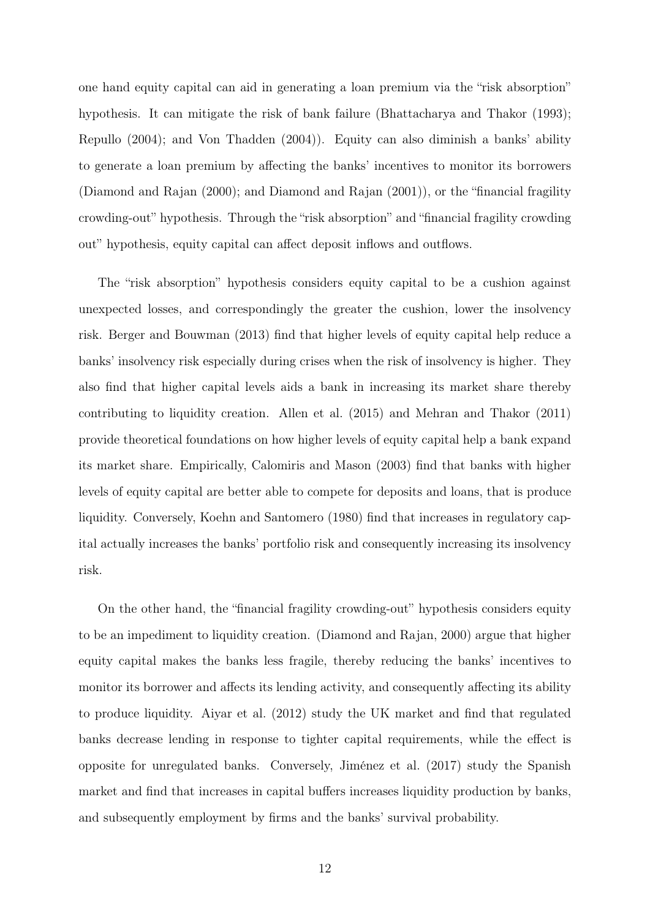one hand equity capital can aid in generating a loan premium via the "risk absorption" hypothesis. It can mitigate the risk of bank failure (Bhattacharya and Thakor (1993); Repullo (2004); and Von Thadden (2004)). Equity can also diminish a banks' ability to generate a loan premium by affecting the banks' incentives to monitor its borrowers (Diamond and Rajan (2000); and Diamond and Rajan (2001)), or the "financial fragility crowding-out" hypothesis. Through the "risk absorption" and "financial fragility crowding out" hypothesis, equity capital can affect deposit inflows and outflows.

The "risk absorption" hypothesis considers equity capital to be a cushion against unexpected losses, and correspondingly the greater the cushion, lower the insolvency risk. Berger and Bouwman (2013) find that higher levels of equity capital help reduce a banks' insolvency risk especially during crises when the risk of insolvency is higher. They also find that higher capital levels aids a bank in increasing its market share thereby contributing to liquidity creation. Allen et al. (2015) and Mehran and Thakor (2011) provide theoretical foundations on how higher levels of equity capital help a bank expand its market share. Empirically, Calomiris and Mason (2003) find that banks with higher levels of equity capital are better able to compete for deposits and loans, that is produce liquidity. Conversely, Koehn and Santomero (1980) find that increases in regulatory capital actually increases the banks' portfolio risk and consequently increasing its insolvency risk.

On the other hand, the "financial fragility crowding-out" hypothesis considers equity to be an impediment to liquidity creation. (Diamond and Rajan, 2000) argue that higher equity capital makes the banks less fragile, thereby reducing the banks' incentives to monitor its borrower and affects its lending activity, and consequently affecting its ability to produce liquidity. Aiyar et al. (2012) study the UK market and find that regulated banks decrease lending in response to tighter capital requirements, while the effect is opposite for unregulated banks. Conversely, Jiménez et al. (2017) study the Spanish market and find that increases in capital buffers increases liquidity production by banks, and subsequently employment by firms and the banks' survival probability.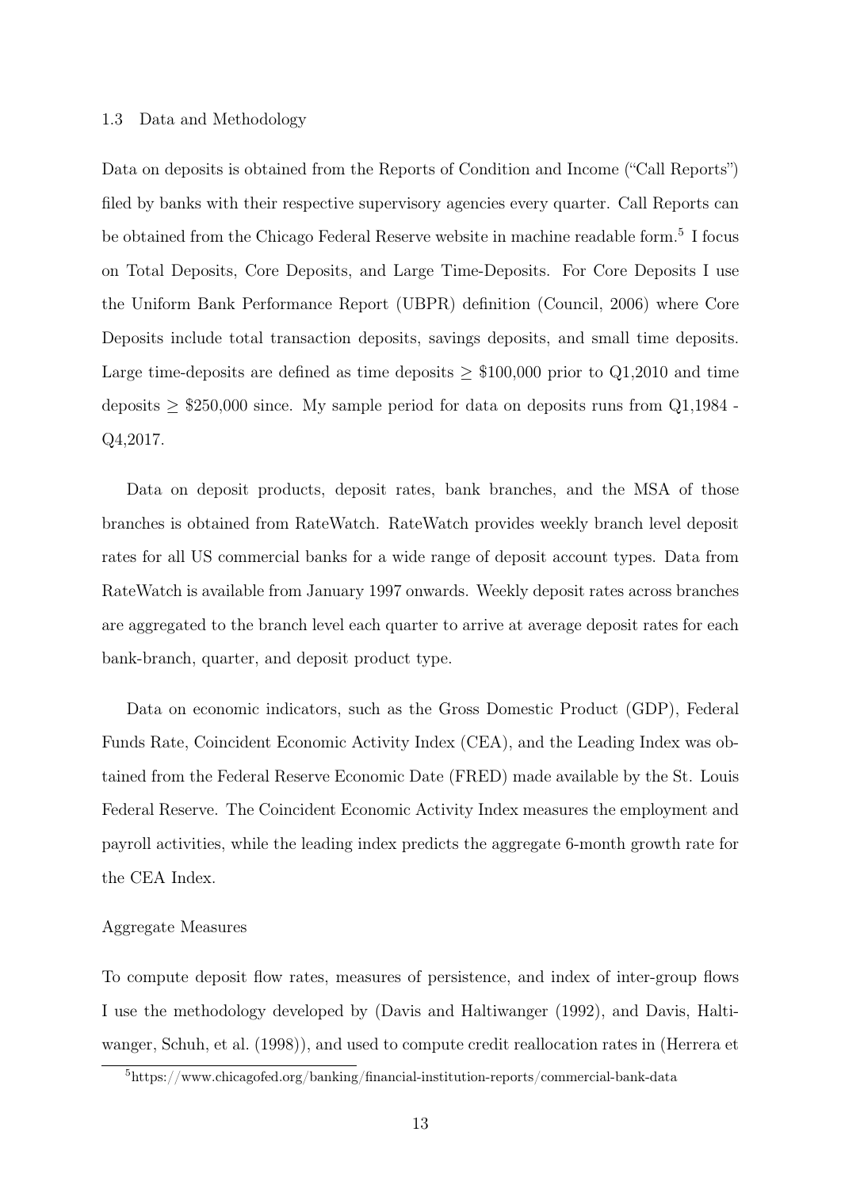### 1.3 Data and Methodology

Data on deposits is obtained from the Reports of Condition and Income ("Call Reports") filed by banks with their respective supervisory agencies every quarter. Call Reports can be obtained from the Chicago Federal Reserve website in machine readable form.[5] I focus on Total Deposits, Core Deposits, and Large Time-Deposits. For Core Deposits I use the Uniform Bank Performance Report (UBPR) definition (Council, 2006) where Core Deposits include total transaction deposits, savings deposits, and small time deposits. Large time-deposits are defined as time deposits $\geq$ \$100,000 prior to Q1,2010 and time deposits $\geq$ \$250,000 since. My sample period for data on deposits runs from Q1,1984 - Q4,2017.

Data on deposit products, deposit rates, bank branches, and the MSA of those branches is obtained from RateWatch. RateWatch provides weekly branch level deposit rates for all US commercial banks for a wide range of deposit account types. Data from RateWatch is available from January 1997 onwards. Weekly deposit rates across branches are aggregated to the branch level each quarter to arrive at average deposit rates for each bank-branch, quarter, and deposit product type.

Data on economic indicators, such as the Gross Domestic Product (GDP), Federal Funds Rate, Coincident Economic Activity Index (CEA), and the Leading Index was obtained from the Federal Reserve Economic Date (FRED) made available by the St. Louis Federal Reserve. The Coincident Economic Activity Index measures the employment and payroll activities, while the leading index predicts the aggregate 6-month growth rate for the CEA Index.

#### Aggregate Measures

To compute deposit flow rates, measures of persistence, and index of inter-group flows I use the methodology developed by (Davis and Haltiwanger (1992), and Davis, Haltiwanger, Schuh, et al. (1998)), and used to compute credit reallocation rates in (Herrera et

[5] https://www.chicagofed.org/banking/financial-institution-reports/commercial-bank-data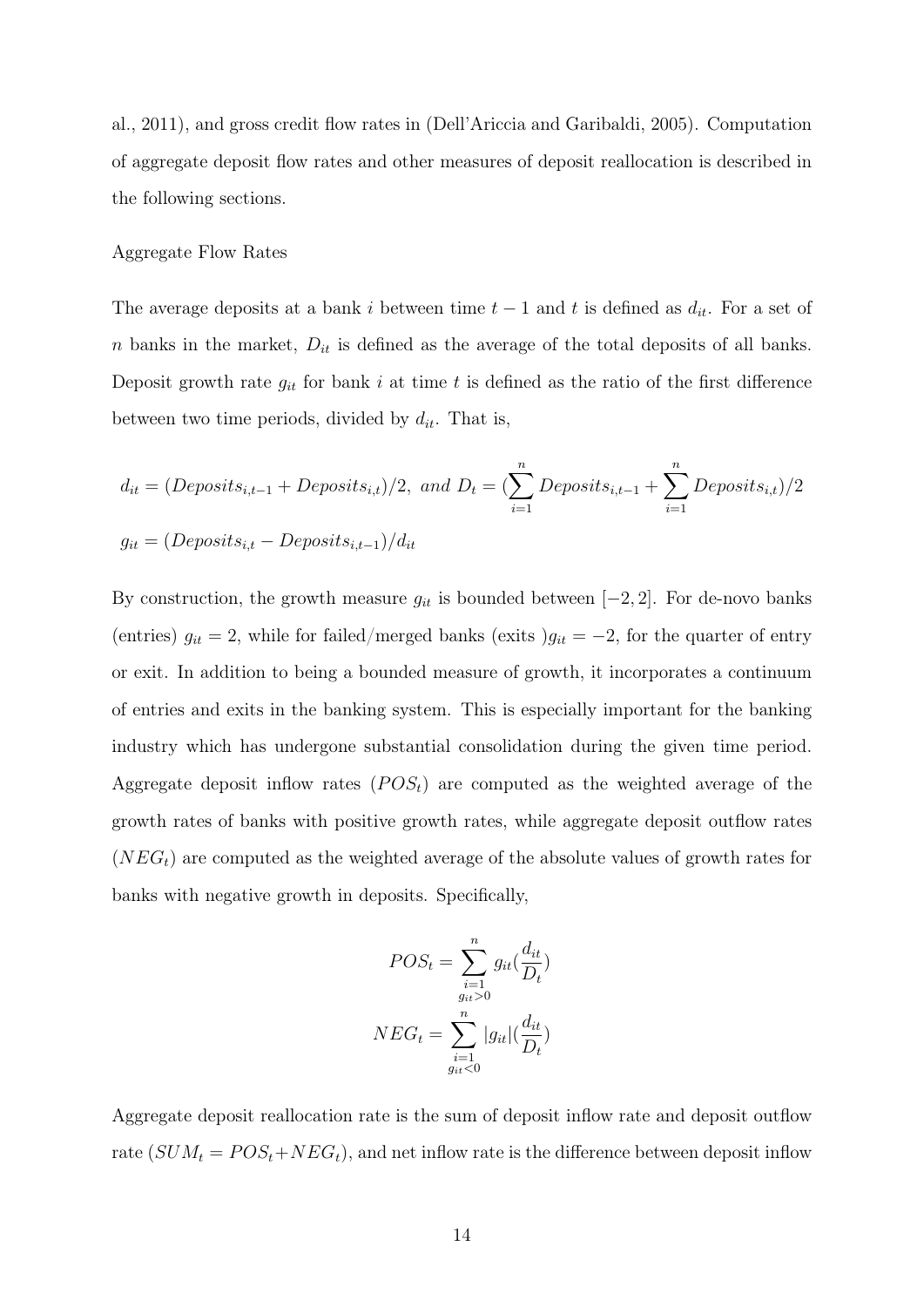al., 2011), and gross credit flow rates in (Dell'Ariccia and Garibaldi, 2005). Computation of aggregate deposit flow rates and other measures of deposit reallocation is described in the following sections.

Aggregate Flow Rates

The average deposits at a bank $i$ between time $t-1$ and $t$ is defined as $d_{it}$. For a set of $n$ banks in the market, $D_{it}$ is defined as the average of the total deposits of all banks. Deposit growth rate $g_{it}$ for bank $i$ at time $t$ is defined as the ratio of the first difference between two time periods, divided by $d_{it}$. That is,

$$d_{it} = (Deposits_{i,t-1} + Deposits_{i,t})/2, \text{ and } D_t = (\sum_{i=1}^{n} Deposits_{i,t-1} + \sum_{i=1}^{n} Deposits_{i,t})/2$$

$$g_{it} = (Deposits_{i,t} - Deposits_{i,t-1})/d_{it}$$

By construction, the growth measure $g_{it}$ is bounded between $[-2, 2]$. For de-novo banks (entries) $g_{it} = 2$, while for failed/merged banks (exits )$g_{it} = -2$, for the quarter of entry or exit. In addition to being a bounded measure of growth, it incorporates a continuum of entries and exits in the banking system. This is especially important for the banking industry which has undergone substantial consolidation during the given time period. Aggregate deposit inflow rates ($POS_t$) are computed as the weighted average of the growth rates of banks with positive growth rates, while aggregate deposit outflow rates ($NEG_t$) are computed as the weighted average of the absolute values of growth rates for banks with negative growth in deposits. Specifically,

$$POS_t = \sum_{\substack{i=1 \\ g_{it}>0}}^{n} g_{it}(\frac{d_{it}}{D_t})$$

$$NEG_t = \sum_{\substack{i=1 \\ g_{it}<0}}^{n} |g_{it}|(\frac{d_{it}}{D_t})$$

Aggregate deposit reallocation rate is the sum of deposit inflow rate and deposit outflow rate ($SUM_t = POS_t + NEG_t$), and net inflow rate is the difference between deposit inflow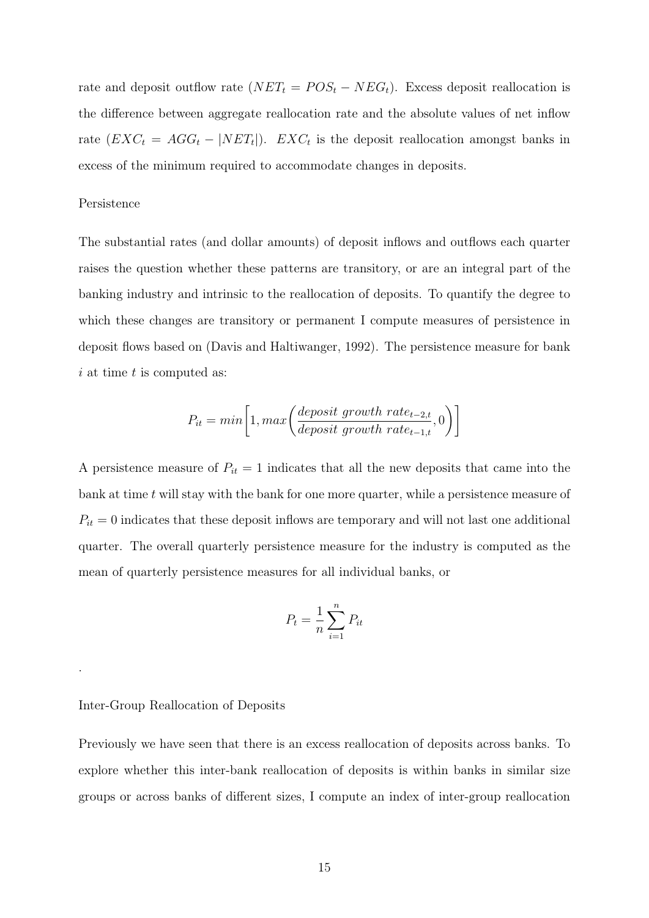rate and deposit outflow rate ($NET_t = POS_t - NEG_t$). Excess deposit reallocation is the difference between aggregate reallocation rate and the absolute values of net inflow rate ($EXC_t = AGG_t - |NET_t|$). $EXC_t$ is the deposit reallocation amongst banks in excess of the minimum required to accommodate changes in deposits.

Persistence

The substantial rates (and dollar amounts) of deposit inflows and outflows each quarter raises the question whether these patterns are transitory, or are an integral part of the banking industry and intrinsic to the reallocation of deposits. To quantify the degree to which these changes are transitory or permanent I compute measures of persistence in deposit flows based on (Davis and Haltiwanger, 1992). The persistence measure for bank $i$ at time $t$ is computed as:

$$P_{it} = min\left[1, max\left(\frac{deposit\ growth\ rate_{t-2,t}}{deposit\ growth\ rate_{t-1,t}}, 0\right)\right]$$

A persistence measure of $P_{it} = 1$ indicates that all the new deposits that came into the bank at time $t$ will stay with the bank for one more quarter, while a persistence measure of $P_{it} = 0$ indicates that these deposit inflows are temporary and will not last one additional quarter. The overall quarterly persistence measure for the industry is computed as the mean of quarterly persistence measures for all individual banks, or

$$P_t = \frac{1}{n}\sum_{i=1}^{n} P_{it}$$

.

Inter-Group Reallocation of Deposits

Previously we have seen that there is an excess reallocation of deposits across banks. To explore whether this inter-bank reallocation of deposits is within banks in similar size groups or across banks of different sizes, I compute an index of inter-group reallocation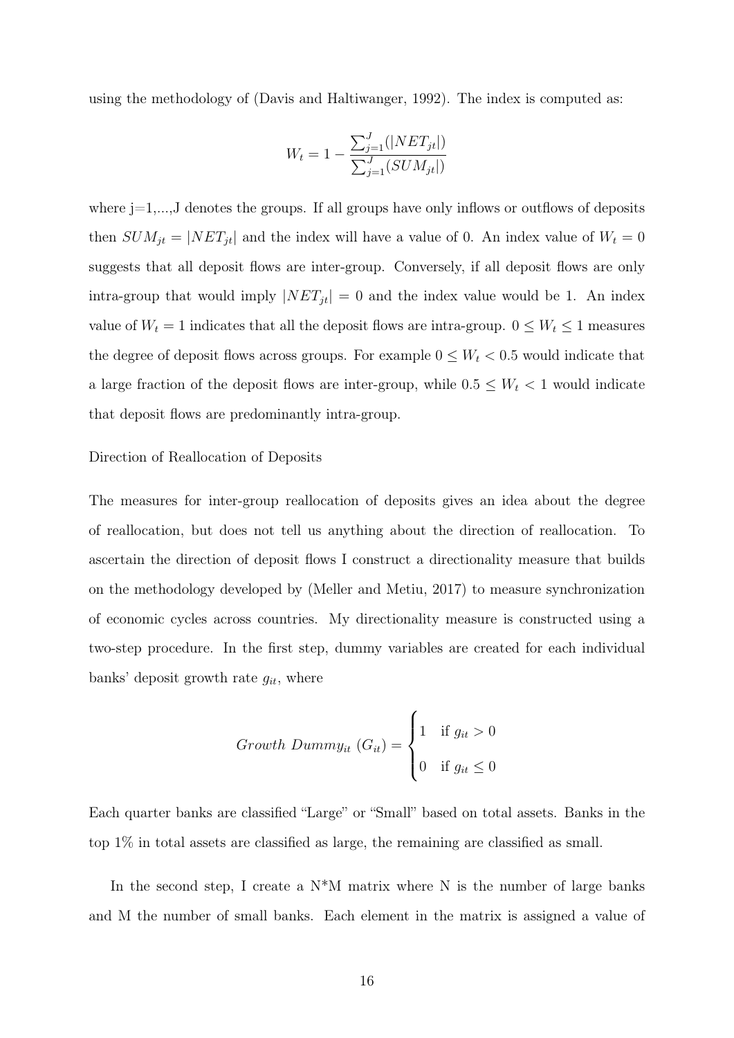using the methodology of (Davis and Haltiwanger, 1992). The index is computed as:

$$W_t = 1 - \frac{\sum_{j=1}^{J}(|NET_{jt}|)}{\sum_{j=1}^{J}(SUM_{jt}|)}$$

where j=1,...,J denotes the groups. If all groups have only inflows or outflows of deposits then $SUM_{jt} = |NET_{jt}|$ and the index will have a value of 0. An index value of $W_t = 0$ suggests that all deposit flows are inter-group. Conversely, if all deposit flows are only intra-group that would imply $|NET_{jt}| = 0$ and the index value would be 1. An index value of $W_t = 1$ indicates that all the deposit flows are intra-group. $0 \leq W_t \leq 1$ measures the degree of deposit flows across groups. For example $0 \leq W_t < 0.5$ would indicate that a large fraction of the deposit flows are inter-group, while $0.5 \leq W_t < 1$ would indicate that deposit flows are predominantly intra-group.

Direction of Reallocation of Deposits

The measures for inter-group reallocation of deposits gives an idea about the degree of reallocation, but does not tell us anything about the direction of reallocation. To ascertain the direction of deposit flows I construct a directionality measure that builds on the methodology developed by (Meller and Metiu, 2017) to measure synchronization of economic cycles across countries. My directionality measure is constructed using a two-step procedure. In the first step, dummy variables are created for each individual banks' deposit growth rate $g_{it}$, where

$$Growth\ Dummy_{it}\ (G_{it}) = \begin{cases} 1 & \text{if } g_{it} > 0 \\ 0 & \text{if } g_{it} \leq 0 \end{cases}$$

Each quarter banks are classified "Large" or "Small" based on total assets. Banks in the top 1% in total assets are classified as large, the remaining are classified as small.

In the second step, I create a N*M matrix where N is the number of large banks and M the number of small banks. Each element in the matrix is assigned a value of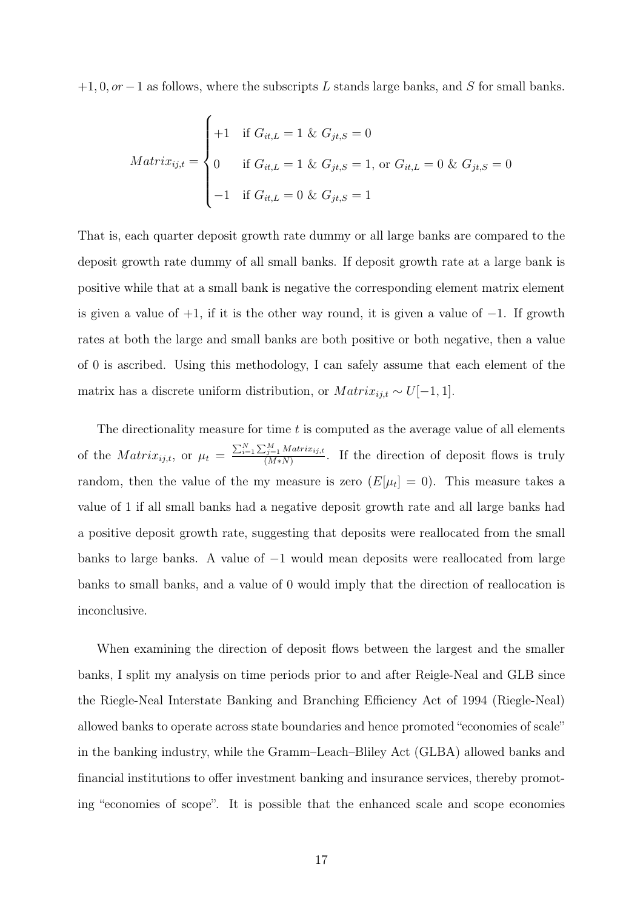$+1, 0, or -1$ as follows, where the subscripts $L$ stands large banks, and $S$ for small banks.

$$Matrix_{ij,t} = \begin{cases} +1 & \text{if } G_{it,L} = 1 \text{ \& } G_{jt,S} = 0 \\ 0 & \text{if } G_{it,L} = 1 \text{ \& } G_{jt,S} = 1, \text{ or } G_{it,L} = 0 \text{ \& } G_{jt,S} = 0 \\ -1 & \text{if } G_{it,L} = 0 \text{ \& } G_{jt,S} = 1 \end{cases}$$

That is, each quarter deposit growth rate dummy or all large banks are compared to the deposit growth rate dummy of all small banks. If deposit growth rate at a large bank is positive while that at a small bank is negative the corresponding element matrix element is given a value of $+1$, if it is the other way round, it is given a value of $-1$. If growth rates at both the large and small banks are both positive or both negative, then a value of 0 is ascribed. Using this methodology, I can safely assume that each element of the matrix has a discrete uniform distribution, or $Matrix_{ij,t} \sim U[-1, 1]$.

The directionality measure for time $t$ is computed as the average value of all elements of the $Matrix_{ij,t}$, or $\mu_t = \frac{\sum_{i=1}^{N}\sum_{j=1}^{M} Matrix_{ij,t}}{(M*N)}$. If the direction of deposit flows is truly random, then the value of the my measure is zero ($E[\mu_t] = 0$). This measure takes a value of 1 if all small banks had a negative deposit growth rate and all large banks had a positive deposit growth rate, suggesting that deposits were reallocated from the small banks to large banks. A value of $-1$ would mean deposits were reallocated from large banks to small banks, and a value of 0 would imply that the direction of reallocation is inconclusive.

When examining the direction of deposit flows between the largest and the smaller banks, I split my analysis on time periods prior to and after Reigle-Neal and GLB since the Riegle-Neal Interstate Banking and Branching Efficiency Act of 1994 (Riegle-Neal) allowed banks to operate across state boundaries and hence promoted "economies of scale" in the banking industry, while the Gramm–Leach–Bliley Act (GLBA) allowed banks and financial institutions to offer investment banking and insurance services, thereby promoting "economies of scope". It is possible that the enhanced scale and scope economies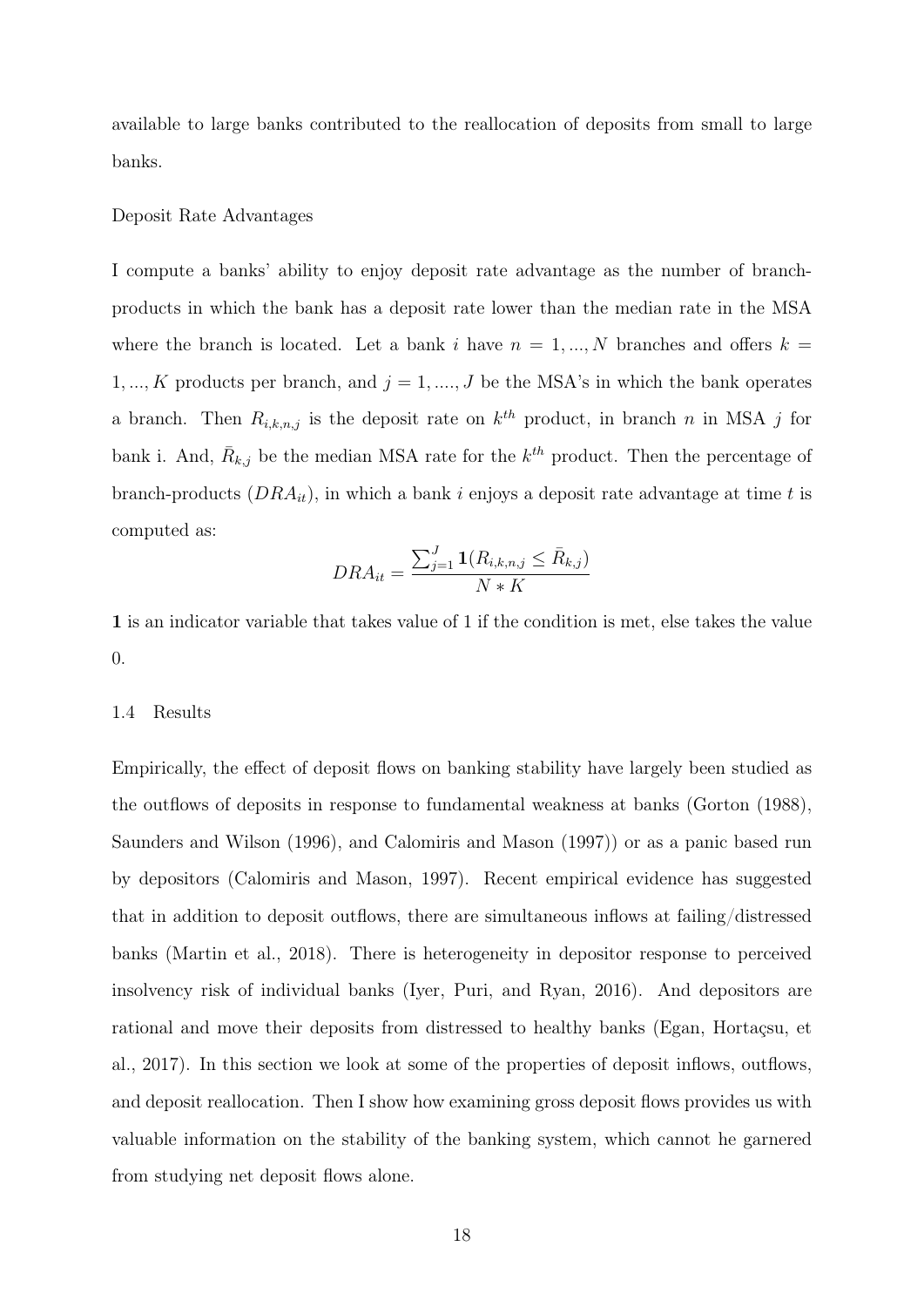available to large banks contributed to the reallocation of deposits from small to large banks.

Deposit Rate Advantages

I compute a banks' ability to enjoy deposit rate advantage as the number of branch-products in which the bank has a deposit rate lower than the median rate in the MSA where the branch is located. Let a bank $i$ have $n = 1, ..., N$ branches and offers $k = 1, ..., K$ products per branch, and $j = 1, ...., J$ be the MSA's in which the bank operates a branch. Then $R_{i,k,n,j}$ is the deposit rate on $k^{th}$ product, in branch $n$ in MSA $j$ for bank i. And, $\bar{R}_{k,j}$ be the median MSA rate for the $k^{th}$ product. Then the percentage of branch-products ($DRA_{it}$), in which a bank $i$ enjoys a deposit rate advantage at time $t$ is computed as:

$$DRA_{it} = \frac{\sum_{j=1}^{J} \mathbf{1}(R_{i,k,n,j} \leq \bar{R}_{k,j})}{N * K}$$

**1** is an indicator variable that takes value of 1 if the condition is met, else takes the value 0.

## 1.4 Results

Empirically, the effect of deposit flows on banking stability have largely been studied as the outflows of deposits in response to fundamental weakness at banks (Gorton (1988), Saunders and Wilson (1996), and Calomiris and Mason (1997)) or as a panic based run by depositors (Calomiris and Mason, 1997). Recent empirical evidence has suggested that in addition to deposit outflows, there are simultaneous inflows at failing/distressed banks (Martin et al., 2018). There is heterogeneity in depositor response to perceived insolvency risk of individual banks (Iyer, Puri, and Ryan, 2016). And depositors are rational and move their deposits from distressed to healthy banks (Egan, Hortaçsu, et al., 2017). In this section we look at some of the properties of deposit inflows, outflows, and deposit reallocation. Then I show how examining gross deposit flows provides us with valuable information on the stability of the banking system, which cannot he garnered from studying net deposit flows alone.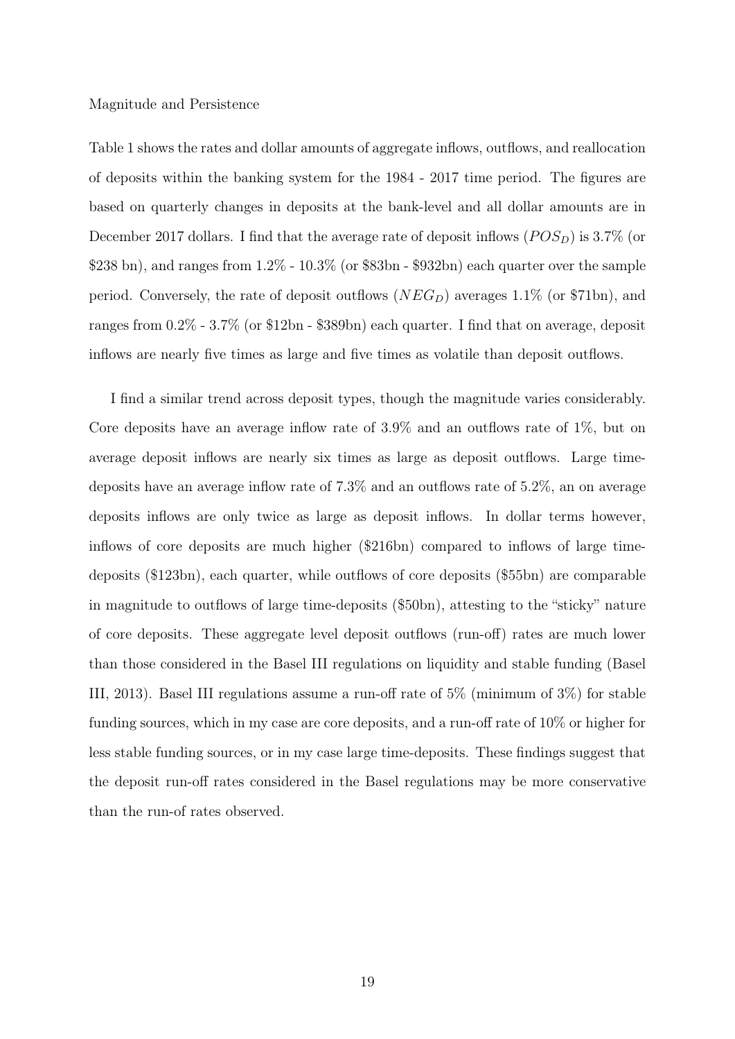Magnitude and Persistence

Table 1 shows the rates and dollar amounts of aggregate inflows, outflows, and reallocation of deposits within the banking system for the 1984 - 2017 time period. The figures are based on quarterly changes in deposits at the bank-level and all dollar amounts are in December 2017 dollars. I find that the average rate of deposit inflows ($POS_D$) is 3.7% (or $238 bn), and ranges from 1.2% - 10.3% (or $83bn - $932bn) each quarter over the sample period. Conversely, the rate of deposit outflows ($NEG_D$) averages 1.1% (or $71bn), and ranges from 0.2% - 3.7% (or $12bn - $389bn) each quarter. I find that on average, deposit inflows are nearly five times as large and five times as volatile than deposit outflows.

I find a similar trend across deposit types, though the magnitude varies considerably. Core deposits have an average inflow rate of 3.9% and an outflows rate of 1%, but on average deposit inflows are nearly six times as large as deposit outflows. Large time-deposits have an average inflow rate of 7.3% and an outflows rate of 5.2%, an on average deposits inflows are only twice as large as deposit inflows. In dollar terms however, inflows of core deposits are much higher ($216bn) compared to inflows of large time-deposits ($123bn), each quarter, while outflows of core deposits ($55bn) are comparable in magnitude to outflows of large time-deposits ($50bn), attesting to the "sticky" nature of core deposits. These aggregate level deposit outflows (run-off) rates are much lower than those considered in the Basel III regulations on liquidity and stable funding (Basel III, 2013). Basel III regulations assume a run-off rate of 5% (minimum of 3%) for stable funding sources, which in my case are core deposits, and a run-off rate of 10% or higher for less stable funding sources, or in my case large time-deposits. These findings suggest that the deposit run-off rates considered in the Basel regulations may be more conservative than the run-of rates observed.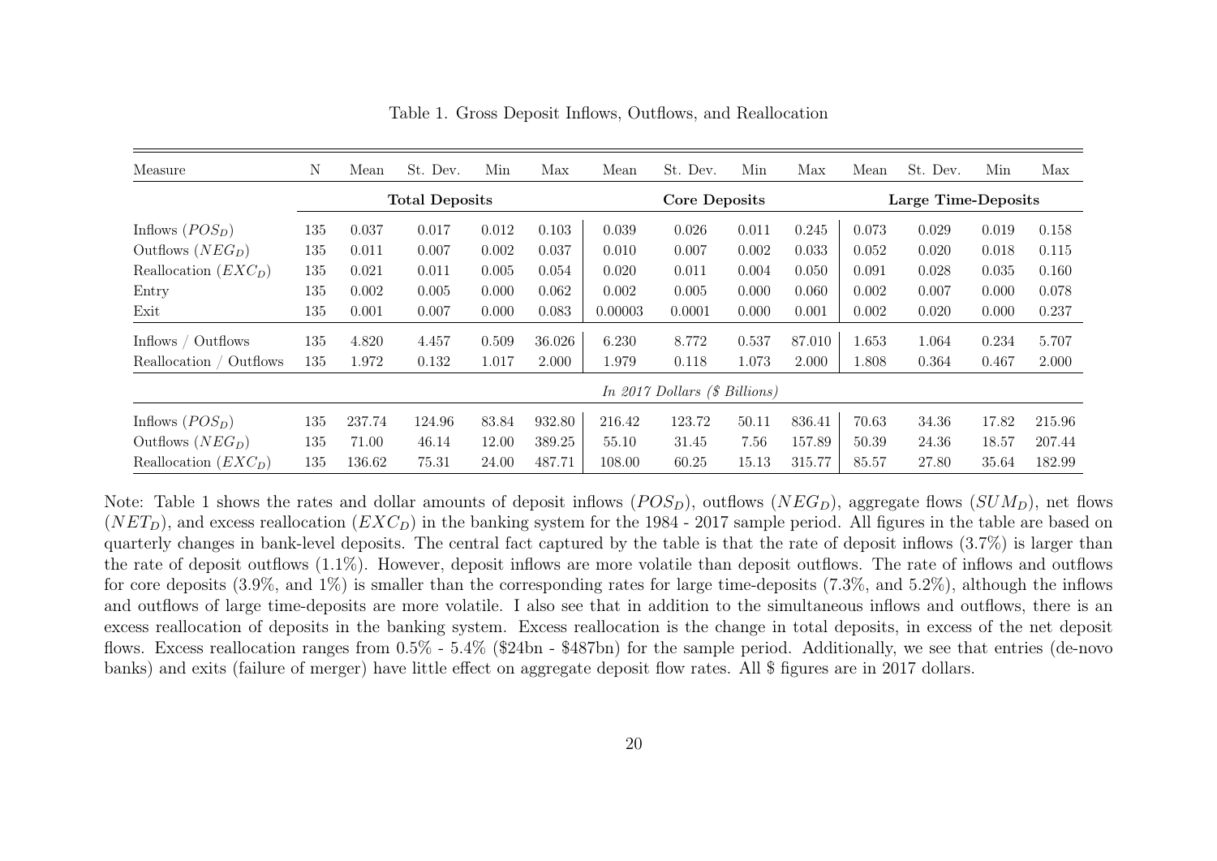Table 1. Gross Deposit Inflows, Outflows, and Reallocation

| Measure | N | Mean | St. Dev. | Min | Max | Mean | St. Dev. | Min | Max | Mean | St. Dev. | Min | Max |
|---|---|---|---|---|---|---|---|---|---|---|---|---|---|
| | | **Total Deposits** | | | | **Core Deposits** | | | | **Large Time-Deposits** | | | |
| Inflows ($POS_D$) | 135 | 0.037 | 0.017 | 0.012 | 0.103 | 0.039 | 0.026 | 0.011 | 0.245 | 0.073 | 0.029 | 0.019 | 0.158 |
| Outflows ($NEG_D$) | 135 | 0.011 | 0.007 | 0.002 | 0.037 | 0.010 | 0.007 | 0.002 | 0.033 | 0.052 | 0.020 | 0.018 | 0.115 |
| Reallocation ($EXC_D$) | 135 | 0.021 | 0.011 | 0.005 | 0.054 | 0.020 | 0.011 | 0.004 | 0.050 | 0.091 | 0.028 | 0.035 | 0.160 |
| Entry | 135 | 0.002 | 0.005 | 0.000 | 0.062 | 0.002 | 0.005 | 0.000 | 0.060 | 0.002 | 0.007 | 0.000 | 0.078 |
| Exit | 135 | 0.001 | 0.007 | 0.000 | 0.083 | 0.00003 | 0.0001 | 0.000 | 0.001 | 0.002 | 0.020 | 0.000 | 0.237 |
| Inflows / Outflows | 135 | 4.820 | 4.457 | 0.509 | 36.026 | 6.230 | 8.772 | 0.537 | 87.010 | 1.653 | 1.064 | 0.234 | 5.707 |
| Reallocation / Outflows | 135 | 1.972 | 0.132 | 1.017 | 2.000 | 1.979 | 0.118 | 1.073 | 2.000 | 1.808 | 0.364 | 0.467 | 2.000 |
| | | | | | | *In 2017 Dollars ($ Billions)* | | | | | | | |
| Inflows ($POS_D$) | 135 | 237.74 | 124.96 | 83.84 | 932.80 | 216.42 | 123.72 | 50.11 | 836.41 | 70.63 | 34.36 | 17.82 | 215.96 |
| Outflows ($NEG_D$) | 135 | 71.00 | 46.14 | 12.00 | 389.25 | 55.10 | 31.45 | 7.56 | 157.89 | 50.39 | 24.36 | 18.57 | 207.44 |
| Reallocation ($EXC_D$) | 135 | 136.62 | 75.31 | 24.00 | 487.71 | 108.00 | 60.25 | 15.13 | 315.77 | 85.57 | 27.80 | 35.64 | 182.99 |

Note: Table 1 shows the rates and dollar amounts of deposit inflows ($POS_D$), outflows ($NEG_D$), aggregate flows ($SUM_D$), net flows ($NET_D$), and excess reallocation ($EXC_D$) in the banking system for the 1984 - 2017 sample period. All figures in the table are based on quarterly changes in bank-level deposits. The central fact captured by the table is that the rate of deposit inflows (3.7%) is larger than the rate of deposit outflows (1.1%). However, deposit inflows are more volatile than deposit outflows. The rate of inflows and outflows for core deposits (3.9%, and 1%) is smaller than the corresponding rates for large time-deposits (7.3%, and 5.2%), although the inflows and outflows of large time-deposits are more volatile. I also see that in addition to the simultaneous inflows and outflows, there is an excess reallocation of deposits in the banking system. Excess reallocation is the change in total deposits, in excess of the net deposit flows. Excess reallocation ranges from 0.5% - 5.4% ($24bn - $487bn) for the sample period. Additionally, we see that entries (de-novo banks) and exits (failure of merger) have little effect on aggregate deposit flow rates. All $ figures are in 2017 dollars.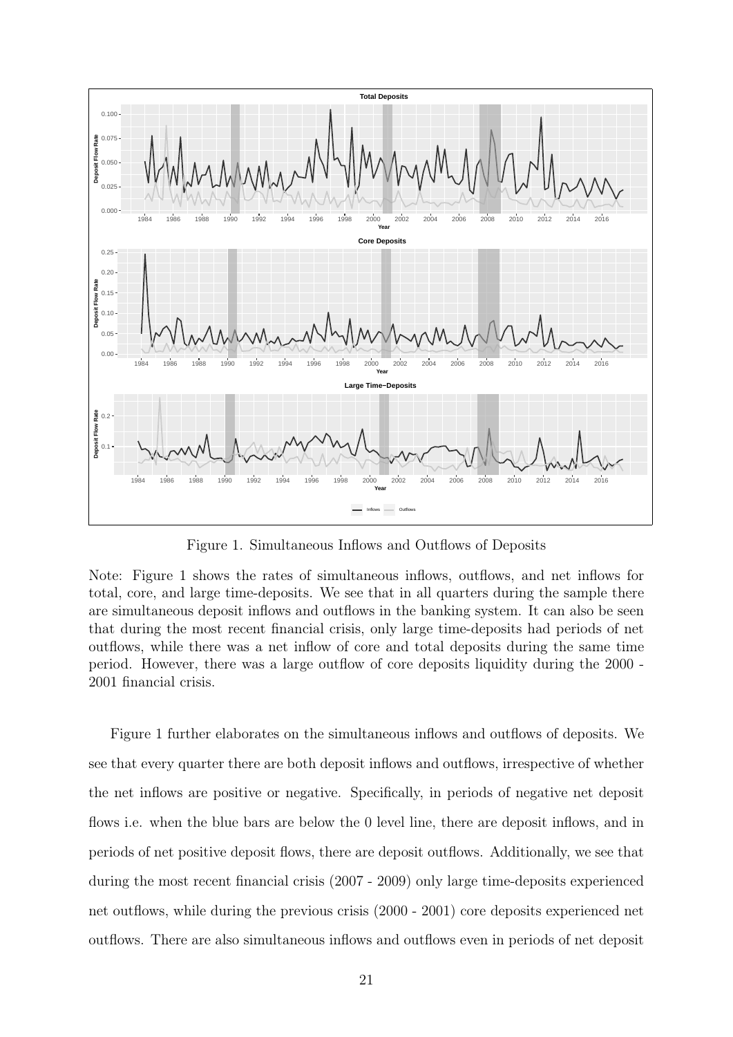Figure 1. Simultaneous Inflows and Outflows of Deposits

Note: Figure 1 shows the rates of simultaneous inflows, outflows, and net inflows for total, core, and large time-deposits. We see that in all quarters during the sample there are simultaneous deposit inflows and outflows in the banking system. It can also be seen that during the most recent financial crisis, only large time-deposits had periods of net outflows, while there was a net inflow of core and total deposits during the same time period. However, there was a large outflow of core deposits liquidity during the 2000 - 2001 financial crisis.

Figure 1 further elaborates on the simultaneous inflows and outflows of deposits. We see that every quarter there are both deposit inflows and outflows, irrespective of whether the net inflows are positive or negative. Specifically, in periods of negative net deposit flows i.e. when the blue bars are below the 0 level line, there are deposit inflows, and in periods of net positive deposit flows, there are deposit outflows. Additionally, we see that during the most recent financial crisis (2007 - 2009) only large time-deposits experienced net outflows, while during the previous crisis (2000 - 2001) core deposits experienced net outflows. There are also simultaneous inflows and outflows even in periods of net deposit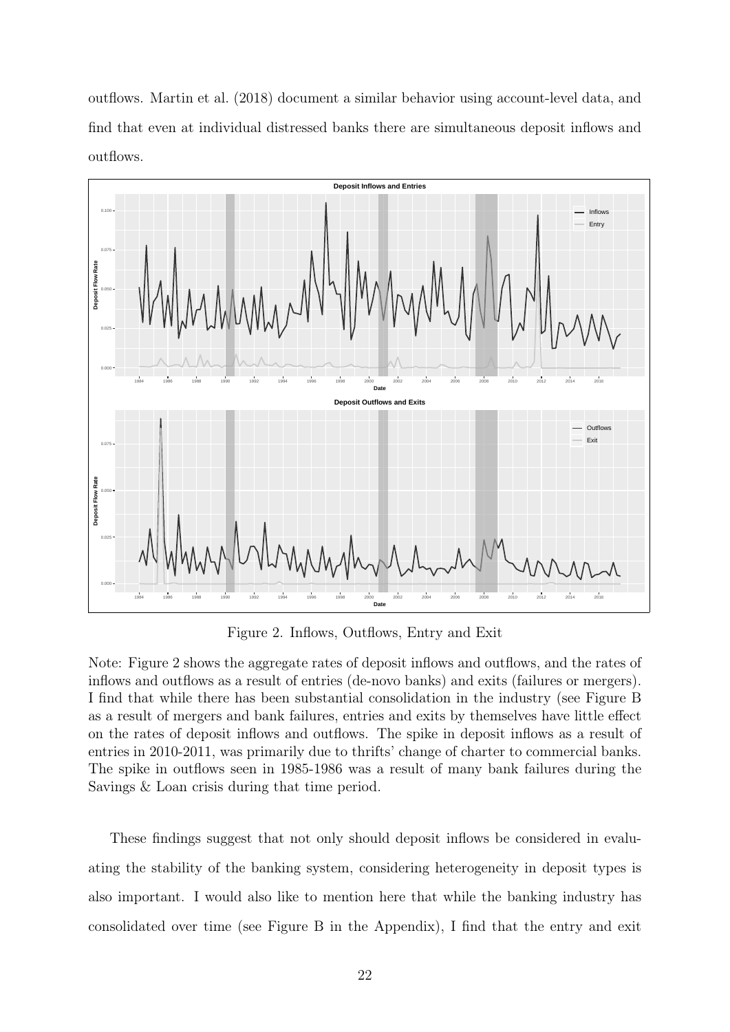outflows. Martin et al. (2018) document a similar behavior using account-level data, and find that even at individual distressed banks there are simultaneous deposit inflows and outflows.

Figure 2. Inflows, Outflows, Entry and Exit

Note: Figure 2 shows the aggregate rates of deposit inflows and outflows, and the rates of inflows and outflows as a result of entries (de-novo banks) and exits (failures or mergers). I find that while there has been substantial consolidation in the industry (see Figure B as a result of mergers and bank failures, entries and exits by themselves have little effect on the rates of deposit inflows and outflows. The spike in deposit inflows as a result of entries in 2010-2011, was primarily due to thrifts' change of charter to commercial banks. The spike in outflows seen in 1985-1986 was a result of many bank failures during the Savings & Loan crisis during that time period.

These findings suggest that not only should deposit inflows be considered in evaluating the stability of the banking system, considering heterogeneity in deposit types is also important. I would also like to mention here that while the banking industry has consolidated over time (see Figure B in the Appendix), I find that the entry and exit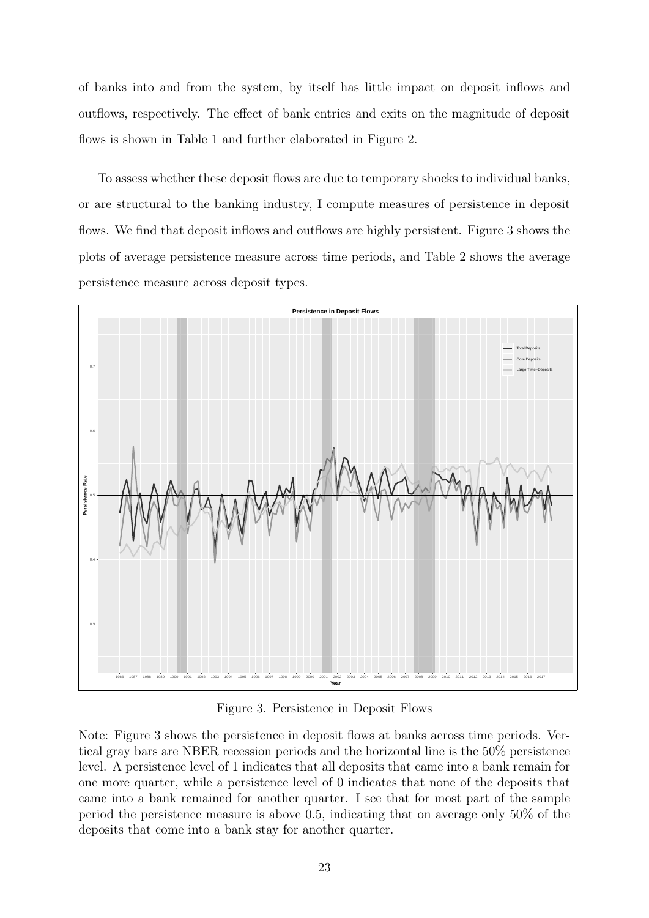of banks into and from the system, by itself has little impact on deposit inflows and outflows, respectively. The effect of bank entries and exits on the magnitude of deposit flows is shown in Table 1 and further elaborated in Figure 2.

To assess whether these deposit flows are due to temporary shocks to individual banks, or are structural to the banking industry, I compute measures of persistence in deposit flows. We find that deposit inflows and outflows are highly persistent. Figure 3 shows the plots of average persistence measure across time periods, and Table 2 shows the average persistence measure across deposit types.

Figure 3. Persistence in Deposit Flows

Note: Figure 3 shows the persistence in deposit flows at banks across time periods. Vertical gray bars are NBER recession periods and the horizontal line is the 50% persistence level. A persistence level of 1 indicates that all deposits that came into a bank remain for one more quarter, while a persistence level of 0 indicates that none of the deposits that came into a bank remained for another quarter. I see that for most part of the sample period the persistence measure is above 0.5, indicating that on average only 50% of the deposits that come into a bank stay for another quarter.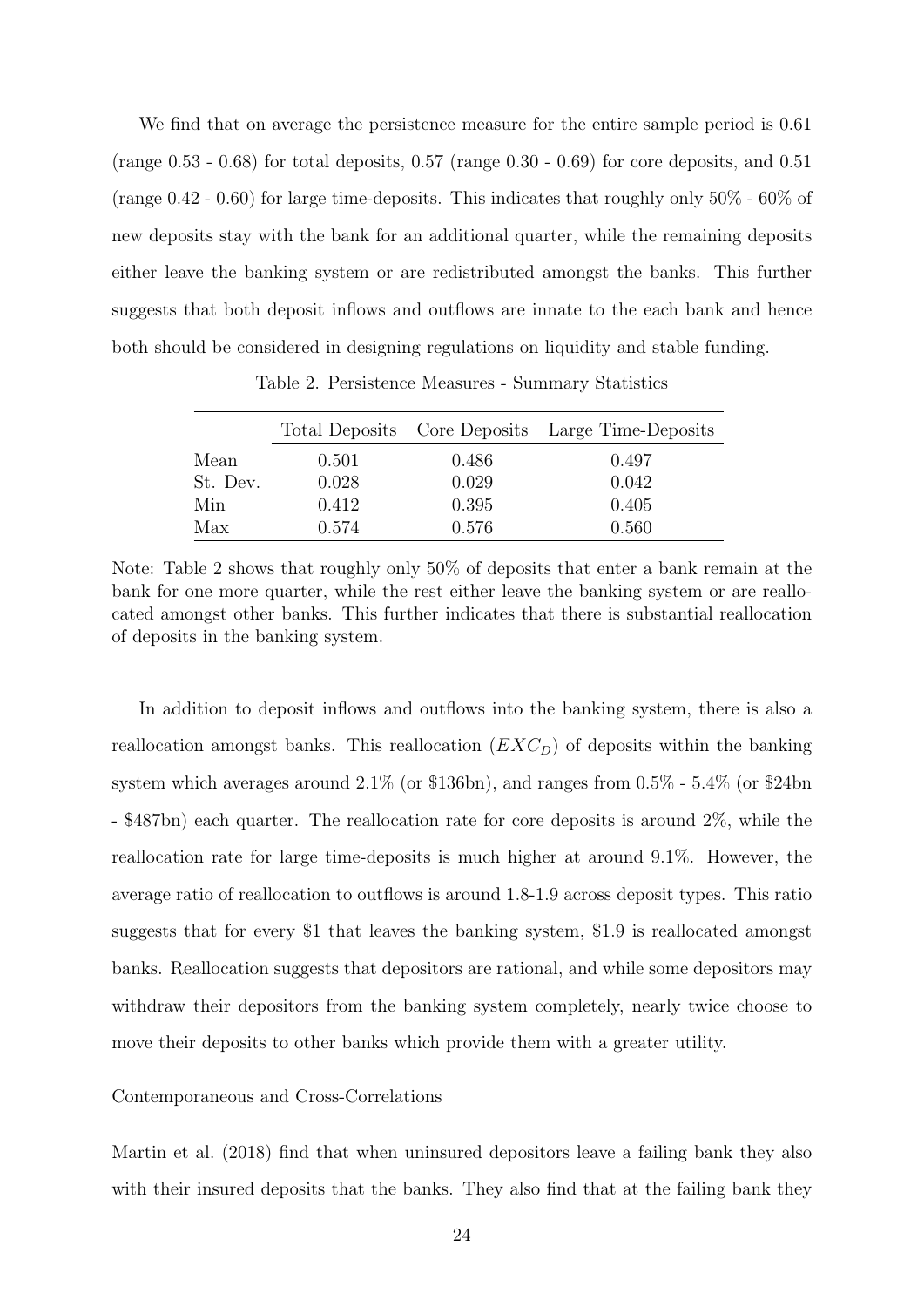We find that on average the persistence measure for the entire sample period is 0.61 (range 0.53 - 0.68) for total deposits, 0.57 (range 0.30 - 0.69) for core deposits, and 0.51 (range 0.42 - 0.60) for large time-deposits. This indicates that roughly only 50% - 60% of new deposits stay with the bank for an additional quarter, while the remaining deposits either leave the banking system or are redistributed amongst the banks. This further suggests that both deposit inflows and outflows are innate to the each bank and hence both should be considered in designing regulations on liquidity and stable funding.

Table 2. Persistence Measures - Summary Statistics

| | Total Deposits | Core Deposits | Large Time-Deposits |
|---|---|---|---|
| Mean | 0.501 | 0.486 | 0.497 |
| St. Dev. | 0.028 | 0.029 | 0.042 |
| Min | 0.412 | 0.395 | 0.405 |
| Max | 0.574 | 0.576 | 0.560 |

Note: Table 2 shows that roughly only 50% of deposits that enter a bank remain at the bank for one more quarter, while the rest either leave the banking system or are reallocated amongst other banks. This further indicates that there is substantial reallocation of deposits in the banking system.

In addition to deposit inflows and outflows into the banking system, there is also a reallocation amongst banks. This reallocation ($EXC_D$) of deposits within the banking system which averages around 2.1% (or \$136bn), and ranges from 0.5% - 5.4% (or \$24bn - \$487bn) each quarter. The reallocation rate for core deposits is around 2%, while the reallocation rate for large time-deposits is much higher at around 9.1%. However, the average ratio of reallocation to outflows is around 1.8-1.9 across deposit types. This ratio suggests that for every \$1 that leaves the banking system, \$1.9 is reallocated amongst banks. Reallocation suggests that depositors are rational, and while some depositors may withdraw their depositors from the banking system completely, nearly twice choose to move their deposits to other banks which provide them with a greater utility.

Contemporaneous and Cross-Correlations

Martin et al. (2018) find that when uninsured depositors leave a failing bank they also with their insured deposits that the banks. They also find that at the failing bank they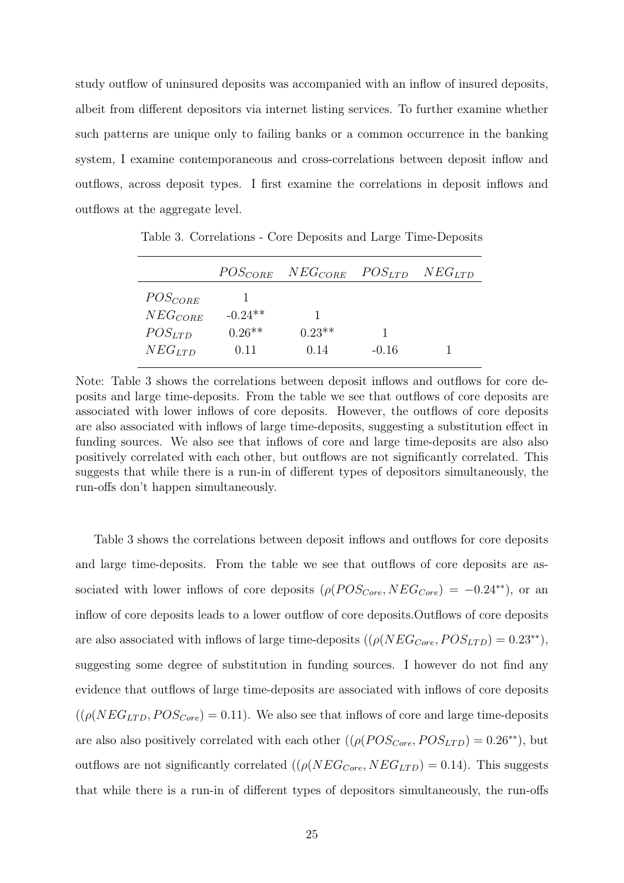study outflow of uninsured deposits was accompanied with an inflow of insured deposits, albeit from different depositors via internet listing services. To further examine whether such patterns are unique only to failing banks or a common occurrence in the banking system, I examine contemporaneous and cross-correlations between deposit inflow and outflows, across deposit types. I first examine the correlations in deposit inflows and outflows at the aggregate level.

Table 3. Correlations - Core Deposits and Large Time-Deposits

| | $POS_{CORE}$ | $NEG_{CORE}$ | $POS_{LTD}$ | $NEG_{LTD}$ |
|---|---|---|---|---|
| $POS_{CORE}$ | 1 | | | |
| $NEG_{CORE}$ | -0.24** | 1 | | |
| $POS_{LTD}$ | 0.26** | 0.23** | 1 | |
| $NEG_{LTD}$ | 0.11 | 0.14 | -0.16 | 1 |

Note: Table 3 shows the correlations between deposit inflows and outflows for core deposits and large time-deposits. From the table we see that outflows of core deposits are associated with lower inflows of core deposits. However, the outflows of core deposits are also associated with inflows of large time-deposits, suggesting a substitution effect in funding sources. We also see that inflows of core and large time-deposits are also also positively correlated with each other, but outflows are not significantly correlated. This suggests that while there is a run-in of different types of depositors simultaneously, the run-offs don't happen simultaneously.

Table 3 shows the correlations between deposit inflows and outflows for core deposits and large time-deposits. From the table we see that outflows of core deposits are associated with lower inflows of core deposits ($\rho(POS_{Core}, NEG_{Core}) = -0.24^{**}$), or an inflow of core deposits leads to a lower outflow of core deposits.Outflows of core deposits are also associated with inflows of large time-deposits (($\rho(NEG_{Core}, POS_{LTD}) = 0.23^{**}$), suggesting some degree of substitution in funding sources. I however do not find any evidence that outflows of large time-deposits are associated with inflows of core deposits (($\rho(NEG_{LTD}, POS_{Core}) = 0.11$). We also see that inflows of core and large time-deposits are also also positively correlated with each other (($\rho(POS_{Core}, POS_{LTD}) = 0.26^{**}$), but outflows are not significantly correlated (($\rho(NEG_{Core}, NEG_{LTD}) = 0.14$). This suggests that while there is a run-in of different types of depositors simultaneously, the run-offs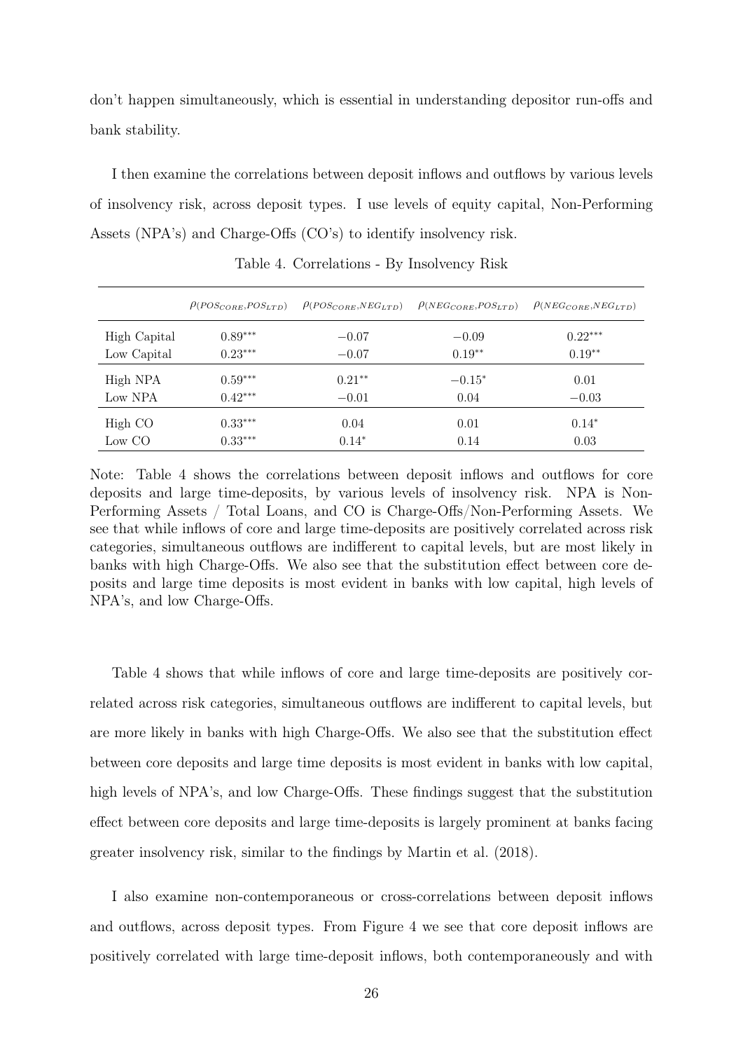don't happen simultaneously, which is essential in understanding depositor run-offs and bank stability.

I then examine the correlations between deposit inflows and outflows by various levels of insolvency risk, across deposit types. I use levels of equity capital, Non-Performing Assets (NPA's) and Charge-Offs (CO's) to identify insolvency risk.

Table 4. Correlations - By Insolvency Risk

| | $\rho(POS_{CORE}, POS_{LTD})$ | $\rho(POS_{CORE}, NEG_{LTD})$ | $\rho(NEG_{CORE}, POS_{LTD})$ | $\rho(NEG_{CORE}, NEG_{LTD})$ |
|---|---|---|---|---|
| High Capital | $0.89^{***}$ | $-0.07$ | $-0.09$ | $0.22^{***}$ |
| Low Capital | $0.23^{***}$ | $-0.07$ | $0.19^{**}$ | $0.19^{**}$ |
| High NPA | $0.59^{***}$ | $0.21^{**}$ | $-0.15^{*}$ | $0.01$ |
| Low NPA | $0.42^{***}$ | $-0.01$ | $0.04$ | $-0.03$ |
| High CO | $0.33^{***}$ | $0.04$ | $0.01$ | $0.14^{*}$ |
| Low CO | $0.33^{***}$ | $0.14^{*}$ | $0.14$ | $0.03$ |

Note: Table 4 shows the correlations between deposit inflows and outflows for core deposits and large time-deposits, by various levels of insolvency risk. NPA is Non-Performing Assets / Total Loans, and CO is Charge-Offs/Non-Performing Assets. We see that while inflows of core and large time-deposits are positively correlated across risk categories, simultaneous outflows are indifferent to capital levels, but are most likely in banks with high Charge-Offs. We also see that the substitution effect between core deposits and large time deposits is most evident in banks with low capital, high levels of NPA's, and low Charge-Offs.

Table 4 shows that while inflows of core and large time-deposits are positively correlated across risk categories, simultaneous outflows are indifferent to capital levels, but are more likely in banks with high Charge-Offs. We also see that the substitution effect between core deposits and large time deposits is most evident in banks with low capital, high levels of NPA's, and low Charge-Offs. These findings suggest that the substitution effect between core deposits and large time-deposits is largely prominent at banks facing greater insolvency risk, similar to the findings by Martin et al. (2018).

I also examine non-contemporaneous or cross-correlations between deposit inflows and outflows, across deposit types. From Figure 4 we see that core deposit inflows are positively correlated with large time-deposit inflows, both contemporaneously and with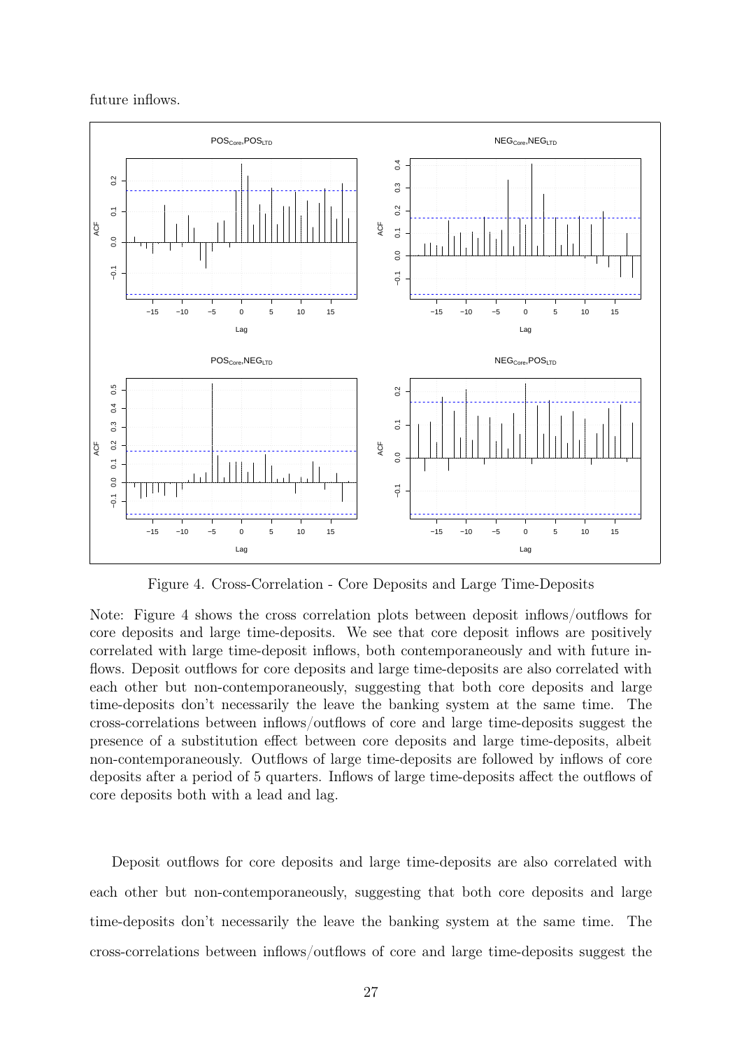future inflows.

Figure 4. Cross-Correlation - Core Deposits and Large Time-Deposits

Note: Figure 4 shows the cross correlation plots between deposit inflows/outflows for core deposits and large time-deposits. We see that core deposit inflows are positively correlated with large time-deposit inflows, both contemporaneously and with future inflows. Deposit outflows for core deposits and large time-deposits are also correlated with each other but non-contemporaneously, suggesting that both core deposits and large time-deposits don't necessarily the leave the banking system at the same time. The cross-correlations between inflows/outflows of core and large time-deposits suggest the presence of a substitution effect between core deposits and large time-deposits, albeit non-contemporaneously. Outflows of large time-deposits are followed by inflows of core deposits after a period of 5 quarters. Inflows of large time-deposits affect the outflows of core deposits both with a lead and lag.

Deposit outflows for core deposits and large time-deposits are also correlated with each other but non-contemporaneously, suggesting that both core deposits and large time-deposits don't necessarily the leave the banking system at the same time. The cross-correlations between inflows/outflows of core and large time-deposits suggest the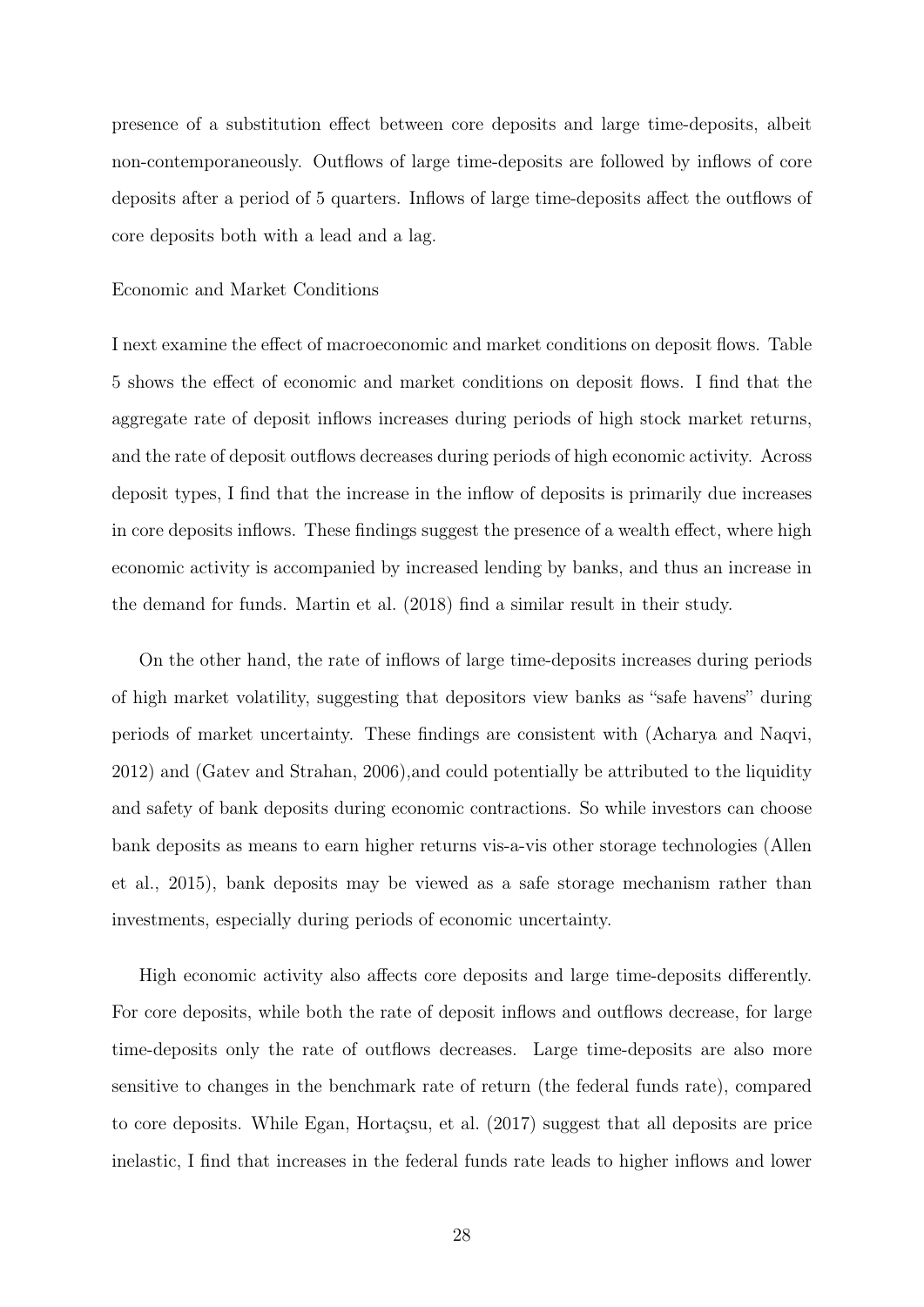presence of a substitution effect between core deposits and large time-deposits, albeit non-contemporaneously. Outflows of large time-deposits are followed by inflows of core deposits after a period of 5 quarters. Inflows of large time-deposits affect the outflows of core deposits both with a lead and a lag.

Economic and Market Conditions

I next examine the effect of macroeconomic and market conditions on deposit flows. Table 5 shows the effect of economic and market conditions on deposit flows. I find that the aggregate rate of deposit inflows increases during periods of high stock market returns, and the rate of deposit outflows decreases during periods of high economic activity. Across deposit types, I find that the increase in the inflow of deposits is primarily due increases in core deposits inflows. These findings suggest the presence of a wealth effect, where high economic activity is accompanied by increased lending by banks, and thus an increase in the demand for funds. Martin et al. (2018) find a similar result in their study.

On the other hand, the rate of inflows of large time-deposits increases during periods of high market volatility, suggesting that depositors view banks as "safe havens" during periods of market uncertainty. These findings are consistent with (Acharya and Naqvi, 2012) and (Gatev and Strahan, 2006),and could potentially be attributed to the liquidity and safety of bank deposits during economic contractions. So while investors can choose bank deposits as means to earn higher returns vis-a-vis other storage technologies (Allen et al., 2015), bank deposits may be viewed as a safe storage mechanism rather than investments, especially during periods of economic uncertainty.

High economic activity also affects core deposits and large time-deposits differently. For core deposits, while both the rate of deposit inflows and outflows decrease, for large time-deposits only the rate of outflows decreases. Large time-deposits are also more sensitive to changes in the benchmark rate of return (the federal funds rate), compared to core deposits. While Egan, Hortaçsu, et al. (2017) suggest that all deposits are price inelastic, I find that increases in the federal funds rate leads to higher inflows and lower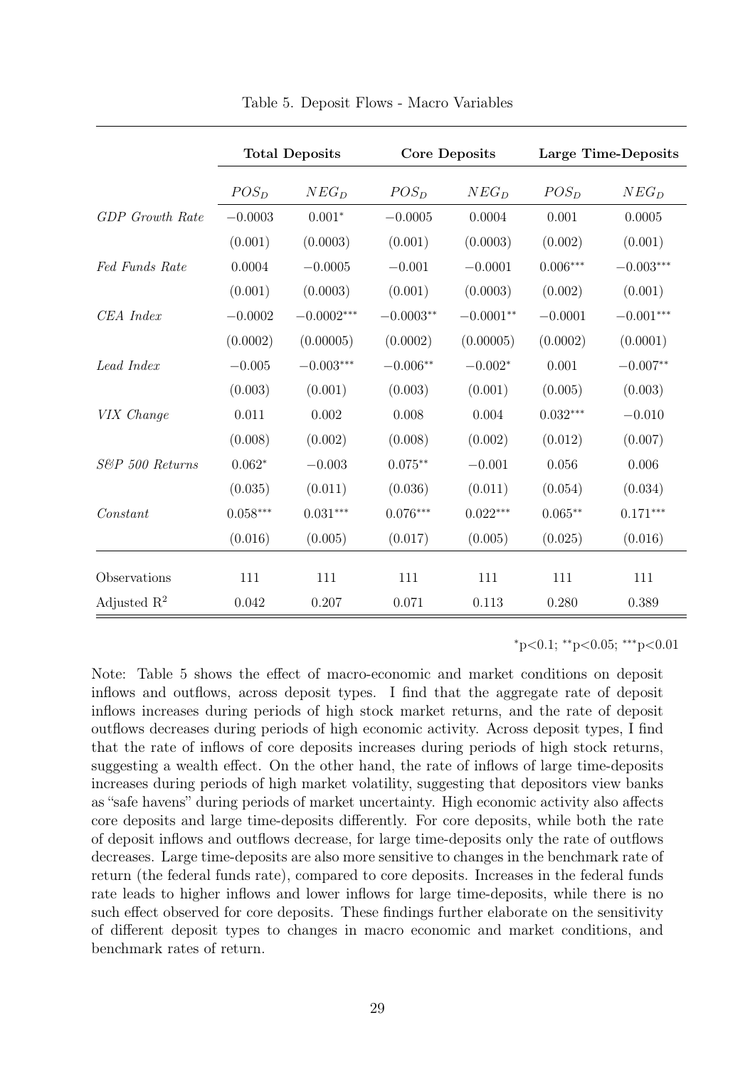Table 5. Deposit Flows - Macro Variables

| | Total Deposits | | Core Deposits | | Large Time-Deposits | |
|---|---|---|---|---|---|---|
| | $POS_D$ | $NEG_D$ | $POS_D$ | $NEG_D$ | $POS_D$ | $NEG_D$ |
| *GDP Growth Rate* | $-0.0003$ | $0.001^{*}$ | $-0.0005$ | $0.0004$ | $0.001$ | $0.0005$ |
| | (0.001) | (0.0003) | (0.001) | (0.0003) | (0.002) | (0.001) |
| *Fed Funds Rate* | $0.0004$ | $-0.0005$ | $-0.001$ | $-0.0001$ | $0.006^{***}$ | $-0.003^{***}$ |
| | (0.001) | (0.0003) | (0.001) | (0.0003) | (0.002) | (0.001) |
| *CEA Index* | $-0.0002$ | $-0.0002^{***}$ | $-0.0003^{**}$ | $-0.0001^{**}$ | $-0.0001$ | $-0.001^{***}$ |
| | (0.0002) | (0.00005) | (0.0002) | (0.00005) | (0.0002) | (0.0001) |
| *Lead Index* | $-0.005$ | $-0.003^{***}$ | $-0.006^{**}$ | $-0.002^{*}$ | $0.001$ | $-0.007^{**}$ |
| | (0.003) | (0.001) | (0.003) | (0.001) | (0.005) | (0.003) |
| *VIX Change* | $0.011$ | $0.002$ | $0.008$ | $0.004$ | $0.032^{***}$ | $-0.010$ |
| | (0.008) | (0.002) | (0.008) | (0.002) | (0.012) | (0.007) |
| *S&P 500 Returns* | $0.062^{*}$ | $-0.003$ | $0.075^{**}$ | $-0.001$ | $0.056$ | $0.006$ |
| | (0.035) | (0.011) | (0.036) | (0.011) | (0.054) | (0.034) |
| *Constant* | $0.058^{***}$ | $0.031^{***}$ | $0.076^{***}$ | $0.022^{***}$ | $0.065^{**}$ | $0.171^{***}$ |
| | (0.016) | (0.005) | (0.017) | (0.005) | (0.025) | (0.016) |
| Observations | 111 | 111 | 111 | 111 | 111 | 111 |
| Adjusted $R^2$ | 0.042 | 0.207 | 0.071 | 0.113 | 0.280 | 0.389 |

$^{*}$p<0.1; $^{**}$p<0.05; $^{***}$p<0.01

Note: Table 5 shows the effect of macro-economic and market conditions on deposit inflows and outflows, across deposit types. I find that the aggregate rate of deposit inflows increases during periods of high stock market returns, and the rate of deposit outflows decreases during periods of high economic activity. Across deposit types, I find that the rate of inflows of core deposits increases during periods of high stock returns, suggesting a wealth effect. On the other hand, the rate of inflows of large time-deposits increases during periods of high market volatility, suggesting that depositors view banks as "safe havens" during periods of market uncertainty. High economic activity also affects core deposits and large time-deposits differently. For core deposits, while both the rate of deposit inflows and outflows decrease, for large time-deposits only the rate of outflows decreases. Large time-deposits are also more sensitive to changes in the benchmark rate of return (the federal funds rate), compared to core deposits. Increases in the federal funds rate leads to higher inflows and lower inflows for large time-deposits, while there is no such effect observed for core deposits. These findings further elaborate on the sensitivity of different deposit types to changes in macro economic and market conditions, and benchmark rates of return.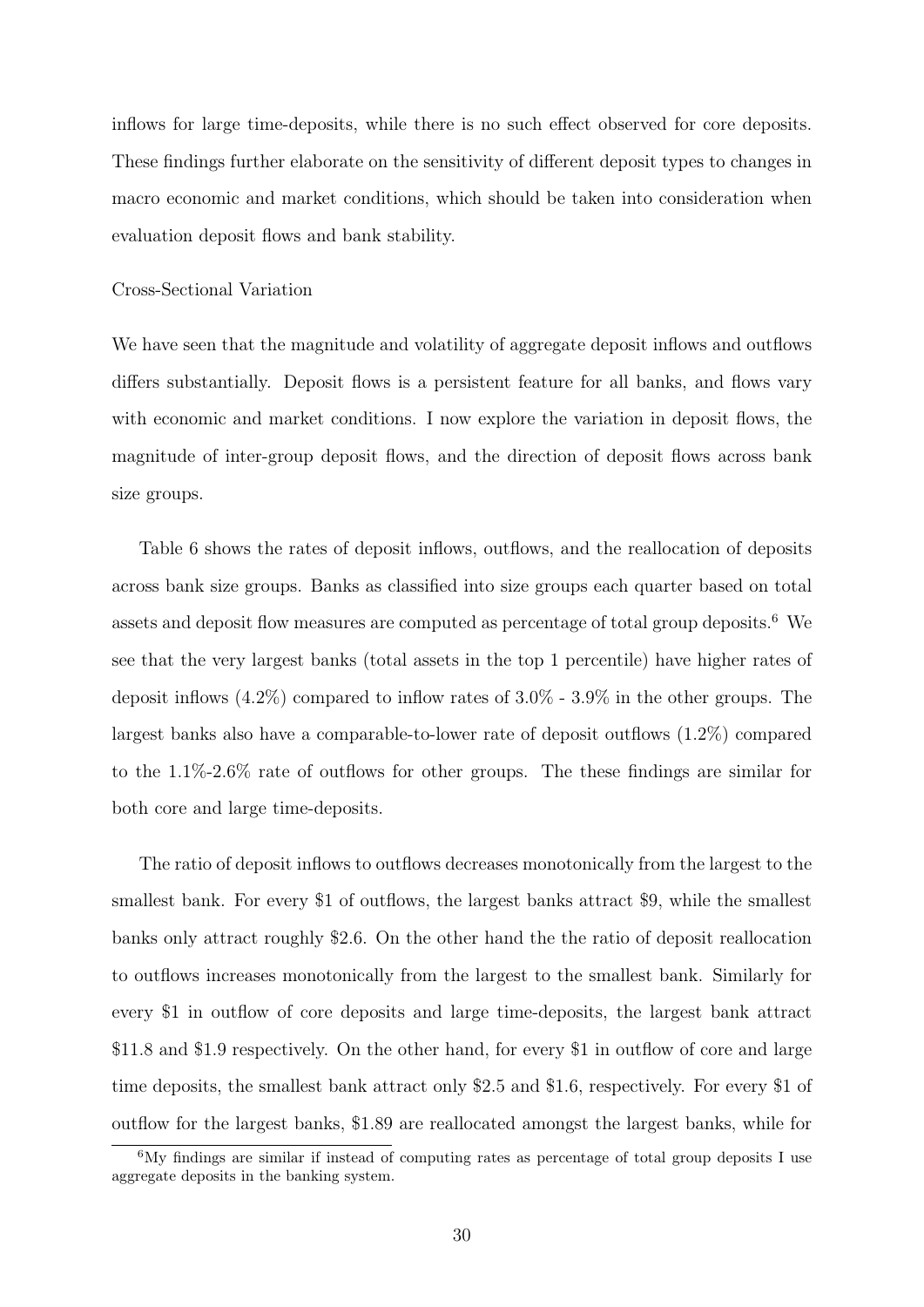inflows for large time-deposits, while there is no such effect observed for core deposits. These findings further elaborate on the sensitivity of different deposit types to changes in macro economic and market conditions, which should be taken into consideration when evaluation deposit flows and bank stability.

Cross-Sectional Variation

We have seen that the magnitude and volatility of aggregate deposit inflows and outflows differs substantially. Deposit flows is a persistent feature for all banks, and flows vary with economic and market conditions. I now explore the variation in deposit flows, the magnitude of inter-group deposit flows, and the direction of deposit flows across bank size groups.

Table 6 shows the rates of deposit inflows, outflows, and the reallocation of deposits across bank size groups. Banks as classified into size groups each quarter based on total assets and deposit flow measures are computed as percentage of total group deposits.[6] We see that the very largest banks (total assets in the top 1 percentile) have higher rates of deposit inflows (4.2%) compared to inflow rates of 3.0% - 3.9% in the other groups. The largest banks also have a comparable-to-lower rate of deposit outflows (1.2%) compared to the 1.1%-2.6% rate of outflows for other groups. The these findings are similar for both core and large time-deposits.

The ratio of deposit inflows to outflows decreases monotonically from the largest to the smallest bank. For every \$1 of outflows, the largest banks attract \$9, while the smallest banks only attract roughly \$2.6. On the other hand the the ratio of deposit reallocation to outflows increases monotonically from the largest to the smallest bank. Similarly for every \$1 in outflow of core deposits and large time-deposits, the largest bank attract \$11.8 and \$1.9 respectively. On the other hand, for every \$1 in outflow of core and large time deposits, the smallest bank attract only \$2.5 and \$1.6, respectively. For every \$1 of outflow for the largest banks, \$1.89 are reallocated amongst the largest banks, while for

[6]My findings are similar if instead of computing rates as percentage of total group deposits I use aggregate deposits in the banking system.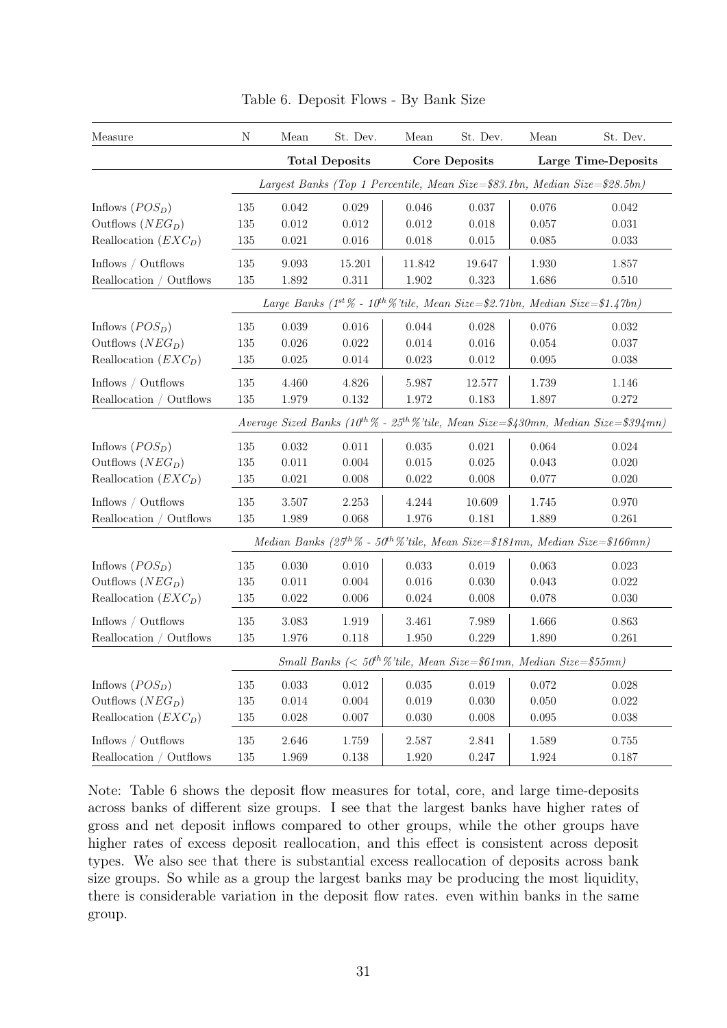Table 6. Deposit Flows - By Bank Size

| Measure | N | Mean | St. Dev. | Mean | St. Dev. | Mean | St. Dev. |
|---|---|---|---|---|---|---|---|
| | | **Total Deposits** | | **Core Deposits** | | **Large Time-Deposits** | |
| | | *Largest Banks (Top 1 Percentile, Mean Size=\$83.1bn, Median Size=\$28.5bn)* | | | | | |
| Inflows ($POS_D$) | 135 | 0.042 | 0.029 | 0.046 | 0.037 | 0.076 | 0.042 |
| Outflows ($NEG_D$) | 135 | 0.012 | 0.012 | 0.012 | 0.018 | 0.057 | 0.031 |
| Reallocation ($EXC_D$) | 135 | 0.021 | 0.016 | 0.018 | 0.015 | 0.085 | 0.033 |
| Inflows / Outflows | 135 | 9.093 | 15.201 | 11.842 | 19.647 | 1.930 | 1.857 |
| Reallocation / Outflows | 135 | 1.892 | 0.311 | 1.902 | 0.323 | 1.686 | 0.510 |
| | | *Large Banks ($1^{st}$% - $10^{th}$%'tile, Mean Size=\$2.71bn, Median Size=\$1.47bn)* | | | | | |
| Inflows ($POS_D$) | 135 | 0.039 | 0.016 | 0.044 | 0.028 | 0.076 | 0.032 |
| Outflows ($NEG_D$) | 135 | 0.026 | 0.022 | 0.014 | 0.016 | 0.054 | 0.037 |
| Reallocation ($EXC_D$) | 135 | 0.025 | 0.014 | 0.023 | 0.012 | 0.095 | 0.038 |
| Inflows / Outflows | 135 | 4.460 | 4.826 | 5.987 | 12.577 | 1.739 | 1.146 |
| Reallocation / Outflows | 135 | 1.979 | 0.132 | 1.972 | 0.183 | 1.897 | 0.272 |
| | | *Average Sized Banks ($10^{th}$% - $25^{th}$%'tile, Mean Size=\$430mn, Median Size=\$394mn)* | | | | | |
| Inflows ($POS_D$) | 135 | 0.032 | 0.011 | 0.035 | 0.021 | 0.064 | 0.024 |
| Outflows ($NEG_D$) | 135 | 0.011 | 0.004 | 0.015 | 0.025 | 0.043 | 0.020 |
| Reallocation ($EXC_D$) | 135 | 0.021 | 0.008 | 0.022 | 0.008 | 0.077 | 0.020 |
| Inflows / Outflows | 135 | 3.507 | 2.253 | 4.244 | 10.609 | 1.745 | 0.970 |
| Reallocation / Outflows | 135 | 1.989 | 0.068 | 1.976 | 0.181 | 1.889 | 0.261 |
| | | *Median Banks ($25^{th}$% - $50^{th}$%'tile, Mean Size=\$181mn, Median Size=\$166mn)* | | | | | |
| Inflows ($POS_D$) | 135 | 0.030 | 0.010 | 0.033 | 0.019 | 0.063 | 0.023 |
| Outflows ($NEG_D$) | 135 | 0.011 | 0.004 | 0.016 | 0.030 | 0.043 | 0.022 |
| Reallocation ($EXC_D$) | 135 | 0.022 | 0.006 | 0.024 | 0.008 | 0.078 | 0.030 |
| Inflows / Outflows | 135 | 3.083 | 1.919 | 3.461 | 7.989 | 1.666 | 0.863 |
| Reallocation / Outflows | 135 | 1.976 | 0.118 | 1.950 | 0.229 | 1.890 | 0.261 |
| | | *Small Banks (< $50^{th}$%'tile, Mean Size=\$61mn, Median Size=\$55mn)* | | | | | |
| Inflows ($POS_D$) | 135 | 0.033 | 0.012 | 0.035 | 0.019 | 0.072 | 0.028 |
| Outflows ($NEG_D$) | 135 | 0.014 | 0.004 | 0.019 | 0.030 | 0.050 | 0.022 |
| Reallocation ($EXC_D$) | 135 | 0.028 | 0.007 | 0.030 | 0.008 | 0.095 | 0.038 |
| Inflows / Outflows | 135 | 2.646 | 1.759 | 2.587 | 2.841 | 1.589 | 0.755 |
| Reallocation / Outflows | 135 | 1.969 | 0.138 | 1.920 | 0.247 | 1.924 | 0.187 |

Note: Table 6 shows the deposit flow measures for total, core, and large time-deposits across banks of different size groups. I see that the largest banks have higher rates of gross and net deposit inflows compared to other groups, while the other groups have higher rates of excess deposit reallocation, and this effect is consistent across deposit types. We also see that there is substantial excess reallocation of deposits across bank size groups. So while as a group the largest banks may be producing the most liquidity, there is considerable variation in the deposit flow rates. even within banks in the same group.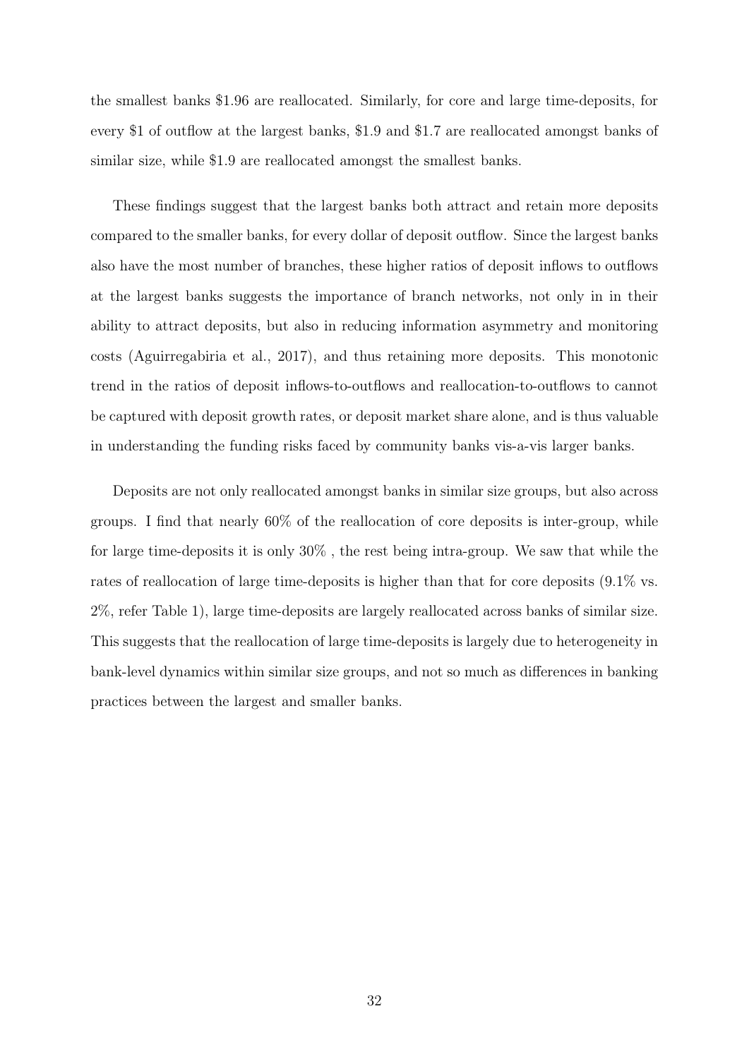the smallest banks \$1.96 are reallocated. Similarly, for core and large time-deposits, for every \$1 of outflow at the largest banks, \$1.9 and \$1.7 are reallocated amongst banks of similar size, while \$1.9 are reallocated amongst the smallest banks.

These findings suggest that the largest banks both attract and retain more deposits compared to the smaller banks, for every dollar of deposit outflow. Since the largest banks also have the most number of branches, these higher ratios of deposit inflows to outflows at the largest banks suggests the importance of branch networks, not only in in their ability to attract deposits, but also in reducing information asymmetry and monitoring costs (Aguirregabiria et al., 2017), and thus retaining more deposits. This monotonic trend in the ratios of deposit inflows-to-outflows and reallocation-to-outflows to cannot be captured with deposit growth rates, or deposit market share alone, and is thus valuable in understanding the funding risks faced by community banks vis-a-vis larger banks.

Deposits are not only reallocated amongst banks in similar size groups, but also across groups. I find that nearly 60% of the reallocation of core deposits is inter-group, while for large time-deposits it is only 30% , the rest being intra-group. We saw that while the rates of reallocation of large time-deposits is higher than that for core deposits (9.1% vs. 2%, refer Table 1), large time-deposits are largely reallocated across banks of similar size. This suggests that the reallocation of large time-deposits is largely due to heterogeneity in bank-level dynamics within similar size groups, and not so much as differences in banking practices between the largest and smaller banks.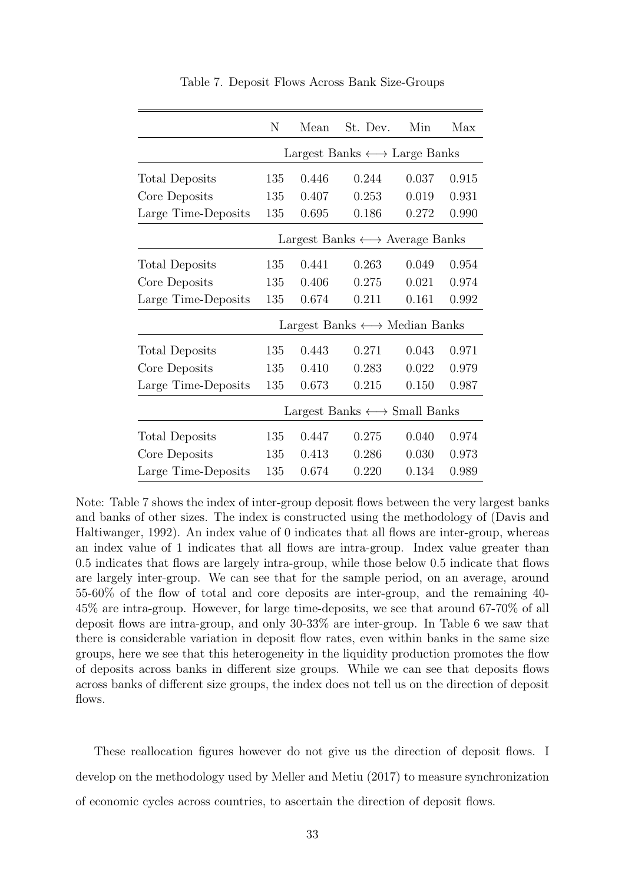Table 7. Deposit Flows Across Bank Size-Groups

| | N | Mean | St. Dev. | Min | Max |
|---|---|---|---|---|---|
| | Largest Banks $\longleftrightarrow$ Large Banks | | | | |
| Total Deposits | 135 | 0.446 | 0.244 | 0.037 | 0.915 |
| Core Deposits | 135 | 0.407 | 0.253 | 0.019 | 0.931 |
| Large Time-Deposits | 135 | 0.695 | 0.186 | 0.272 | 0.990 |
| | Largest Banks $\longleftrightarrow$ Average Banks | | | | |
| Total Deposits | 135 | 0.441 | 0.263 | 0.049 | 0.954 |
| Core Deposits | 135 | 0.406 | 0.275 | 0.021 | 0.974 |
| Large Time-Deposits | 135 | 0.674 | 0.211 | 0.161 | 0.992 |
| | Largest Banks $\longleftrightarrow$ Median Banks | | | | |
| Total Deposits | 135 | 0.443 | 0.271 | 0.043 | 0.971 |
| Core Deposits | 135 | 0.410 | 0.283 | 0.022 | 0.979 |
| Large Time-Deposits | 135 | 0.673 | 0.215 | 0.150 | 0.987 |
| | Largest Banks $\longleftrightarrow$ Small Banks | | | | |
| Total Deposits | 135 | 0.447 | 0.275 | 0.040 | 0.974 |
| Core Deposits | 135 | 0.413 | 0.286 | 0.030 | 0.973 |
| Large Time-Deposits | 135 | 0.674 | 0.220 | 0.134 | 0.989 |

Note: Table 7 shows the index of inter-group deposit flows between the very largest banks and banks of other sizes. The index is constructed using the methodology of (Davis and Haltiwanger, 1992). An index value of 0 indicates that all flows are inter-group, whereas an index value of 1 indicates that all flows are intra-group. Index value greater than 0.5 indicates that flows are largely intra-group, while those below 0.5 indicate that flows are largely inter-group. We can see that for the sample period, on an average, around 55-60% of the flow of total and core deposits are inter-group, and the remaining 40-45% are intra-group. However, for large time-deposits, we see that around 67-70% of all deposit flows are intra-group, and only 30-33% are inter-group. In Table 6 we saw that there is considerable variation in deposit flow rates, even within banks in the same size groups, here we see that this heterogeneity in the liquidity production promotes the flow of deposits across banks in different size groups. While we can see that deposits flows across banks of different size groups, the index does not tell us on the direction of deposit flows.

These reallocation figures however do not give us the direction of deposit flows. I develop on the methodology used by Meller and Metiu (2017) to measure synchronization of economic cycles across countries, to ascertain the direction of deposit flows.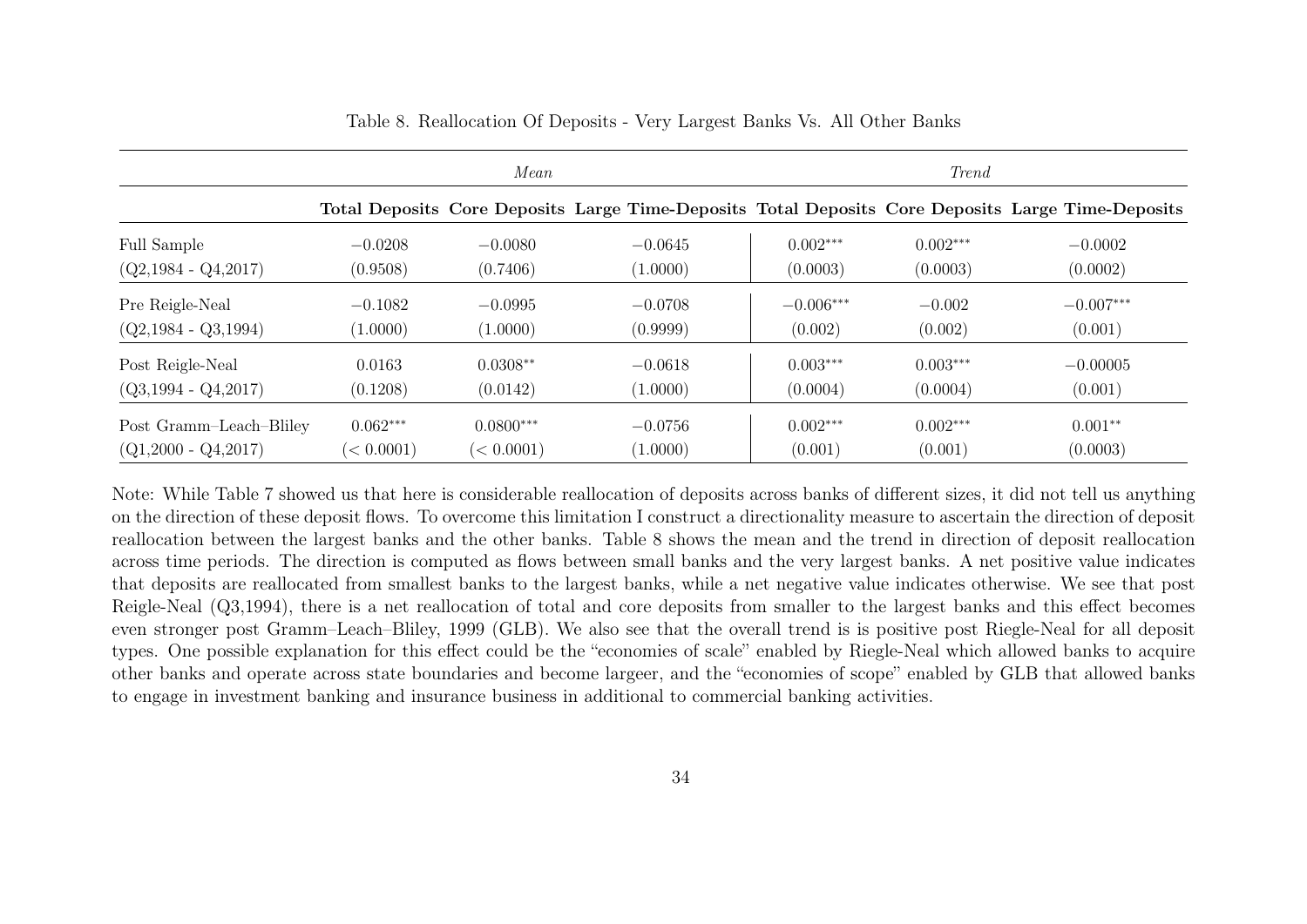Table 8. Reallocation Of Deposits - Very Largest Banks Vs. All Other Banks

| | *Mean* | | | *Trend* | | |
|---|---|---|---|---|---|---|
| | **Total Deposits** | **Core Deposits** | **Large Time-Deposits** | **Total Deposits** | **Core Deposits** | **Large Time-Deposits** |
| Full Sample | $-0.0208$ | $-0.0080$ | $-0.0645$ | $0.002^{***}$ | $0.002^{***}$ | $-0.0002$ |
| (Q2,1984 - Q4,2017) | (0.9508) | (0.7406) | (1.0000) | (0.0003) | (0.0003) | (0.0002) |
| Pre Reigle-Neal | $-0.1082$ | $-0.0995$ | $-0.0708$ | $-0.006^{***}$ | $-0.002$ | $-0.007^{***}$ |
| (Q2,1984 - Q3,1994) | (1.0000) | (1.0000) | (0.9999) | (0.002) | (0.002) | (0.001) |
| Post Reigle-Neal | 0.0163 | $0.0308^{**}$ | $-0.0618$ | $0.003^{***}$ | $0.003^{***}$ | $-0.00005$ |
| (Q3,1994 - Q4,2017) | (0.1208) | (0.0142) | (1.0000) | (0.0004) | (0.0004) | (0.001) |
| Post Gramm–Leach–Bliley | $0.062^{***}$ | $0.0800^{***}$ | $-0.0756$ | $0.002^{***}$ | $0.002^{***}$ | $0.001^{**}$ |
| (Q1,2000 - Q4,2017) | $(< 0.0001)$ | $(< 0.0001)$ | (1.0000) | (0.001) | (0.001) | (0.0003) |

Note: While Table 7 showed us that here is considerable reallocation of deposits across banks of different sizes, it did not tell us anything on the direction of these deposit flows. To overcome this limitation I construct a directionality measure to ascertain the direction of deposit reallocation between the largest banks and the other banks. Table 8 shows the mean and the trend in direction of deposit reallocation across time periods. The direction is computed as flows between small banks and the very largest banks. A net positive value indicates that deposits are reallocated from smallest banks to the largest banks, while a net negative value indicates otherwise. We see that post Reigle-Neal (Q3,1994), there is a net reallocation of total and core deposits from smaller to the largest banks and this effect becomes even stronger post Gramm–Leach–Bliley, 1999 (GLB). We also see that the overall trend is is positive post Riegle-Neal for all deposit types. One possible explanation for this effect could be the "economies of scale" enabled by Riegle-Neal which allowed banks to acquire other banks and operate across state boundaries and become largeer, and the "economies of scope" enabled by GLB that allowed banks to engage in investment banking and insurance business in additional to commercial banking activities.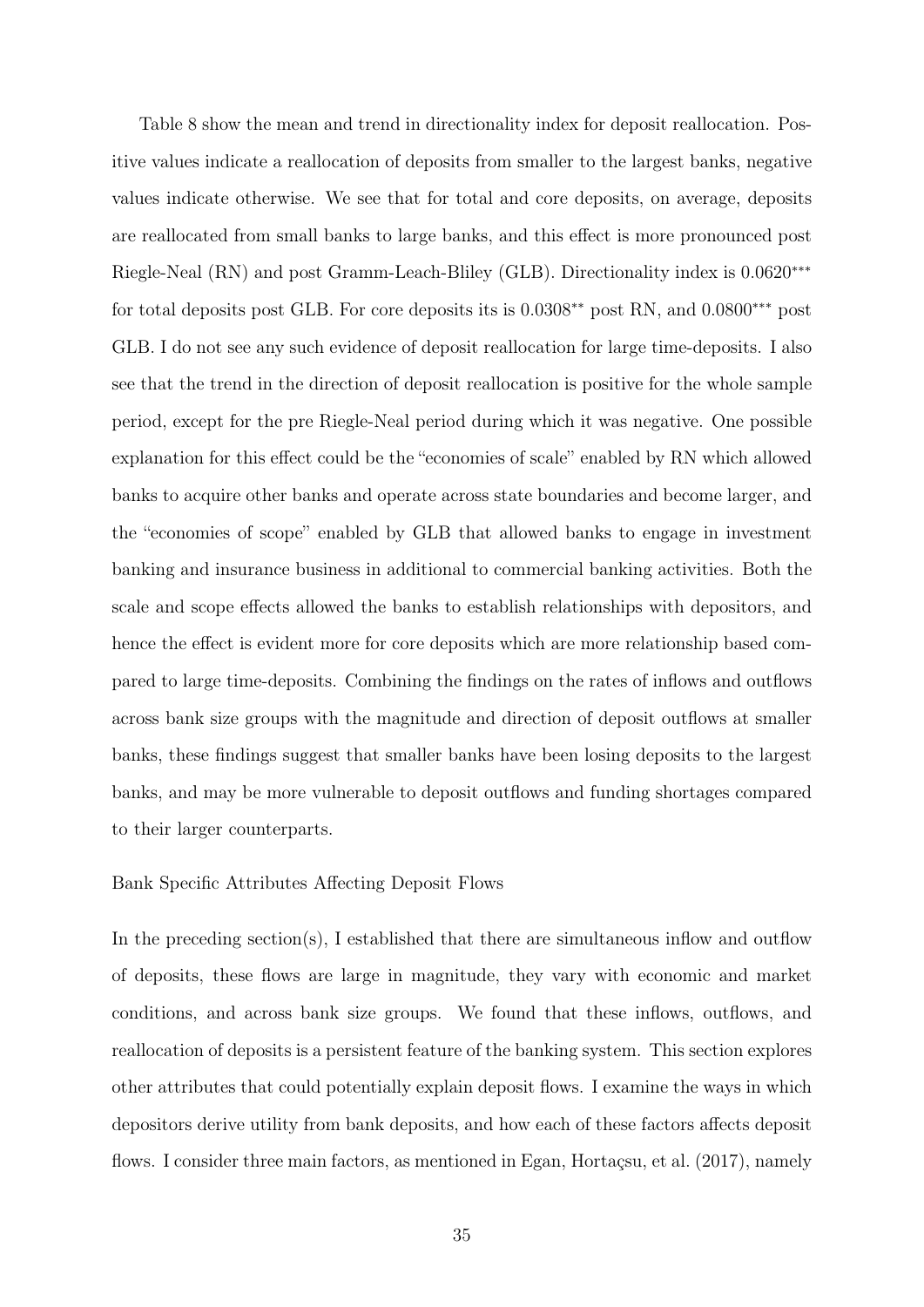Table 8 show the mean and trend in directionality index for deposit reallocation. Positive values indicate a reallocation of deposits from smaller to the largest banks, negative values indicate otherwise. We see that for total and core deposits, on average, deposits are reallocated from small banks to large banks, and this effect is more pronounced post Riegle-Neal (RN) and post Gramm-Leach-Bliley (GLB). Directionality index is $0.0620^{***}$ for total deposits post GLB. For core deposits its is $0.0308^{**}$ post RN, and $0.0800^{***}$ post GLB. I do not see any such evidence of deposit reallocation for large time-deposits. I also see that the trend in the direction of deposit reallocation is positive for the whole sample period, except for the pre Riegle-Neal period during which it was negative. One possible explanation for this effect could be the "economies of scale" enabled by RN which allowed banks to acquire other banks and operate across state boundaries and become larger, and the "economies of scope" enabled by GLB that allowed banks to engage in investment banking and insurance business in additional to commercial banking activities. Both the scale and scope effects allowed the banks to establish relationships with depositors, and hence the effect is evident more for core deposits which are more relationship based compared to large time-deposits. Combining the findings on the rates of inflows and outflows across bank size groups with the magnitude and direction of deposit outflows at smaller banks, these findings suggest that smaller banks have been losing deposits to the largest banks, and may be more vulnerable to deposit outflows and funding shortages compared to their larger counterparts.

Bank Specific Attributes Affecting Deposit Flows

In the preceding section(s), I established that there are simultaneous inflow and outflow of deposits, these flows are large in magnitude, they vary with economic and market conditions, and across bank size groups. We found that these inflows, outflows, and reallocation of deposits is a persistent feature of the banking system. This section explores other attributes that could potentially explain deposit flows. I examine the ways in which depositors derive utility from bank deposits, and how each of these factors affects deposit flows. I consider three main factors, as mentioned in Egan, Hortaçsu, et al. (2017), namely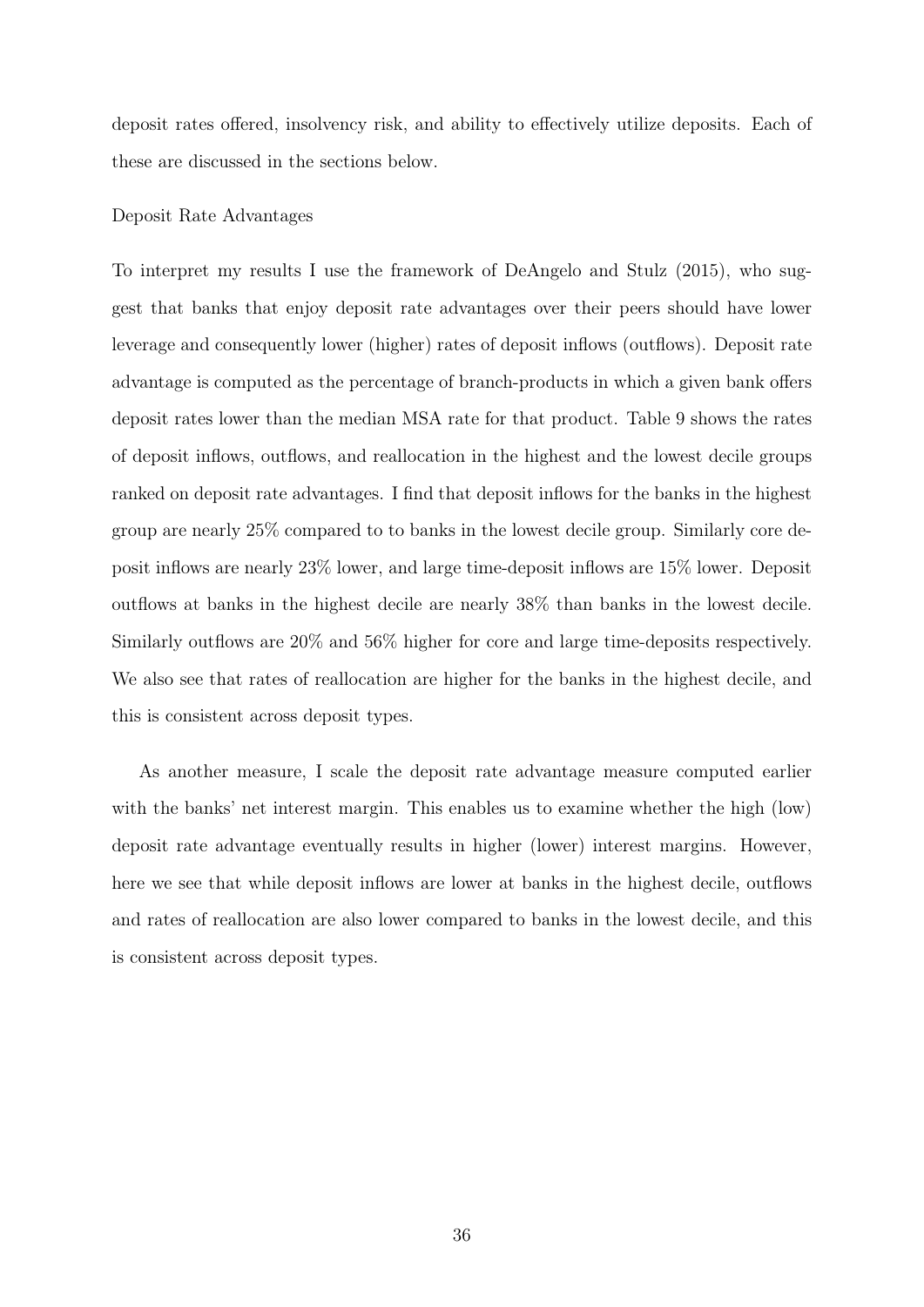deposit rates offered, insolvency risk, and ability to effectively utilize deposits. Each of these are discussed in the sections below.

### Deposit Rate Advantages

To interpret my results I use the framework of DeAngelo and Stulz (2015), who suggest that banks that enjoy deposit rate advantages over their peers should have lower leverage and consequently lower (higher) rates of deposit inflows (outflows). Deposit rate advantage is computed as the percentage of branch-products in which a given bank offers deposit rates lower than the median MSA rate for that product. Table 9 shows the rates of deposit inflows, outflows, and reallocation in the highest and the lowest decile groups ranked on deposit rate advantages. I find that deposit inflows for the banks in the highest group are nearly 25% compared to to banks in the lowest decile group. Similarly core deposit inflows are nearly 23% lower, and large time-deposit inflows are 15% lower. Deposit outflows at banks in the highest decile are nearly 38% than banks in the lowest decile. Similarly outflows are 20% and 56% higher for core and large time-deposits respectively. We also see that rates of reallocation are higher for the banks in the highest decile, and this is consistent across deposit types.

As another measure, I scale the deposit rate advantage measure computed earlier with the banks' net interest margin. This enables us to examine whether the high (low) deposit rate advantage eventually results in higher (lower) interest margins. However, here we see that while deposit inflows are lower at banks in the highest decile, outflows and rates of reallocation are also lower compared to banks in the lowest decile, and this is consistent across deposit types.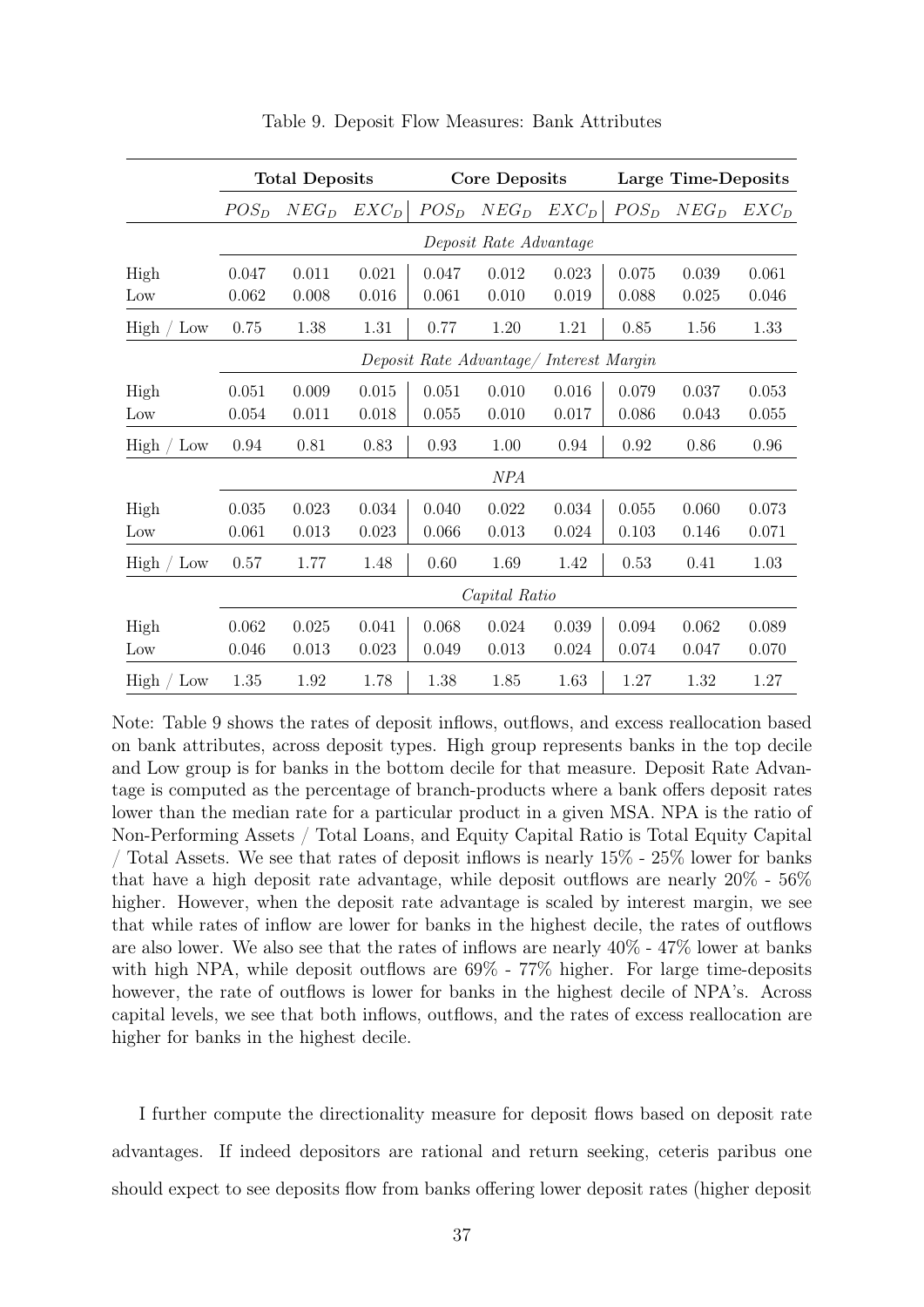Table 9. Deposit Flow Measures: Bank Attributes

| | **Total Deposits** | | | **Core Deposits** | | | **Large Time-Deposits** | | |
|---|---|---|---|---|---|---|---|---|---|
| | $POS_D$ | $NEG_D$ | $EXC_D$ | $POS_D$ | $NEG_D$ | $EXC_D$ | $POS_D$ | $NEG_D$ | $EXC_D$ |
| | *Deposit Rate Advantage* | | | | | | | | |
| High | 0.047 | 0.011 | 0.021 | 0.047 | 0.012 | 0.023 | 0.075 | 0.039 | 0.061 |
| Low | 0.062 | 0.008 | 0.016 | 0.061 | 0.010 | 0.019 | 0.088 | 0.025 | 0.046 |
| High / Low | 0.75 | 1.38 | 1.31 | 0.77 | 1.20 | 1.21 | 0.85 | 1.56 | 1.33 |
| | *Deposit Rate Advantage/ Interest Margin* | | | | | | | | |
| High | 0.051 | 0.009 | 0.015 | 0.051 | 0.010 | 0.016 | 0.079 | 0.037 | 0.053 |
| Low | 0.054 | 0.011 | 0.018 | 0.055 | 0.010 | 0.017 | 0.086 | 0.043 | 0.055 |
| High / Low | 0.94 | 0.81 | 0.83 | 0.93 | 1.00 | 0.94 | 0.92 | 0.86 | 0.96 |
| | *NPA* | | | | | | | | |
| High | 0.035 | 0.023 | 0.034 | 0.040 | 0.022 | 0.034 | 0.055 | 0.060 | 0.073 |
| Low | 0.061 | 0.013 | 0.023 | 0.066 | 0.013 | 0.024 | 0.103 | 0.146 | 0.071 |
| High / Low | 0.57 | 1.77 | 1.48 | 0.60 | 1.69 | 1.42 | 0.53 | 0.41 | 1.03 |
| | *Capital Ratio* | | | | | | | | |
| High | 0.062 | 0.025 | 0.041 | 0.068 | 0.024 | 0.039 | 0.094 | 0.062 | 0.089 |
| Low | 0.046 | 0.013 | 0.023 | 0.049 | 0.013 | 0.024 | 0.074 | 0.047 | 0.070 |
| High / Low | 1.35 | 1.92 | 1.78 | 1.38 | 1.85 | 1.63 | 1.27 | 1.32 | 1.27 |

Note: Table 9 shows the rates of deposit inflows, outflows, and excess reallocation based on bank attributes, across deposit types. High group represents banks in the top decile and Low group is for banks in the bottom decile for that measure. Deposit Rate Advantage is computed as the percentage of branch-products where a bank offers deposit rates lower than the median rate for a particular product in a given MSA. NPA is the ratio of Non-Performing Assets / Total Loans, and Equity Capital Ratio is Total Equity Capital / Total Assets. We see that rates of deposit inflows is nearly 15% - 25% lower for banks that have a high deposit rate advantage, while deposit outflows are nearly 20% - 56% higher. However, when the deposit rate advantage is scaled by interest margin, we see that while rates of inflow are lower for banks in the highest decile, the rates of outflows are also lower. We also see that the rates of inflows are nearly 40% - 47% lower at banks with high NPA, while deposit outflows are 69% - 77% higher. For large time-deposits however, the rate of outflows is lower for banks in the highest decile of NPA's. Across capital levels, we see that both inflows, outflows, and the rates of excess reallocation are higher for banks in the highest decile.

I further compute the directionality measure for deposit flows based on deposit rate advantages. If indeed depositors are rational and return seeking, ceteris paribus one should expect to see deposits flow from banks offering lower deposit rates (higher deposit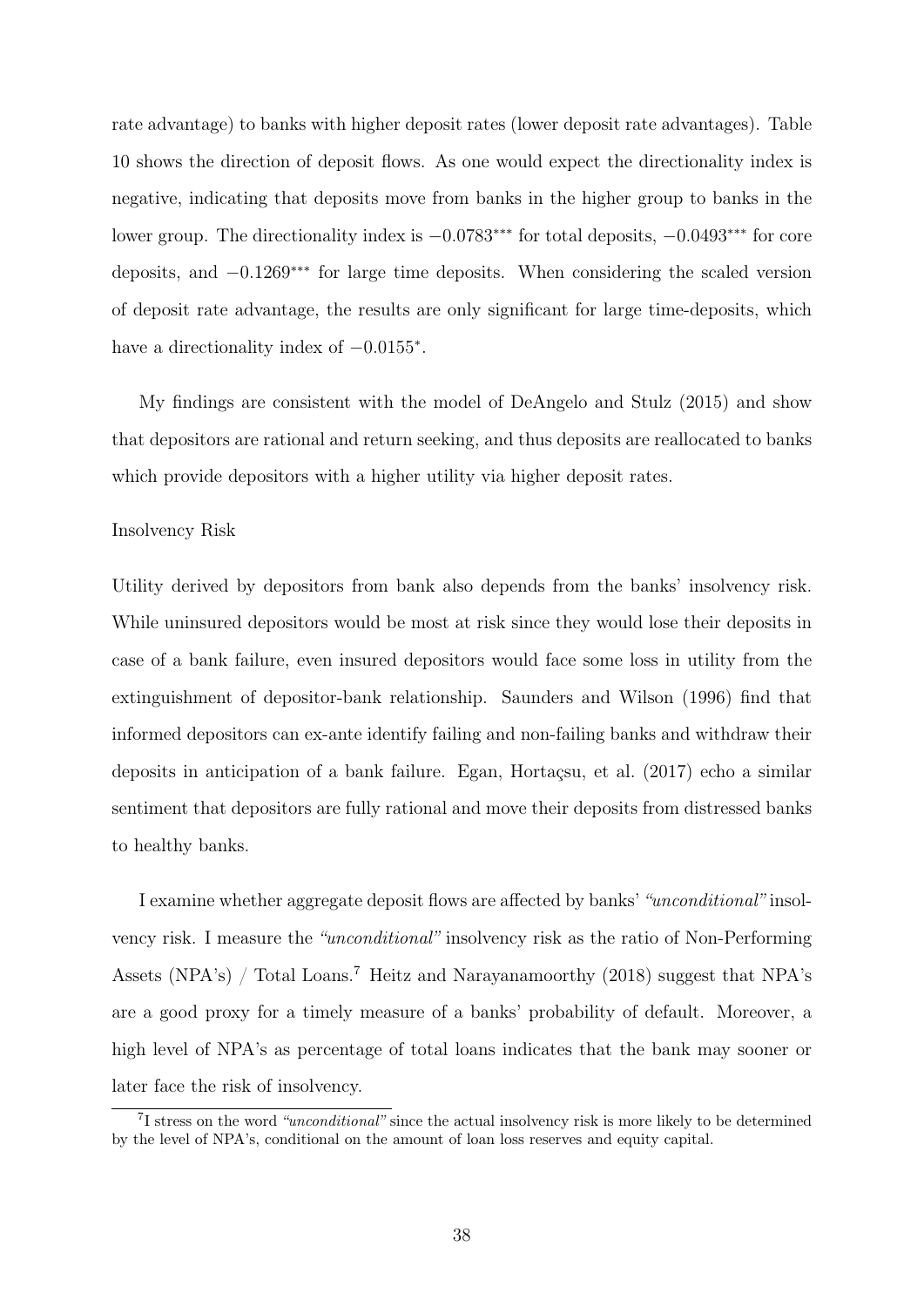rate advantage) to banks with higher deposit rates (lower deposit rate advantages). Table 10 shows the direction of deposit flows. As one would expect the directionality index is negative, indicating that deposits move from banks in the higher group to banks in the lower group. The directionality index is $-0.0783^{***}$ for total deposits, $-0.0493^{***}$ for core deposits, and $-0.1269^{***}$ for large time deposits. When considering the scaled version of deposit rate advantage, the results are only significant for large time-deposits, which have a directionality index of $-0.0155^{*}$.

My findings are consistent with the model of DeAngelo and Stulz (2015) and show that depositors are rational and return seeking, and thus deposits are reallocated to banks which provide depositors with a higher utility via higher deposit rates.

Insolvency Risk

Utility derived by depositors from bank also depends from the banks' insolvency risk. While uninsured depositors would be most at risk since they would lose their deposits in case of a bank failure, even insured depositors would face some loss in utility from the extinguishment of depositor-bank relationship. Saunders and Wilson (1996) find that informed depositors can ex-ante identify failing and non-failing banks and withdraw their deposits in anticipation of a bank failure. Egan, Hortaçsu, et al. (2017) echo a similar sentiment that depositors are fully rational and move their deposits from distressed banks to healthy banks.

I examine whether aggregate deposit flows are affected by banks' *"unconditional"* insolvency risk. I measure the *"unconditional"* insolvency risk as the ratio of Non-Performing Assets (NPA's) / Total Loans.[7] Heitz and Narayanamoorthy (2018) suggest that NPA's are a good proxy for a timely measure of a banks' probability of default. Moreover, a high level of NPA's as percentage of total loans indicates that the bank may sooner or later face the risk of insolvency.

[7] I stress on the word *"unconditional"* since the actual insolvency risk is more likely to be determined by the level of NPA's, conditional on the amount of loan loss reserves and equity capital.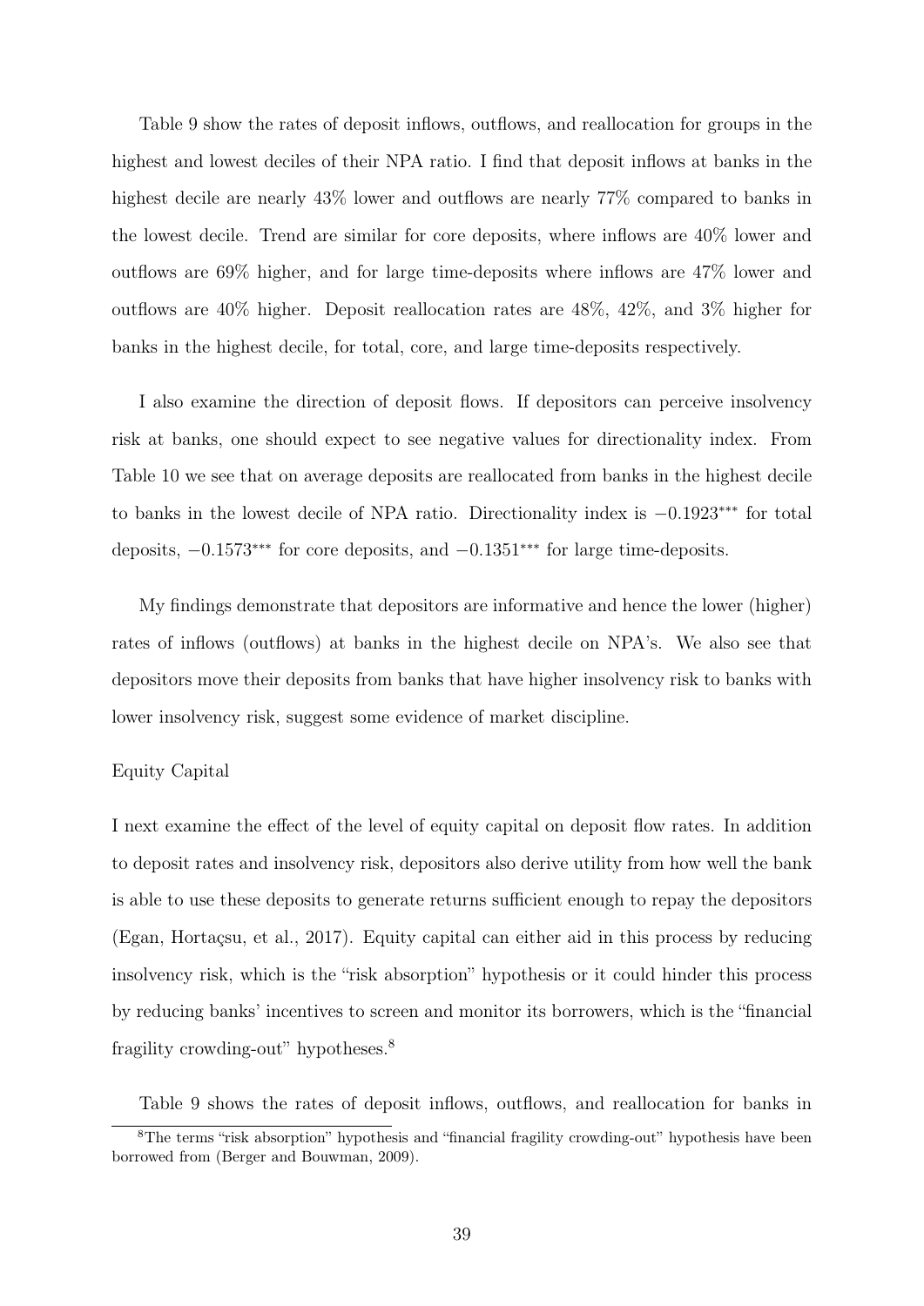Table 9 show the rates of deposit inflows, outflows, and reallocation for groups in the highest and lowest deciles of their NPA ratio. I find that deposit inflows at banks in the highest decile are nearly 43% lower and outflows are nearly 77% compared to banks in the lowest decile. Trend are similar for core deposits, where inflows are 40% lower and outflows are 69% higher, and for large time-deposits where inflows are 47% lower and outflows are 40% higher. Deposit reallocation rates are 48%, 42%, and 3% higher for banks in the highest decile, for total, core, and large time-deposits respectively.

I also examine the direction of deposit flows. If depositors can perceive insolvency risk at banks, one should expect to see negative values for directionality index. From Table 10 we see that on average deposits are reallocated from banks in the highest decile to banks in the lowest decile of NPA ratio. Directionality index is $-0.1923^{***}$ for total deposits, $-0.1573^{***}$ for core deposits, and $-0.1351^{***}$ for large time-deposits.

My findings demonstrate that depositors are informative and hence the lower (higher) rates of inflows (outflows) at banks in the highest decile on NPA's. We also see that depositors move their deposits from banks that have higher insolvency risk to banks with lower insolvency risk, suggest some evidence of market discipline.

Equity Capital

I next examine the effect of the level of equity capital on deposit flow rates. In addition to deposit rates and insolvency risk, depositors also derive utility from how well the bank is able to use these deposits to generate returns sufficient enough to repay the depositors (Egan, Hortaçsu, et al., 2017). Equity capital can either aid in this process by reducing insolvency risk, which is the "risk absorption" hypothesis or it could hinder this process by reducing banks' incentives to screen and monitor its borrowers, which is the "financial fragility crowding-out" hypotheses.[8]

Table 9 shows the rates of deposit inflows, outflows, and reallocation for banks in

[8]The terms "risk absorption" hypothesis and "financial fragility crowding-out" hypothesis have been borrowed from (Berger and Bouwman, 2009).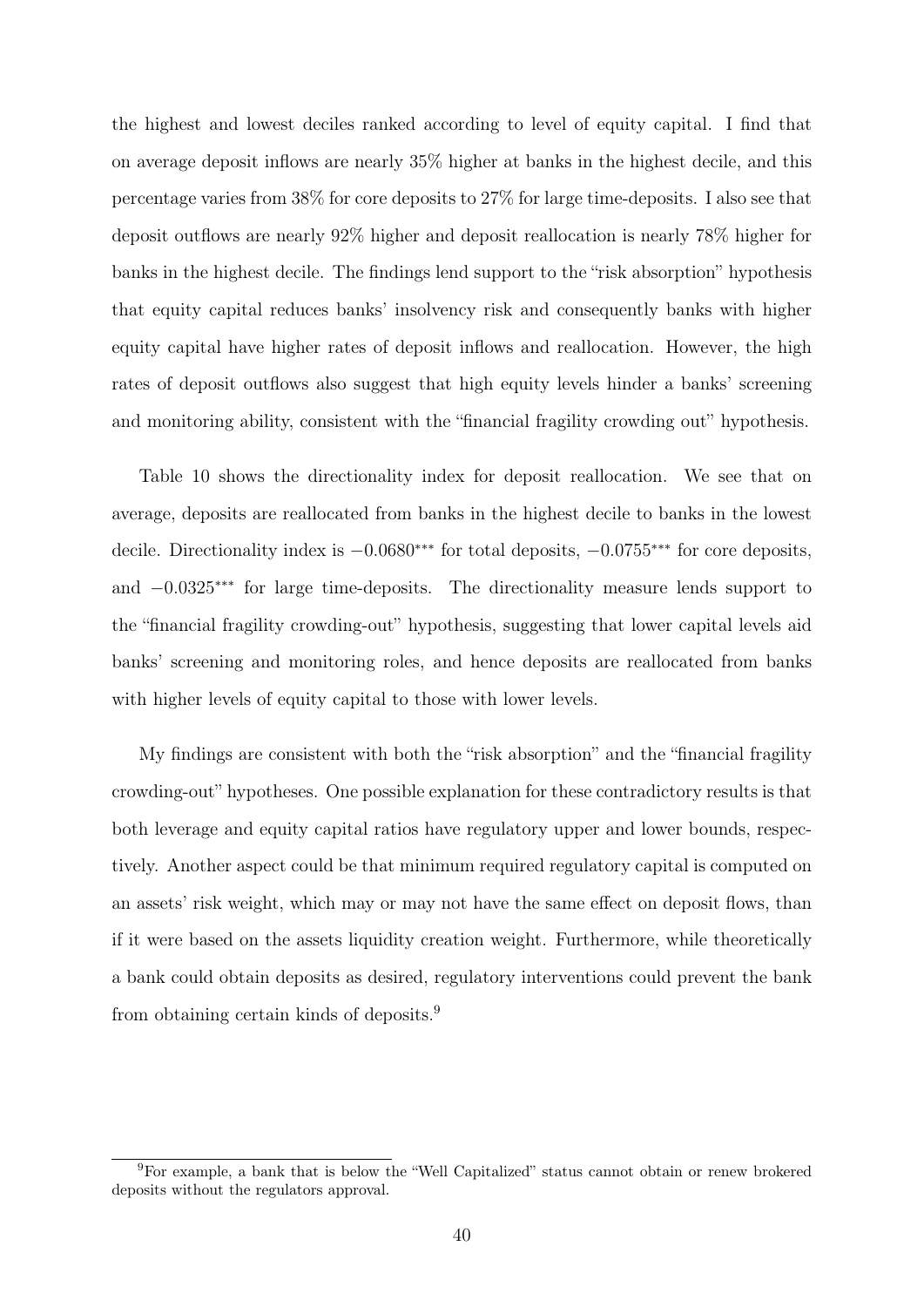the highest and lowest deciles ranked according to level of equity capital. I find that on average deposit inflows are nearly 35% higher at banks in the highest decile, and this percentage varies from 38% for core deposits to 27% for large time-deposits. I also see that deposit outflows are nearly 92% higher and deposit reallocation is nearly 78% higher for banks in the highest decile. The findings lend support to the "risk absorption" hypothesis that equity capital reduces banks' insolvency risk and consequently banks with higher equity capital have higher rates of deposit inflows and reallocation. However, the high rates of deposit outflows also suggest that high equity levels hinder a banks' screening and monitoring ability, consistent with the "financial fragility crowding out" hypothesis.

Table 10 shows the directionality index for deposit reallocation. We see that on average, deposits are reallocated from banks in the highest decile to banks in the lowest decile. Directionality index is $-0.0680^{***}$ for total deposits, $-0.0755^{***}$ for core deposits, and $-0.0325^{***}$ for large time-deposits. The directionality measure lends support to the "financial fragility crowding-out" hypothesis, suggesting that lower capital levels aid banks' screening and monitoring roles, and hence deposits are reallocated from banks with higher levels of equity capital to those with lower levels.

My findings are consistent with both the "risk absorption" and the "financial fragility crowding-out" hypotheses. One possible explanation for these contradictory results is that both leverage and equity capital ratios have regulatory upper and lower bounds, respectively. Another aspect could be that minimum required regulatory capital is computed on an assets' risk weight, which may or may not have the same effect on deposit flows, than if it were based on the assets liquidity creation weight. Furthermore, while theoretically a bank could obtain deposits as desired, regulatory interventions could prevent the bank from obtaining certain kinds of deposits.[9]

[9]For example, a bank that is below the "Well Capitalized" status cannot obtain or renew brokered deposits without the regulators approval.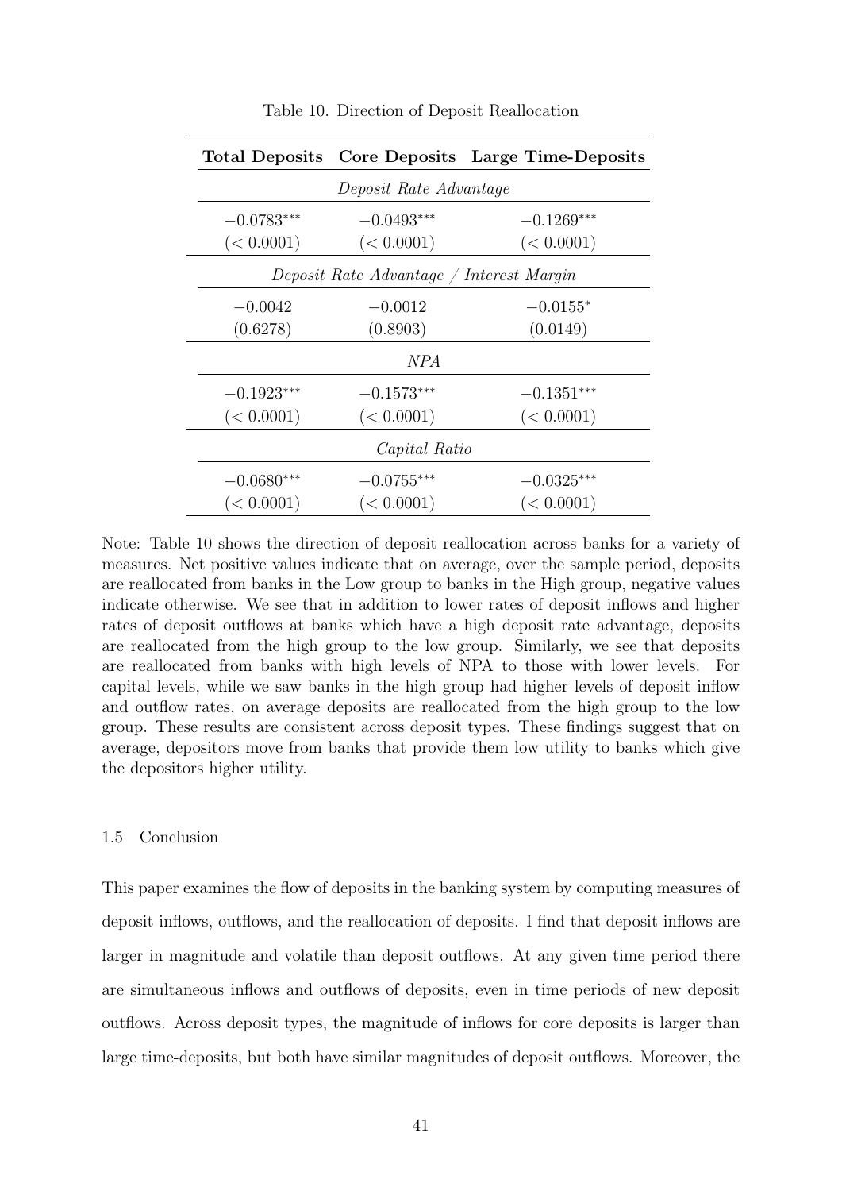Table 10. Direction of Deposit Reallocation

| Total Deposits | Core Deposits | Large Time-Deposits |
|---|---|---|
| *Deposit Rate Advantage* | | |
| $-0.0783^{***}$ | $-0.0493^{***}$ | $-0.1269^{***}$ |
| $(< 0.0001)$ | $(< 0.0001)$ | $(< 0.0001)$ |
| *Deposit Rate Advantage / Interest Margin* | | |
| $-0.0042$ | $-0.0012$ | $-0.0155^{*}$ |
| $(0.6278)$ | $(0.8903)$ | $(0.0149)$ |
| *NPA* | | |
| $-0.1923^{***}$ | $-0.1573^{***}$ | $-0.1351^{***}$ |
| $(< 0.0001)$ | $(< 0.0001)$ | $(< 0.0001)$ |
| *Capital Ratio* | | |
| $-0.0680^{***}$ | $-0.0755^{***}$ | $-0.0325^{***}$ |
| $(< 0.0001)$ | $(< 0.0001)$ | $(< 0.0001)$ |

Note: Table 10 shows the direction of deposit reallocation across banks for a variety of measures. Net positive values indicate that on average, over the sample period, deposits are reallocated from banks in the Low group to banks in the High group, negative values indicate otherwise. We see that in addition to lower rates of deposit inflows and higher rates of deposit outflows at banks which have a high deposit rate advantage, deposits are reallocated from the high group to the low group. Similarly, we see that deposits are reallocated from banks with high levels of NPA to those with lower levels. For capital levels, while we saw banks in the high group had higher levels of deposit inflow and outflow rates, on average deposits are reallocated from the high group to the low group. These results are consistent across deposit types. These findings suggest that on average, depositors move from banks that provide them low utility to banks which give the depositors higher utility.

### 1.5 Conclusion

This paper examines the flow of deposits in the banking system by computing measures of deposit inflows, outflows, and the reallocation of deposits. I find that deposit inflows are larger in magnitude and volatile than deposit outflows. At any given time period there are simultaneous inflows and outflows of deposits, even in time periods of new deposit outflows. Across deposit types, the magnitude of inflows for core deposits is larger than large time-deposits, but both have similar magnitudes of deposit outflows. Moreover, the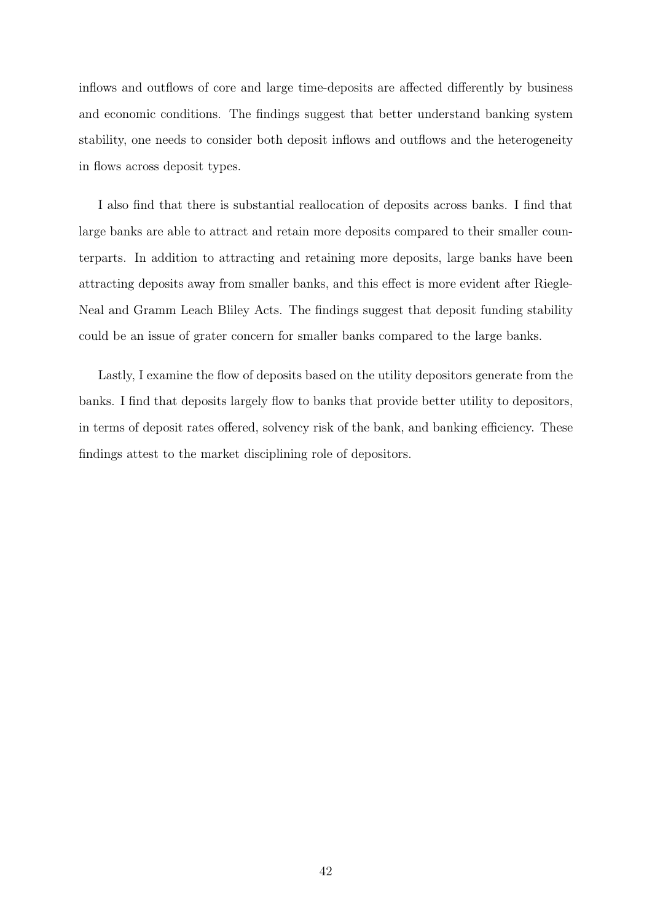inflows and outflows of core and large time-deposits are affected differently by business and economic conditions. The findings suggest that better understand banking system stability, one needs to consider both deposit inflows and outflows and the heterogeneity in flows across deposit types.

I also find that there is substantial reallocation of deposits across banks. I find that large banks are able to attract and retain more deposits compared to their smaller counterparts. In addition to attracting and retaining more deposits, large banks have been attracting deposits away from smaller banks, and this effect is more evident after Riegle-Neal and Gramm Leach Bliley Acts. The findings suggest that deposit funding stability could be an issue of grater concern for smaller banks compared to the large banks.

Lastly, I examine the flow of deposits based on the utility depositors generate from the banks. I find that deposits largely flow to banks that provide better utility to depositors, in terms of deposit rates offered, solvency risk of the bank, and banking efficiency. These findings attest to the market disciplining role of depositors.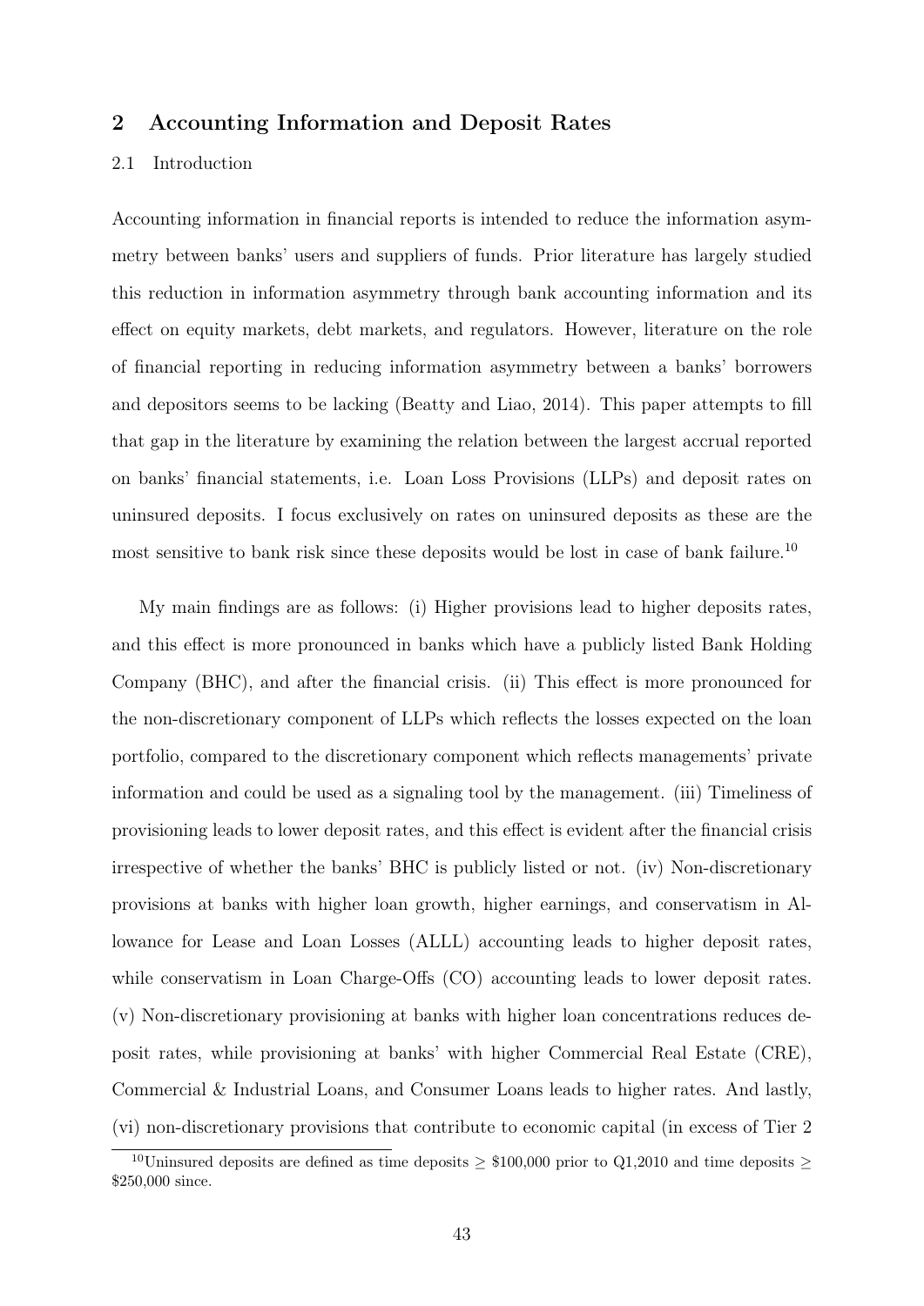## 2 Accounting Information and Deposit Rates

### 2.1 Introduction

Accounting information in financial reports is intended to reduce the information asymmetry between banks' users and suppliers of funds. Prior literature has largely studied this reduction in information asymmetry through bank accounting information and its effect on equity markets, debt markets, and regulators. However, literature on the role of financial reporting in reducing information asymmetry between a banks' borrowers and depositors seems to be lacking (Beatty and Liao, 2014). This paper attempts to fill that gap in the literature by examining the relation between the largest accrual reported on banks' financial statements, i.e. Loan Loss Provisions (LLPs) and deposit rates on uninsured deposits. I focus exclusively on rates on uninsured deposits as these are the most sensitive to bank risk since these deposits would be lost in case of bank failure.[10]

My main findings are as follows: (i) Higher provisions lead to higher deposits rates, and this effect is more pronounced in banks which have a publicly listed Bank Holding Company (BHC), and after the financial crisis. (ii) This effect is more pronounced for the non-discretionary component of LLPs which reflects the losses expected on the loan portfolio, compared to the discretionary component which reflects managements' private information and could be used as a signaling tool by the management. (iii) Timeliness of provisioning leads to lower deposit rates, and this effect is evident after the financial crisis irrespective of whether the banks' BHC is publicly listed or not. (iv) Non-discretionary provisions at banks with higher loan growth, higher earnings, and conservatism in Allowance for Lease and Loan Losses (ALLL) accounting leads to higher deposit rates, while conservatism in Loan Charge-Offs (CO) accounting leads to lower deposit rates. (v) Non-discretionary provisioning at banks with higher loan concentrations reduces deposit rates, while provisioning at banks' with higher Commercial Real Estate (CRE), Commercial & Industrial Loans, and Consumer Loans leads to higher rates. And lastly, (vi) non-discretionary provisions that contribute to economic capital (in excess of Tier 2

[10] Uninsured deposits are defined as time deposits $\geq$ \$100,000 prior to Q1,2010 and time deposits $\geq$ \$250,000 since.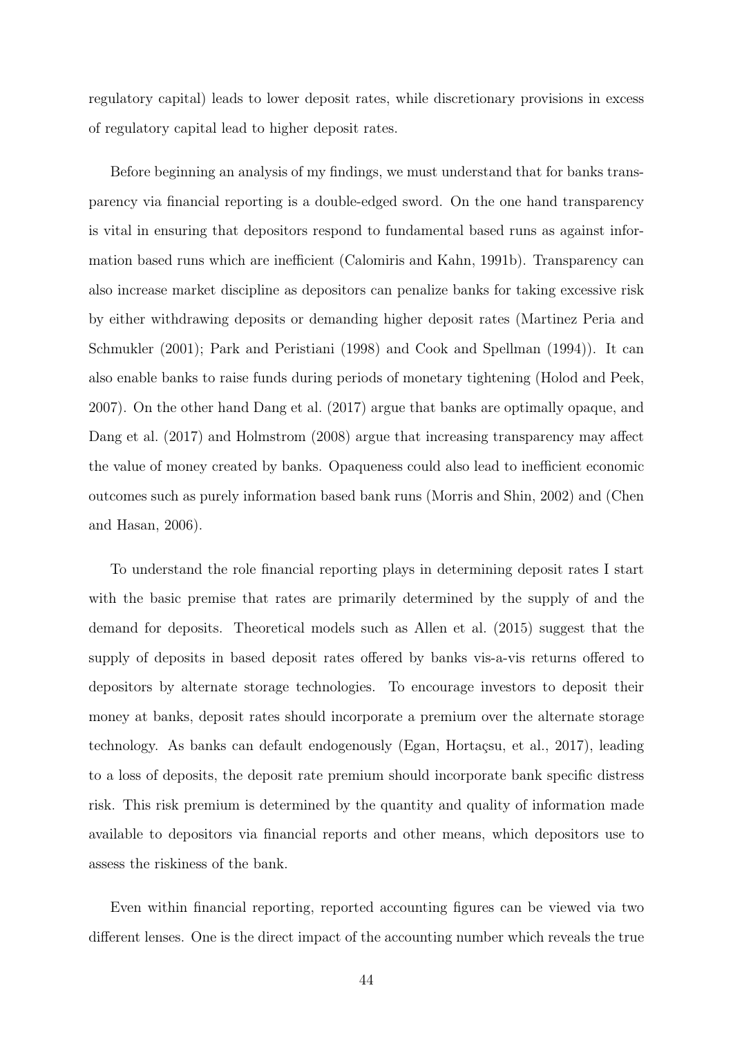regulatory capital) leads to lower deposit rates, while discretionary provisions in excess of regulatory capital lead to higher deposit rates.

Before beginning an analysis of my findings, we must understand that for banks transparency via financial reporting is a double-edged sword. On the one hand transparency is vital in ensuring that depositors respond to fundamental based runs as against information based runs which are inefficient (Calomiris and Kahn, 1991b). Transparency can also increase market discipline as depositors can penalize banks for taking excessive risk by either withdrawing deposits or demanding higher deposit rates (Martinez Peria and Schmukler (2001); Park and Peristiani (1998) and Cook and Spellman (1994)). It can also enable banks to raise funds during periods of monetary tightening (Holod and Peek, 2007). On the other hand Dang et al. (2017) argue that banks are optimally opaque, and Dang et al. (2017) and Holmstrom (2008) argue that increasing transparency may affect the value of money created by banks. Opaqueness could also lead to inefficient economic outcomes such as purely information based bank runs (Morris and Shin, 2002) and (Chen and Hasan, 2006).

To understand the role financial reporting plays in determining deposit rates I start with the basic premise that rates are primarily determined by the supply of and the demand for deposits. Theoretical models such as Allen et al. (2015) suggest that the supply of deposits in based deposit rates offered by banks vis-a-vis returns offered to depositors by alternate storage technologies. To encourage investors to deposit their money at banks, deposit rates should incorporate a premium over the alternate storage technology. As banks can default endogenously (Egan, Hortaçsu, et al., 2017), leading to a loss of deposits, the deposit rate premium should incorporate bank specific distress risk. This risk premium is determined by the quantity and quality of information made available to depositors via financial reports and other means, which depositors use to assess the riskiness of the bank.

Even within financial reporting, reported accounting figures can be viewed via two different lenses. One is the direct impact of the accounting number which reveals the true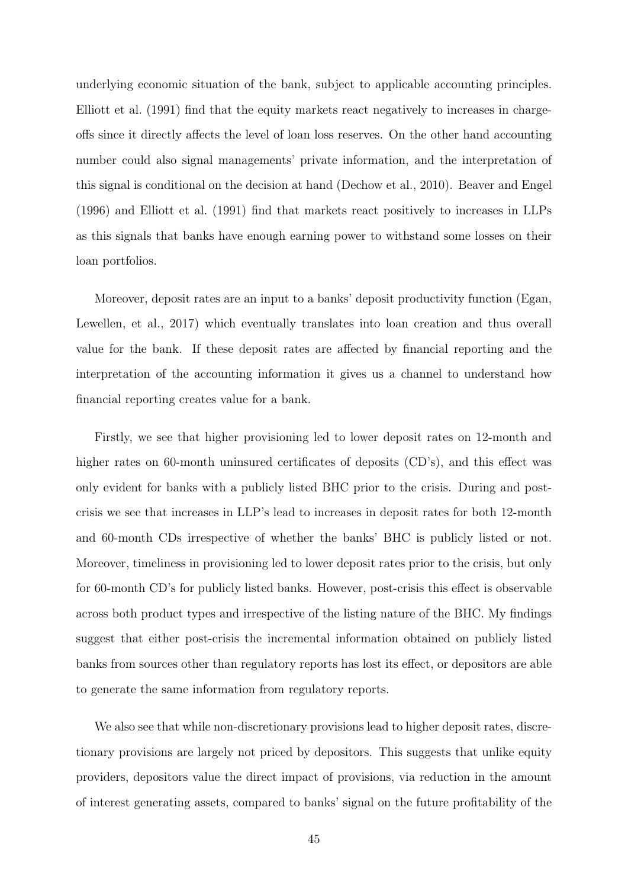underlying economic situation of the bank, subject to applicable accounting principles. Elliott et al. (1991) find that the equity markets react negatively to increases in charge-offs since it directly affects the level of loan loss reserves. On the other hand accounting number could also signal managements' private information, and the interpretation of this signal is conditional on the decision at hand (Dechow et al., 2010). Beaver and Engel (1996) and Elliott et al. (1991) find that markets react positively to increases in LLPs as this signals that banks have enough earning power to withstand some losses on their loan portfolios.

Moreover, deposit rates are an input to a banks' deposit productivity function (Egan, Lewellen, et al., 2017) which eventually translates into loan creation and thus overall value for the bank. If these deposit rates are affected by financial reporting and the interpretation of the accounting information it gives us a channel to understand how financial reporting creates value for a bank.

Firstly, we see that higher provisioning led to lower deposit rates on 12-month and higher rates on 60-month uninsured certificates of deposits (CD's), and this effect was only evident for banks with a publicly listed BHC prior to the crisis. During and post-crisis we see that increases in LLP's lead to increases in deposit rates for both 12-month and 60-month CDs irrespective of whether the banks' BHC is publicly listed or not. Moreover, timeliness in provisioning led to lower deposit rates prior to the crisis, but only for 60-month CD's for publicly listed banks. However, post-crisis this effect is observable across both product types and irrespective of the listing nature of the BHC. My findings suggest that either post-crisis the incremental information obtained on publicly listed banks from sources other than regulatory reports has lost its effect, or depositors are able to generate the same information from regulatory reports.

We also see that while non-discretionary provisions lead to higher deposit rates, discretionary provisions are largely not priced by depositors. This suggests that unlike equity providers, depositors value the direct impact of provisions, via reduction in the amount of interest generating assets, compared to banks' signal on the future profitability of the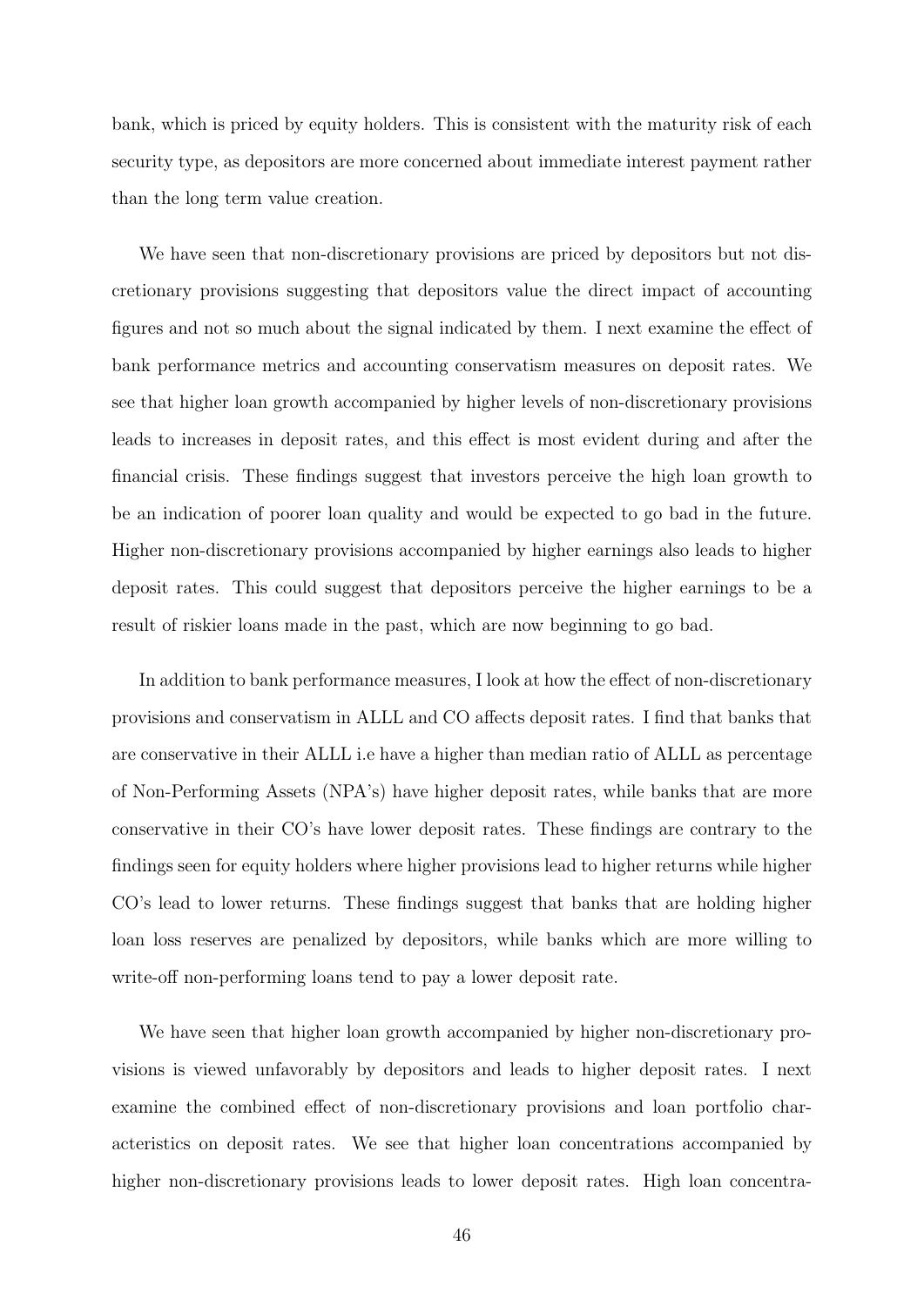bank, which is priced by equity holders. This is consistent with the maturity risk of each security type, as depositors are more concerned about immediate interest payment rather than the long term value creation.

We have seen that non-discretionary provisions are priced by depositors but not discretionary provisions suggesting that depositors value the direct impact of accounting figures and not so much about the signal indicated by them. I next examine the effect of bank performance metrics and accounting conservatism measures on deposit rates. We see that higher loan growth accompanied by higher levels of non-discretionary provisions leads to increases in deposit rates, and this effect is most evident during and after the financial crisis. These findings suggest that investors perceive the high loan growth to be an indication of poorer loan quality and would be expected to go bad in the future. Higher non-discretionary provisions accompanied by higher earnings also leads to higher deposit rates. This could suggest that depositors perceive the higher earnings to be a result of riskier loans made in the past, which are now beginning to go bad.

In addition to bank performance measures, I look at how the effect of non-discretionary provisions and conservatism in ALLL and CO affects deposit rates. I find that banks that are conservative in their ALLL i.e have a higher than median ratio of ALLL as percentage of Non-Performing Assets (NPA's) have higher deposit rates, while banks that are more conservative in their CO's have lower deposit rates. These findings are contrary to the findings seen for equity holders where higher provisions lead to higher returns while higher CO's lead to lower returns. These findings suggest that banks that are holding higher loan loss reserves are penalized by depositors, while banks which are more willing to write-off non-performing loans tend to pay a lower deposit rate.

We have seen that higher loan growth accompanied by higher non-discretionary provisions is viewed unfavorably by depositors and leads to higher deposit rates. I next examine the combined effect of non-discretionary provisions and loan portfolio characteristics on deposit rates. We see that higher loan concentrations accompanied by higher non-discretionary provisions leads to lower deposit rates. High loan concentra-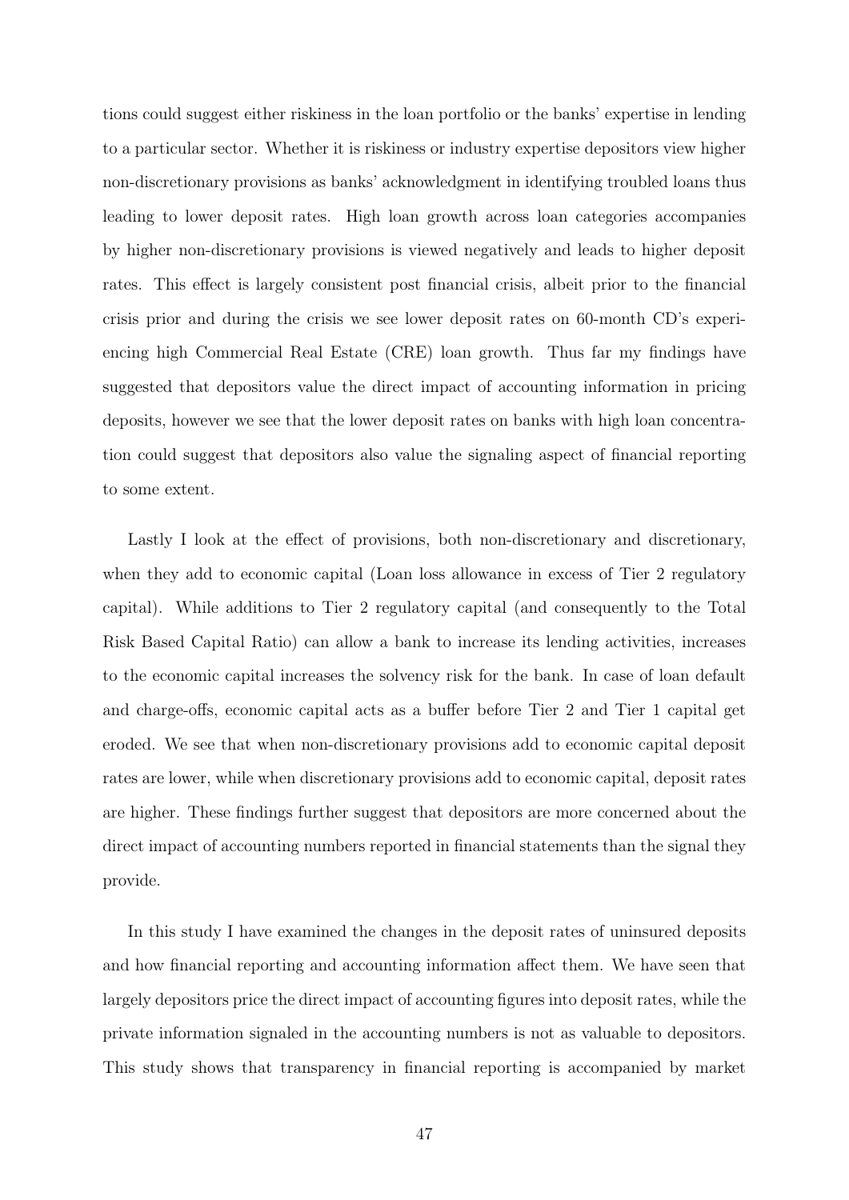tions could suggest either riskiness in the loan portfolio or the banks' expertise in lending to a particular sector. Whether it is riskiness or industry expertise depositors view higher non-discretionary provisions as banks' acknowledgment in identifying troubled loans thus leading to lower deposit rates. High loan growth across loan categories accompanies by higher non-discretionary provisions is viewed negatively and leads to higher deposit rates. This effect is largely consistent post financial crisis, albeit prior to the financial crisis prior and during the crisis we see lower deposit rates on 60-month CD's experiencing high Commercial Real Estate (CRE) loan growth. Thus far my findings have suggested that depositors value the direct impact of accounting information in pricing deposits, however we see that the lower deposit rates on banks with high loan concentration could suggest that depositors also value the signaling aspect of financial reporting to some extent.

Lastly I look at the effect of provisions, both non-discretionary and discretionary, when they add to economic capital (Loan loss allowance in excess of Tier 2 regulatory capital). While additions to Tier 2 regulatory capital (and consequently to the Total Risk Based Capital Ratio) can allow a bank to increase its lending activities, increases to the economic capital increases the solvency risk for the bank. In case of loan default and charge-offs, economic capital acts as a buffer before Tier 2 and Tier 1 capital get eroded. We see that when non-discretionary provisions add to economic capital deposit rates are lower, while when discretionary provisions add to economic capital, deposit rates are higher. These findings further suggest that depositors are more concerned about the direct impact of accounting numbers reported in financial statements than the signal they provide.

In this study I have examined the changes in the deposit rates of uninsured deposits and how financial reporting and accounting information affect them. We have seen that largely depositors price the direct impact of accounting figures into deposit rates, while the private information signaled in the accounting numbers is not as valuable to depositors. This study shows that transparency in financial reporting is accompanied by market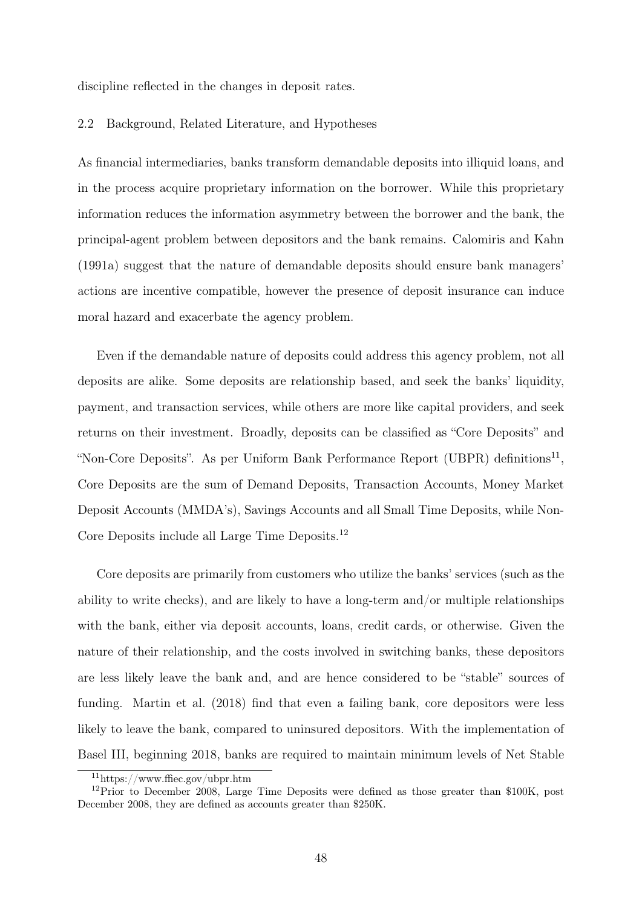discipline reflected in the changes in deposit rates.

## 2.2 Background, Related Literature, and Hypotheses

As financial intermediaries, banks transform demandable deposits into illiquid loans, and in the process acquire proprietary information on the borrower. While this proprietary information reduces the information asymmetry between the borrower and the bank, the principal-agent problem between depositors and the bank remains. Calomiris and Kahn (1991a) suggest that the nature of demandable deposits should ensure bank managers' actions are incentive compatible, however the presence of deposit insurance can induce moral hazard and exacerbate the agency problem.

Even if the demandable nature of deposits could address this agency problem, not all deposits are alike. Some deposits are relationship based, and seek the banks' liquidity, payment, and transaction services, while others are more like capital providers, and seek returns on their investment. Broadly, deposits can be classified as "Core Deposits" and "Non-Core Deposits". As per Uniform Bank Performance Report (UBPR) definitions[11], Core Deposits are the sum of Demand Deposits, Transaction Accounts, Money Market Deposit Accounts (MMDA's), Savings Accounts and all Small Time Deposits, while Non-Core Deposits include all Large Time Deposits.[12]

Core deposits are primarily from customers who utilize the banks' services (such as the ability to write checks), and are likely to have a long-term and/or multiple relationships with the bank, either via deposit accounts, loans, credit cards, or otherwise. Given the nature of their relationship, and the costs involved in switching banks, these depositors are less likely leave the bank and, and are hence considered to be "stable" sources of funding. Martin et al. (2018) find that even a failing bank, core depositors were less likely to leave the bank, compared to uninsured depositors. With the implementation of Basel III, beginning 2018, banks are required to maintain minimum levels of Net Stable

[11] https://www.ffiec.gov/ubpr.htm

[12] Prior to December 2008, Large Time Deposits were defined as those greater than \$100K, post December 2008, they are defined as accounts greater than \$250K.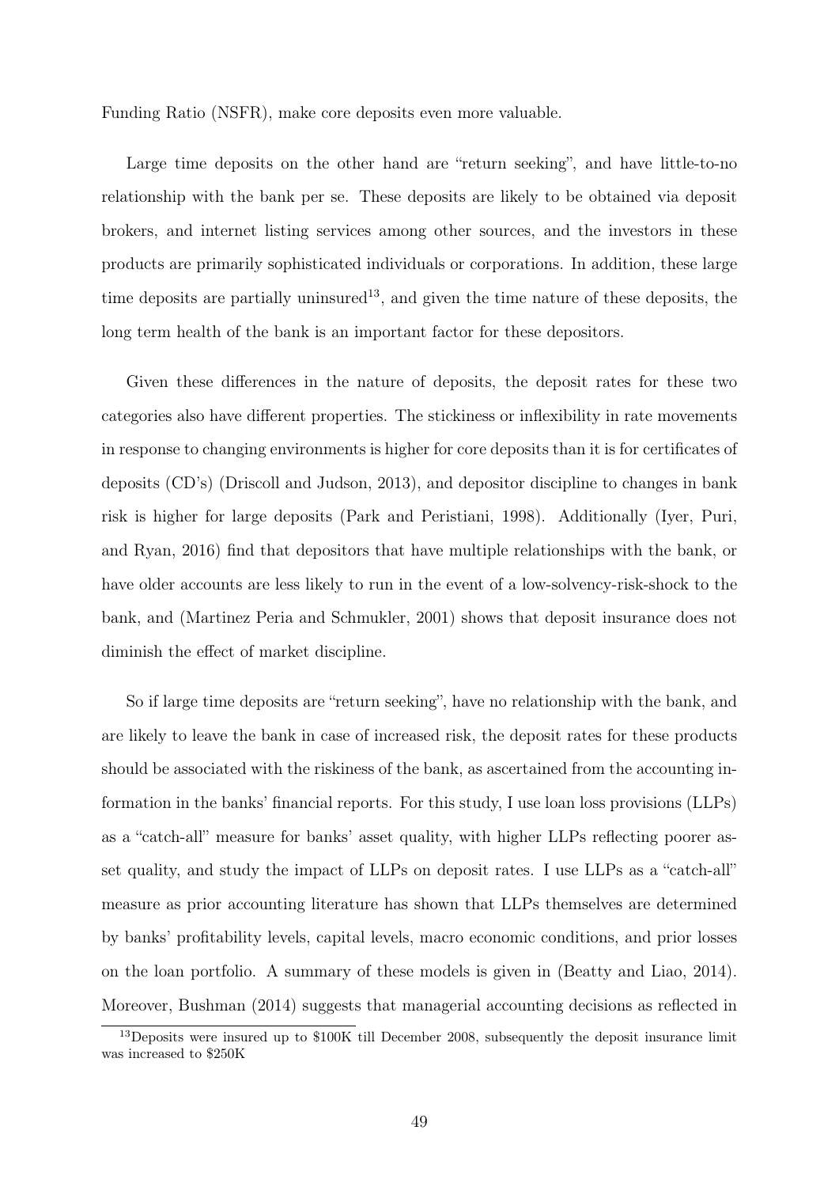Funding Ratio (NSFR), make core deposits even more valuable.

Large time deposits on the other hand are "return seeking", and have little-to-no relationship with the bank per se. These deposits are likely to be obtained via deposit brokers, and internet listing services among other sources, and the investors in these products are primarily sophisticated individuals or corporations. In addition, these large time deposits are partially uninsured[13], and given the time nature of these deposits, the long term health of the bank is an important factor for these depositors.

Given these differences in the nature of deposits, the deposit rates for these two categories also have different properties. The stickiness or inflexibility in rate movements in response to changing environments is higher for core deposits than it is for certificates of deposits (CD's) (Driscoll and Judson, 2013), and depositor discipline to changes in bank risk is higher for large deposits (Park and Peristiani, 1998). Additionally (Iyer, Puri, and Ryan, 2016) find that depositors that have multiple relationships with the bank, or have older accounts are less likely to run in the event of a low-solvency-risk-shock to the bank, and (Martinez Peria and Schmukler, 2001) shows that deposit insurance does not diminish the effect of market discipline.

So if large time deposits are "return seeking", have no relationship with the bank, and are likely to leave the bank in case of increased risk, the deposit rates for these products should be associated with the riskiness of the bank, as ascertained from the accounting information in the banks' financial reports. For this study, I use loan loss provisions (LLPs) as a "catch-all" measure for banks' asset quality, with higher LLPs reflecting poorer asset quality, and study the impact of LLPs on deposit rates. I use LLPs as a "catch-all" measure as prior accounting literature has shown that LLPs themselves are determined by banks' profitability levels, capital levels, macro economic conditions, and prior losses on the loan portfolio. A summary of these models is given in (Beatty and Liao, 2014). Moreover, Bushman (2014) suggests that managerial accounting decisions as reflected in

[13]Deposits were insured up to \$100K till December 2008, subsequently the deposit insurance limit was increased to \$250K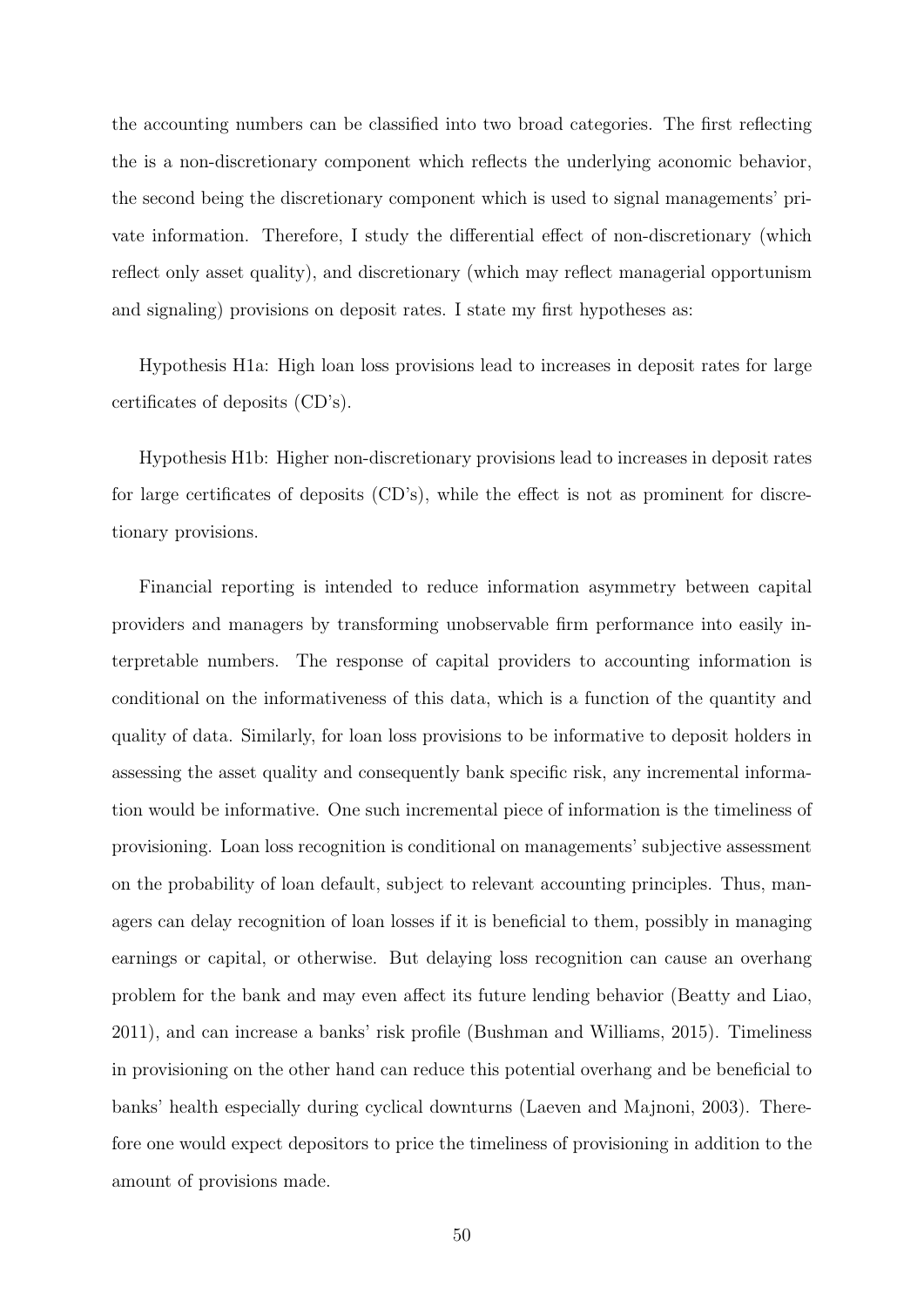the accounting numbers can be classified into two broad categories. The first reflecting the is a non-discretionary component which reflects the underlying aconomic behavior, the second being the discretionary component which is used to signal managements' private information. Therefore, I study the differential effect of non-discretionary (which reflect only asset quality), and discretionary (which may reflect managerial opportunism and signaling) provisions on deposit rates. I state my first hypotheses as:

Hypothesis H1a: High loan loss provisions lead to increases in deposit rates for large certificates of deposits (CD's).

Hypothesis H1b: Higher non-discretionary provisions lead to increases in deposit rates for large certificates of deposits (CD's), while the effect is not as prominent for discretionary provisions.

Financial reporting is intended to reduce information asymmetry between capital providers and managers by transforming unobservable firm performance into easily interpretable numbers. The response of capital providers to accounting information is conditional on the informativeness of this data, which is a function of the quantity and quality of data. Similarly, for loan loss provisions to be informative to deposit holders in assessing the asset quality and consequently bank specific risk, any incremental information would be informative. One such incremental piece of information is the timeliness of provisioning. Loan loss recognition is conditional on managements' subjective assessment on the probability of loan default, subject to relevant accounting principles. Thus, managers can delay recognition of loan losses if it is beneficial to them, possibly in managing earnings or capital, or otherwise. But delaying loss recognition can cause an overhang problem for the bank and may even affect its future lending behavior (Beatty and Liao, 2011), and can increase a banks' risk profile (Bushman and Williams, 2015). Timeliness in provisioning on the other hand can reduce this potential overhang and be beneficial to banks' health especially during cyclical downturns (Laeven and Majnoni, 2003). Therefore one would expect depositors to price the timeliness of provisioning in addition to the amount of provisions made.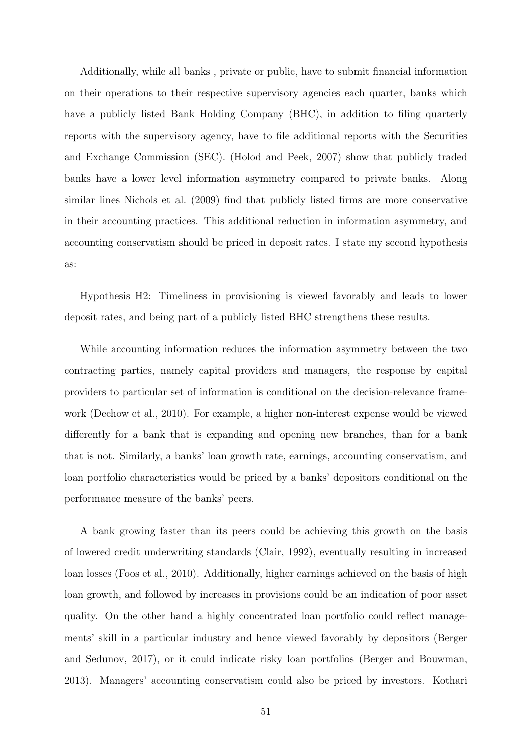Additionally, while all banks , private or public, have to submit financial information on their operations to their respective supervisory agencies each quarter, banks which have a publicly listed Bank Holding Company (BHC), in addition to filing quarterly reports with the supervisory agency, have to file additional reports with the Securities and Exchange Commission (SEC). (Holod and Peek, 2007) show that publicly traded banks have a lower level information asymmetry compared to private banks. Along similar lines Nichols et al. (2009) find that publicly listed firms are more conservative in their accounting practices. This additional reduction in information asymmetry, and accounting conservatism should be priced in deposit rates. I state my second hypothesis as:

Hypothesis H2: Timeliness in provisioning is viewed favorably and leads to lower deposit rates, and being part of a publicly listed BHC strengthens these results.

While accounting information reduces the information asymmetry between the two contracting parties, namely capital providers and managers, the response by capital providers to particular set of information is conditional on the decision-relevance framework (Dechow et al., 2010). For example, a higher non-interest expense would be viewed differently for a bank that is expanding and opening new branches, than for a bank that is not. Similarly, a banks' loan growth rate, earnings, accounting conservatism, and loan portfolio characteristics would be priced by a banks' depositors conditional on the performance measure of the banks' peers.

A bank growing faster than its peers could be achieving this growth on the basis of lowered credit underwriting standards (Clair, 1992), eventually resulting in increased loan losses (Foos et al., 2010). Additionally, higher earnings achieved on the basis of high loan growth, and followed by increases in provisions could be an indication of poor asset quality. On the other hand a highly concentrated loan portfolio could reflect managements' skill in a particular industry and hence viewed favorably by depositors (Berger and Sedunov, 2017), or it could indicate risky loan portfolios (Berger and Bouwman, 2013). Managers' accounting conservatism could also be priced by investors. Kothari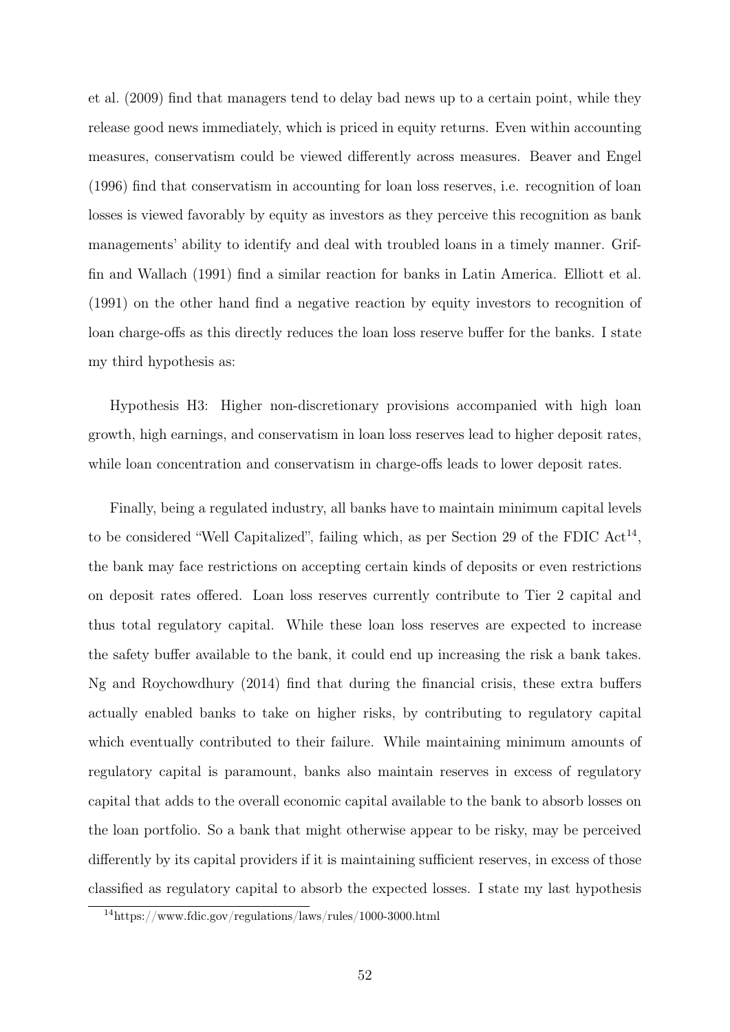et al. (2009) find that managers tend to delay bad news up to a certain point, while they release good news immediately, which is priced in equity returns. Even within accounting measures, conservatism could be viewed differently across measures. Beaver and Engel (1996) find that conservatism in accounting for loan loss reserves, i.e. recognition of loan losses is viewed favorably by equity as investors as they perceive this recognition as bank managements' ability to identify and deal with troubled loans in a timely manner. Griffin and Wallach (1991) find a similar reaction for banks in Latin America. Elliott et al. (1991) on the other hand find a negative reaction by equity investors to recognition of loan charge-offs as this directly reduces the loan loss reserve buffer for the banks. I state my third hypothesis as:

Hypothesis H3: Higher non-discretionary provisions accompanied with high loan growth, high earnings, and conservatism in loan loss reserves lead to higher deposit rates, while loan concentration and conservatism in charge-offs leads to lower deposit rates.

Finally, being a regulated industry, all banks have to maintain minimum capital levels to be considered "Well Capitalized", failing which, as per Section 29 of the FDIC Act[14], the bank may face restrictions on accepting certain kinds of deposits or even restrictions on deposit rates offered. Loan loss reserves currently contribute to Tier 2 capital and thus total regulatory capital. While these loan loss reserves are expected to increase the safety buffer available to the bank, it could end up increasing the risk a bank takes. Ng and Roychowdhury (2014) find that during the financial crisis, these extra buffers actually enabled banks to take on higher risks, by contributing to regulatory capital which eventually contributed to their failure. While maintaining minimum amounts of regulatory capital is paramount, banks also maintain reserves in excess of regulatory capital that adds to the overall economic capital available to the bank to absorb losses on the loan portfolio. So a bank that might otherwise appear to be risky, may be perceived differently by its capital providers if it is maintaining sufficient reserves, in excess of those classified as regulatory capital to absorb the expected losses. I state my last hypothesis

[14] https://www.fdic.gov/regulations/laws/rules/1000-3000.html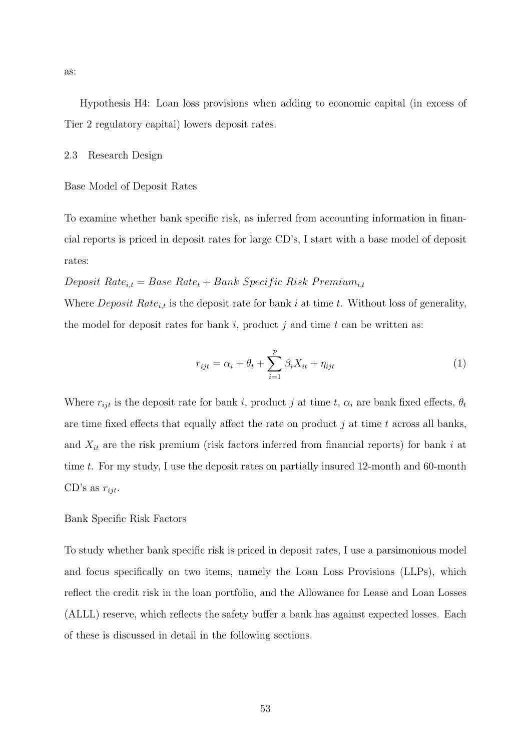as:

Hypothesis H4: Loan loss provisions when adding to economic capital (in excess of Tier 2 regulatory capital) lowers deposit rates.

### 2.3 Research Design

#### Base Model of Deposit Rates

To examine whether bank specific risk, as inferred from accounting information in financial reports is priced in deposit rates for large CD's, I start with a base model of deposit rates:

$Deposit\ Rate_{i,t} = Base\ Rate_t + Bank\ Specific\ Risk\ Premium_{i,t}$

Where $Deposit\ Rate_{i,t}$ is the deposit rate for bank $i$ at time $t$. Without loss of generality, the model for deposit rates for bank $i$, product $j$ and time $t$ can be written as:

$$r_{ijt} = \alpha_i + \theta_t + \sum_{i=1}^{p} \beta_i X_{it} + \eta_{ijt} \tag{1}$$

Where $r_{ijt}$ is the deposit rate for bank $i$, product $j$ at time $t$, $\alpha_i$ are bank fixed effects, $\theta_t$ are time fixed effects that equally affect the rate on product $j$ at time $t$ across all banks, and $X_{it}$ are the risk premium (risk factors inferred from financial reports) for bank $i$ at time $t$. For my study, I use the deposit rates on partially insured 12-month and 60-month CD's as $r_{ijt}$.

#### Bank Specific Risk Factors

To study whether bank specific risk is priced in deposit rates, I use a parsimonious model and focus specifically on two items, namely the Loan Loss Provisions (LLPs), which reflect the credit risk in the loan portfolio, and the Allowance for Lease and Loan Losses (ALLL) reserve, which reflects the safety buffer a bank has against expected losses. Each of these is discussed in detail in the following sections.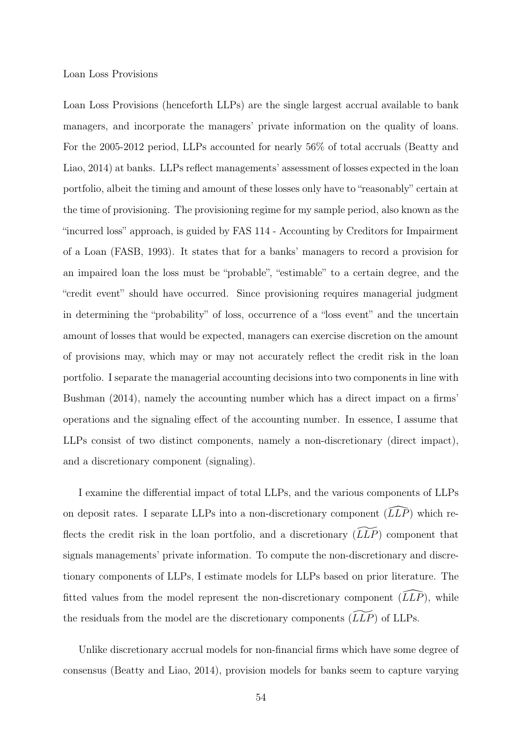Loan Loss Provisions

Loan Loss Provisions (henceforth LLPs) are the single largest accrual available to bank managers, and incorporate the managers' private information on the quality of loans. For the 2005-2012 period, LLPs accounted for nearly 56% of total accruals (Beatty and Liao, 2014) at banks. LLPs reflect managements' assessment of losses expected in the loan portfolio, albeit the timing and amount of these losses only have to "reasonably" certain at the time of provisioning. The provisioning regime for my sample period, also known as the "incurred loss" approach, is guided by FAS 114 - Accounting by Creditors for Impairment of a Loan (FASB, 1993). It states that for a banks' managers to record a provision for an impaired loan the loss must be "probable", "estimable" to a certain degree, and the "credit event" should have occurred. Since provisioning requires managerial judgment in determining the "probability" of loss, occurrence of a "loss event" and the uncertain amount of losses that would be expected, managers can exercise discretion on the amount of provisions may, which may or may not accurately reflect the credit risk in the loan portfolio. I separate the managerial accounting decisions into two components in line with Bushman (2014), namely the accounting number which has a direct impact on a firms' operations and the signaling effect of the accounting number. In essence, I assume that LLPs consist of two distinct components, namely a non-discretionary (direct impact), and a discretionary component (signaling).

I examine the differential impact of total LLPs, and the various components of LLPs on deposit rates. I separate LLPs into a non-discretionary component ($\widehat{LLP}$) which reflects the credit risk in the loan portfolio, and a discretionary ($\widetilde{LLP}$) component that signals managements' private information. To compute the non-discretionary and discretionary components of LLPs, I estimate models for LLPs based on prior literature. The fitted values from the model represent the non-discretionary component ($\widehat{LLP}$), while the residuals from the model are the discretionary components ($\widetilde{LLP}$) of LLPs.

Unlike discretionary accrual models for non-financial firms which have some degree of consensus (Beatty and Liao, 2014), provision models for banks seem to capture varying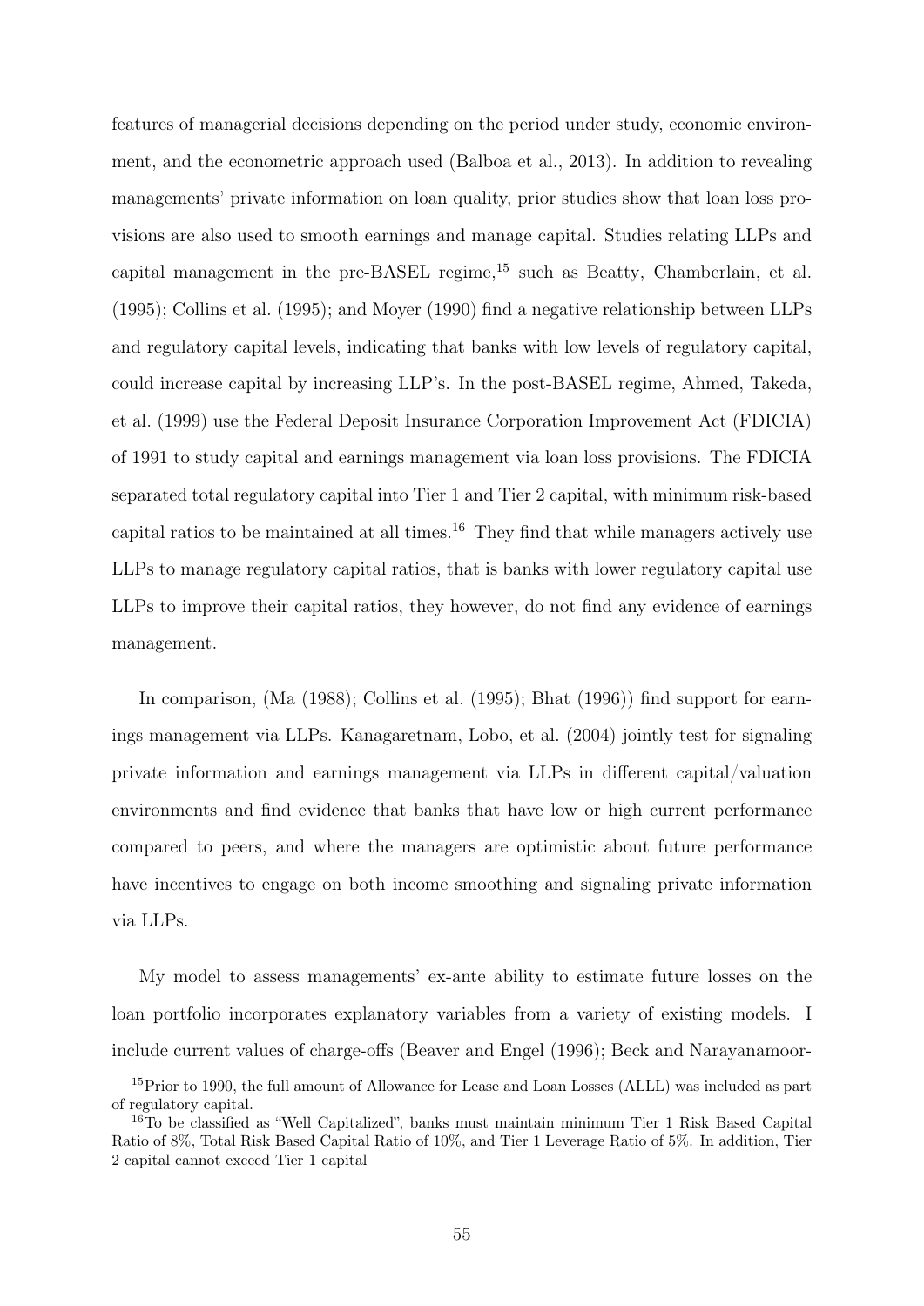features of managerial decisions depending on the period under study, economic environment, and the econometric approach used (Balboa et al., 2013). In addition to revealing managements' private information on loan quality, prior studies show that loan loss provisions are also used to smooth earnings and manage capital. Studies relating LLPs and capital management in the pre-BASEL regime,[15] such as Beatty, Chamberlain, et al. (1995); Collins et al. (1995); and Moyer (1990) find a negative relationship between LLPs and regulatory capital levels, indicating that banks with low levels of regulatory capital, could increase capital by increasing LLP's. In the post-BASEL regime, Ahmed, Takeda, et al. (1999) use the Federal Deposit Insurance Corporation Improvement Act (FDICIA) of 1991 to study capital and earnings management via loan loss provisions. The FDICIA separated total regulatory capital into Tier 1 and Tier 2 capital, with minimum risk-based capital ratios to be maintained at all times.[16] They find that while managers actively use LLPs to manage regulatory capital ratios, that is banks with lower regulatory capital use LLPs to improve their capital ratios, they however, do not find any evidence of earnings management.

In comparison, (Ma (1988); Collins et al. (1995); Bhat (1996)) find support for earnings management via LLPs. Kanagaretnam, Lobo, et al. (2004) jointly test for signaling private information and earnings management via LLPs in different capital/valuation environments and find evidence that banks that have low or high current performance compared to peers, and where the managers are optimistic about future performance have incentives to engage on both income smoothing and signaling private information via LLPs.

My model to assess managements' ex-ante ability to estimate future losses on the loan portfolio incorporates explanatory variables from a variety of existing models. I include current values of charge-offs (Beaver and Engel (1996); Beck and Narayanamoor-

[15] Prior to 1990, the full amount of Allowance for Lease and Loan Losses (ALLL) was included as part of regulatory capital.

[16] To be classified as "Well Capitalized", banks must maintain minimum Tier 1 Risk Based Capital Ratio of 8%, Total Risk Based Capital Ratio of 10%, and Tier 1 Leverage Ratio of 5%. In addition, Tier 2 capital cannot exceed Tier 1 capital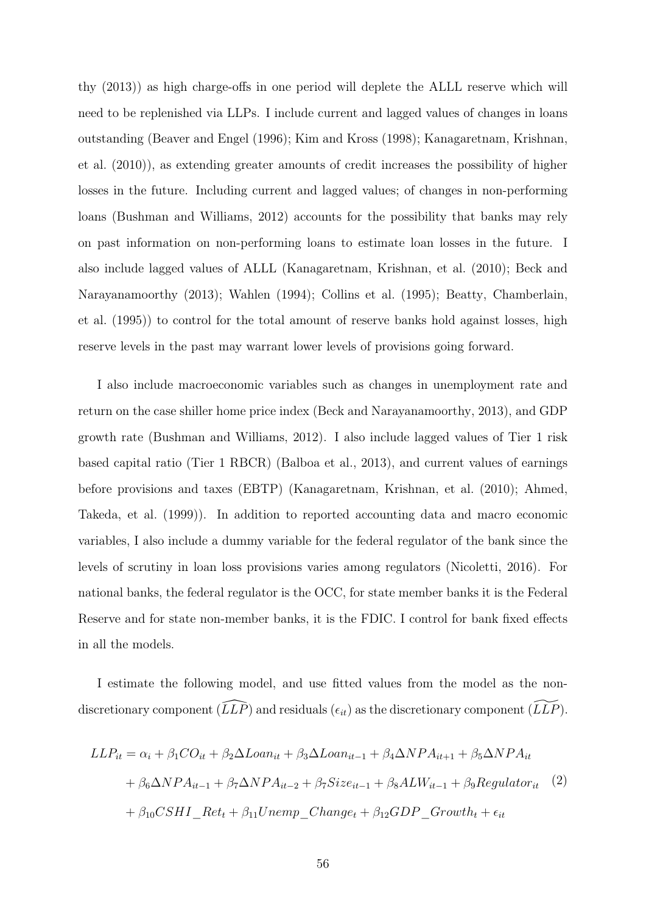thy (2013)) as high charge-offs in one period will deplete the ALLL reserve which will need to be replenished via LLPs. I include current and lagged values of changes in loans outstanding (Beaver and Engel (1996); Kim and Kross (1998); Kanagaretnam, Krishnan, et al. (2010)), as extending greater amounts of credit increases the possibility of higher losses in the future. Including current and lagged values; of changes in non-performing loans (Bushman and Williams, 2012) accounts for the possibility that banks may rely on past information on non-performing loans to estimate loan losses in the future. I also include lagged values of ALLL (Kanagaretnam, Krishnan, et al. (2010); Beck and Narayanamoorthy (2013); Wahlen (1994); Collins et al. (1995); Beatty, Chamberlain, et al. (1995)) to control for the total amount of reserve banks hold against losses, high reserve levels in the past may warrant lower levels of provisions going forward.

I also include macroeconomic variables such as changes in unemployment rate and return on the case shiller home price index (Beck and Narayanamoorthy, 2013), and GDP growth rate (Bushman and Williams, 2012). I also include lagged values of Tier 1 risk based capital ratio (Tier 1 RBCR) (Balboa et al., 2013), and current values of earnings before provisions and taxes (EBTP) (Kanagaretnam, Krishnan, et al. (2010); Ahmed, Takeda, et al. (1999)). In addition to reported accounting data and macro economic variables, I also include a dummy variable for the federal regulator of the bank since the levels of scrutiny in loan loss provisions varies among regulators (Nicoletti, 2016). For national banks, the federal regulator is the OCC, for state member banks it is the Federal Reserve and for state non-member banks, it is the FDIC. I control for bank fixed effects in all the models.

I estimate the following model, and use fitted values from the model as the non-discretionary component ($\widehat{LLP}$) and residuals ($\epsilon_{it}$) as the discretionary component ($\widetilde{LLP}$).

$$
\begin{aligned}
LLP_{it} = \alpha_i &+ \beta_1 CO_{it} + \beta_2 \Delta Loan_{it} + \beta_3 \Delta Loan_{it-1} + \beta_4 \Delta NPA_{it+1} + \beta_5 \Delta NPA_{it} \\
&+ \beta_6 \Delta NPA_{it-1} + \beta_7 \Delta NPA_{it-2} + \beta_7 Size_{it-1} + \beta_8 ALW_{it-1} + \beta_9 Regulator_{it} \\
&+ \beta_{10} CSHI\_Ret_t + \beta_{11} Unemp\_Change_t + \beta_{12} GDP\_Growth_t + \epsilon_{it}
\end{aligned} \quad (2)
$$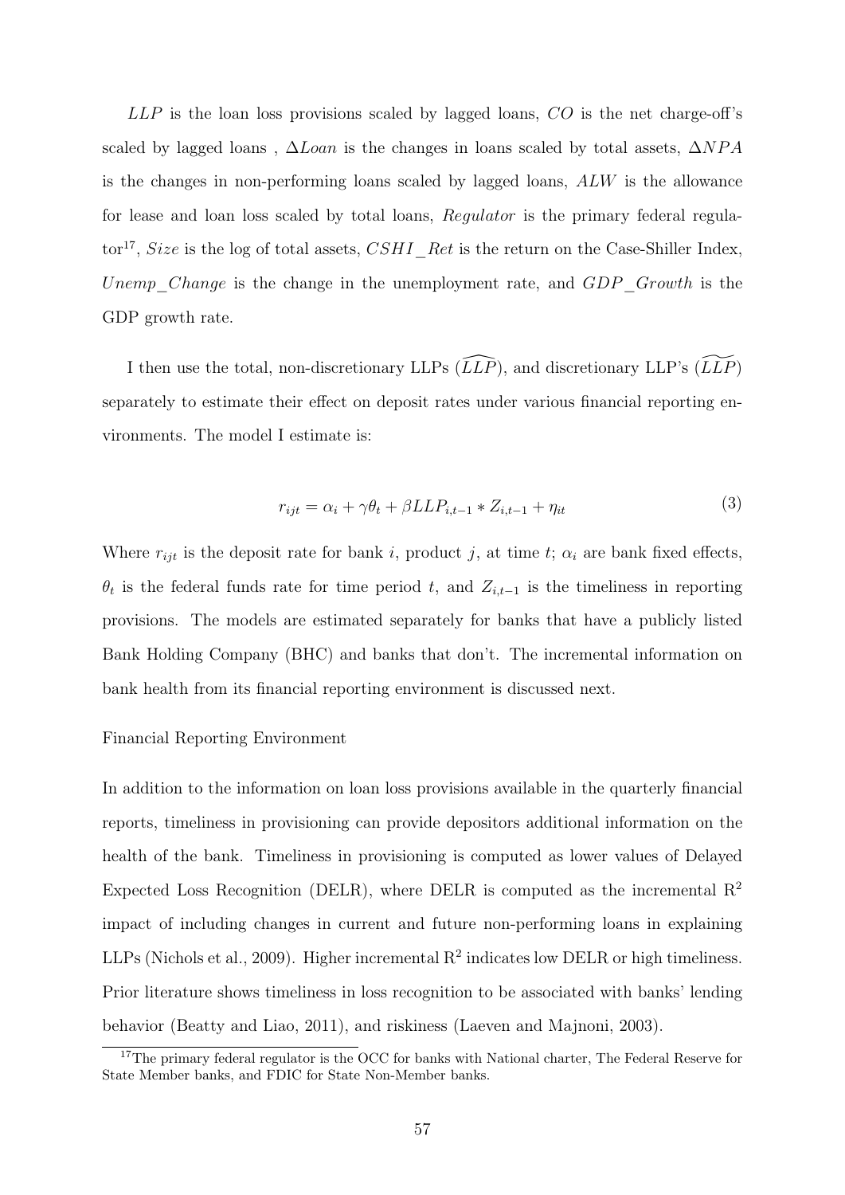$LLP$ is the loan loss provisions scaled by lagged loans, $CO$ is the net charge-off's scaled by lagged loans , $\Delta Loan$ is the changes in loans scaled by total assets, $\Delta NPA$ is the changes in non-performing loans scaled by lagged loans, $ALW$ is the allowance for lease and loan loss scaled by total loans, $Regulator$ is the primary federal regulator[17], $Size$ is the log of total assets, $CSHI\_Ret$ is the return on the Case-Shiller Index, $Unemp\_Change$ is the change in the unemployment rate, and $GDP\_Growth$ is the GDP growth rate.

I then use the total, non-discretionary LLPs ($\widehat{LLP}$), and discretionary LLP's ($\widetilde{LLP}$) separately to estimate their effect on deposit rates under various financial reporting environments. The model I estimate is:

$$r_{ijt} = \alpha_i + \gamma\theta_t + \beta LLP_{i,t-1} * Z_{i,t-1} + \eta_{it} \tag{3}$$

Where $r_{ijt}$ is the deposit rate for bank $i$, product $j$, at time $t$; $\alpha_i$ are bank fixed effects, $\theta_t$ is the federal funds rate for time period $t$, and $Z_{i,t-1}$ is the timeliness in reporting provisions. The models are estimated separately for banks that have a publicly listed Bank Holding Company (BHC) and banks that don't. The incremental information on bank health from its financial reporting environment is discussed next.

Financial Reporting Environment

In addition to the information on loan loss provisions available in the quarterly financial reports, timeliness in provisioning can provide depositors additional information on the health of the bank. Timeliness in provisioning is computed as lower values of Delayed Expected Loss Recognition (DELR), where DELR is computed as the incremental $R^2$ impact of including changes in current and future non-performing loans in explaining LLPs (Nichols et al., 2009). Higher incremental $R^2$ indicates low DELR or high timeliness. Prior literature shows timeliness in loss recognition to be associated with banks' lending behavior (Beatty and Liao, 2011), and riskiness (Laeven and Majnoni, 2003).

[17]The primary federal regulator is the OCC for banks with National charter, The Federal Reserve for State Member banks, and FDIC for State Non-Member banks.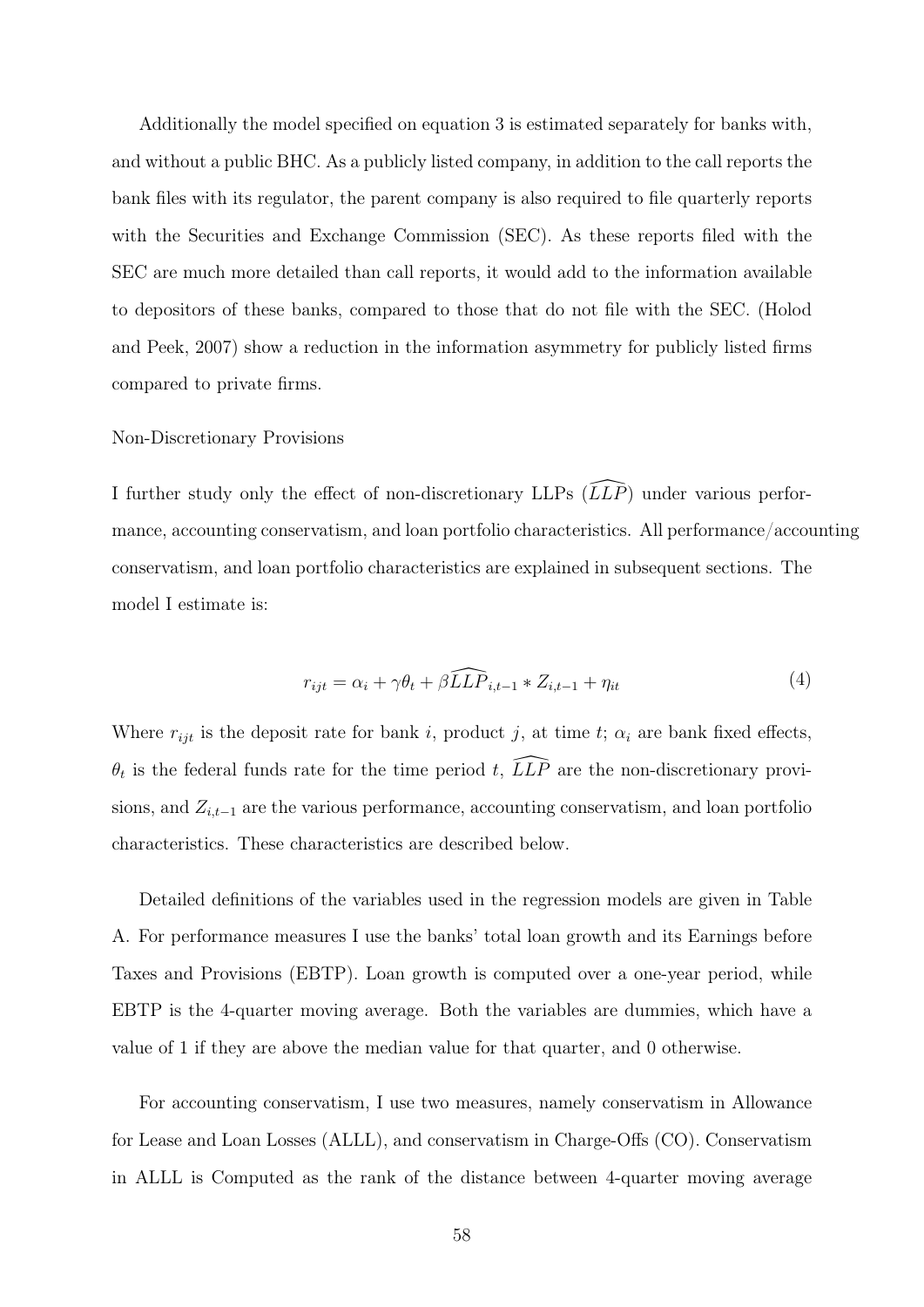Additionally the model specified on equation 3 is estimated separately for banks with, and without a public BHC. As a publicly listed company, in addition to the call reports the bank files with its regulator, the parent company is also required to file quarterly reports with the Securities and Exchange Commission (SEC). As these reports filed with the SEC are much more detailed than call reports, it would add to the information available to depositors of these banks, compared to those that do not file with the SEC. (Holod and Peek, 2007) show a reduction in the information asymmetry for publicly listed firms compared to private firms.

Non-Discretionary Provisions

I further study only the effect of non-discretionary LLPs ($\widehat{LLP}$) under various performance, accounting conservatism, and loan portfolio characteristics. All performance/accounting conservatism, and loan portfolio characteristics are explained in subsequent sections. The model I estimate is:

$$r_{ijt} = \alpha_i + \gamma\theta_t + \beta\widehat{LLP}_{i,t-1} * Z_{i,t-1} + \eta_{it} \tag{4}$$

Where $r_{ijt}$ is the deposit rate for bank $i$, product $j$, at time $t$; $\alpha_i$ are bank fixed effects, $\theta_t$ is the federal funds rate for the time period $t$, $\widehat{LLP}$ are the non-discretionary provisions, and $Z_{i,t-1}$ are the various performance, accounting conservatism, and loan portfolio characteristics. These characteristics are described below.

Detailed definitions of the variables used in the regression models are given in Table A. For performance measures I use the banks' total loan growth and its Earnings before Taxes and Provisions (EBTP). Loan growth is computed over a one-year period, while EBTP is the 4-quarter moving average. Both the variables are dummies, which have a value of 1 if they are above the median value for that quarter, and 0 otherwise.

For accounting conservatism, I use two measures, namely conservatism in Allowance for Lease and Loan Losses (ALLL), and conservatism in Charge-Offs (CO). Conservatism in ALLL is Computed as the rank of the distance between 4-quarter moving average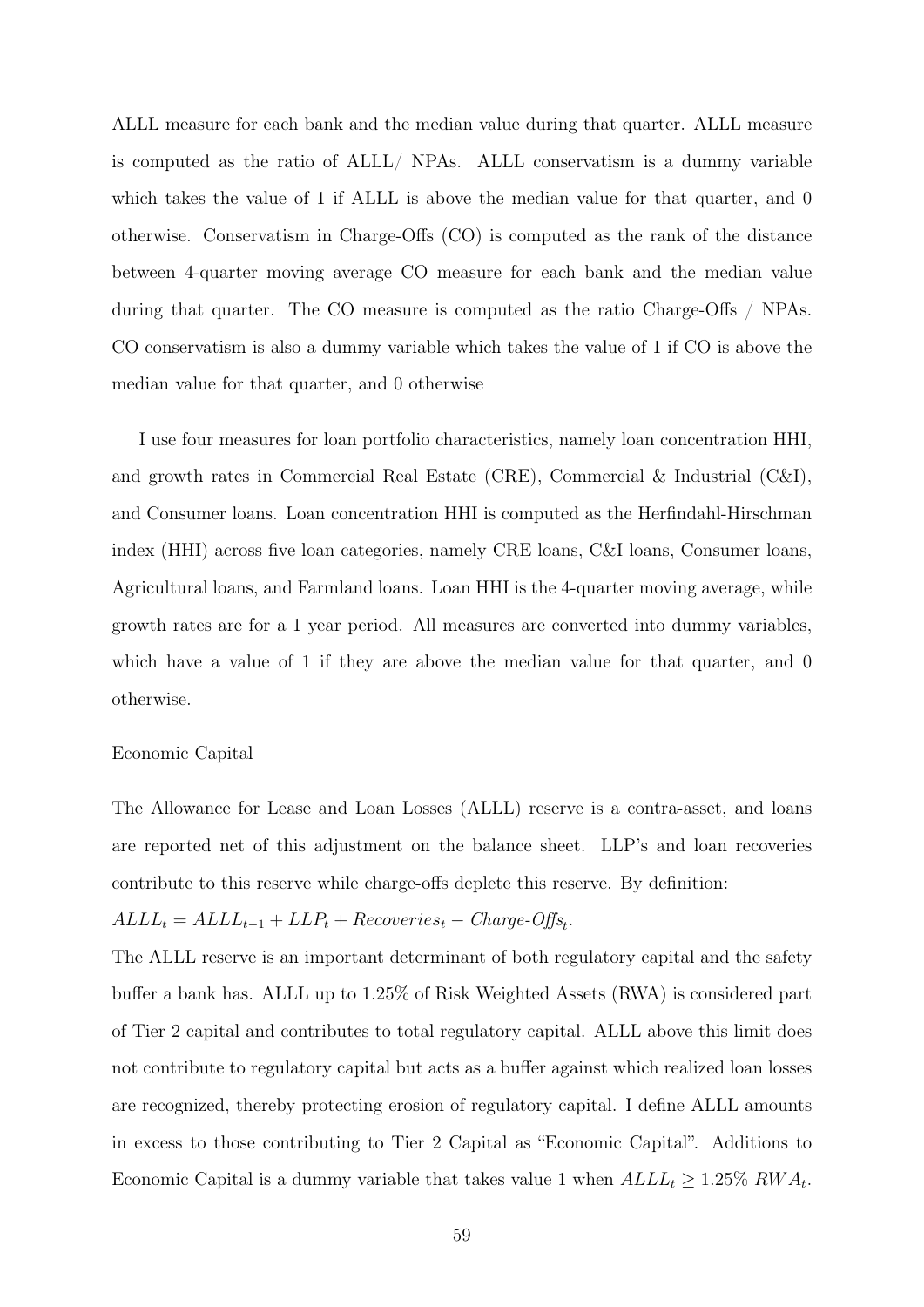ALLL measure for each bank and the median value during that quarter. ALLL measure is computed as the ratio of ALLL/ NPAs. ALLL conservatism is a dummy variable which takes the value of 1 if ALLL is above the median value for that quarter, and 0 otherwise. Conservatism in Charge-Offs (CO) is computed as the rank of the distance between 4-quarter moving average CO measure for each bank and the median value during that quarter. The CO measure is computed as the ratio Charge-Offs / NPAs. CO conservatism is also a dummy variable which takes the value of 1 if CO is above the median value for that quarter, and 0 otherwise

I use four measures for loan portfolio characteristics, namely loan concentration HHI, and growth rates in Commercial Real Estate (CRE), Commercial & Industrial (C&I), and Consumer loans. Loan concentration HHI is computed as the Herfindahl-Hirschman index (HHI) across five loan categories, namely CRE loans, C&I loans, Consumer loans, Agricultural loans, and Farmland loans. Loan HHI is the 4-quarter moving average, while growth rates are for a 1 year period. All measures are converted into dummy variables, which have a value of 1 if they are above the median value for that quarter, and 0 otherwise.

Economic Capital

The Allowance for Lease and Loan Losses (ALLL) reserve is a contra-asset, and loans are reported net of this adjustment on the balance sheet. LLP's and loan recoveries contribute to this reserve while charge-offs deplete this reserve. By definition:

$ALLL_t = ALLL_{t-1} + LLP_t + Recoveries_t - \textit{Charge-Offs}_t$.

The ALLL reserve is an important determinant of both regulatory capital and the safety buffer a bank has. ALLL up to 1.25% of Risk Weighted Assets (RWA) is considered part of Tier 2 capital and contributes to total regulatory capital. ALLL above this limit does not contribute to regulatory capital but acts as a buffer against which realized loan losses are recognized, thereby protecting erosion of regulatory capital. I define ALLL amounts in excess to those contributing to Tier 2 Capital as "Economic Capital". Additions to Economic Capital is a dummy variable that takes value 1 when $ALLL_t \geq 1.25\%\ RWA_t$.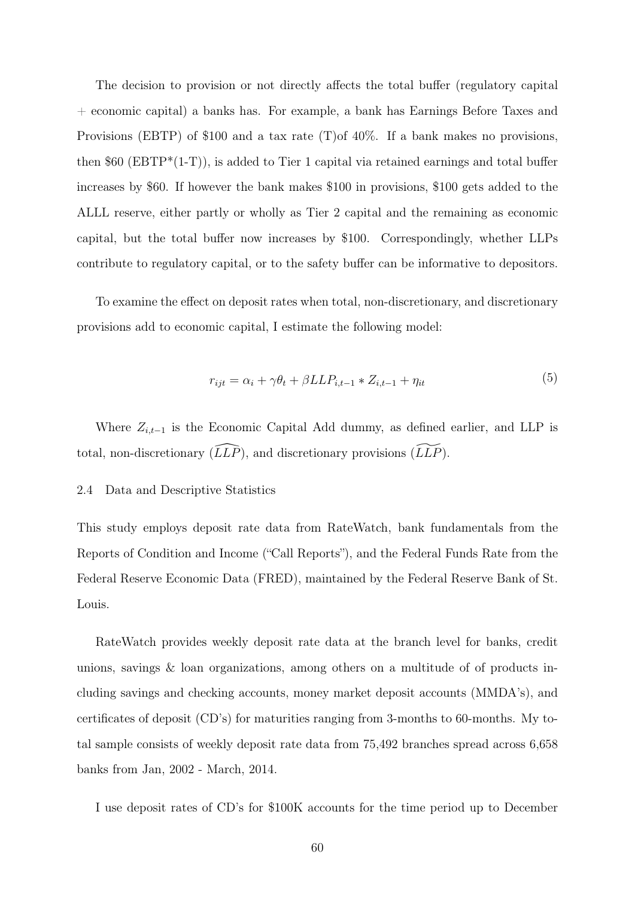The decision to provision or not directly affects the total buffer (regulatory capital + economic capital) a banks has. For example, a bank has Earnings Before Taxes and Provisions (EBTP) of \$100 and a tax rate (T)of 40%. If a bank makes no provisions, then \$60 (EBTP*(1-T)), is added to Tier 1 capital via retained earnings and total buffer increases by \$60. If however the bank makes \$100 in provisions, \$100 gets added to the ALLL reserve, either partly or wholly as Tier 2 capital and the remaining as economic capital, but the total buffer now increases by \$100. Correspondingly, whether LLPs contribute to regulatory capital, or to the safety buffer can be informative to depositors.

To examine the effect on deposit rates when total, non-discretionary, and discretionary provisions add to economic capital, I estimate the following model:

$$r_{ijt} = \alpha_i + \gamma\theta_t + \beta LLP_{i,t-1} * Z_{i,t-1} + \eta_{it} \tag{5}$$

Where $Z_{i,t-1}$ is the Economic Capital Add dummy, as defined earlier, and LLP is total, non-discretionary ($\widehat{LLP}$), and discretionary provisions ($\widetilde{LLP}$).

### 2.4 Data and Descriptive Statistics

This study employs deposit rate data from RateWatch, bank fundamentals from the Reports of Condition and Income ("Call Reports"), and the Federal Funds Rate from the Federal Reserve Economic Data (FRED), maintained by the Federal Reserve Bank of St. Louis.

RateWatch provides weekly deposit rate data at the branch level for banks, credit unions, savings & loan organizations, among others on a multitude of of products including savings and checking accounts, money market deposit accounts (MMDA's), and certificates of deposit (CD's) for maturities ranging from 3-months to 60-months. My total sample consists of weekly deposit rate data from 75,492 branches spread across 6,658 banks from Jan, 2002 - March, 2014.

I use deposit rates of CD's for \$100K accounts for the time period up to December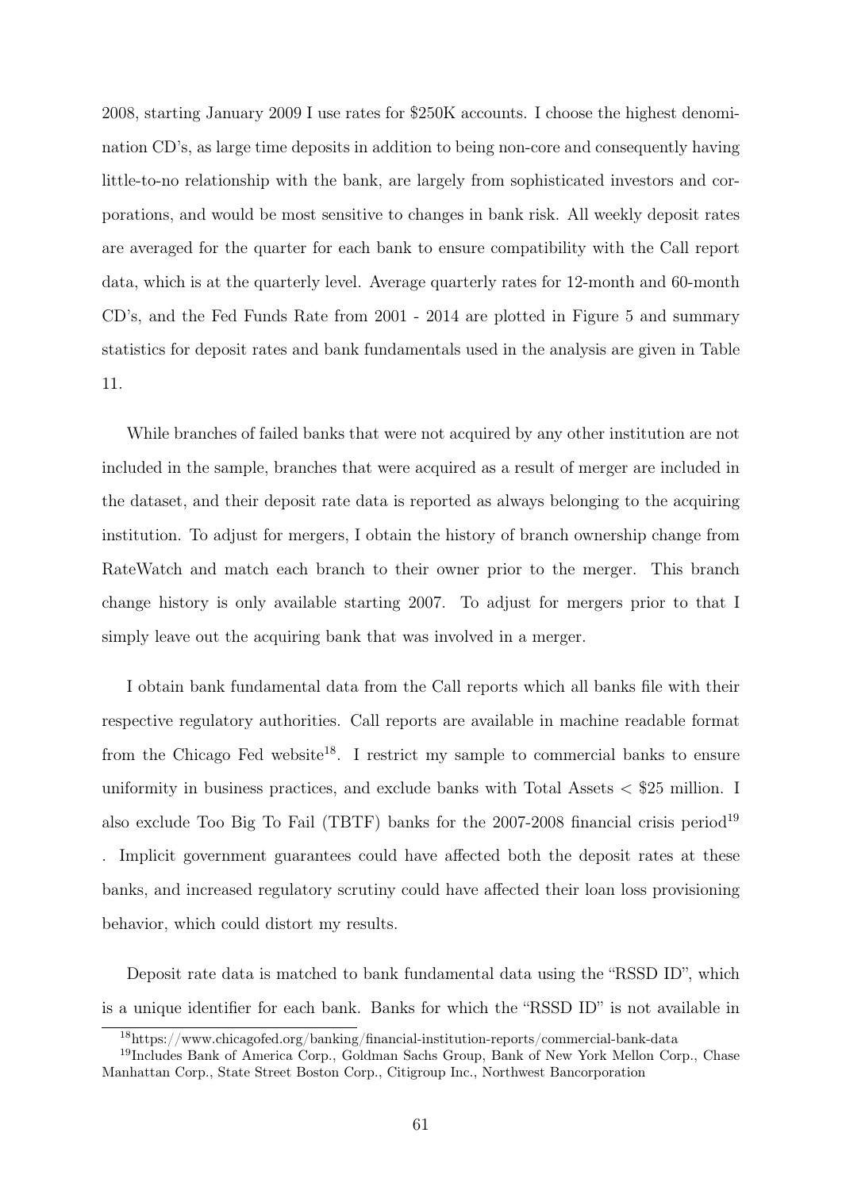2008, starting January 2009 I use rates for $250K accounts. I choose the highest denomination CD's, as large time deposits in addition to being non-core and consequently having little-to-no relationship with the bank, are largely from sophisticated investors and corporations, and would be most sensitive to changes in bank risk. All weekly deposit rates are averaged for the quarter for each bank to ensure compatibility with the Call report data, which is at the quarterly level. Average quarterly rates for 12-month and 60-month CD's, and the Fed Funds Rate from 2001 - 2014 are plotted in Figure 5 and summary statistics for deposit rates and bank fundamentals used in the analysis are given in Table 11.

While branches of failed banks that were not acquired by any other institution are not included in the sample, branches that were acquired as a result of merger are included in the dataset, and their deposit rate data is reported as always belonging to the acquiring institution. To adjust for mergers, I obtain the history of branch ownership change from RateWatch and match each branch to their owner prior to the merger. This branch change history is only available starting 2007. To adjust for mergers prior to that I simply leave out the acquiring bank that was involved in a merger.

I obtain bank fundamental data from the Call reports which all banks file with their respective regulatory authorities. Call reports are available in machine readable format from the Chicago Fed website[18]. I restrict my sample to commercial banks to ensure uniformity in business practices, and exclude banks with Total Assets < $25 million. I also exclude Too Big To Fail (TBTF) banks for the 2007-2008 financial crisis period[19] . Implicit government guarantees could have affected both the deposit rates at these banks, and increased regulatory scrutiny could have affected their loan loss provisioning behavior, which could distort my results.

Deposit rate data is matched to bank fundamental data using the "RSSD ID", which is a unique identifier for each bank. Banks for which the "RSSD ID" is not available in

[18]https://www.chicagofed.org/banking/financial-institution-reports/commercial-bank-data

[19]Includes Bank of America Corp., Goldman Sachs Group, Bank of New York Mellon Corp., Chase Manhattan Corp., State Street Boston Corp., Citigroup Inc., Northwest Bancorporation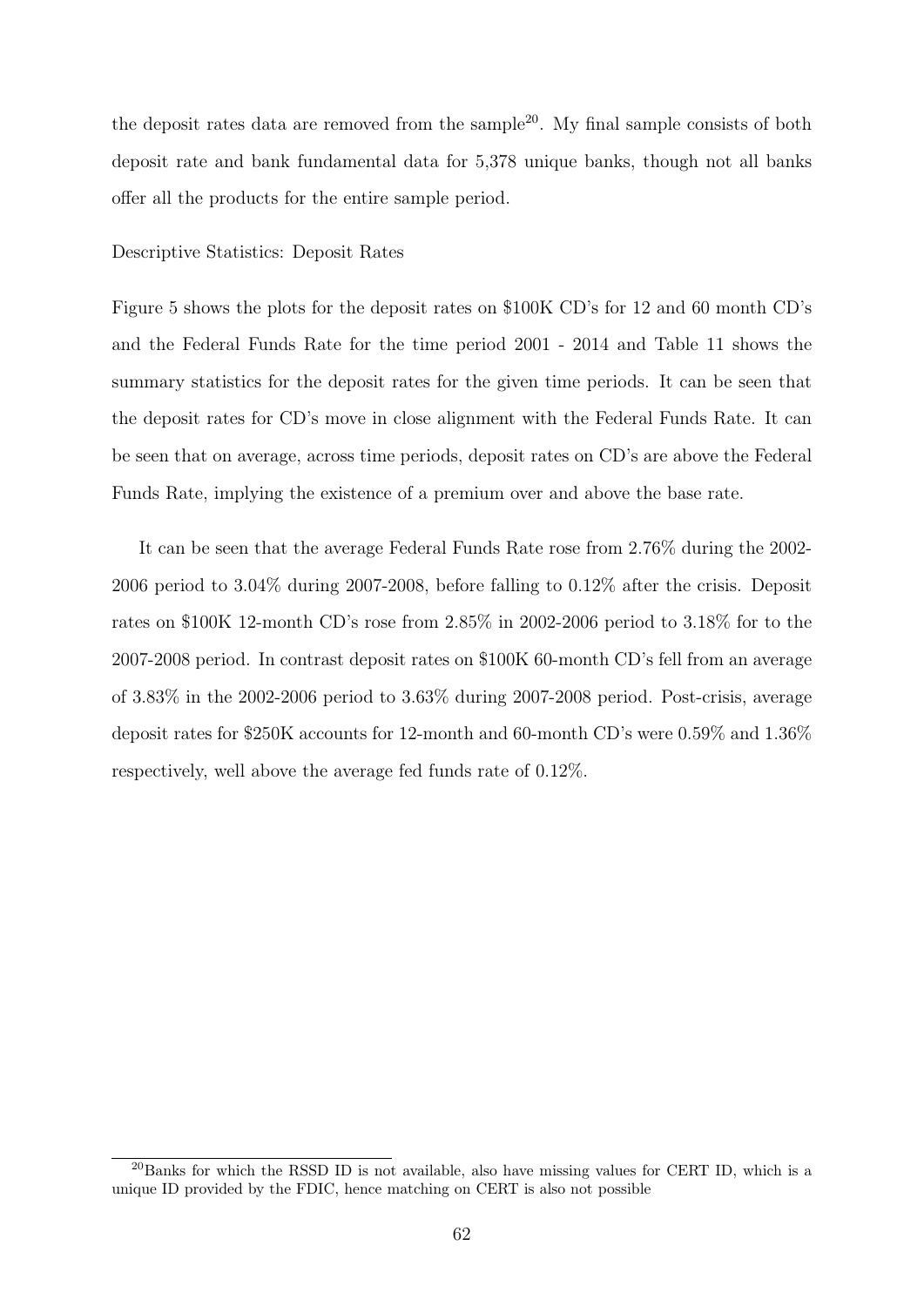the deposit rates data are removed from the sample[20]. My final sample consists of both deposit rate and bank fundamental data for 5,378 unique banks, though not all banks offer all the products for the entire sample period.

Descriptive Statistics: Deposit Rates

Figure 5 shows the plots for the deposit rates on $100K CD's for 12 and 60 month CD's and the Federal Funds Rate for the time period 2001 - 2014 and Table 11 shows the summary statistics for the deposit rates for the given time periods. It can be seen that the deposit rates for CD's move in close alignment with the Federal Funds Rate. It can be seen that on average, across time periods, deposit rates on CD's are above the Federal Funds Rate, implying the existence of a premium over and above the base rate.

It can be seen that the average Federal Funds Rate rose from 2.76% during the 2002-2006 period to 3.04% during 2007-2008, before falling to 0.12% after the crisis. Deposit rates on $100K 12-month CD's rose from 2.85% in 2002-2006 period to 3.18% for to the 2007-2008 period. In contrast deposit rates on $100K 60-month CD's fell from an average of 3.83% in the 2002-2006 period to 3.63% during 2007-2008 period. Post-crisis, average deposit rates for $250K accounts for 12-month and 60-month CD's were 0.59% and 1.36% respectively, well above the average fed funds rate of 0.12%.

[20] Banks for which the RSSD ID is not available, also have missing values for CERT ID, which is a unique ID provided by the FDIC, hence matching on CERT is also not possible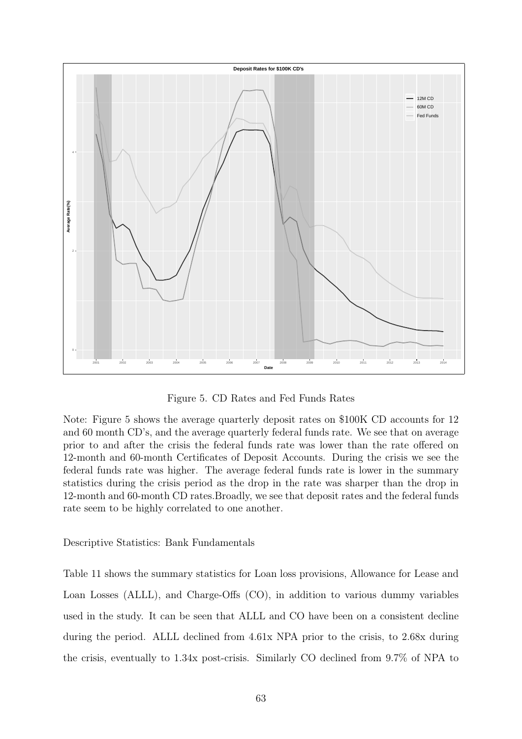Figure 5. CD Rates and Fed Funds Rates

Note: Figure 5 shows the average quarterly deposit rates on \$100K CD accounts for 12 and 60 month CD's, and the average quarterly federal funds rate. We see that on average prior to and after the crisis the federal funds rate was lower than the rate offered on 12-month and 60-month Certificates of Deposit Accounts. During the crisis we see the federal funds rate was higher. The average federal funds rate is lower in the summary statistics during the crisis period as the drop in the rate was sharper than the drop in 12-month and 60-month CD rates.Broadly, we see that deposit rates and the federal funds rate seem to be highly correlated to one another.

Descriptive Statistics: Bank Fundamentals

Table 11 shows the summary statistics for Loan loss provisions, Allowance for Lease and Loan Losses (ALLL), and Charge-Offs (CO), in addition to various dummy variables used in the study. It can be seen that ALLL and CO have been on a consistent decline during the period. ALLL declined from 4.61x NPA prior to the crisis, to 2.68x during the crisis, eventually to 1.34x post-crisis. Similarly CO declined from 9.7% of NPA to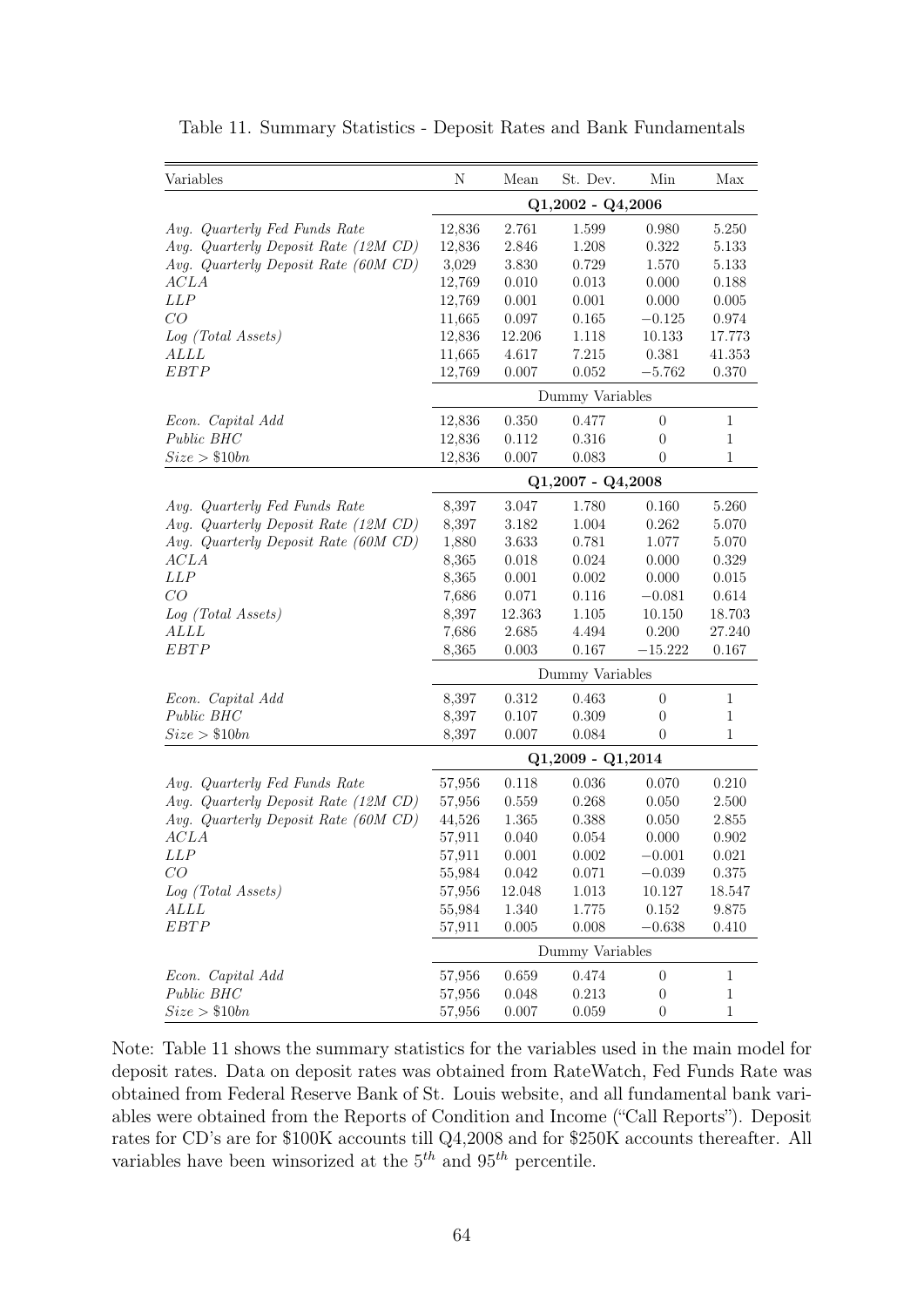Table 11. Summary Statistics - Deposit Rates and Bank Fundamentals

| Variables | N | Mean | St. Dev. | Min | Max |
|---|---|---|---|---|---|
| | | | Q1,2002 - Q4,2006 | | |
| *Avg. Quarterly Fed Funds Rate* | 12,836 | 2.761 | 1.599 | 0.980 | 5.250 |
| *Avg. Quarterly Deposit Rate (12M CD)* | 12,836 | 2.846 | 1.208 | 0.322 | 5.133 |
| *Avg. Quarterly Deposit Rate (60M CD)* | 3,029 | 3.830 | 0.729 | 1.570 | 5.133 |
| *ACLA* | 12,769 | 0.010 | 0.013 | 0.000 | 0.188 |
| *LLP* | 12,769 | 0.001 | 0.001 | 0.000 | 0.005 |
| *CO* | 11,665 | 0.097 | 0.165 | −0.125 | 0.974 |
| *Log (Total Assets)* | 12,836 | 12.206 | 1.118 | 10.133 | 17.773 |
| *ALLL* | 11,665 | 4.617 | 7.215 | 0.381 | 41.353 |
| *EBTP* | 12,769 | 0.007 | 0.052 | −5.762 | 0.370 |
| | | | Dummy Variables | | |
| *Econ. Capital Add* | 12,836 | 0.350 | 0.477 | 0 | 1 |
| *Public BHC* | 12,836 | 0.112 | 0.316 | 0 | 1 |
| *Size > $10bn* | 12,836 | 0.007 | 0.083 | 0 | 1 |
| | | | Q1,2007 - Q4,2008 | | |
| *Avg. Quarterly Fed Funds Rate* | 8,397 | 3.047 | 1.780 | 0.160 | 5.260 |
| *Avg. Quarterly Deposit Rate (12M CD)* | 8,397 | 3.182 | 1.004 | 0.262 | 5.070 |
| *Avg. Quarterly Deposit Rate (60M CD)* | 1,880 | 3.633 | 0.781 | 1.077 | 5.070 |
| *ACLA* | 8,365 | 0.018 | 0.024 | 0.000 | 0.329 |
| *LLP* | 8,365 | 0.001 | 0.002 | 0.000 | 0.015 |
| *CO* | 7,686 | 0.071 | 0.116 | −0.081 | 0.614 |
| *Log (Total Assets)* | 8,397 | 12.363 | 1.105 | 10.150 | 18.703 |
| *ALLL* | 7,686 | 2.685 | 4.494 | 0.200 | 27.240 |
| *EBTP* | 8,365 | 0.003 | 0.167 | −15.222 | 0.167 |
| | | | Dummy Variables | | |
| *Econ. Capital Add* | 8,397 | 0.312 | 0.463 | 0 | 1 |
| *Public BHC* | 8,397 | 0.107 | 0.309 | 0 | 1 |
| *Size > $10bn* | 8,397 | 0.007 | 0.084 | 0 | 1 |
| | | | Q1,2009 - Q1,2014 | | |
| *Avg. Quarterly Fed Funds Rate* | 57,956 | 0.118 | 0.036 | 0.070 | 0.210 |
| *Avg. Quarterly Deposit Rate (12M CD)* | 57,956 | 0.559 | 0.268 | 0.050 | 2.500 |
| *Avg. Quarterly Deposit Rate (60M CD)* | 44,526 | 1.365 | 0.388 | 0.050 | 2.855 |
| *ACLA* | 57,911 | 0.040 | 0.054 | 0.000 | 0.902 |
| *LLP* | 57,911 | 0.001 | 0.002 | −0.001 | 0.021 |
| *CO* | 55,984 | 0.042 | 0.071 | −0.039 | 0.375 |
| *Log (Total Assets)* | 57,956 | 12.048 | 1.013 | 10.127 | 18.547 |
| *ALLL* | 55,984 | 1.340 | 1.775 | 0.152 | 9.875 |
| *EBTP* | 57,911 | 0.005 | 0.008 | −0.638 | 0.410 |
| | | | Dummy Variables | | |
| *Econ. Capital Add* | 57,956 | 0.659 | 0.474 | 0 | 1 |
| *Public BHC* | 57,956 | 0.048 | 0.213 | 0 | 1 |
| *Size > $10bn* | 57,956 | 0.007 | 0.059 | 0 | 1 |

Note: Table 11 shows the summary statistics for the variables used in the main model for deposit rates. Data on deposit rates was obtained from RateWatch, Fed Funds Rate was obtained from Federal Reserve Bank of St. Louis website, and all fundamental bank variables were obtained from the Reports of Condition and Income ("Call Reports"). Deposit rates for CD's are for $100K accounts till Q4,2008 and for $250K accounts thereafter. All variables have been winsorized at the $5^{th}$ and $95^{th}$ percentile.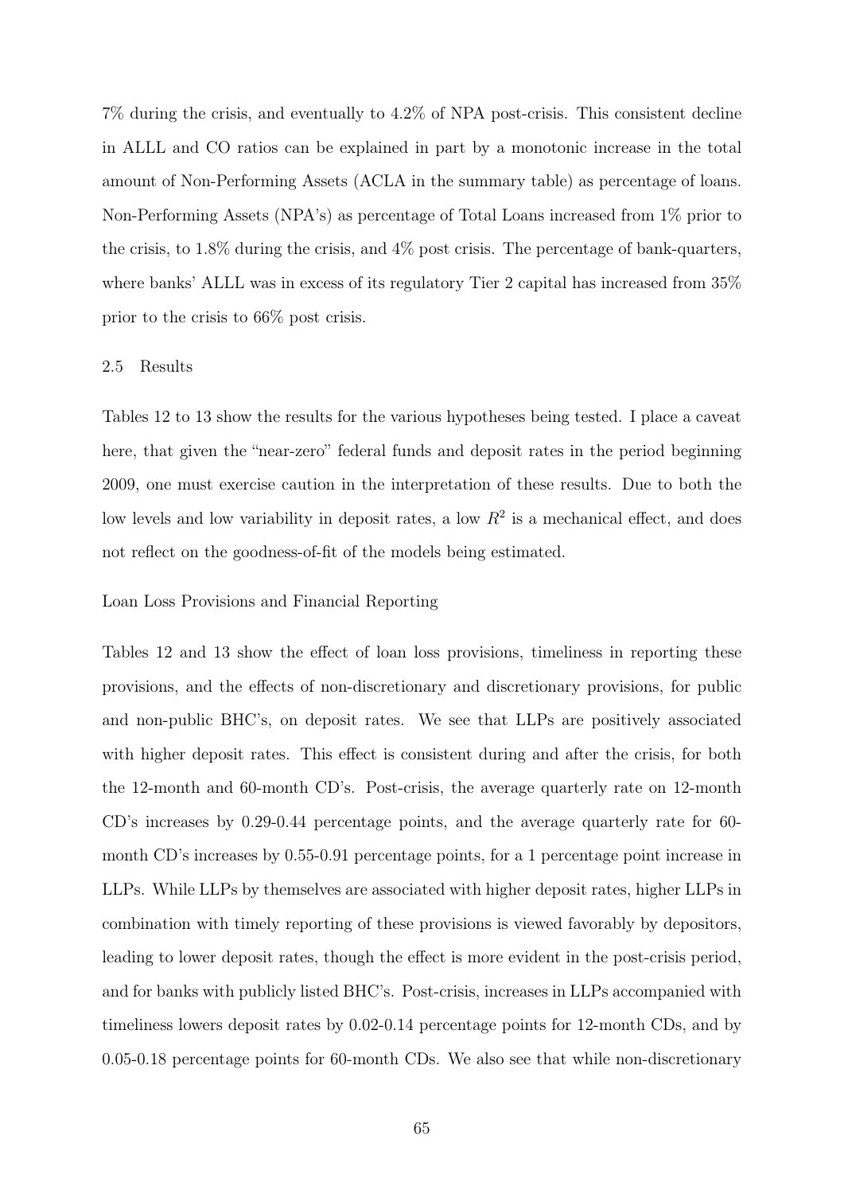7% during the crisis, and eventually to 4.2% of NPA post-crisis. This consistent decline in ALLL and CO ratios can be explained in part by a monotonic increase in the total amount of Non-Performing Assets (ACLA in the summary table) as percentage of loans. Non-Performing Assets (NPA's) as percentage of Total Loans increased from 1% prior to the crisis, to 1.8% during the crisis, and 4% post crisis. The percentage of bank-quarters, where banks' ALLL was in excess of its regulatory Tier 2 capital has increased from 35% prior to the crisis to 66% post crisis.

### 2.5 Results

Tables 12 to 13 show the results for the various hypotheses being tested. I place a caveat here, that given the "near-zero" federal funds and deposit rates in the period beginning 2009, one must exercise caution in the interpretation of these results. Due to both the low levels and low variability in deposit rates, a low $R^2$ is a mechanical effect, and does not reflect on the goodness-of-fit of the models being estimated.

#### Loan Loss Provisions and Financial Reporting

Tables 12 and 13 show the effect of loan loss provisions, timeliness in reporting these provisions, and the effects of non-discretionary and discretionary provisions, for public and non-public BHC's, on deposit rates. We see that LLPs are positively associated with higher deposit rates. This effect is consistent during and after the crisis, for both the 12-month and 60-month CD's. Post-crisis, the average quarterly rate on 12-month CD's increases by 0.29-0.44 percentage points, and the average quarterly rate for 60-month CD's increases by 0.55-0.91 percentage points, for a 1 percentage point increase in LLPs. While LLPs by themselves are associated with higher deposit rates, higher LLPs in combination with timely reporting of these provisions is viewed favorably by depositors, leading to lower deposit rates, though the effect is more evident in the post-crisis period, and for banks with publicly listed BHC's. Post-crisis, increases in LLPs accompanied with timeliness lowers deposit rates by 0.02-0.14 percentage points for 12-month CDs, and by 0.05-0.18 percentage points for 60-month CDs. We also see that while non-discretionary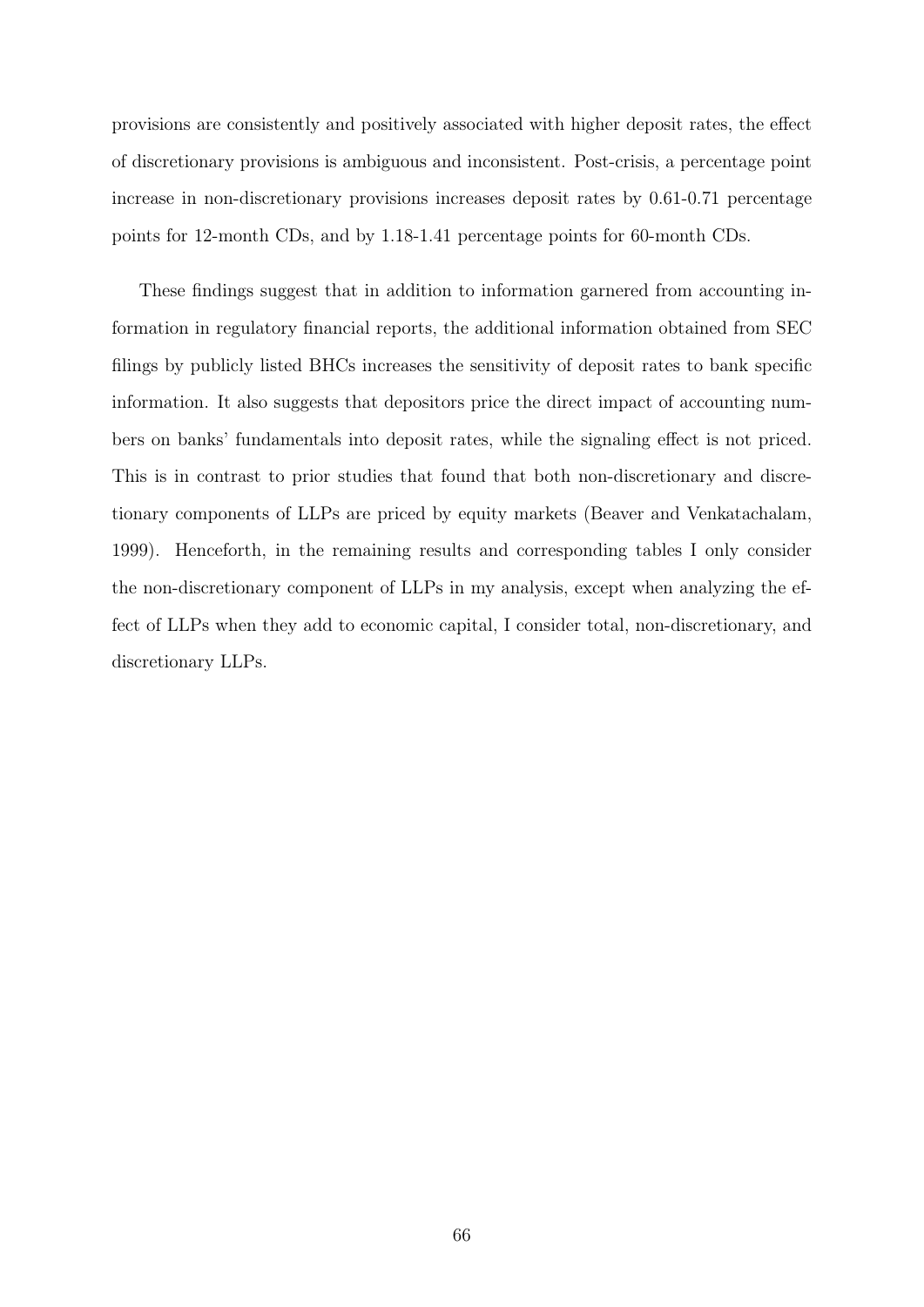provisions are consistently and positively associated with higher deposit rates, the effect of discretionary provisions is ambiguous and inconsistent. Post-crisis, a percentage point increase in non-discretionary provisions increases deposit rates by 0.61-0.71 percentage points for 12-month CDs, and by 1.18-1.41 percentage points for 60-month CDs.

These findings suggest that in addition to information garnered from accounting information in regulatory financial reports, the additional information obtained from SEC filings by publicly listed BHCs increases the sensitivity of deposit rates to bank specific information. It also suggests that depositors price the direct impact of accounting numbers on banks' fundamentals into deposit rates, while the signaling effect is not priced. This is in contrast to prior studies that found that both non-discretionary and discretionary components of LLPs are priced by equity markets (Beaver and Venkatachalam, 1999). Henceforth, in the remaining results and corresponding tables I only consider the non-discretionary component of LLPs in my analysis, except when analyzing the effect of LLPs when they add to economic capital, I consider total, non-discretionary, and discretionary LLPs.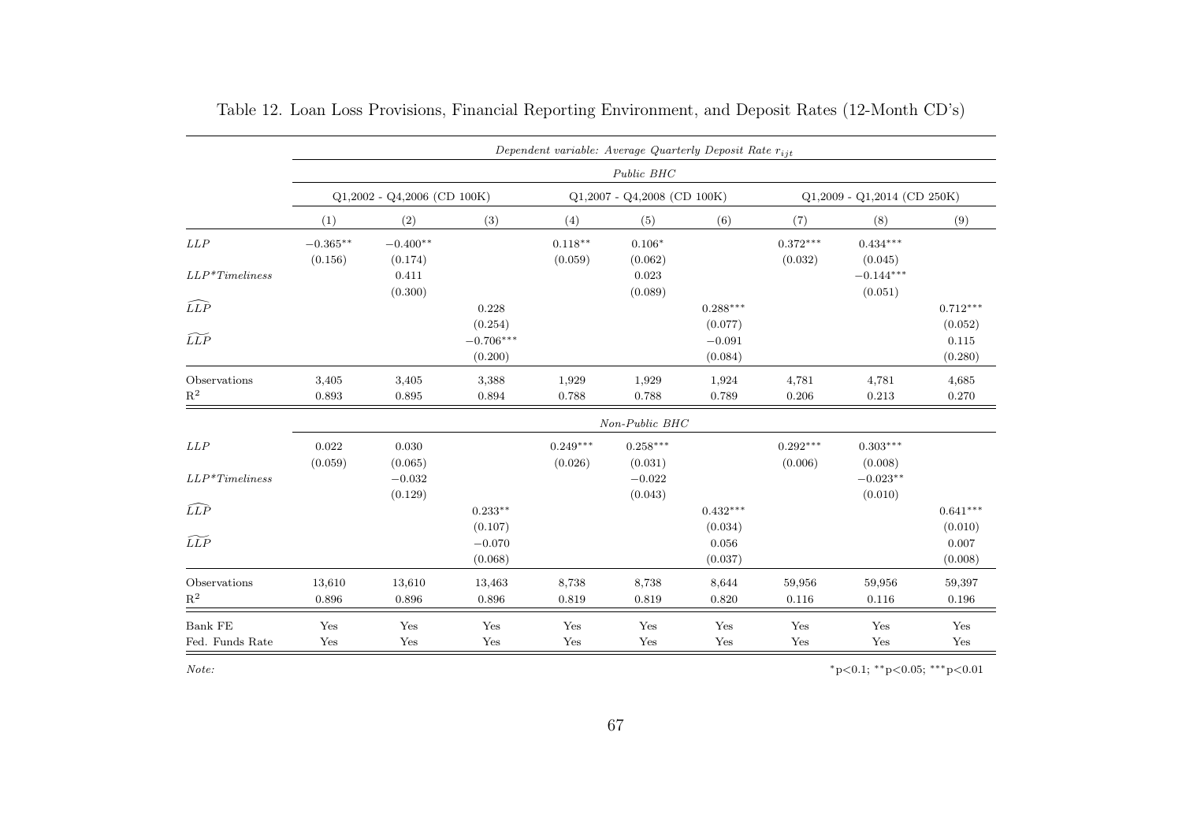Table 12. Loan Loss Provisions, Financial Reporting Environment, and Deposit Rates (12-Month CD's)

| | *Dependent variable: Average Quarterly Deposit Rate $r_{ijt}$* | | | | | | | | |
|---|---|---|---|---|---|---|---|---|---|
| | *Public BHC* | | | | | | | | |
| | Q1,2002 - Q4,2006 (CD 100K) | | | Q1,2007 - Q4,2008 (CD 100K) | | | Q1,2009 - Q1,2014 (CD 250K) | | |
| | (1) | (2) | (3) | (4) | (5) | (6) | (7) | (8) | (9) |
| *LLP* | $-0.365^{**}$ | $-0.400^{**}$ | | $0.118^{**}$ | $0.106^{*}$ | | $0.372^{***}$ | $0.434^{***}$ | |
| | (0.156) | (0.174) | | (0.059) | (0.062) | | (0.032) | (0.045) | |
| *LLP\*Timeliness* | | 0.411 | | | 0.023 | | | $-0.144^{***}$ | |
| | | (0.300) | | | (0.089) | | | (0.051) | |
| $\widehat{LLP}$ | | | 0.228 | | | $0.288^{***}$ | | | $0.712^{***}$ |
| | | | (0.254) | | | (0.077) | | | (0.052) |
| $\widetilde{LLP}$ | | | $-0.706^{***}$ | | | $-0.091$ | | | 0.115 |
| | | | (0.200) | | | (0.084) | | | (0.280) |
| Observations | 3,405 | 3,405 | 3,388 | 1,929 | 1,929 | 1,924 | 4,781 | 4,781 | 4,685 |
| $R^2$ | 0.893 | 0.895 | 0.894 | 0.788 | 0.788 | 0.789 | 0.206 | 0.213 | 0.270 |
| | *Non-Public BHC* | | | | | | | | |
| *LLP* | 0.022 | 0.030 | | $0.249^{***}$ | $0.258^{***}$ | | $0.292^{***}$ | $0.303^{***}$ | |
| | (0.059) | (0.065) | | (0.026) | (0.031) | | (0.006) | (0.008) | |
| *LLP\*Timeliness* | | $-0.032$ | | | $-0.022$ | | | $-0.023^{**}$ | |
| | | (0.129) | | | (0.043) | | | (0.010) | |
| $\widehat{LLP}$ | | | $0.233^{**}$ | | | $0.432^{***}$ | | | $0.641^{***}$ |
| | | | (0.107) | | | (0.034) | | | (0.010) |
| $\widetilde{LLP}$ | | | $-0.070$ | | | 0.056 | | | 0.007 |
| | | | (0.068) | | | (0.037) | | | (0.008) |
| Observations | 13,610 | 13,610 | 13,463 | 8,738 | 8,738 | 8,644 | 59,956 | 59,956 | 59,397 |
| $R^2$ | 0.896 | 0.896 | 0.896 | 0.819 | 0.819 | 0.820 | 0.116 | 0.116 | 0.196 |
| Bank FE | Yes | Yes | Yes | Yes | Yes | Yes | Yes | Yes | Yes |
| Fed. Funds Rate | Yes | Yes | Yes | Yes | Yes | Yes | Yes | Yes | Yes |

*Note:* $^{*}$p<0.1; $^{**}$p<0.05; $^{***}$p<0.01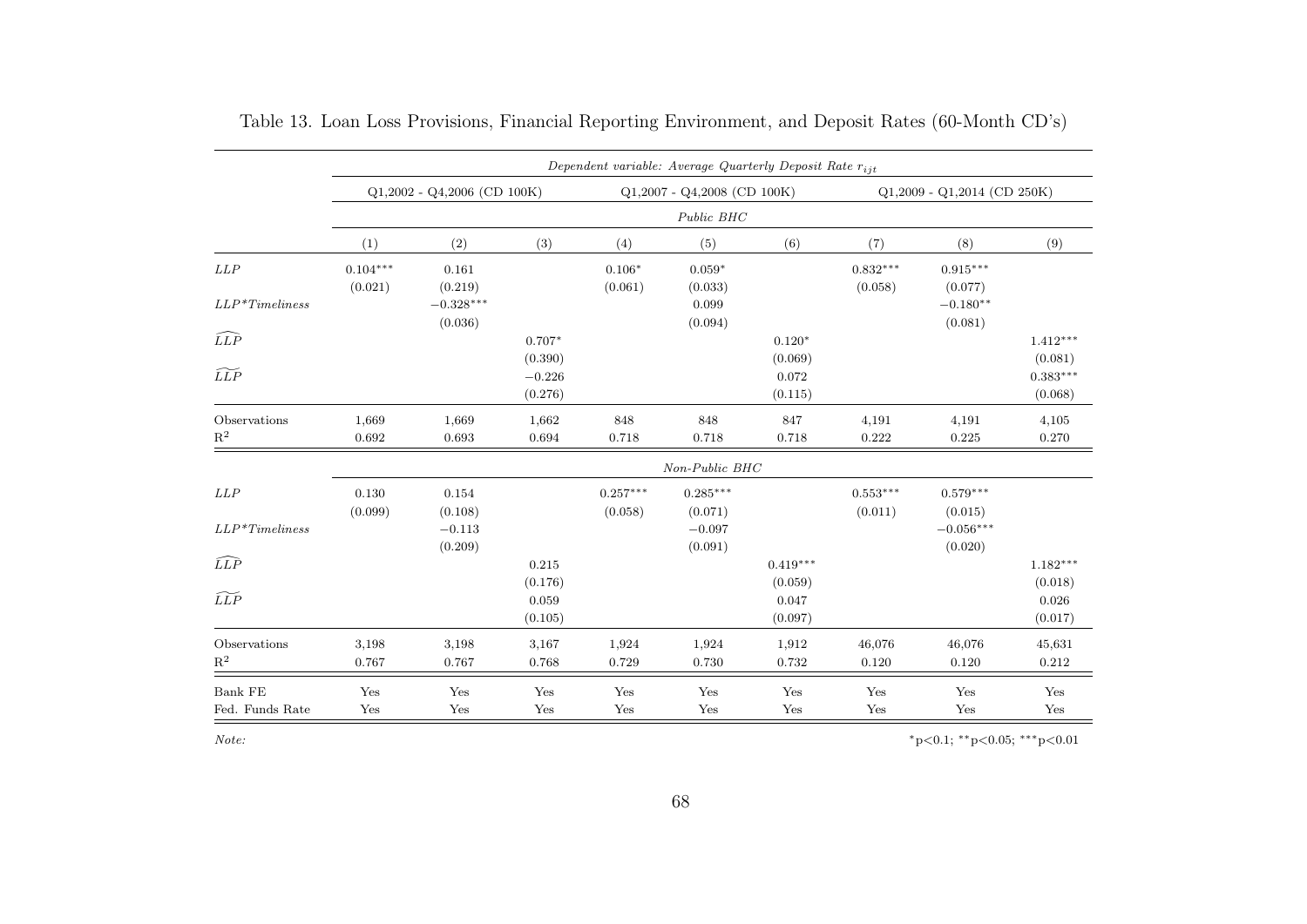Table 13. Loan Loss Provisions, Financial Reporting Environment, and Deposit Rates (60-Month CD's)

| | *Dependent variable: Average Quarterly Deposit Rate $r_{ijt}$* | | | | | | | | |
|---|---|---|---|---|---|---|---|---|---|
| | Q1,2002 - Q4,2006 (CD 100K) | | | Q1,2007 - Q4,2008 (CD 100K) | | | Q1,2009 - Q1,2014 (CD 250K) | | |
| | *Public BHC* | | | | | | | | |
| | (1) | (2) | (3) | (4) | (5) | (6) | (7) | (8) | (9) |
| *LLP* | $0.104^{***}$ | 0.161 | | $0.106^{*}$ | $0.059^{*}$ | | $0.832^{***}$ | $0.915^{***}$ | |
| | (0.021) | (0.219) | | (0.061) | (0.033) | | (0.058) | (0.077) | |
| *LLP*Timeliness* | | $-0.328^{***}$ | | | 0.099 | | | $-0.180^{**}$ | |
| | | (0.036) | | | (0.094) | | | (0.081) | |
| $\widehat{LLP}$ | | | $0.707^{*}$ | | | $0.120^{*}$ | | | $1.412^{***}$ |
| | | | (0.390) | | | (0.069) | | | (0.081) |
| $\widetilde{LLP}$ | | | $-0.226$ | | | 0.072 | | | $0.383^{***}$ |
| | | | (0.276) | | | (0.115) | | | (0.068) |
| Observations | 1,669 | 1,669 | 1,662 | 848 | 848 | 847 | 4,191 | 4,191 | 4,105 |
| $R^2$ | 0.692 | 0.693 | 0.694 | 0.718 | 0.718 | 0.718 | 0.222 | 0.225 | 0.270 |
| | *Non-Public BHC* | | | | | | | | |
| *LLP* | 0.130 | 0.154 | | $0.257^{***}$ | $0.285^{***}$ | | $0.553^{***}$ | $0.579^{***}$ | |
| | (0.099) | (0.108) | | (0.058) | (0.071) | | (0.011) | (0.015) | |
| *LLP*Timeliness* | | $-0.113$ | | | $-0.097$ | | | $-0.056^{***}$ | |
| | | (0.209) | | | (0.091) | | | (0.020) | |
| $\widehat{LLP}$ | | | 0.215 | | | $0.419^{***}$ | | | $1.182^{***}$ |
| | | | (0.176) | | | (0.059) | | | (0.018) |
| $\widetilde{LLP}$ | | | 0.059 | | | 0.047 | | | 0.026 |
| | | | (0.105) | | | (0.097) | | | (0.017) |
| Observations | 3,198 | 3,198 | 3,167 | 1,924 | 1,924 | 1,912 | 46,076 | 46,076 | 45,631 |
| $R^2$ | 0.767 | 0.767 | 0.768 | 0.729 | 0.730 | 0.732 | 0.120 | 0.120 | 0.212 |
| Bank FE | Yes | Yes | Yes | Yes | Yes | Yes | Yes | Yes | Yes |
| Fed. Funds Rate | Yes | Yes | Yes | Yes | Yes | Yes | Yes | Yes | Yes |

*Note:* $^{*}$p<0.1; $^{**}$p<0.05; $^{***}$p<0.01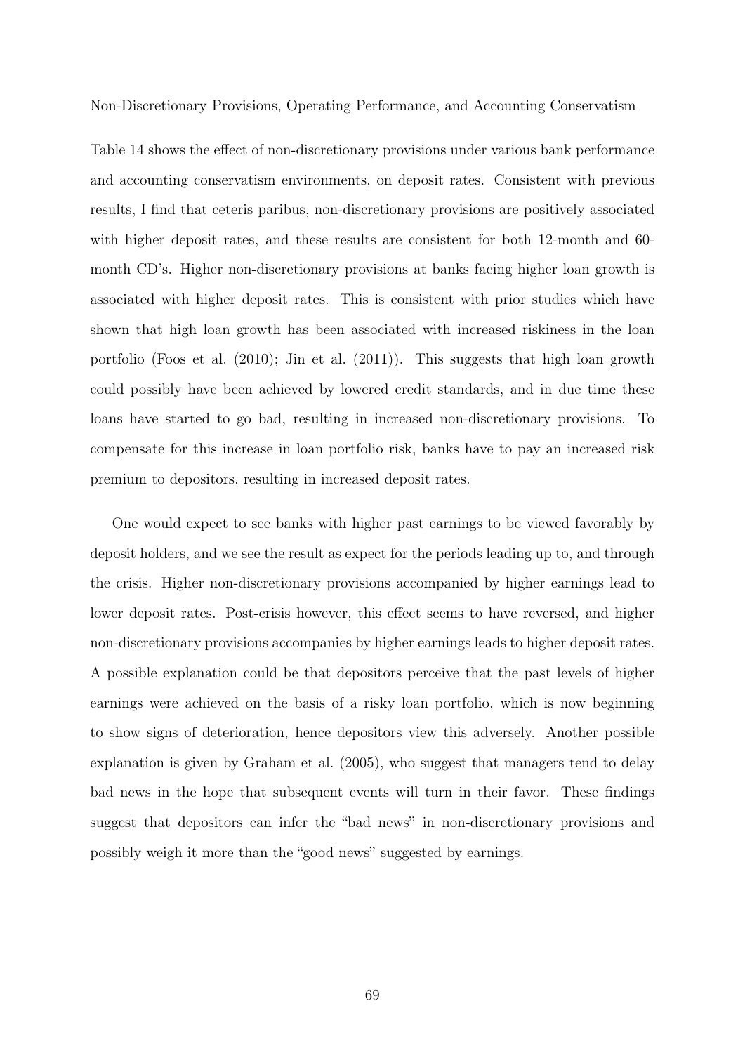### Non-Discretionary Provisions, Operating Performance, and Accounting Conservatism

Table 14 shows the effect of non-discretionary provisions under various bank performance and accounting conservatism environments, on deposit rates. Consistent with previous results, I find that ceteris paribus, non-discretionary provisions are positively associated with higher deposit rates, and these results are consistent for both 12-month and 60-month CD's. Higher non-discretionary provisions at banks facing higher loan growth is associated with higher deposit rates. This is consistent with prior studies which have shown that high loan growth has been associated with increased riskiness in the loan portfolio (Foos et al. (2010); Jin et al. (2011)). This suggests that high loan growth could possibly have been achieved by lowered credit standards, and in due time these loans have started to go bad, resulting in increased non-discretionary provisions. To compensate for this increase in loan portfolio risk, banks have to pay an increased risk premium to depositors, resulting in increased deposit rates.

One would expect to see banks with higher past earnings to be viewed favorably by deposit holders, and we see the result as expect for the periods leading up to, and through the crisis. Higher non-discretionary provisions accompanied by higher earnings lead to lower deposit rates. Post-crisis however, this effect seems to have reversed, and higher non-discretionary provisions accompanies by higher earnings leads to higher deposit rates. A possible explanation could be that depositors perceive that the past levels of higher earnings were achieved on the basis of a risky loan portfolio, which is now beginning to show signs of deterioration, hence depositors view this adversely. Another possible explanation is given by Graham et al. (2005), who suggest that managers tend to delay bad news in the hope that subsequent events will turn in their favor. These findings suggest that depositors can infer the "bad news" in non-discretionary provisions and possibly weigh it more than the "good news" suggested by earnings.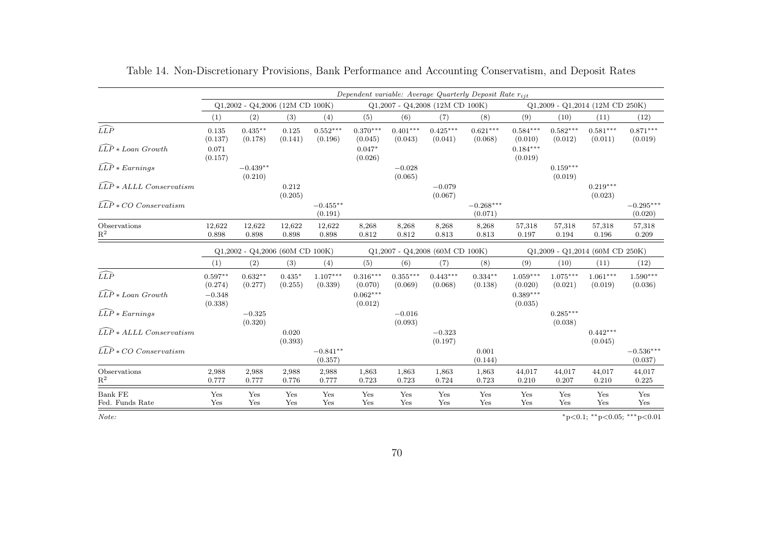Table 14. Non-Discretionary Provisions, Bank Performance and Accounting Conservatism, and Deposit Rates

| | *Dependent variable: Average Quarterly Deposit Rate $r_{ijt}$* | | | | | | | | | | | |
|---|---|---|---|---|---|---|---|---|---|---|---|---|
| | Q1,2002 - Q4,2006 (12M CD 100K) | | | | Q1,2007 - Q4,2008 (12M CD 100K) | | | | Q1,2009 - Q1,2014 (12M CD 250K) | | | |
| | (1) | (2) | (3) | (4) | (5) | (6) | (7) | (8) | (9) | (10) | (11) | (12) |
| $\widehat{LLP}$ | 0.135 | 0.435** | 0.125 | 0.552*** | 0.370*** | 0.401*** | 0.425*** | 0.621*** | 0.584*** | 0.582*** | 0.581*** | 0.871*** |
| | (0.137) | (0.178) | (0.141) | (0.196) | (0.045) | (0.043) | (0.041) | (0.068) | (0.010) | (0.012) | (0.011) | (0.019) |
| $\widehat{LLP} * Loan\ Growth$ | 0.071 | | | | 0.047* | | | | 0.184*** | | | |
| | (0.157) | | | | (0.026) | | | | (0.019) | | | |
| $\widehat{LLP} * Earnings$ | | −0.439** | | | | −0.028 | | | | 0.159*** | | |
| | | (0.210) | | | | (0.065) | | | | (0.019) | | |
| $\widehat{LLP} * ALLL\ Conservatism$ | | | 0.212 | | | | −0.079 | | | | 0.219*** | |
| | | | (0.205) | | | | (0.067) | | | | (0.023) | |
| $\widehat{LLP} * CO\ Conservatism$ | | | | −0.455** | | | | −0.268*** | | | | −0.295*** |
| | | | | (0.191) | | | | (0.071) | | | | (0.020) |
| Observations | 12,622 | 12,622 | 12,622 | 12,622 | 8,268 | 8,268 | 8,268 | 8,268 | 57,318 | 57,318 | 57,318 | 57,318 |
| $R^2$ | 0.898 | 0.898 | 0.898 | 0.898 | 0.812 | 0.812 | 0.813 | 0.813 | 0.197 | 0.194 | 0.196 | 0.209 |
| | Q1,2002 - Q4,2006 (60M CD 100K) | | | | Q1,2007 - Q4,2008 (60M CD 100K) | | | | Q1,2009 - Q1,2014 (60M CD 250K) | | | |
| | (1) | (2) | (3) | (4) | (5) | (6) | (7) | (8) | (9) | (10) | (11) | (12) |
| $\widehat{LLP}$ | 0.597** | 0.632** | 0.435* | 1.107*** | 0.316*** | 0.355*** | 0.443*** | 0.334** | 1.059*** | 1.075*** | 1.061*** | 1.590*** |
| | (0.274) | (0.277) | (0.255) | (0.339) | (0.070) | (0.069) | (0.068) | (0.138) | (0.020) | (0.021) | (0.019) | (0.036) |
| $\widehat{LLP} * Loan\ Growth$ | −0.348 | | | | 0.062*** | | | | 0.389*** | | | |
| | (0.338) | | | | (0.012) | | | | (0.035) | | | |
| $\widehat{LLP} * Earnings$ | | −0.325 | | | | −0.016 | | | | 0.285*** | | |
| | | (0.320) | | | | (0.093) | | | | (0.038) | | |
| $\widehat{LLP} * ALLL\ Conservatism$ | | | 0.020 | | | | −0.323 | | | | 0.442*** | |
| | | | (0.393) | | | | (0.197) | | | | (0.045) | |
| $\widehat{LLP} * CO\ Conservatism$ | | | | −0.841** | | | | 0.001 | | | | −0.536*** |
| | | | | (0.357) | | | | (0.144) | | | | (0.037) |
| Observations | 2,988 | 2,988 | 2,988 | 2,988 | 1,863 | 1,863 | 1,863 | 1,863 | 44,017 | 44,017 | 44,017 | 44,017 |
| $R^2$ | 0.777 | 0.777 | 0.776 | 0.777 | 0.723 | 0.723 | 0.724 | 0.723 | 0.210 | 0.207 | 0.210 | 0.225 |
| Bank FE | Yes | Yes | Yes | Yes | Yes | Yes | Yes | Yes | Yes | Yes | Yes | Yes |
| Fed. Funds Rate | Yes | Yes | Yes | Yes | Yes | Yes | Yes | Yes | Yes | Yes | Yes | Yes |

*Note:* *p<0.1; **p<0.05; ***p<0.01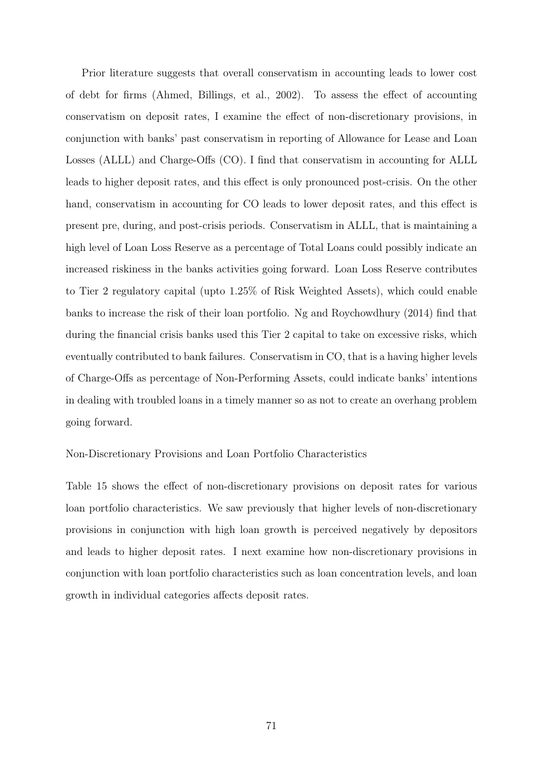Prior literature suggests that overall conservatism in accounting leads to lower cost of debt for firms (Ahmed, Billings, et al., 2002). To assess the effect of accounting conservatism on deposit rates, I examine the effect of non-discretionary provisions, in conjunction with banks' past conservatism in reporting of Allowance for Lease and Loan Losses (ALLL) and Charge-Offs (CO). I find that conservatism in accounting for ALLL leads to higher deposit rates, and this effect is only pronounced post-crisis. On the other hand, conservatism in accounting for CO leads to lower deposit rates, and this effect is present pre, during, and post-crisis periods. Conservatism in ALLL, that is maintaining a high level of Loan Loss Reserve as a percentage of Total Loans could possibly indicate an increased riskiness in the banks activities going forward. Loan Loss Reserve contributes to Tier 2 regulatory capital (upto 1.25% of Risk Weighted Assets), which could enable banks to increase the risk of their loan portfolio. Ng and Roychowdhury (2014) find that during the financial crisis banks used this Tier 2 capital to take on excessive risks, which eventually contributed to bank failures. Conservatism in CO, that is a having higher levels of Charge-Offs as percentage of Non-Performing Assets, could indicate banks' intentions in dealing with troubled loans in a timely manner so as not to create an overhang problem going forward.

Non-Discretionary Provisions and Loan Portfolio Characteristics

Table 15 shows the effect of non-discretionary provisions on deposit rates for various loan portfolio characteristics. We saw previously that higher levels of non-discretionary provisions in conjunction with high loan growth is perceived negatively by depositors and leads to higher deposit rates. I next examine how non-discretionary provisions in conjunction with loan portfolio characteristics such as loan concentration levels, and loan growth in individual categories affects deposit rates.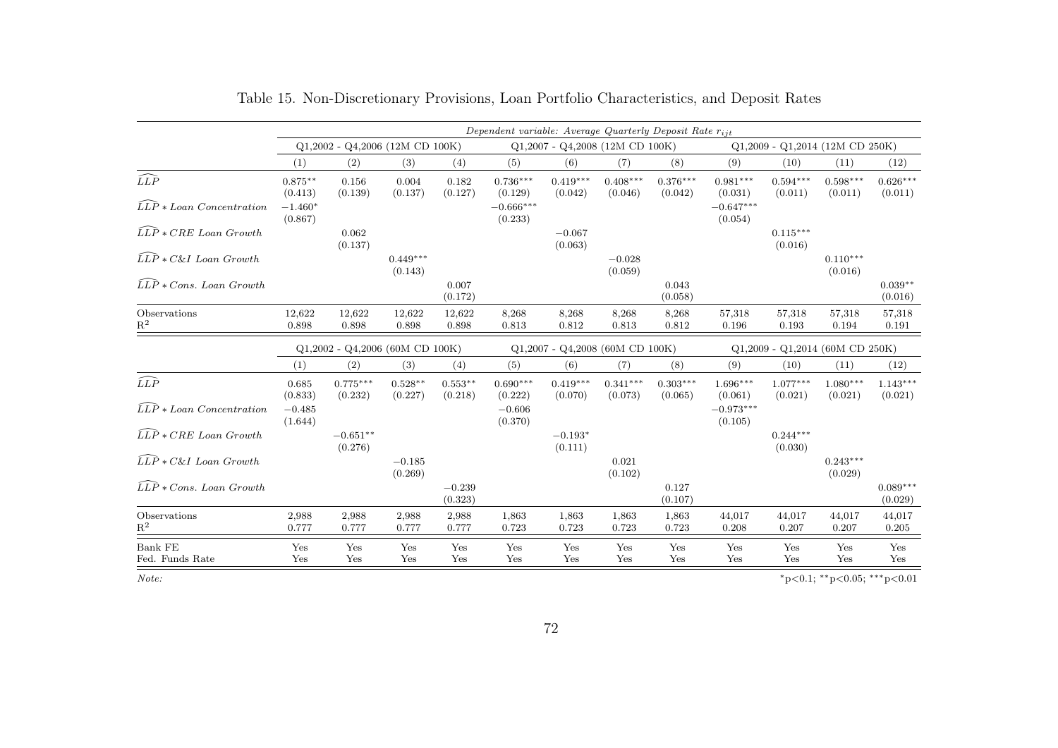Table 15. Non-Discretionary Provisions, Loan Portfolio Characteristics, and Deposit Rates

| | *Dependent variable: Average Quarterly Deposit Rate $r_{ijt}$* | | | | | | | | | | | |
|---|---|---|---|---|---|---|---|---|---|---|---|---|
| | Q1,2002 - Q4,2006 (12M CD 100K) | | | | Q1,2007 - Q4,2008 (12M CD 100K) | | | | Q1,2009 - Q1,2014 (12M CD 250K) | | | |
| | (1) | (2) | (3) | (4) | (5) | (6) | (7) | (8) | (9) | (10) | (11) | (12) |
| $\widehat{LLP}$ | 0.875** | 0.156 | 0.004 | 0.182 | 0.736*** | 0.419*** | 0.408*** | 0.376*** | 0.981*** | 0.594*** | 0.598*** | 0.626*** |
| | (0.413) | (0.139) | (0.137) | (0.127) | (0.129) | (0.042) | (0.046) | (0.042) | (0.031) | (0.011) | (0.011) | (0.011) |
| $\widehat{LLP} * Loan\ Concentration$ | −1.460* | | | | −0.666*** | | | | −0.647*** | | | |
| | (0.867) | | | | (0.233) | | | | (0.054) | | | |
| $\widehat{LLP} * CRE\ Loan\ Growth$ | | 0.062 | | | | −0.067 | | | | 0.115*** | | |
| | | (0.137) | | | | (0.063) | | | | (0.016) | | |
| $\widehat{LLP} * C\&I\ Loan\ Growth$ | | | 0.449*** | | | | −0.028 | | | | 0.110*** | |
| | | | (0.143) | | | | (0.059) | | | | (0.016) | |
| $\widehat{LLP} * Cons.\ Loan\ Growth$ | | | | 0.007 | | | | 0.043 | | | | 0.039** |
| | | | | (0.172) | | | | (0.058) | | | | (0.016) |
| Observations | 12,622 | 12,622 | 12,622 | 12,622 | 8,268 | 8,268 | 8,268 | 8,268 | 57,318 | 57,318 | 57,318 | 57,318 |
| $R^2$ | 0.898 | 0.898 | 0.898 | 0.898 | 0.813 | 0.812 | 0.813 | 0.812 | 0.196 | 0.193 | 0.194 | 0.191 |
| | Q1,2002 - Q4,2006 (60M CD 100K) | | | | Q1,2007 - Q4,2008 (60M CD 100K) | | | | Q1,2009 - Q1,2014 (60M CD 250K) | | | |
| | (1) | (2) | (3) | (4) | (5) | (6) | (7) | (8) | (9) | (10) | (11) | (12) |
| $\widehat{LLP}$ | 0.685 | 0.775*** | 0.528** | 0.553** | 0.690*** | 0.419*** | 0.341*** | 0.303*** | 1.696*** | 1.077*** | 1.080*** | 1.143*** |
| | (0.833) | (0.232) | (0.227) | (0.218) | (0.222) | (0.070) | (0.073) | (0.065) | (0.061) | (0.021) | (0.021) | (0.021) |
| $\widehat{LLP} * Loan\ Concentration$ | −0.485 | | | | −0.606 | | | | −0.973*** | | | |
| | (1.644) | | | | (0.370) | | | | (0.105) | | | |
| $\widehat{LLP} * CRE\ Loan\ Growth$ | | −0.651** | | | | −0.193* | | | | 0.244*** | | |
| | | (0.276) | | | | (0.111) | | | | (0.030) | | |
| $\widehat{LLP} * C\&I\ Loan\ Growth$ | | | −0.185 | | | | 0.021 | | | | 0.243*** | |
| | | | (0.269) | | | | (0.102) | | | | (0.029) | |
| $\widehat{LLP} * Cons.\ Loan\ Growth$ | | | | −0.239 | | | | 0.127 | | | | 0.089*** |
| | | | | (0.323) | | | | (0.107) | | | | (0.029) |
| Observations | 2,988 | 2,988 | 2,988 | 2,988 | 1,863 | 1,863 | 1,863 | 1,863 | 44,017 | 44,017 | 44,017 | 44,017 |
| $R^2$ | 0.777 | 0.777 | 0.777 | 0.777 | 0.723 | 0.723 | 0.723 | 0.723 | 0.208 | 0.207 | 0.207 | 0.205 |
| Bank FE | Yes | Yes | Yes | Yes | Yes | Yes | Yes | Yes | Yes | Yes | Yes | Yes |
| Fed. Funds Rate | Yes | Yes | Yes | Yes | Yes | Yes | Yes | Yes | Yes | Yes | Yes | Yes |

*Note:* *p<0.1; **p<0.05; ***p<0.01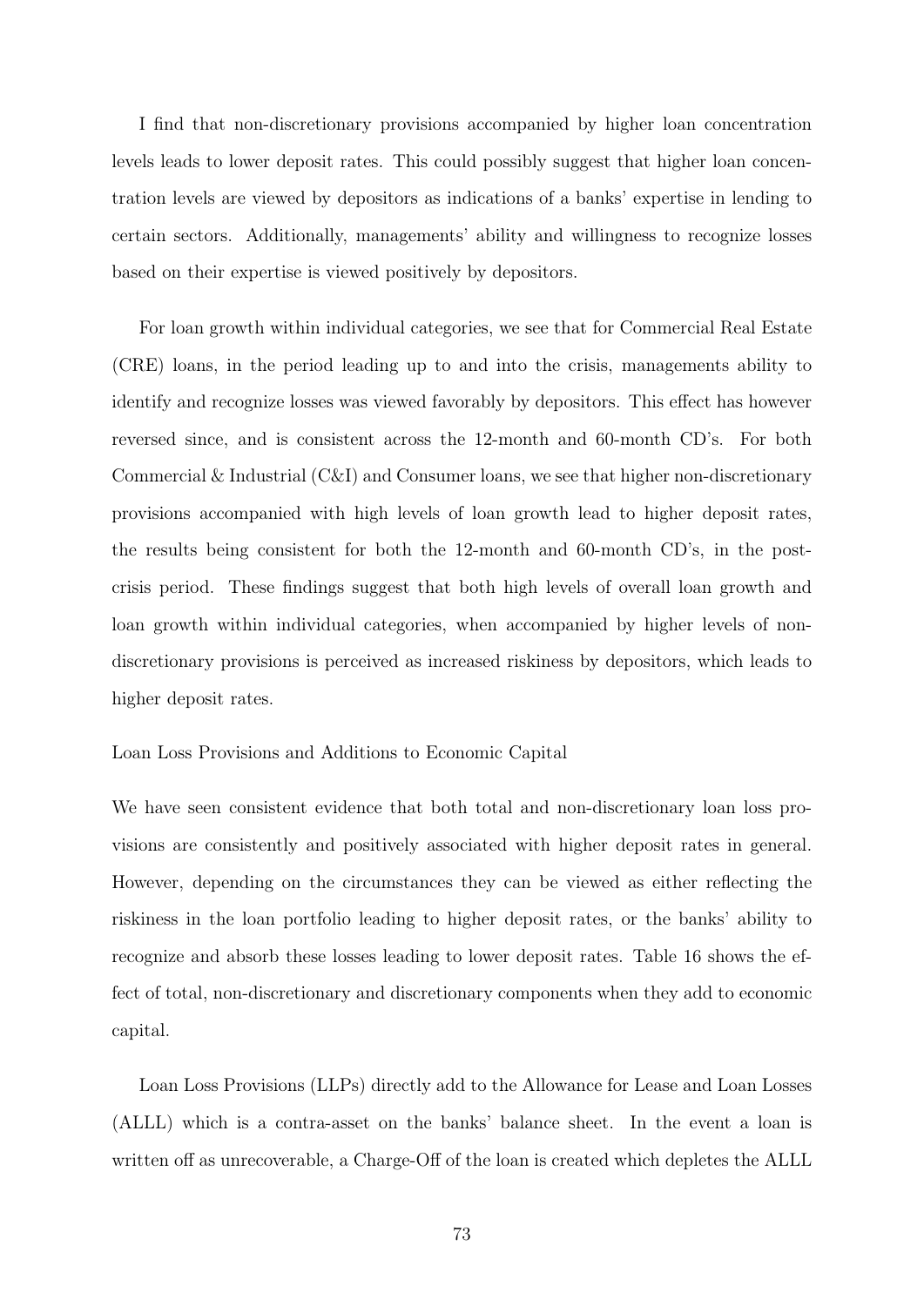I find that non-discretionary provisions accompanied by higher loan concentration levels leads to lower deposit rates. This could possibly suggest that higher loan concentration levels are viewed by depositors as indications of a banks' expertise in lending to certain sectors. Additionally, managements' ability and willingness to recognize losses based on their expertise is viewed positively by depositors.

For loan growth within individual categories, we see that for Commercial Real Estate (CRE) loans, in the period leading up to and into the crisis, managements ability to identify and recognize losses was viewed favorably by depositors. This effect has however reversed since, and is consistent across the 12-month and 60-month CD's. For both Commercial & Industrial (C&I) and Consumer loans, we see that higher non-discretionary provisions accompanied with high levels of loan growth lead to higher deposit rates, the results being consistent for both the 12-month and 60-month CD's, in the post-crisis period. These findings suggest that both high levels of overall loan growth and loan growth within individual categories, when accompanied by higher levels of non-discretionary provisions is perceived as increased riskiness by depositors, which leads to higher deposit rates.

### Loan Loss Provisions and Additions to Economic Capital

We have seen consistent evidence that both total and non-discretionary loan loss provisions are consistently and positively associated with higher deposit rates in general. However, depending on the circumstances they can be viewed as either reflecting the riskiness in the loan portfolio leading to higher deposit rates, or the banks' ability to recognize and absorb these losses leading to lower deposit rates. Table 16 shows the effect of total, non-discretionary and discretionary components when they add to economic capital.

Loan Loss Provisions (LLPs) directly add to the Allowance for Lease and Loan Losses (ALLL) which is a contra-asset on the banks' balance sheet. In the event a loan is written off as unrecoverable, a Charge-Off of the loan is created which depletes the ALLL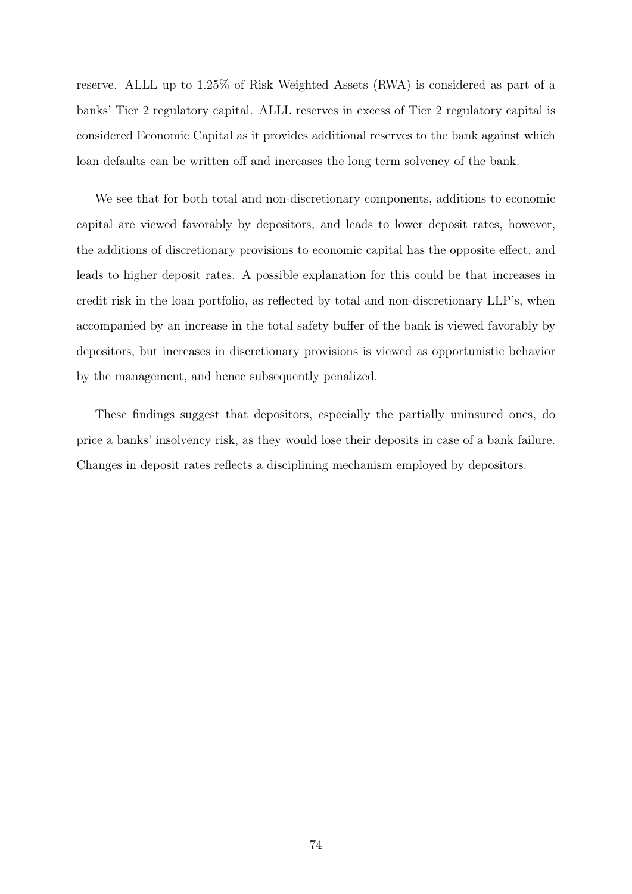reserve. ALLL up to 1.25% of Risk Weighted Assets (RWA) is considered as part of a banks' Tier 2 regulatory capital. ALLL reserves in excess of Tier 2 regulatory capital is considered Economic Capital as it provides additional reserves to the bank against which loan defaults can be written off and increases the long term solvency of the bank.

We see that for both total and non-discretionary components, additions to economic capital are viewed favorably by depositors, and leads to lower deposit rates, however, the additions of discretionary provisions to economic capital has the opposite effect, and leads to higher deposit rates. A possible explanation for this could be that increases in credit risk in the loan portfolio, as reflected by total and non-discretionary LLP's, when accompanied by an increase in the total safety buffer of the bank is viewed favorably by depositors, but increases in discretionary provisions is viewed as opportunistic behavior by the management, and hence subsequently penalized.

These findings suggest that depositors, especially the partially uninsured ones, do price a banks' insolvency risk, as they would lose their deposits in case of a bank failure. Changes in deposit rates reflects a disciplining mechanism employed by depositors.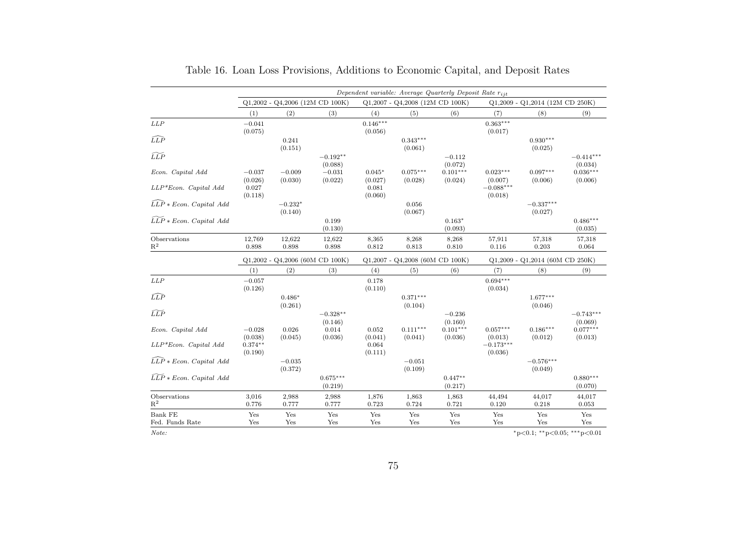Table 16. Loan Loss Provisions, Additions to Economic Capital, and Deposit Rates

| | *Dependent variable: Average Quarterly Deposit Rate $r_{ijt}$* | | | | | | | | |
|---|---|---|---|---|---|---|---|---|---|
| | Q1,2002 - Q4,2006 (12M CD 100K) | | | Q1,2007 - Q4,2008 (12M CD 100K) | | | Q1,2009 - Q1,2014 (12M CD 250K) | | |
| | (1) | (2) | (3) | (4) | (5) | (6) | (7) | (8) | (9) |
| *LLP* | −0.041 | | | 0.146*** | | | 0.363*** | | |
| | (0.075) | | | (0.056) | | | (0.017) | | |
| $\widehat{LLP}$ | | 0.241 | | | 0.343*** | | | 0.930*** | |
| | | (0.151) | | | (0.061) | | | (0.025) | |
| $\widetilde{LLP}$ | | | −0.192** | | | −0.112 | | | −0.414*** |
| | | | (0.088) | | | (0.072) | | | (0.034) |
| *Econ. Capital Add* | −0.037 | −0.009 | −0.031 | 0.045* | 0.075*** | 0.101*** | 0.023*** | 0.097*** | 0.036*** |
| | (0.026) | (0.030) | (0.022) | (0.027) | (0.028) | (0.024) | (0.007) | (0.006) | (0.006) |
| *LLP\*Econ. Capital Add* | 0.027 | | | 0.081 | | | −0.088*** | | |
| | (0.118) | | | (0.060) | | | (0.018) | | |
| $\widehat{LLP}$ *\* Econ. Capital Add* | | −0.232* | | | 0.056 | | | −0.337*** | |
| | | (0.140) | | | (0.067) | | | (0.027) | |
| $\widetilde{LLP}$ *\* Econ. Capital Add* | | | 0.199 | | | 0.163* | | | 0.486*** |
| | | | (0.130) | | | (0.093) | | | (0.035) |
| Observations | 12,769 | 12,622 | 12,622 | 8,365 | 8,268 | 8,268 | 57,911 | 57,318 | 57,318 |
| $R^2$ | 0.898 | 0.898 | 0.898 | 0.812 | 0.813 | 0.810 | 0.116 | 0.203 | 0.064 |
| | Q1,2002 - Q4,2006 (60M CD 100K) | | | Q1,2007 - Q4,2008 (60M CD 100K) | | | Q1,2009 - Q1,2014 (60M CD 250K) | | |
| | (1) | (2) | (3) | (4) | (5) | (6) | (7) | (8) | (9) |
| *LLP* | −0.057 | | | 0.178 | | | 0.694*** | | |
| | (0.126) | | | (0.110) | | | (0.034) | | |
| $\widehat{LLP}$ | | 0.486* | | | 0.371*** | | | 1.677*** | |
| | | (0.261) | | | (0.104) | | | (0.046) | |
| $\widetilde{LLP}$ | | | −0.328** | | | −0.236 | | | −0.743*** |
| | | | (0.146) | | | (0.160) | | | (0.069) |
| *Econ. Capital Add* | −0.028 | 0.026 | 0.014 | 0.052 | 0.111*** | 0.101*** | 0.057*** | 0.186*** | 0.077*** |
| | (0.038) | (0.045) | (0.036) | (0.041) | (0.041) | (0.036) | (0.013) | (0.012) | (0.013) |
| *LLP\*Econ. Capital Add* | 0.374** | | | 0.064 | | | −0.173*** | | |
| | (0.190) | | | (0.111) | | | (0.036) | | |
| $\widehat{LLP}$ *\* Econ. Capital Add* | | −0.035 | | | −0.051 | | | −0.576*** | |
| | | (0.372) | | | (0.109) | | | (0.049) | |
| $\widetilde{LLP}$ *\* Econ. Capital Add* | | | 0.675*** | | | 0.447** | | | 0.880*** |
| | | | (0.219) | | | (0.217) | | | (0.070) |
| Observations | 3,016 | 2,988 | 2,988 | 1,876 | 1,863 | 1,863 | 44,494 | 44,017 | 44,017 |
| $R^2$ | 0.776 | 0.777 | 0.777 | 0.723 | 0.724 | 0.721 | 0.120 | 0.218 | 0.053 |
| Bank FE | Yes | Yes | Yes | Yes | Yes | Yes | Yes | Yes | Yes |
| Fed. Funds Rate | Yes | Yes | Yes | Yes | Yes | Yes | Yes | Yes | Yes |

*Note:* *p<0.1; **p<0.05; ***p<0.01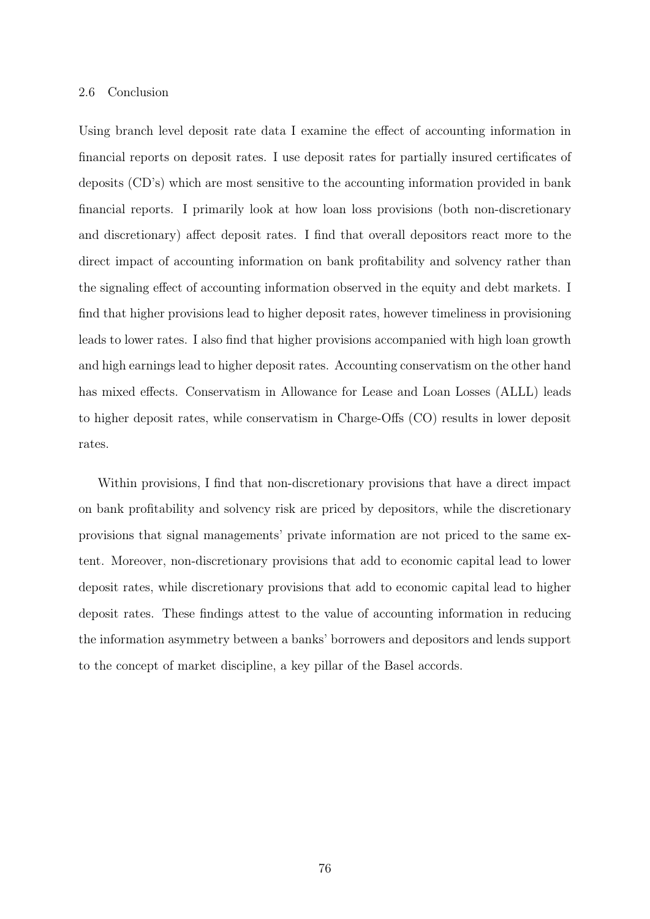## 2.6 Conclusion

Using branch level deposit rate data I examine the effect of accounting information in financial reports on deposit rates. I use deposit rates for partially insured certificates of deposits (CD's) which are most sensitive to the accounting information provided in bank financial reports. I primarily look at how loan loss provisions (both non-discretionary and discretionary) affect deposit rates. I find that overall depositors react more to the direct impact of accounting information on bank profitability and solvency rather than the signaling effect of accounting information observed in the equity and debt markets. I find that higher provisions lead to higher deposit rates, however timeliness in provisioning leads to lower rates. I also find that higher provisions accompanied with high loan growth and high earnings lead to higher deposit rates. Accounting conservatism on the other hand has mixed effects. Conservatism in Allowance for Lease and Loan Losses (ALLL) leads to higher deposit rates, while conservatism in Charge-Offs (CO) results in lower deposit rates.

Within provisions, I find that non-discretionary provisions that have a direct impact on bank profitability and solvency risk are priced by depositors, while the discretionary provisions that signal managements' private information are not priced to the same extent. Moreover, non-discretionary provisions that add to economic capital lead to lower deposit rates, while discretionary provisions that add to economic capital lead to higher deposit rates. These findings attest to the value of accounting information in reducing the information asymmetry between a banks' borrowers and depositors and lends support to the concept of market discipline, a key pillar of the Basel accords.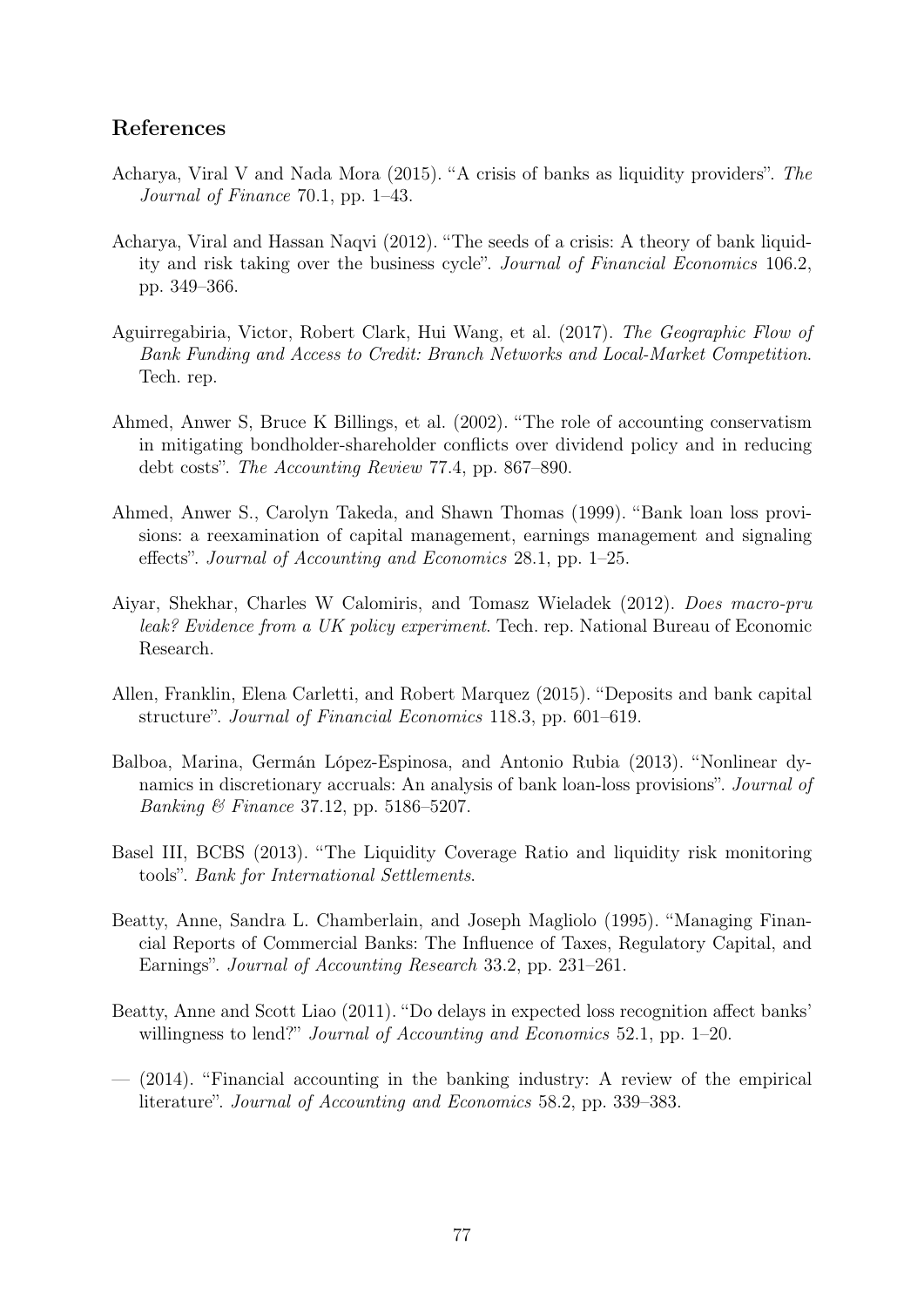## References

Acharya, Viral V and Nada Mora (2015). "A crisis of banks as liquidity providers". *The Journal of Finance* 70.1, pp. 1–43.

Acharya, Viral and Hassan Naqvi (2012). "The seeds of a crisis: A theory of bank liquidity and risk taking over the business cycle". *Journal of Financial Economics* 106.2, pp. 349–366.

Aguirregabiria, Victor, Robert Clark, Hui Wang, et al. (2017). *The Geographic Flow of Bank Funding and Access to Credit: Branch Networks and Local-Market Competition*. Tech. rep.

Ahmed, Anwer S, Bruce K Billings, et al. (2002). "The role of accounting conservatism in mitigating bondholder-shareholder conflicts over dividend policy and in reducing debt costs". *The Accounting Review* 77.4, pp. 867–890.

Ahmed, Anwer S., Carolyn Takeda, and Shawn Thomas (1999). "Bank loan loss provisions: a reexamination of capital management, earnings management and signaling effects". *Journal of Accounting and Economics* 28.1, pp. 1–25.

Aiyar, Shekhar, Charles W Calomiris, and Tomasz Wieladek (2012). *Does macro-pru leak? Evidence from a UK policy experiment*. Tech. rep. National Bureau of Economic Research.

Allen, Franklin, Elena Carletti, and Robert Marquez (2015). "Deposits and bank capital structure". *Journal of Financial Economics* 118.3, pp. 601–619.

Balboa, Marina, Germán López-Espinosa, and Antonio Rubia (2013). "Nonlinear dynamics in discretionary accruals: An analysis of bank loan-loss provisions". *Journal of Banking & Finance* 37.12, pp. 5186–5207.

Basel III, BCBS (2013). "The Liquidity Coverage Ratio and liquidity risk monitoring tools". *Bank for International Settlements*.

Beatty, Anne, Sandra L. Chamberlain, and Joseph Magliolo (1995). "Managing Financial Reports of Commercial Banks: The Influence of Taxes, Regulatory Capital, and Earnings". *Journal of Accounting Research* 33.2, pp. 231–261.

Beatty, Anne and Scott Liao (2011). "Do delays in expected loss recognition affect banks' willingness to lend?" *Journal of Accounting and Economics* 52.1, pp. 1–20.

— (2014). "Financial accounting in the banking industry: A review of the empirical literature". *Journal of Accounting and Economics* 58.2, pp. 339–383.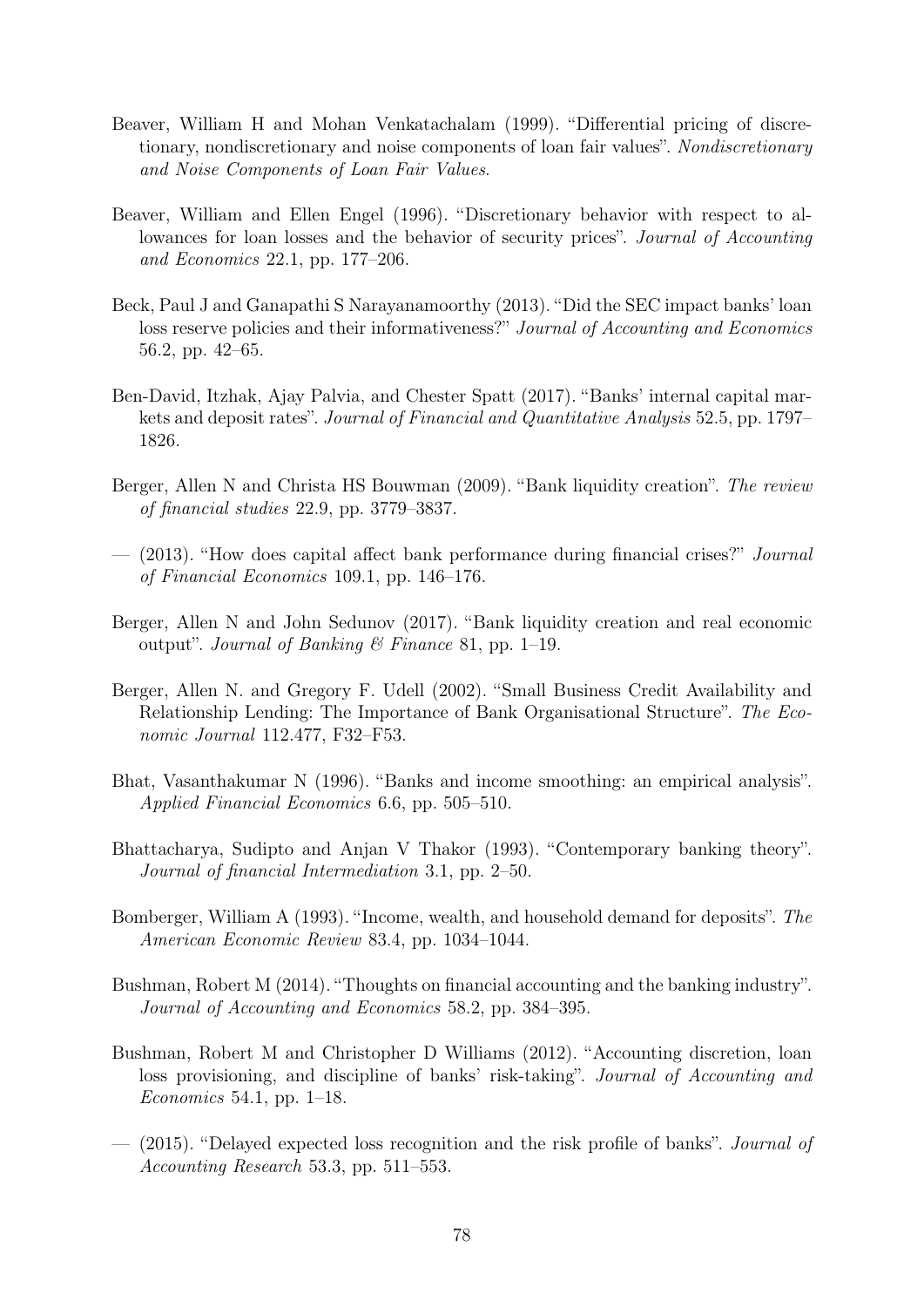Beaver, William H and Mohan Venkatachalam (1999). "Differential pricing of discretionary, nondiscretionary and noise components of loan fair values". *Nondiscretionary and Noise Components of Loan Fair Values*.

Beaver, William and Ellen Engel (1996). "Discretionary behavior with respect to allowances for loan losses and the behavior of security prices". *Journal of Accounting and Economics* 22.1, pp. 177–206.

Beck, Paul J and Ganapathi S Narayanamoorthy (2013). "Did the SEC impact banks' loan loss reserve policies and their informativeness?" *Journal of Accounting and Economics* 56.2, pp. 42–65.

Ben-David, Itzhak, Ajay Palvia, and Chester Spatt (2017). "Banks' internal capital markets and deposit rates". *Journal of Financial and Quantitative Analysis* 52.5, pp. 1797–1826.

Berger, Allen N and Christa HS Bouwman (2009). "Bank liquidity creation". *The review of financial studies* 22.9, pp. 3779–3837.

— (2013). "How does capital affect bank performance during financial crises?" *Journal of Financial Economics* 109.1, pp. 146–176.

Berger, Allen N and John Sedunov (2017). "Bank liquidity creation and real economic output". *Journal of Banking & Finance* 81, pp. 1–19.

Berger, Allen N. and Gregory F. Udell (2002). "Small Business Credit Availability and Relationship Lending: The Importance of Bank Organisational Structure". *The Economic Journal* 112.477, F32–F53.

Bhat, Vasanthakumar N (1996). "Banks and income smoothing: an empirical analysis". *Applied Financial Economics* 6.6, pp. 505–510.

Bhattacharya, Sudipto and Anjan V Thakor (1993). "Contemporary banking theory". *Journal of financial Intermediation* 3.1, pp. 2–50.

Bomberger, William A (1993). "Income, wealth, and household demand for deposits". *The American Economic Review* 83.4, pp. 1034–1044.

Bushman, Robert M (2014). "Thoughts on financial accounting and the banking industry". *Journal of Accounting and Economics* 58.2, pp. 384–395.

Bushman, Robert M and Christopher D Williams (2012). "Accounting discretion, loan loss provisioning, and discipline of banks' risk-taking". *Journal of Accounting and Economics* 54.1, pp. 1–18.

— (2015). "Delayed expected loss recognition and the risk profile of banks". *Journal of Accounting Research* 53.3, pp. 511–553.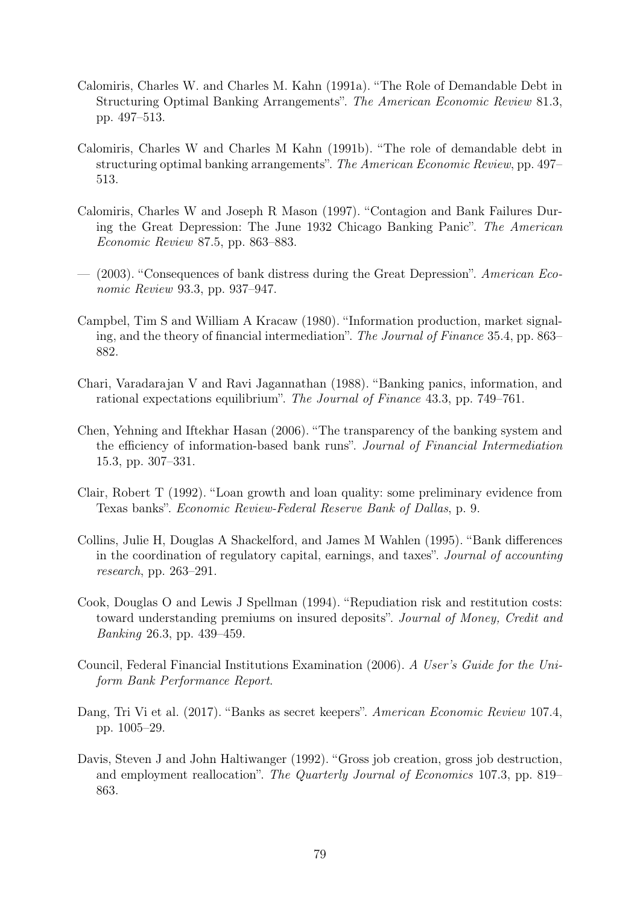Calomiris, Charles W. and Charles M. Kahn (1991a). "The Role of Demandable Debt in Structuring Optimal Banking Arrangements". *The American Economic Review* 81.3, pp. 497–513.

Calomiris, Charles W and Charles M Kahn (1991b). "The role of demandable debt in structuring optimal banking arrangements". *The American Economic Review*, pp. 497–513.

Calomiris, Charles W and Joseph R Mason (1997). "Contagion and Bank Failures During the Great Depression: The June 1932 Chicago Banking Panic". *The American Economic Review* 87.5, pp. 863–883.

— (2003). "Consequences of bank distress during the Great Depression". *American Economic Review* 93.3, pp. 937–947.

Campbel, Tim S and William A Kracaw (1980). "Information production, market signaling, and the theory of financial intermediation". *The Journal of Finance* 35.4, pp. 863–882.

Chari, Varadarajan V and Ravi Jagannathan (1988). "Banking panics, information, and rational expectations equilibrium". *The Journal of Finance* 43.3, pp. 749–761.

Chen, Yehning and Iftekhar Hasan (2006). "The transparency of the banking system and the efficiency of information-based bank runs". *Journal of Financial Intermediation* 15.3, pp. 307–331.

Clair, Robert T (1992). "Loan growth and loan quality: some preliminary evidence from Texas banks". *Economic Review-Federal Reserve Bank of Dallas*, p. 9.

Collins, Julie H, Douglas A Shackelford, and James M Wahlen (1995). "Bank differences in the coordination of regulatory capital, earnings, and taxes". *Journal of accounting research*, pp. 263–291.

Cook, Douglas O and Lewis J Spellman (1994). "Repudiation risk and restitution costs: toward understanding premiums on insured deposits". *Journal of Money, Credit and Banking* 26.3, pp. 439–459.

Council, Federal Financial Institutions Examination (2006). *A User's Guide for the Uniform Bank Performance Report*.

Dang, Tri Vi et al. (2017). "Banks as secret keepers". *American Economic Review* 107.4, pp. 1005–29.

Davis, Steven J and John Haltiwanger (1992). "Gross job creation, gross job destruction, and employment reallocation". *The Quarterly Journal of Economics* 107.3, pp. 819–863.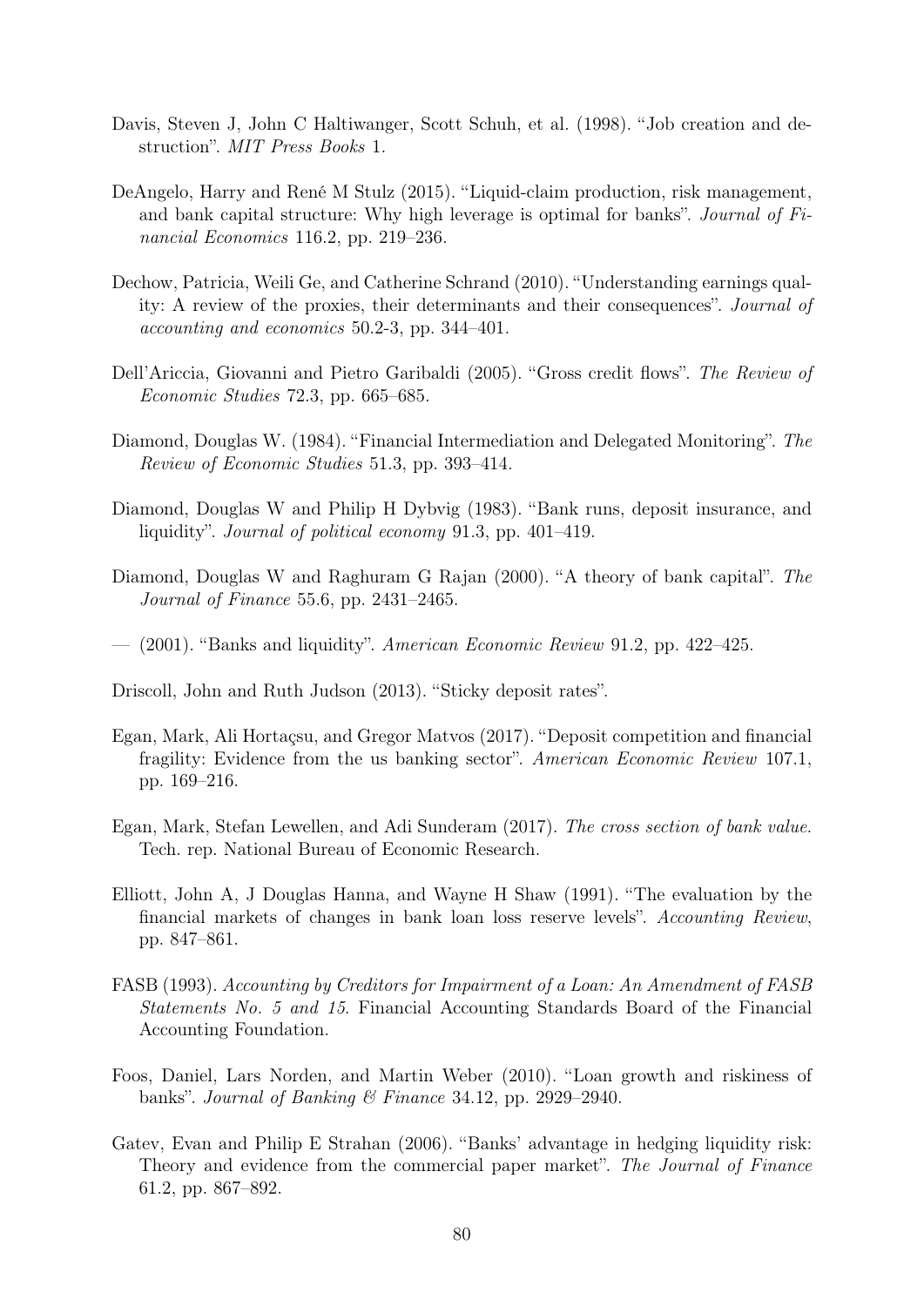Davis, Steven J, John C Haltiwanger, Scott Schuh, et al. (1998). "Job creation and destruction". *MIT Press Books* 1.

DeAngelo, Harry and René M Stulz (2015). "Liquid-claim production, risk management, and bank capital structure: Why high leverage is optimal for banks". *Journal of Financial Economics* 116.2, pp. 219–236.

Dechow, Patricia, Weili Ge, and Catherine Schrand (2010). "Understanding earnings quality: A review of the proxies, their determinants and their consequences". *Journal of accounting and economics* 50.2-3, pp. 344–401.

Dell'Ariccia, Giovanni and Pietro Garibaldi (2005). "Gross credit flows". *The Review of Economic Studies* 72.3, pp. 665–685.

Diamond, Douglas W. (1984). "Financial Intermediation and Delegated Monitoring". *The Review of Economic Studies* 51.3, pp. 393–414.

Diamond, Douglas W and Philip H Dybvig (1983). "Bank runs, deposit insurance, and liquidity". *Journal of political economy* 91.3, pp. 401–419.

Diamond, Douglas W and Raghuram G Rajan (2000). "A theory of bank capital". *The Journal of Finance* 55.6, pp. 2431–2465.

— (2001). "Banks and liquidity". *American Economic Review* 91.2, pp. 422–425.

Driscoll, John and Ruth Judson (2013). "Sticky deposit rates".

Egan, Mark, Ali Hortaçsu, and Gregor Matvos (2017). "Deposit competition and financial fragility: Evidence from the us banking sector". *American Economic Review* 107.1, pp. 169–216.

Egan, Mark, Stefan Lewellen, and Adi Sunderam (2017). *The cross section of bank value*. Tech. rep. National Bureau of Economic Research.

Elliott, John A, J Douglas Hanna, and Wayne H Shaw (1991). "The evaluation by the financial markets of changes in bank loan loss reserve levels". *Accounting Review*, pp. 847–861.

FASB (1993). *Accounting by Creditors for Impairment of a Loan: An Amendment of FASB Statements No. 5 and 15*. Financial Accounting Standards Board of the Financial Accounting Foundation.

Foos, Daniel, Lars Norden, and Martin Weber (2010). "Loan growth and riskiness of banks". *Journal of Banking & Finance* 34.12, pp. 2929–2940.

Gatev, Evan and Philip E Strahan (2006). "Banks' advantage in hedging liquidity risk: Theory and evidence from the commercial paper market". *The Journal of Finance* 61.2, pp. 867–892.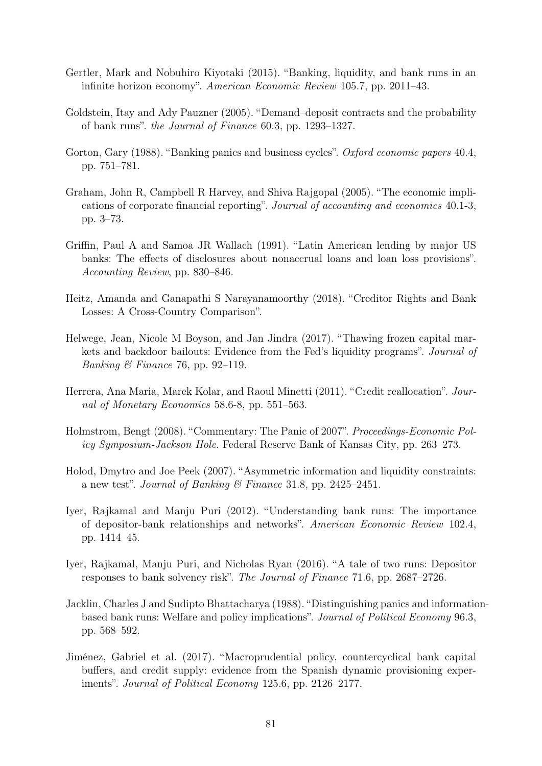Gertler, Mark and Nobuhiro Kiyotaki (2015). "Banking, liquidity, and bank runs in an infinite horizon economy". *American Economic Review* 105.7, pp. 2011–43.

Goldstein, Itay and Ady Pauzner (2005). "Demand–deposit contracts and the probability of bank runs". *the Journal of Finance* 60.3, pp. 1293–1327.

Gorton, Gary (1988). "Banking panics and business cycles". *Oxford economic papers* 40.4, pp. 751–781.

Graham, John R, Campbell R Harvey, and Shiva Rajgopal (2005). "The economic implications of corporate financial reporting". *Journal of accounting and economics* 40.1-3, pp. 3–73.

Griffin, Paul A and Samoa JR Wallach (1991). "Latin American lending by major US banks: The effects of disclosures about nonaccrual loans and loan loss provisions". *Accounting Review*, pp. 830–846.

Heitz, Amanda and Ganapathi S Narayanamoorthy (2018). "Creditor Rights and Bank Losses: A Cross-Country Comparison".

Helwege, Jean, Nicole M Boyson, and Jan Jindra (2017). "Thawing frozen capital markets and backdoor bailouts: Evidence from the Fed's liquidity programs". *Journal of Banking & Finance* 76, pp. 92–119.

Herrera, Ana Maria, Marek Kolar, and Raoul Minetti (2011). "Credit reallocation". *Journal of Monetary Economics* 58.6-8, pp. 551–563.

Holmstrom, Bengt (2008). "Commentary: The Panic of 2007". *Proceedings-Economic Policy Symposium-Jackson Hole*. Federal Reserve Bank of Kansas City, pp. 263–273.

Holod, Dmytro and Joe Peek (2007). "Asymmetric information and liquidity constraints: a new test". *Journal of Banking & Finance* 31.8, pp. 2425–2451.

Iyer, Rajkamal and Manju Puri (2012). "Understanding bank runs: The importance of depositor-bank relationships and networks". *American Economic Review* 102.4, pp. 1414–45.

Iyer, Rajkamal, Manju Puri, and Nicholas Ryan (2016). "A tale of two runs: Depositor responses to bank solvency risk". *The Journal of Finance* 71.6, pp. 2687–2726.

Jacklin, Charles J and Sudipto Bhattacharya (1988). "Distinguishing panics and information-based bank runs: Welfare and policy implications". *Journal of Political Economy* 96.3, pp. 568–592.

Jiménez, Gabriel et al. (2017). "Macroprudential policy, countercyclical bank capital buffers, and credit supply: evidence from the Spanish dynamic provisioning experiments". *Journal of Political Economy* 125.6, pp. 2126–2177.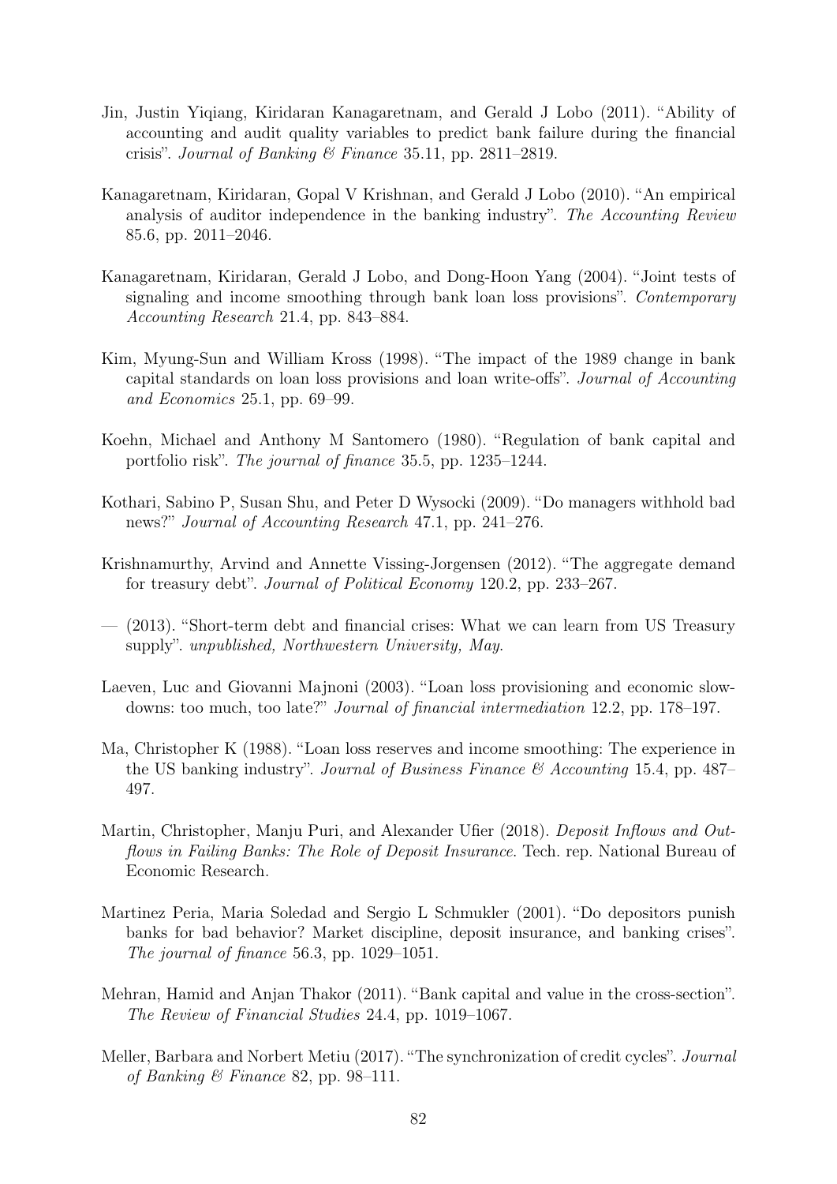Jin, Justin Yiqiang, Kiridaran Kanagaretnam, and Gerald J Lobo (2011). "Ability of accounting and audit quality variables to predict bank failure during the financial crisis". *Journal of Banking & Finance* 35.11, pp. 2811–2819.

Kanagaretnam, Kiridaran, Gopal V Krishnan, and Gerald J Lobo (2010). "An empirical analysis of auditor independence in the banking industry". *The Accounting Review* 85.6, pp. 2011–2046.

Kanagaretnam, Kiridaran, Gerald J Lobo, and Dong-Hoon Yang (2004). "Joint tests of signaling and income smoothing through bank loan loss provisions". *Contemporary Accounting Research* 21.4, pp. 843–884.

Kim, Myung-Sun and William Kross (1998). "The impact of the 1989 change in bank capital standards on loan loss provisions and loan write-offs". *Journal of Accounting and Economics* 25.1, pp. 69–99.

Koehn, Michael and Anthony M Santomero (1980). "Regulation of bank capital and portfolio risk". *The journal of finance* 35.5, pp. 1235–1244.

Kothari, Sabino P, Susan Shu, and Peter D Wysocki (2009). "Do managers withhold bad news?" *Journal of Accounting Research* 47.1, pp. 241–276.

Krishnamurthy, Arvind and Annette Vissing-Jorgensen (2012). "The aggregate demand for treasury debt". *Journal of Political Economy* 120.2, pp. 233–267.

— (2013). "Short-term debt and financial crises: What we can learn from US Treasury supply". *unpublished, Northwestern University, May.*

Laeven, Luc and Giovanni Majnoni (2003). "Loan loss provisioning and economic slowdowns: too much, too late?" *Journal of financial intermediation* 12.2, pp. 178–197.

Ma, Christopher K (1988). "Loan loss reserves and income smoothing: The experience in the US banking industry". *Journal of Business Finance & Accounting* 15.4, pp. 487–497.

Martin, Christopher, Manju Puri, and Alexander Ufier (2018). *Deposit Inflows and Outflows in Failing Banks: The Role of Deposit Insurance*. Tech. rep. National Bureau of Economic Research.

Martinez Peria, Maria Soledad and Sergio L Schmukler (2001). "Do depositors punish banks for bad behavior? Market discipline, deposit insurance, and banking crises". *The journal of finance* 56.3, pp. 1029–1051.

Mehran, Hamid and Anjan Thakor (2011). "Bank capital and value in the cross-section". *The Review of Financial Studies* 24.4, pp. 1019–1067.

Meller, Barbara and Norbert Metiu (2017). "The synchronization of credit cycles". *Journal of Banking & Finance* 82, pp. 98–111.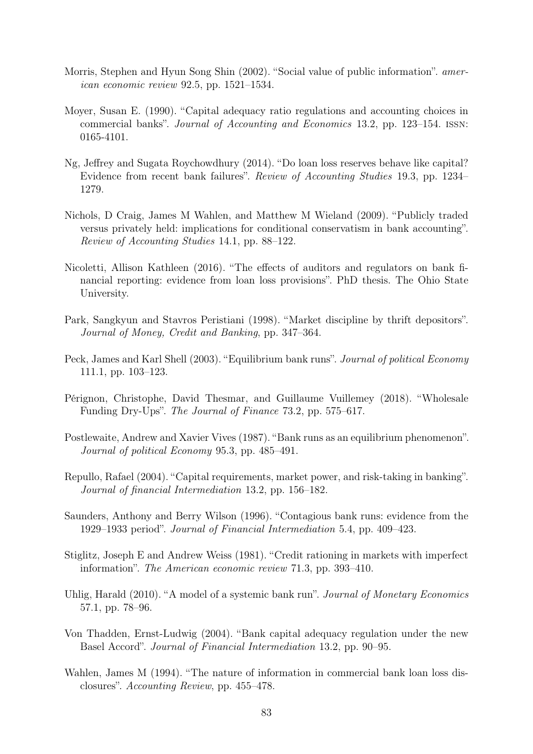Morris, Stephen and Hyun Song Shin (2002). "Social value of public information". *american economic review* 92.5, pp. 1521–1534.

Moyer, Susan E. (1990). "Capital adequacy ratio regulations and accounting choices in commercial banks". *Journal of Accounting and Economics* 13.2, pp. 123–154. ISSN: 0165-4101.

Ng, Jeffrey and Sugata Roychowdhury (2014). "Do loan loss reserves behave like capital? Evidence from recent bank failures". *Review of Accounting Studies* 19.3, pp. 1234–1279.

Nichols, D Craig, James M Wahlen, and Matthew M Wieland (2009). "Publicly traded versus privately held: implications for conditional conservatism in bank accounting". *Review of Accounting Studies* 14.1, pp. 88–122.

Nicoletti, Allison Kathleen (2016). "The effects of auditors and regulators on bank financial reporting: evidence from loan loss provisions". PhD thesis. The Ohio State University.

Park, Sangkyun and Stavros Peristiani (1998). "Market discipline by thrift depositors". *Journal of Money, Credit and Banking*, pp. 347–364.

Peck, James and Karl Shell (2003). "Equilibrium bank runs". *Journal of political Economy* 111.1, pp. 103–123.

Pérignon, Christophe, David Thesmar, and Guillaume Vuillemey (2018). "Wholesale Funding Dry-Ups". *The Journal of Finance* 73.2, pp. 575–617.

Postlewaite, Andrew and Xavier Vives (1987). "Bank runs as an equilibrium phenomenon". *Journal of political Economy* 95.3, pp. 485–491.

Repullo, Rafael (2004). "Capital requirements, market power, and risk-taking in banking". *Journal of financial Intermediation* 13.2, pp. 156–182.

Saunders, Anthony and Berry Wilson (1996). "Contagious bank runs: evidence from the 1929–1933 period". *Journal of Financial Intermediation* 5.4, pp. 409–423.

Stiglitz, Joseph E and Andrew Weiss (1981). "Credit rationing in markets with imperfect information". *The American economic review* 71.3, pp. 393–410.

Uhlig, Harald (2010). "A model of a systemic bank run". *Journal of Monetary Economics* 57.1, pp. 78–96.

Von Thadden, Ernst-Ludwig (2004). "Bank capital adequacy regulation under the new Basel Accord". *Journal of Financial Intermediation* 13.2, pp. 90–95.

Wahlen, James M (1994). "The nature of information in commercial bank loan loss disclosures". *Accounting Review*, pp. 455–478.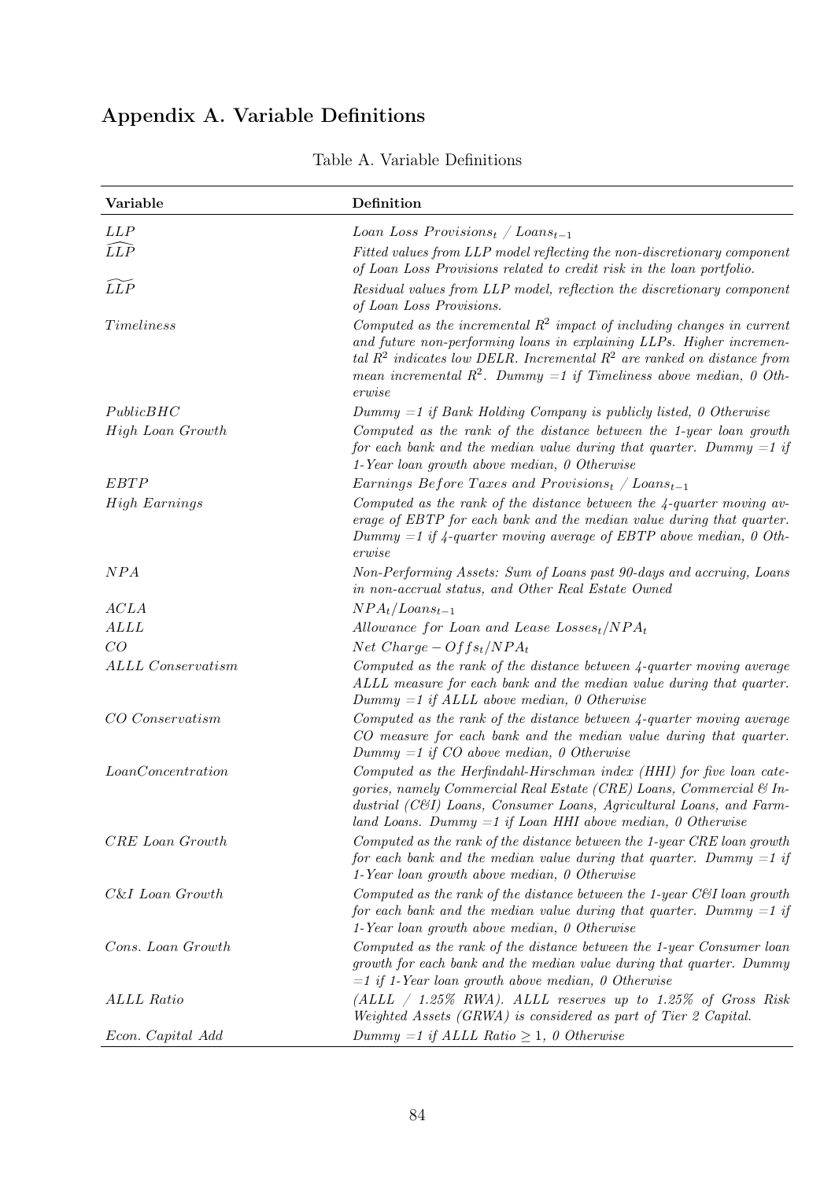## Appendix A. Variable Definitions

Table A. Variable Definitions

| Variable | Definition |
|---|---|
| *LLP* | $Loan\ Loss\ Provisions_t\ /\ Loans_{t-1}$ |
| $\widehat{LLP}$ | *Fitted values from LLP model reflecting the non-discretionary component of Loan Loss Provisions related to credit risk in the loan portfolio.* |
| $\widetilde{LLP}$ | *Residual values from LLP model, reflection the discretionary component of Loan Loss Provisions.* |
| *Timeliness* | *Computed as the incremental $R^2$ impact of including changes in current and future non-performing loans in explaining LLPs. Higher incremental $R^2$ indicates low DELR. Incremental $R^2$ are ranked on distance from mean incremental $R^2$. Dummy =1 if Timeliness above median, 0 Otherwise* |
| *PublicBHC* | *Dummy =1 if Bank Holding Company is publicly listed, 0 Otherwise* |
| *High Loan Growth* | *Computed as the rank of the distance between the 1-year loan growth for each bank and the median value during that quarter. Dummy =1 if 1-Year loan growth above median, 0 Otherwise* |
| *EBTP* | $Earnings\ Before\ Taxes\ and\ Provisions_t\ /\ Loans_{t-1}$ |
| *High Earnings* | *Computed as the rank of the distance between the 4-quarter moving average of EBTP for each bank and the median value during that quarter. Dummy =1 if 4-quarter moving average of EBTP above median, 0 Otherwise* |
| *NPA* | *Non-Performing Assets: Sum of Loans past 90-days and accruing, Loans in non-accrual status, and Other Real Estate Owned* |
| *ACLA* | $NPA_t/Loans_{t-1}$ |
| *ALLL* | $Allowance\ for\ Loan\ and\ Lease\ Losses_t/NPA_t$ |
| *CO* | $Net\ Charge-Offs_t/NPA_t$ |
| *ALLL Conservatism* | *Computed as the rank of the distance between 4-quarter moving average ALLL measure for each bank and the median value during that quarter. Dummy =1 if ALLL above median, 0 Otherwise* |
| *CO Conservatism* | *Computed as the rank of the distance between 4-quarter moving average CO measure for each bank and the median value during that quarter. Dummy =1 if CO above median, 0 Otherwise* |
| *LoanConcentration* | *Computed as the Herfindahl-Hirschman index (HHI) for five loan categories, namely Commercial Real Estate (CRE) Loans, Commercial & Industrial (C&I) Loans, Consumer Loans, Agricultural Loans, and Farmland Loans. Dummy =1 if Loan HHI above median, 0 Otherwise* |
| *CRE Loan Growth* | *Computed as the rank of the distance between the 1-year CRE loan growth for each bank and the median value during that quarter. Dummy =1 if 1-Year loan growth above median, 0 Otherwise* |
| *C&I Loan Growth* | *Computed as the rank of the distance between the 1-year C&I loan growth for each bank and the median value during that quarter. Dummy =1 if 1-Year loan growth above median, 0 Otherwise* |
| *Cons. Loan Growth* | *Computed as the rank of the distance between the 1-year Consumer loan growth for each bank and the median value during that quarter. Dummy =1 if 1-Year loan growth above median, 0 Otherwise* |
| *ALLL Ratio* | *(ALLL / 1.25% RWA). ALLL reserves up to 1.25% of Gross Risk Weighted Assets (GRWA) is considered as part of Tier 2 Capital.* |
| *Econ. Capital Add* | *Dummy =1 if ALLL Ratio $\geq 1$, 0 Otherwise* |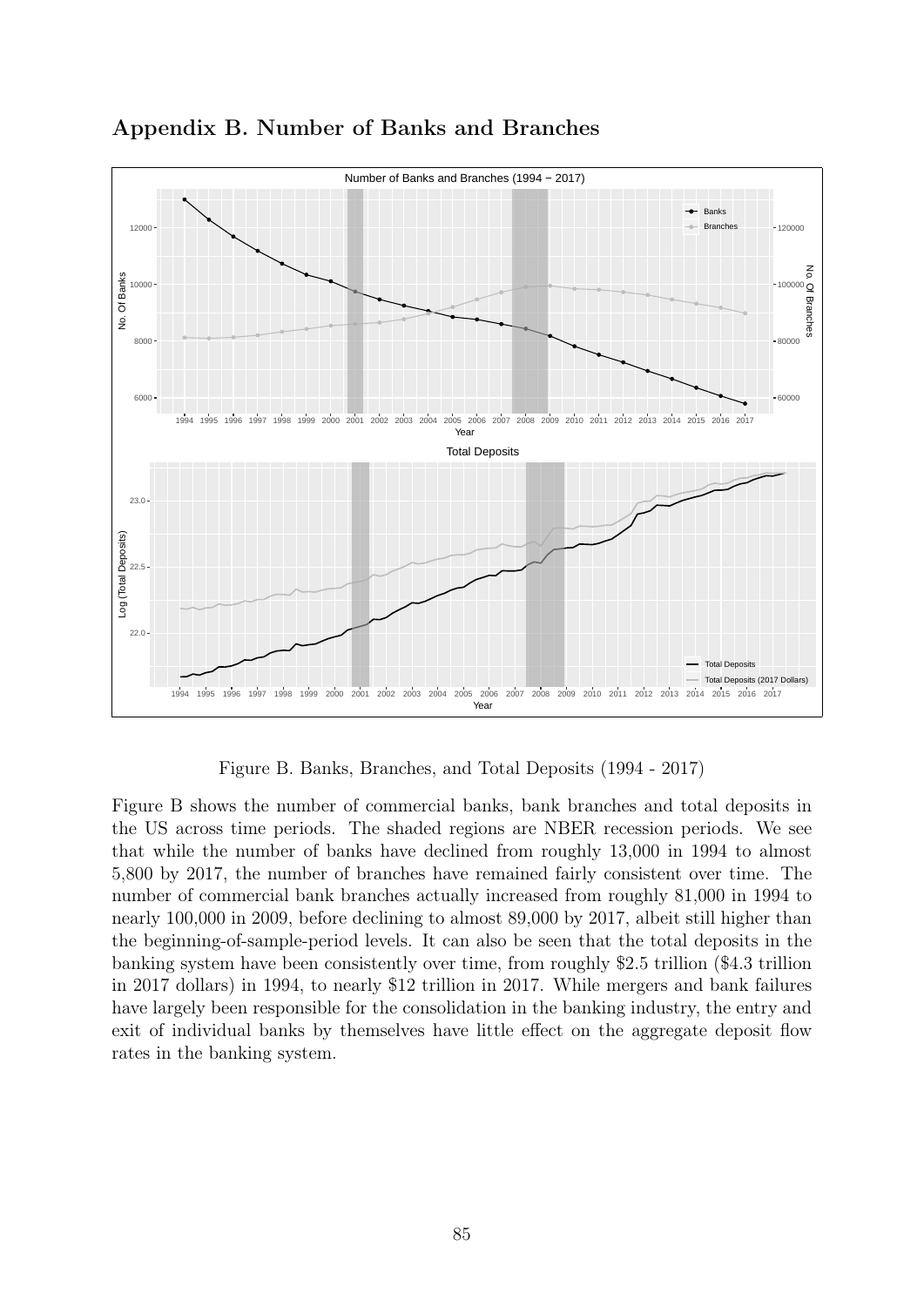## Appendix B. Number of Banks and Branches

Figure B. Banks, Branches, and Total Deposits (1994 - 2017)

Figure B shows the number of commercial banks, bank branches and total deposits in the US across time periods. The shaded regions are NBER recession periods. We see that while the number of banks have declined from roughly 13,000 in 1994 to almost 5,800 by 2017, the number of branches have remained fairly consistent over time. The number of commercial bank branches actually increased from roughly 81,000 in 1994 to nearly 100,000 in 2009, before declining to almost 89,000 by 2017, albeit still higher than the beginning-of-sample-period levels. It can also be seen that the total deposits in the banking system have been consistently over time, from roughly \$2.5 trillion (\$4.3 trillion in 2017 dollars) in 1994, to nearly \$12 trillion in 2017. While mergers and bank failures have largely been responsible for the consolidation in the banking industry, the entry and exit of individual banks by themselves have little effect on the aggregate deposit flow rates in the banking system.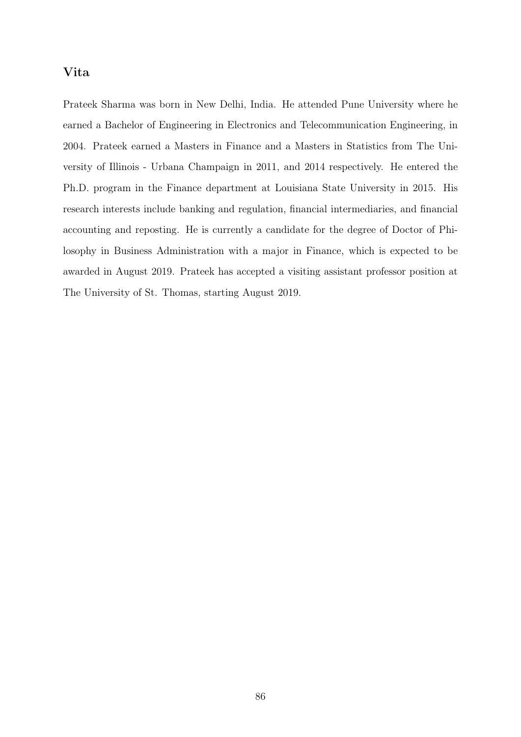## Vita

Prateek Sharma was born in New Delhi, India. He attended Pune University where he earned a Bachelor of Engineering in Electronics and Telecommunication Engineering, in 2004. Prateek earned a Masters in Finance and a Masters in Statistics from The University of Illinois - Urbana Champaign in 2011, and 2014 respectively. He entered the Ph.D. program in the Finance department at Louisiana State University in 2015. His research interests include banking and regulation, financial intermediaries, and financial accounting and reposting. He is currently a candidate for the degree of Doctor of Philosophy in Business Administration with a major in Finance, which is expected to be awarded in August 2019. Prateek has accepted a visiting assistant professor position at The University of St. Thomas, starting August 2019.